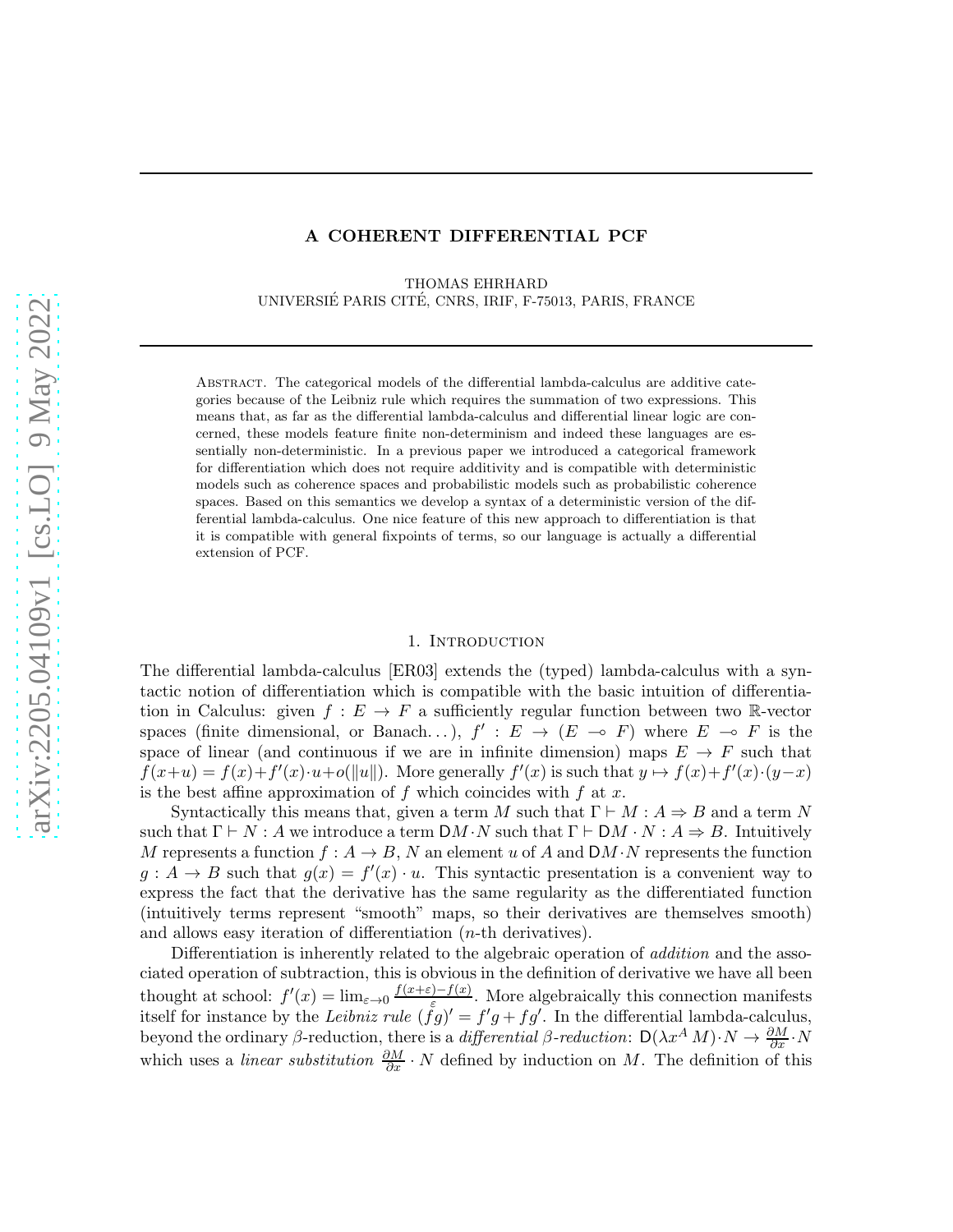# A COHERENT DIFFERENTIAL PCF

THOMAS EHRHARD

UNIVERSIÉ PARIS CITÉ, CNRS, IRIF, F-75013, PARIS, FRANCE

Abstract. The categorical models of the differential lambda-calculus are additive categories because of the Leibniz rule which requires the summation of two expressions. This means that, as far as the differential lambda-calculus and differential linear logic are concerned, these models feature finite non-determinism and indeed these languages are essentially non-deterministic. In a previous paper we introduced a categorical framework for differentiation which does not require additivity and is compatible with deterministic models such as coherence spaces and probabilistic models such as probabilistic coherence spaces. Based on this semantics we develop a syntax of a deterministic version of the differential lambda-calculus. One nice feature of this new approach to differentiation is that it is compatible with general fixpoints of terms, so our language is actually a differential extension of PCF.

## 1. Introduction

The differential lambda-calculus [ER03] extends the (typed) lambda-calculus with a syntactic notion of differentiation which is compatible with the basic intuition of differentiation in Calculus: given $f : E \to F$ a sufficiently regular function between two $\mathbb{R}$-vector spaces (finite dimensional, or Banach...), $f' : E \to (E \multimap F)$ where $E \multimap F$ is the space of linear (and continuous if we are in infinite dimension) maps $E \to F$ such that $f(x+u) = f(x)+f'(x)\cdot u+o(\|u\|)$. More generally $f'(x)$ is such that $y \mapsto f(x)+f'(x)\cdot(y-x)$ is the best affine approximation of $f$ which coincides with $f$ at $x$.

Syntactically this means that, given a term $M$ such that $\Gamma \vdash M : A \Rightarrow B$ and a term $N$ such that $\Gamma \vdash N : A$ we introduce a term $\mathsf{D}M \cdot N$ such that $\Gamma \vdash \mathsf{D}M \cdot N : A \Rightarrow B$. Intuitively $M$ represents a function $f : A \to B$, $N$ an element $u$ of $A$ and $\mathsf{D}M \cdot N$ represents the function $g : A \to B$ such that $g(x) = f'(x) \cdot u$. This syntactic presentation is a convenient way to express the fact that the derivative has the same regularity as the differentiated function (intuitively terms represent "smooth" maps, so their derivatives are themselves smooth) and allows easy iteration of differentiation ($n$-th derivatives).

Differentiation is inherently related to the algebraic operation of *addition* and the associated operation of subtraction, this is obvious in the definition of derivative we have all been thought at school: $f'(x) = \lim_{\varepsilon \to 0} \frac{f(x+\varepsilon)-f(x)}{\varepsilon}$. More algebraically this connection manifests itself for instance by the *Leibniz rule* $(fg)' = f'g + fg'$. In the differential lambda-calculus, beyond the ordinary $\beta$-reduction, there is a *differential* $\beta$*-reduction*: $\mathsf{D}(\lambda x^A\, M) \cdot N \to \frac{\partial M}{\partial x} \cdot N$ which uses a *linear substitution* $\frac{\partial M}{\partial x} \cdot N$ defined by induction on $M$. The definition of this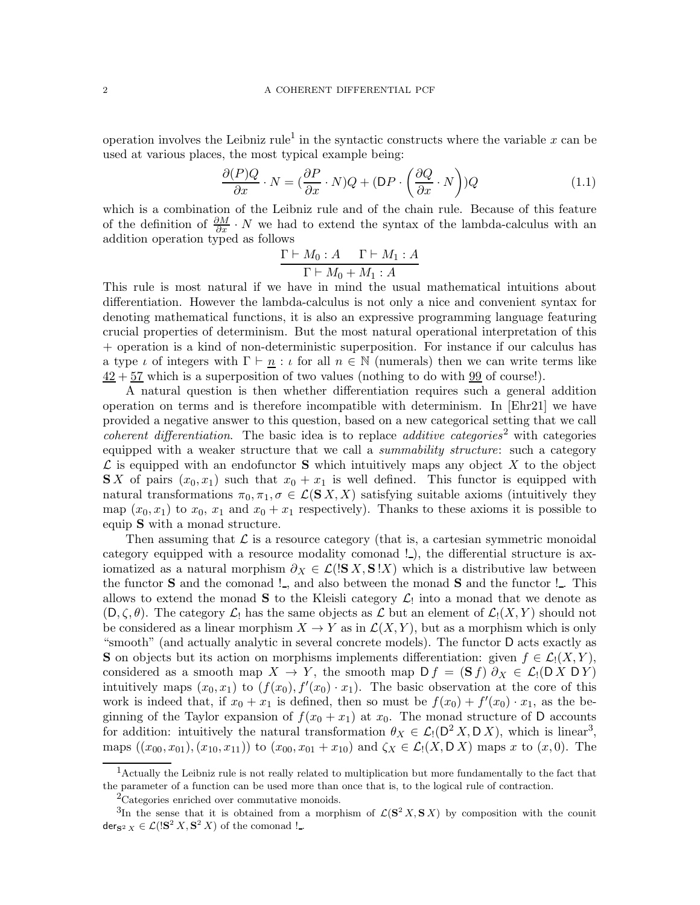operation involves the Leibniz rule[1] in the syntactic constructs where the variable $x$ can be used at various places, the most typical example being:

$$\frac{\partial (P)Q}{\partial x} \cdot N = (\frac{\partial P}{\partial x} \cdot N)Q + (\mathsf{D}P \cdot \left(\frac{\partial Q}{\partial x} \cdot N\right))Q \tag{1.1}$$

which is a combination of the Leibniz rule and of the chain rule. Because of this feature of the definition of $\frac{\partial M}{\partial x} \cdot N$ we had to extend the syntax of the lambda-calculus with an addition operation typed as follows

$$\frac{\Gamma \vdash M_0 : A \quad \Gamma \vdash M_1 : A}{\Gamma \vdash M_0 + M_1 : A}$$

This rule is most natural if we have in mind the usual mathematical intuitions about differentiation. However the lambda-calculus is not only a nice and convenient syntax for denoting mathematical functions, it is also an expressive programming language featuring crucial properties of determinism. But the most natural operational interpretation of this $+$ operation is a kind of non-deterministic superposition. For instance if our calculus has a type $\iota$ of integers with $\Gamma \vdash \underline{n} : \iota$ for all $n \in \mathbb{N}$ (numerals) then we can write terms like $\underline{42} + \underline{57}$ which is a superposition of two values (nothing to do with $\underline{99}$ of course!).

A natural question is then whether differentiation requires such a general addition operation on terms and is therefore incompatible with determinism. In [Ehr21] we have provided a negative answer to this question, based on a new categorical setting that we call *coherent differentiation*. The basic idea is to replace *additive categories*[2] with categories equipped with a weaker structure that we call a *summability structure*: such a category $\mathcal{L}$ is equipped with an endofunctor $\mathbf{S}$ which intuitively maps any object $X$ to the object $\mathbf{S}\,X$ of pairs $(x_0, x_1)$ such that $x_0 + x_1$ is well defined. This functor is equipped with natural transformations $\pi_0, \pi_1, \sigma \in \mathcal{L}(\mathbf{S}\,X, X)$ satisfying suitable axioms (intuitively they map $(x_0, x_1)$ to $x_0$, $x_1$ and $x_0 + x_1$ respectively). Thanks to these axioms it is possible to equip $\mathbf{S}$ with a monad structure.

Then assuming that $\mathcal{L}$ is a resource category (that is, a cartesian symmetric monoidal category equipped with a resource modality comonad $!\_$), the differential structure is axiomatized as a natural morphism $\partial_X \in \mathcal{L}(!\mathbf{S}\,X, \mathbf{S}\,!X)$ which is a distributive law between the functor $\mathbf{S}$ and the comonad $!\_$, and also between the monad $\mathbf{S}$ and the functor $!\_$. This allows to extend the monad $\mathbf{S}$ to the Kleisli category $\mathcal{L}_!$ into a monad that we denote as $(\mathsf{D}, \zeta, \theta)$. The category $\mathcal{L}_!$ has the same objects as $\mathcal{L}$ but an element of $\mathcal{L}_!(X, Y)$ should not be considered as a linear morphism $X \to Y$ as in $\mathcal{L}(X, Y)$, but as a morphism which is only "smooth" (and actually analytic in several concrete models). The functor $\mathsf{D}$ acts exactly as $\mathbf{S}$ on objects but its action on morphisms implements differentiation: given $f \in \mathcal{L}_!(X, Y)$, considered as a smooth map $X \to Y$, the smooth map $\mathsf{D}\,f = (\mathbf{S}\,f)\,\partial_X \in \mathcal{L}_!(\mathsf{D}\,X\ \mathsf{D}\,Y)$ intuitively maps $(x_0, x_1)$ to $(f(x_0), f'(x_0) \cdot x_1)$. The basic observation at the core of this work is indeed that, if $x_0 + x_1$ is defined, then so must be $f(x_0) + f'(x_0) \cdot x_1$, as the beginning of the Taylor expansion of $f(x_0 + x_1)$ at $x_0$. The monad structure of $\mathsf{D}$ accounts for addition: intuitively the natural transformation $\theta_X \in \mathcal{L}_!(\mathsf{D}^2\,X, \mathsf{D}\,X)$, which is linear[3], maps $((x_{00}, x_{01}), (x_{10}, x_{11}))$ to $(x_{00}, x_{01} + x_{10})$ and $\zeta_X \in \mathcal{L}_!(X, \mathsf{D}\,X)$ maps $x$ to $(x, 0)$. The

---

[1] Actually the Leibniz rule is not really related to multiplication but more fundamentally to the fact that the parameter of a function can be used more than once that is, to the logical rule of contraction.

[2] Categories enriched over commutative monoids.

[3] In the sense that it is obtained from a morphism of $\mathcal{L}(\mathbf{S}^2\,X, \mathbf{S}\,X)$ by composition with the counit $\mathsf{der}_{\mathbf{S}^2\,X} \in \mathcal{L}(!\mathbf{S}^2\,X, \mathbf{S}^2\,X)$ of the comonad $!\_$.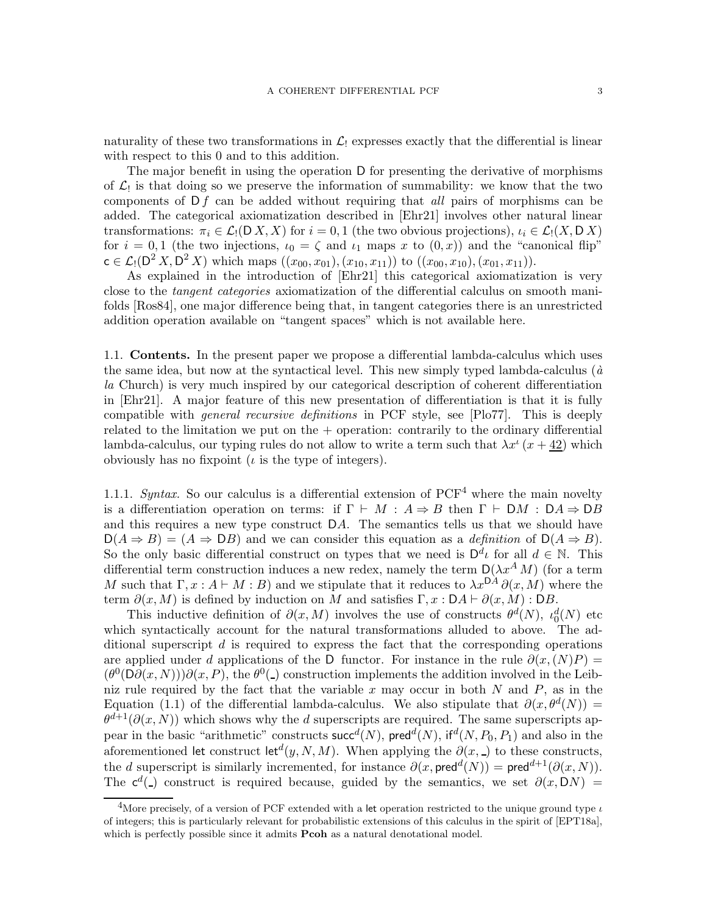naturality of these two transformations in $\mathcal{L}_!$ expresses exactly that the differential is linear with respect to this 0 and to this addition.

The major benefit in using the operation $\mathsf{D}$ for presenting the derivative of morphisms of $\mathcal{L}_!$ is that doing so we preserve the information of summability: we know that the two components of $\mathsf{D}\,f$ can be added without requiring that *all* pairs of morphisms can be added. The categorical axiomatization described in [Ehr21] involves other natural linear transformations: $\pi_i \in \mathcal{L}_!(\mathsf{D}\,X, X)$ for $i = 0, 1$ (the two obvious projections), $\iota_i \in \mathcal{L}_!(X, \mathsf{D}\,X)$ for $i = 0, 1$ (the two injections, $\iota_0 = \zeta$ and $\iota_1$ maps $x$ to $(0, x)$) and the "canonical flip" $\mathsf{c} \in \mathcal{L}_!(\mathsf{D}^2\,X, \mathsf{D}^2\,X)$ which maps $((x_{00}, x_{01}), (x_{10}, x_{11}))$ to $((x_{00}, x_{10}), (x_{01}, x_{11}))$.

As explained in the introduction of [Ehr21] this categorical axiomatization is very close to the *tangent categories* axiomatization of the differential calculus on smooth manifolds [Ros84], one major difference being that, in tangent categories there is an unrestricted addition operation available on "tangent spaces" which is not available here.

1.1. **Contents.** In the present paper we propose a differential lambda-calculus which uses the same idea, but now at the syntactical level. This new simply typed lambda-calculus (*à la* Church) is very much inspired by our categorical description of coherent differentiation in [Ehr21]. A major feature of this new presentation of differentiation is that it is fully compatible with *general recursive definitions* in PCF style, see [Plo77]. This is deeply related to the limitation we put on the $+$ operation: contrarily to the ordinary differential lambda-calculus, our typing rules do not allow to write a term such that $\lambda x^\iota\,(x + \underline{42})$ which obviously has no fixpoint ($\iota$ is the type of integers).

1.1.1. *Syntax.* So our calculus is a differential extension of PCF[4] where the main novelty is a differentiation operation on terms: if $\Gamma \vdash M : A \Rightarrow B$ then $\Gamma \vdash \mathsf{D}M : \mathsf{D}A \Rightarrow \mathsf{D}B$ and this requires a new type construct $\mathsf{D}A$. The semantics tells us that we should have $\mathsf{D}(A \Rightarrow B) = (A \Rightarrow \mathsf{D}B)$ and we can consider this equation as a *definition* of $\mathsf{D}(A \Rightarrow B)$. So the only basic differential construct on types that we need is $\mathsf{D}^d\iota$ for all $d \in \mathbb{N}$. This differential term construction induces a new redex, namely the term $\mathsf{D}(\lambda x^A\,M)$ (for a term $M$ such that $\Gamma, x : A \vdash M : B$) and we stipulate that it reduces to $\lambda x^{\mathsf{D}A}\,\partial(x, M)$ where the term $\partial(x, M)$ is defined by induction on $M$ and satisfies $\Gamma, x : \mathsf{D}A \vdash \partial(x, M) : \mathsf{D}B$.

This inductive definition of $\partial(x, M)$ involves the use of constructs $\theta^d(N)$, $\iota_0^d(N)$ etc which syntactically account for the natural transformations alluded to above. The additional superscript $d$ is required to express the fact that the corresponding operations are applied under $d$ applications of the $\mathsf{D}$ functor. For instance in the rule $\partial(x, (N)P) = (\theta^0(\mathsf{D}\partial(x, N)))\partial(x, P)$, the $\theta^0(\_)$ construction implements the addition involved in the Leibniz rule required by the fact that the variable $x$ may occur in both $N$ and $P$, as in the Equation (1.1) of the differential lambda-calculus. We also stipulate that $\partial(x, \theta^d(N)) = \theta^{d+1}(\partial(x, N))$ which shows why the $d$ superscripts are required. The same superscripts appear in the basic "arithmetic" constructs $\mathsf{succ}^d(N)$, $\mathsf{pred}^d(N)$, $\mathsf{if}^d(N, P_0, P_1)$ and also in the aforementioned $\mathsf{let}$ construct $\mathsf{let}^d(y, N, M)$. When applying the $\partial(x, \_)$ to these constructs, the $d$ superscript is similarly incremented, for instance $\partial(x, \mathsf{pred}^d(N)) = \mathsf{pred}^{d+1}(\partial(x, N))$. The $\mathsf{c}^d(\_)$ construct is required because, guided by the semantics, we set $\partial(x, \mathsf{D}N) =$

[4] More precisely, of a version of PCF extended with a $\mathsf{let}$ operation restricted to the unique ground type $\iota$ of integers; this is particularly relevant for probabilistic extensions of this calculus in the spirit of [EPT18a], which is perfectly possible since it admits **Pcoh** as a natural denotational model.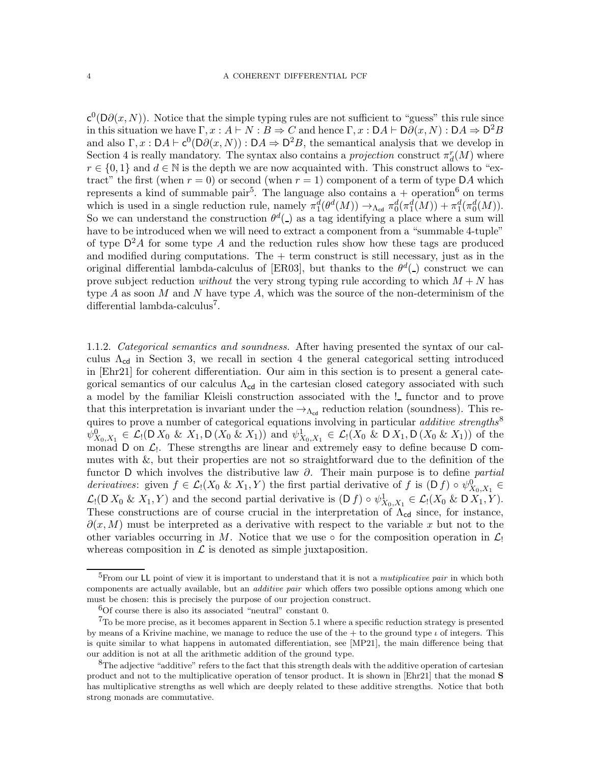$\mathsf{c}^0(\mathsf{D}\partial(x,N))$. Notice that the simple typing rules are not sufficient to "guess" this rule since in this situation we have $\Gamma, x : A \vdash N : B \Rightarrow C$ and hence $\Gamma, x : \mathsf{D}A \vdash \mathsf{D}\partial(x,N) : \mathsf{D}A \Rightarrow \mathsf{D}^2 B$ and also $\Gamma, x : \mathsf{D}A \vdash \mathsf{c}^0(\mathsf{D}\partial(x,N)) : \mathsf{D}A \Rightarrow \mathsf{D}^2 B$, the semantical analysis that we develop in Section 4 is really mandatory. The syntax also contains a *projection* construct $\pi^r_d(M)$ where $r \in \{0,1\}$ and $d \in \mathbb{N}$ is the depth we are now acquainted with. This construct allows to "extract" the first (when $r = 0$) or second (when $r = 1$) component of a term of type $\mathsf{D}A$ which represents a kind of summable pair[5]. The language also contains a $+$ operation[6] on terms which is used in a single reduction rule, namely $\pi^d_1(\theta^d(M)) \rightarrow_{\Lambda_{\mathsf{cd}}} \pi^d_0(\pi^d_1(M)) + \pi^d_1(\pi^d_0(M))$. So we can understand the construction $\theta^d(\_)$ as a tag identifying a place where a sum will have to be introduced when we will need to extract a component from a "summable 4-tuple" of type $\mathsf{D}^2 A$ for some type $A$ and the reduction rules show how these tags are produced and modified during computations. The $+$ term construct is still necessary, just as in the original differential lambda-calculus of [ER03], but thanks to the $\theta^d(\_)$ construct we can prove subject reduction *without* the very strong typing rule according to which $M + N$ has type $A$ as soon $M$ and $N$ have type $A$, which was the source of the non-determinism of the differential lambda-calculus[7].

1.1.2. *Categorical semantics and soundness.* After having presented the syntax of our calculus $\Lambda_{\mathsf{cd}}$ in Section 3, we recall in section 4 the general categorical setting introduced in [Ehr21] for coherent differentiation. Our aim in this section is to present a general categorical semantics of our calculus $\Lambda_{\mathsf{cd}}$ in the cartesian closed category associated with such a model by the familiar Kleisli construction associated with the $!\_$ functor and to prove that this interpretation is invariant under the $\rightarrow_{\Lambda_{\mathsf{cd}}}$ reduction relation (soundness). This requires to prove a number of categorical equations involving in particular *additive strengths*[8] $\psi^0_{X_0,X_1} \in \mathcal{L}_!(\mathsf{D}\,X_0 \ \&\ X_1, \mathsf{D}\,(X_0 \ \&\ X_1))$ and $\psi^1_{X_0,X_1} \in \mathcal{L}_!(X_0 \ \&\ \mathsf{D}\,X_1, \mathsf{D}\,(X_0 \ \&\ X_1))$ of the monad $\mathsf{D}$ on $\mathcal{L}_!$. These strengths are linear and extremely easy to define because $\mathsf{D}$ commutes with $\&$, but their properties are not so straightforward due to the definition of the functor $\mathsf{D}$ which involves the distributive law $\partial$. Their main purpose is to define *partial derivatives*: given $f \in \mathcal{L}_!(X_0 \ \&\ X_1, Y)$ the first partial derivative of $f$ is $(\mathsf{D}\,f) \circ \psi^0_{X_0,X_1} \in \mathcal{L}_!(\mathsf{D}\,X_0 \ \&\ X_1, Y)$ and the second partial derivative is $(\mathsf{D}\,f) \circ \psi^1_{X_0,X_1} \in \mathcal{L}_!(X_0 \ \&\ \mathsf{D}\,X_1, Y)$. These constructions are of course crucial in the interpretation of $\Lambda_{\mathsf{cd}}$ since, for instance, $\partial(x, M)$ must be interpreted as a derivative with respect to the variable $x$ but not to the other variables occurring in $M$. Notice that we use $\circ$ for the composition operation in $\mathcal{L}_!$ whereas composition in $\mathcal{L}$ is denoted as simple juxtaposition.

---

[5] From our $\mathsf{LL}$ point of view it is important to understand that it is not a *mutiplicative pair* in which both components are actually available, but an *additive pair* which offers two possible options among which one must be chosen: this is precisely the purpose of our projection construct.

[6] Of course there is also its associated "neutral" constant 0.

[7] To be more precise, as it becomes apparent in Section 5.1 where a specific reduction strategy is presented by means of a Krivine machine, we manage to reduce the use of the $+$ to the ground type $\iota$ of integers. This is quite similar to what happens in automated differentiation, see [MP21], the main difference being that our addition is not at all the arithmetic addition of the ground type.

[8] The adjective "additive" refers to the fact that this strength deals with the additive operation of cartesian product and not to the multiplicative operation of tensor product. It is shown in [Ehr21] that the monad $\mathbf{S}$ has multiplicative strengths as well which are deeply related to these additive strengths. Notice that both strong monads are commutative.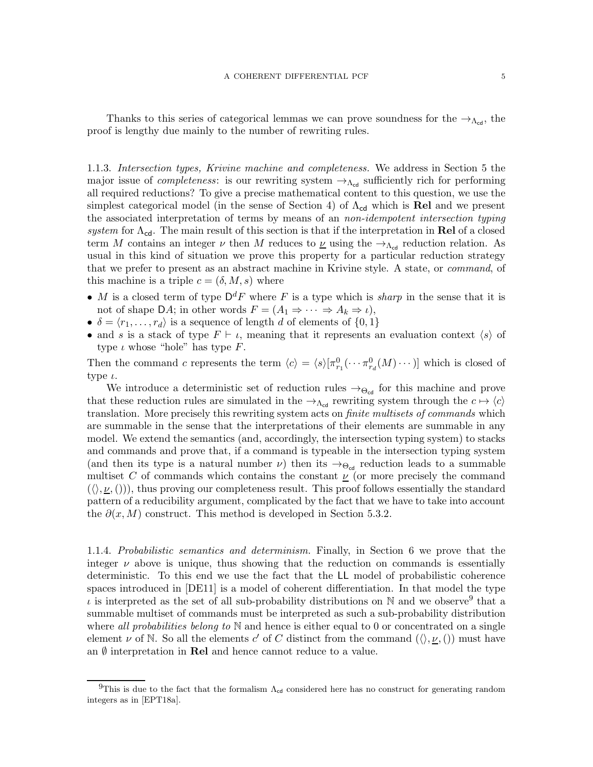Thanks to this series of categorical lemmas we can prove soundness for the $\to_{\Lambda_{\mathsf{cd}}}$, the proof is lengthy due mainly to the number of rewriting rules.

1.1.3. *Intersection types, Krivine machine and completeness.* We address in Section 5 the major issue of *completeness*: is our rewriting system $\to_{\Lambda_{\mathsf{cd}}}$ sufficiently rich for performing all required reductions? To give a precise mathematical content to this question, we use the simplest categorical model (in the sense of Section 4) of $\Lambda_{\mathsf{cd}}$ which is **Rel** and we present the associated interpretation of terms by means of an *non-idempotent intersection typing system* for $\Lambda_{\mathsf{cd}}$. The main result of this section is that if the interpretation in **Rel** of a closed term $M$ contains an integer $\nu$ then $M$ reduces to $\underline{\nu}$ using the $\to_{\Lambda_{\mathsf{cd}}}$ reduction relation. As usual in this kind of situation we prove this property for a particular reduction strategy that we prefer to present as an abstract machine in Krivine style. A state, or *command*, of this machine is a triple $c = (\delta, M, s)$ where

- $M$ is a closed term of type $\mathsf{D}^d F$ where $F$ is a type which is *sharp* in the sense that it is not of shape $\mathsf{D}A$; in other words $F = (A_1 \Rightarrow \cdots \Rightarrow A_k \Rightarrow \iota)$,
- $\delta = \langle r_1, \ldots, r_d \rangle$ is a sequence of length $d$ of elements of $\{0, 1\}$
- and $s$ is a stack of type $F \vdash \iota$, meaning that it represents an evaluation context $\langle s \rangle$ of type $\iota$ whose "hole" has type $F$.

Then the command $c$ represents the term $\langle c \rangle = \langle s \rangle [\pi^0_{r_1}(\cdots \pi^0_{r_d}(M) \cdots)]$ which is closed of type $\iota$.

We introduce a deterministic set of reduction rules $\to_{\Theta_{\mathsf{cd}}}$ for this machine and prove that these reduction rules are simulated in the $\to_{\Lambda_{\mathsf{cd}}}$ rewriting system through the $c \mapsto \langle c \rangle$ translation. More precisely this rewriting system acts on *finite multisets of commands* which are summable in the sense that the interpretations of their elements are summable in any model. We extend the semantics (and, accordingly, the intersection typing system) to stacks and commands and prove that, if a command is typeable in the intersection typing system (and then its type is a natural number $\nu$) then its $\to_{\Theta_{\mathsf{cd}}}$ reduction leads to a summable multiset $C$ of commands which contains the constant $\underline{\nu}$ (or more precisely the command $(\langle\rangle, \underline{\nu}, ()))$, thus proving our completeness result. This proof follows essentially the standard pattern of a reducibility argument, complicated by the fact that we have to take into account the $\partial(x, M)$ construct. This method is developed in Section 5.3.2.

1.1.4. *Probabilistic semantics and determinism.* Finally, in Section 6 we prove that the integer $\nu$ above is unique, thus showing that the reduction on commands is essentially deterministic. To this end we use the fact that the $\mathsf{LL}$ model of probabilistic coherence spaces introduced in [DE11] is a model of coherent differentiation. In that model the type $\iota$ is interpreted as the set of all sub-probability distributions on $\mathbb{N}$ and we observe[9] that a summable multiset of commands must be interpreted as such a sub-probability distribution where *all probabilities belong to* $\mathbb{N}$ and hence is either equal to 0 or concentrated on a single element $\nu$ of $\mathbb{N}$. So all the elements $c'$ of $C$ distinct from the command $(\langle\rangle, \underline{\nu}, ())$ must have an $\emptyset$ interpretation in **Rel** and hence cannot reduce to a value.

[9] This is due to the fact that the formalism $\Lambda_{\mathsf{cd}}$ considered here has no construct for generating random integers as in [EPT18a].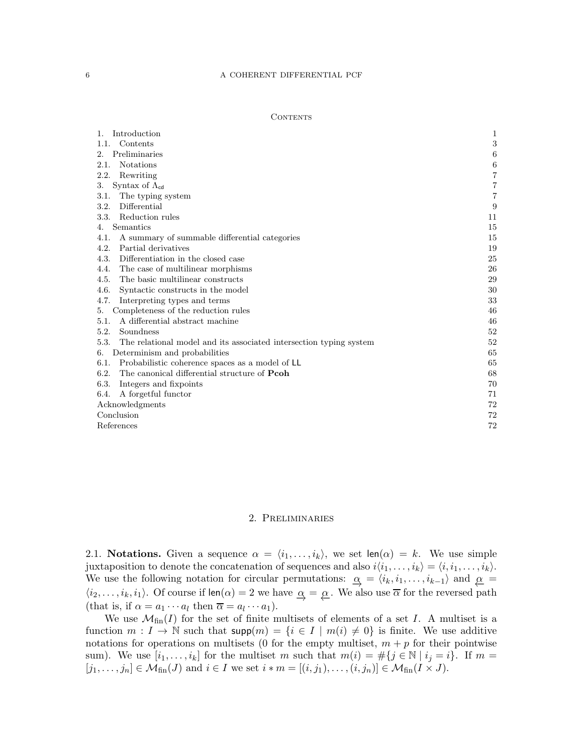## Contents

| | |
|---|---|
| 1. Introduction | 1 |
| 1.1. Contents | 3 |
| 2. Preliminaries | 6 |
| 2.1. Notations | 6 |
| 2.2. Rewriting | 7 |
| 3. Syntax of $\Lambda_{\mathsf{cd}}$ | 7 |
| 3.1. The typing system | 7 |
| 3.2. Differential | 9 |
| 3.3. Reduction rules | 11 |
| 4. Semantics | 15 |
| 4.1. A summary of summable differential categories | 15 |
| 4.2. Partial derivatives | 19 |
| 4.3. Differentiation in the closed case | 25 |
| 4.4. The case of multilinear morphisms | 26 |
| 4.5. The basic multilinear constructs | 29 |
| 4.6. Syntactic constructs in the model | 30 |
| 4.7. Interpreting types and terms | 33 |
| 5. Completeness of the reduction rules | 46 |
| 5.1. A differential abstract machine | 46 |
| 5.2. Soundness | 52 |
| 5.3. The relational model and its associated intersection typing system | 52 |
| 6. Determinism and probabilities | 65 |
| 6.1. Probabilistic coherence spaces as a model of $\mathsf{LL}$ | 65 |
| 6.2. The canonical differential structure of **Pcoh** | 68 |
| 6.3. Integers and fixpoints | 70 |
| 6.4. A forgetful functor | 71 |
| Acknowledgments | 72 |
| Conclusion | 72 |
| References | 72 |

## 2. Preliminaries

2.1. **Notations.** Given a sequence $\alpha = \langle i_1, \dots, i_k \rangle$, we set $\mathsf{len}(\alpha) = k$. We use simple juxtaposition to denote the concatenation of sequences and also $i\langle i_1, \dots, i_k \rangle = \langle i, i_1, \dots, i_k \rangle$. We use the following notation for circular permutations: $\underset{\rightarrow}{\alpha} = \langle i_k, i_1, \dots, i_{k-1} \rangle$ and $\underset{\leftarrow}{\alpha} = \langle i_2, \dots, i_k, i_1 \rangle$. Of course if $\mathsf{len}(\alpha) = 2$ we have $\underset{\rightarrow}{\alpha} = \underset{\leftarrow}{\alpha}$. We also use $\overline{\alpha}$ for the reversed path (that is, if $\alpha = a_1 \cdots a_l$ then $\overline{\alpha} = a_l \cdots a_1$).

We use $\mathcal{M}_{\mathrm{fin}}(I)$ for the set of finite multisets of elements of a set $I$. A multiset is a function $m : I \to \mathbb{N}$ such that $\mathsf{supp}(m) = \{i \in I \mid m(i) \neq 0\}$ is finite. We use additive notations for operations on multisets (0 for the empty multiset, $m + p$ for their pointwise sum). We use $[i_1, \dots, i_k]$ for the multiset $m$ such that $m(i) = \#\{j \in \mathbb{N} \mid i_j = i\}$. If $m = [j_1, \dots, j_n] \in \mathcal{M}_{\mathrm{fin}}(J)$ and $i \in I$ we set $i * m = [(i, j_1), \dots, (i, j_n)] \in \mathcal{M}_{\mathrm{fin}}(I \times J)$.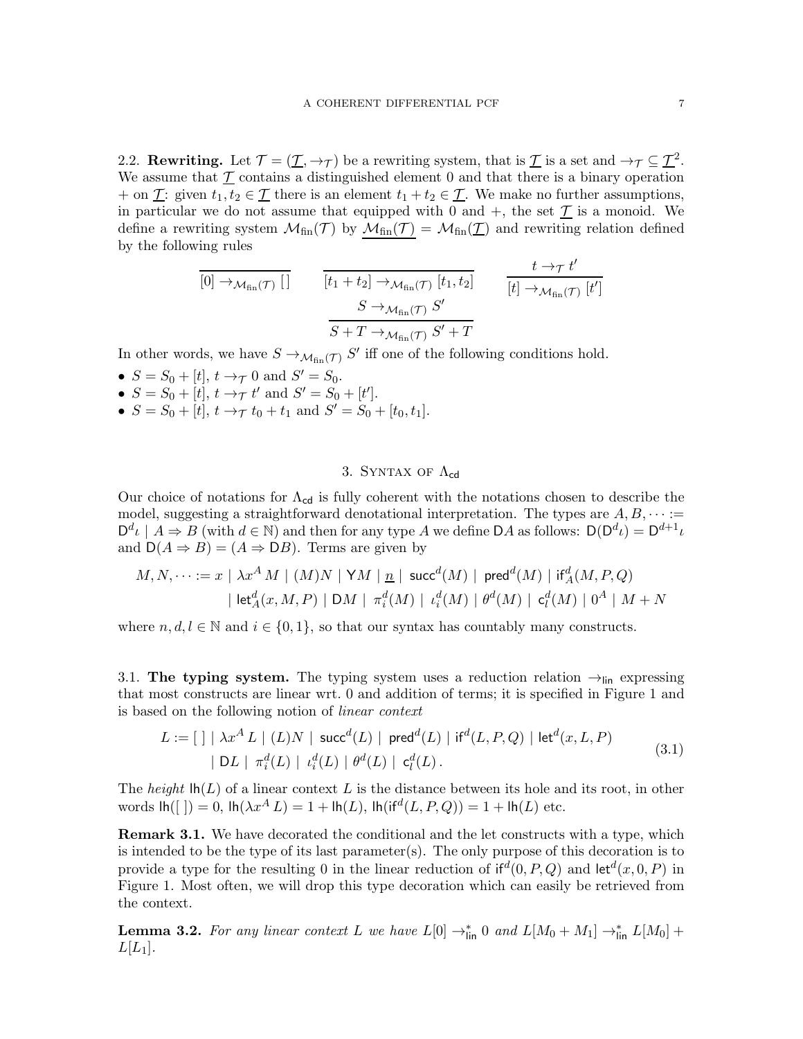2.2. **Rewriting.** Let $\mathcal{T} = (\underline{\mathcal{T}}, \to_{\mathcal{T}})$ be a rewriting system, that is $\underline{\mathcal{T}}$ is a set and $\to_{\mathcal{T}} \subseteq \underline{\mathcal{T}}^2$. We assume that $\underline{\mathcal{T}}$ contains a distinguished element 0 and that there is a binary operation $+$ on $\underline{\mathcal{T}}$: given $t_1, t_2 \in \underline{\mathcal{T}}$ there is an element $t_1 + t_2 \in \underline{\mathcal{T}}$. We make no further assumptions, in particular we do not assume that equipped with 0 and $+$, the set $\underline{\mathcal{T}}$ is a monoid. We define a rewriting system $\mathcal{M}_{\mathrm{fin}}(\mathcal{T})$ by $\underline{\mathcal{M}_{\mathrm{fin}}(\mathcal{T})} = \mathcal{M}_{\mathrm{fin}}(\underline{\mathcal{T}})$ and rewriting relation defined by the following rules

$$\frac{}{[0] \to_{\mathcal{M}_{\mathrm{fin}}(\mathcal{T})} [\,]} \qquad \frac{}{[t_1 + t_2] \to_{\mathcal{M}_{\mathrm{fin}}(\mathcal{T})} [t_1, t_2]} \qquad \frac{t \to_{\mathcal{T}} t'}{[t] \to_{\mathcal{M}_{\mathrm{fin}}(\mathcal{T})} [t']}$$

$$\frac{S \to_{\mathcal{M}_{\mathrm{fin}}(\mathcal{T})} S'}{S + T \to_{\mathcal{M}_{\mathrm{fin}}(\mathcal{T})} S' + T}$$

In other words, we have $S \to_{\mathcal{M}_{\mathrm{fin}}(\mathcal{T})} S'$ iff one of the following conditions hold.

- $S = S_0 + [t]$, $t \to_{\mathcal{T}} 0$ and $S' = S_0$.
- $S = S_0 + [t]$, $t \to_{\mathcal{T}} t'$ and $S' = S_0 + [t']$.
- $S = S_0 + [t]$, $t \to_{\mathcal{T}} t_0 + t_1$ and $S' = S_0 + [t_0, t_1]$.

## 3. Syntax of $\Lambda_{\mathsf{cd}}$

Our choice of notations for $\Lambda_{\mathsf{cd}}$ is fully coherent with the notations chosen to describe the model, suggesting a straightforward denotational interpretation. The types are $A, B, \dots := \mathsf{D}^d\iota \mid A \Rightarrow B$ (with $d \in \mathbb{N}$) and then for any type $A$ we define $\mathsf{D}A$ as follows: $\mathsf{D}(\mathsf{D}^d\iota) = \mathsf{D}^{d+1}\iota$ and $\mathsf{D}(A \Rightarrow B) = (A \Rightarrow \mathsf{D}B)$. Terms are given by

$$\begin{aligned} M, N, \dots := x \mid \lambda x^A\, M \mid (M)N \mid \mathsf{Y}M \mid \underline{n} \mid \mathsf{succ}^d(M) \mid \mathsf{pred}^d(M) \mid \mathsf{if}^d_A(M, P, Q) \\ \mid \mathsf{let}^d_A(x, M, P) \mid \mathsf{D}M \mid \pi^d_i(M) \mid \iota^d_i(M) \mid \theta^d(M) \mid \mathsf{c}^d_l(M) \mid 0^A \mid M + N \end{aligned}$$

where $n, d, l \in \mathbb{N}$ and $i \in \{0, 1\}$, so that our syntax has countably many constructs.

3.1. **The typing system.** The typing system uses a reduction relation $\to_{\mathsf{lin}}$ expressing that most constructs are linear wrt. 0 and addition of terms; it is specified in Figure 1 and is based on the following notion of *linear context*

$$\begin{aligned} L := [\,] \mid \lambda x^A\, L \mid (L)N \mid \mathsf{succ}^d(L) \mid \mathsf{pred}^d(L) \mid \mathsf{if}^d(L, P, Q) \mid \mathsf{let}^d(x, L, P) \\ \mid \mathsf{D}L \mid \pi^d_i(L) \mid \iota^d_i(L) \mid \theta^d(L) \mid \mathsf{c}^d_l(L)\,. \end{aligned} \tag{3.1}$$

The *height* $\mathsf{lh}(L)$ of a linear context $L$ is the distance between its hole and its root, in other words $\mathsf{lh}([\,]) = 0$, $\mathsf{lh}(\lambda x^A\, L) = 1 + \mathsf{lh}(L)$, $\mathsf{lh}(\mathsf{if}^d(L, P, Q)) = 1 + \mathsf{lh}(L)$ etc.

**Remark 3.1.** We have decorated the conditional and the let constructs with a type, which is intended to be the type of its last parameter(s). The only purpose of this decoration is to provide a type for the resulting 0 in the linear reduction of $\mathsf{if}^d(0, P, Q)$ and $\mathsf{let}^d(x, 0, P)$ in Figure 1. Most often, we will drop this type decoration which can easily be retrieved from the context.

**Lemma 3.2.** *For any linear context $L$ we have $L[0] \to^*_{\mathsf{lin}} 0$ and $L[M_0 + M_1] \to^*_{\mathsf{lin}} L[M_0] + L[L_1]$.*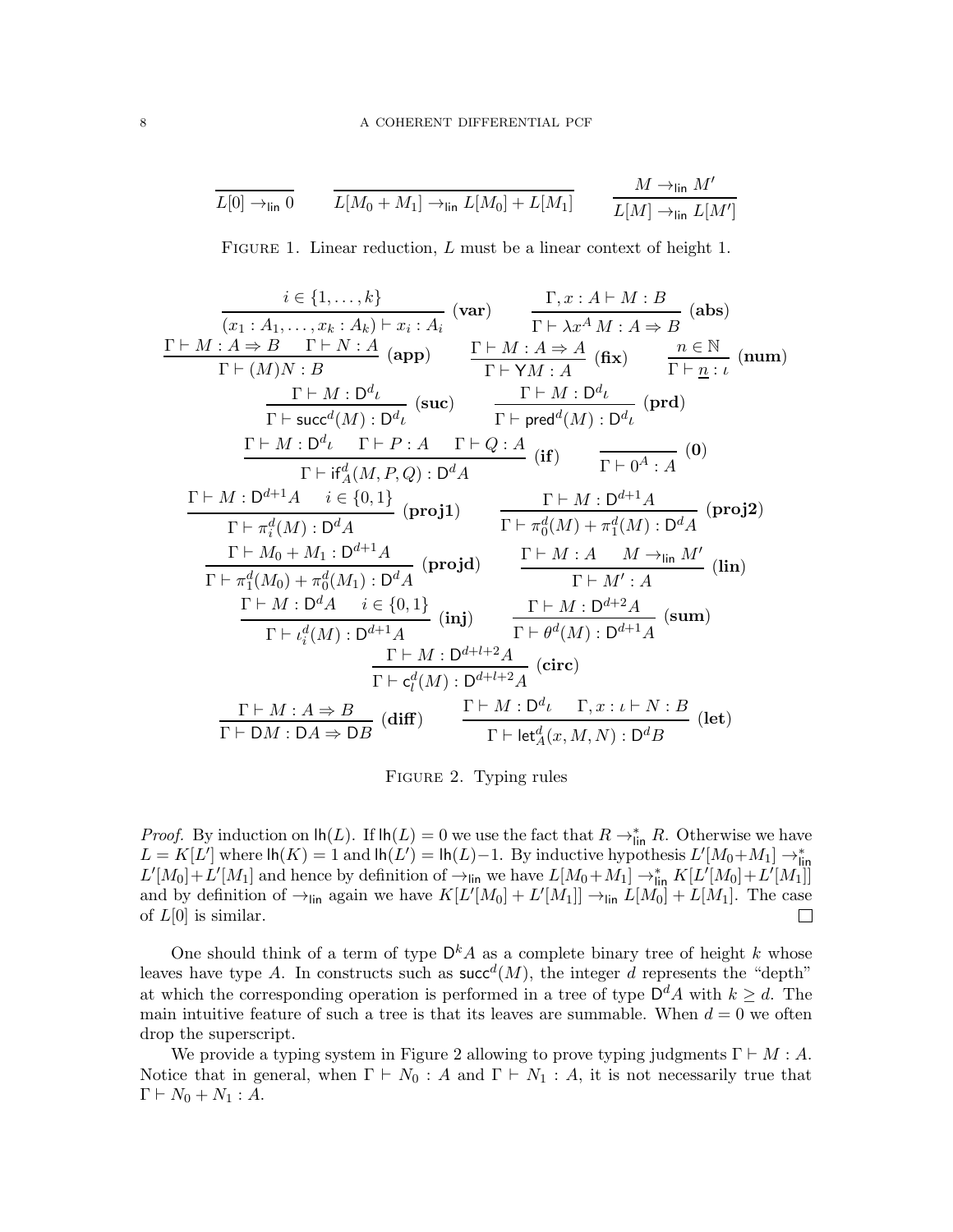$$\frac{}{L[0] \to_{\mathsf{lin}} 0} \qquad \frac{}{L[M_0 + M_1] \to_{\mathsf{lin}} L[M_0] + L[M_1]} \qquad \frac{M \to_{\mathsf{lin}} M'}{L[M] \to_{\mathsf{lin}} L[M']}$$

Figure 1. Linear reduction, $L$ must be a linear context of height 1.

$$\frac{i \in \{1, \dots, k\}}{(x_1 : A_1, \dots, x_k : A_k) \vdash x_i : A_i}\ (\mathbf{var}) \qquad \frac{\Gamma, x : A \vdash M : B}{\Gamma \vdash \lambda x^A\, M : A \Rightarrow B}\ (\mathbf{abs})$$

$$\frac{\Gamma \vdash M : A \Rightarrow B \quad \Gamma \vdash N : A}{\Gamma \vdash (M)N : B}\ (\mathbf{app}) \qquad \frac{\Gamma \vdash M : A \Rightarrow A}{\Gamma \vdash \mathsf{Y}M : A}\ (\mathbf{fix}) \qquad \frac{n \in \mathbb{N}}{\Gamma \vdash \underline{n} : \iota}\ (\mathbf{num})$$

$$\frac{\Gamma \vdash M : \mathsf{D}^d\iota}{\Gamma \vdash \mathsf{succ}^d(M) : \mathsf{D}^d\iota}\ (\mathbf{suc}) \qquad \frac{\Gamma \vdash M : \mathsf{D}^d\iota}{\Gamma \vdash \mathsf{pred}^d(M) : \mathsf{D}^d\iota}\ (\mathbf{prd})$$

$$\frac{\Gamma \vdash M : \mathsf{D}^d\iota \quad \Gamma \vdash P : A \quad \Gamma \vdash Q : A}{\Gamma \vdash \mathsf{if}^d_A(M, P, Q) : \mathsf{D}^d A}\ (\mathbf{if}) \qquad \frac{}{\Gamma \vdash 0^A : A}\ (\mathbf{0})$$

$$\frac{\Gamma \vdash M : \mathsf{D}^{d+1}A \quad i \in \{0,1\}}{\Gamma \vdash \pi^d_i(M) : \mathsf{D}^d A}\ (\mathbf{proj1}) \qquad \frac{\Gamma \vdash M : \mathsf{D}^{d+1}A}{\Gamma \vdash \pi^d_0(M) + \pi^d_1(M) : \mathsf{D}^d A}\ (\mathbf{proj2})$$

$$\frac{\Gamma \vdash M_0 + M_1 : \mathsf{D}^{d+1}A}{\Gamma \vdash \pi^d_1(M_0) + \pi^d_0(M_1) : \mathsf{D}^d A}\ (\mathbf{projd}) \qquad \frac{\Gamma \vdash M : A \quad M \to_{\mathsf{lin}} M'}{\Gamma \vdash M' : A}\ (\mathbf{lin})$$

$$\frac{\Gamma \vdash M : \mathsf{D}^d A \quad i \in \{0,1\}}{\Gamma \vdash \iota^d_i(M) : \mathsf{D}^{d+1}A}\ (\mathbf{inj}) \qquad \frac{\Gamma \vdash M : \mathsf{D}^{d+2}A}{\Gamma \vdash \theta^d(M) : \mathsf{D}^{d+1}A}\ (\mathbf{sum})$$

$$\frac{\Gamma \vdash M : \mathsf{D}^{d+l+2}A}{\Gamma \vdash \mathsf{c}^d_l(M) : \mathsf{D}^{d+l+2}A}\ (\mathbf{circ})$$

$$\frac{\Gamma \vdash M : A \Rightarrow B}{\Gamma \vdash \mathsf{D}M : \mathsf{D}A \Rightarrow \mathsf{D}B}\ (\mathbf{diff}) \qquad \frac{\Gamma \vdash M : \mathsf{D}^d\iota \quad \Gamma, x : \iota \vdash N : B}{\Gamma \vdash \mathsf{let}^d_A(x, M, N) : \mathsf{D}^d B}\ (\mathbf{let})$$

Figure 2. Typing rules

*Proof.* By induction on $\mathsf{lh}(L)$. If $\mathsf{lh}(L) = 0$ we use the fact that $R \to^*_{\mathsf{lin}} R$. Otherwise we have $L = K[L']$ where $\mathsf{lh}(K) = 1$ and $\mathsf{lh}(L') = \mathsf{lh}(L) - 1$. By inductive hypothesis $L'[M_0 + M_1] \to^*_{\mathsf{lin}} L'[M_0] + L'[M_1]$ and hence by definition of $\to_{\mathsf{lin}}$ we have $L[M_0 + M_1] \to^*_{\mathsf{lin}} K[L'[M_0] + L'[M_1]]$ and by definition of $\to_{\mathsf{lin}}$ again we have $K[L'[M_0] + L'[M_1]] \to_{\mathsf{lin}} L[M_0] + L[M_1]$. The case of $L[0]$ is similar. □

One should think of a term of type $\mathsf{D}^k A$ as a complete binary tree of height $k$ whose leaves have type $A$. In constructs such as $\mathsf{succ}^d(M)$, the integer $d$ represents the "depth" at which the corresponding operation is performed in a tree of type $\mathsf{D}^d A$ with $k \geq d$. The main intuitive feature of such a tree is that its leaves are summable. When $d = 0$ we often drop the superscript.

We provide a typing system in Figure 2 allowing to prove typing judgments $\Gamma \vdash M : A$. Notice that in general, when $\Gamma \vdash N_0 : A$ and $\Gamma \vdash N_1 : A$, it is not necessarily true that $\Gamma \vdash N_0 + N_1 : A$.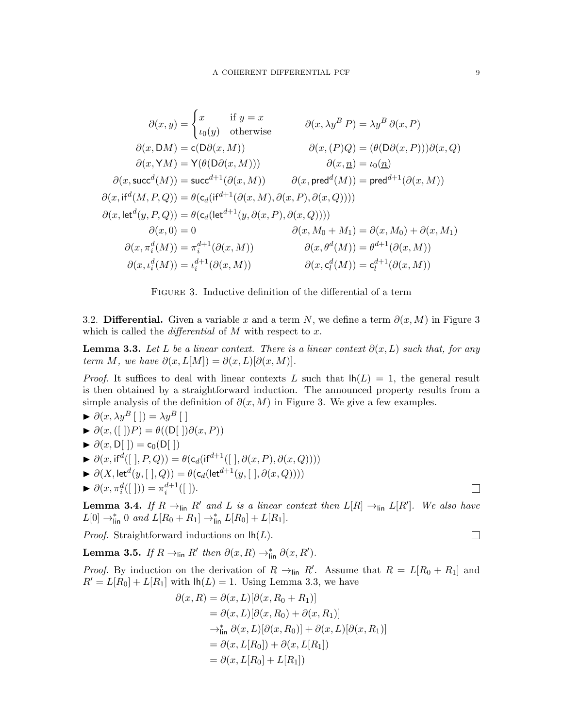$$
\partial(x,y) = \begin{cases} x & \text{if } y = x \\ \iota_0(y) & \text{otherwise} \end{cases} \qquad \partial(x, \lambda y^B\, P) = \lambda y^B\, \partial(x,P)
$$

$$
\partial(x, \mathsf{D}M) = \mathsf{c}(\mathsf{D}\partial(x,M)) \qquad \partial(x,(P)Q) = (\theta(\mathsf{D}\partial(x,P)))\partial(x,Q)
$$

$$
\partial(x, \mathsf{Y}M) = \mathsf{Y}(\theta(\mathsf{D}\partial(x,M))) \qquad \partial(x,\underline{n}) = \iota_0(\underline{n})
$$

$$
\partial(x, \mathsf{succ}^d(M)) = \mathsf{succ}^{d+1}(\partial(x,M)) \qquad \partial(x, \mathsf{pred}^d(M)) = \mathsf{pred}^{d+1}(\partial(x,M))
$$

$$
\partial(x, \mathsf{if}^d(M,P,Q)) = \theta(\mathsf{c}_d(\mathsf{if}^{d+1}(\partial(x,M), \partial(x,P), \partial(x,Q))))
$$

$$
\partial(x, \mathsf{let}^d(y,P,Q)) = \theta(\mathsf{c}_d(\mathsf{let}^{d+1}(y, \partial(x,P), \partial(x,Q))))
$$

$$
\partial(x,0) = 0 \qquad \partial(x, M_0 + M_1) = \partial(x,M_0) + \partial(x,M_1)
$$

$$
\partial(x, \pi_i^d(M)) = \pi_i^{d+1}(\partial(x,M)) \qquad \partial(x, \theta^d(M)) = \theta^{d+1}(\partial(x,M))
$$

$$
\partial(x, \iota_i^d(M)) = \iota_i^{d+1}(\partial(x,M)) \qquad \partial(x, \mathsf{c}_l^d(M)) = \mathsf{c}_l^{d+1}(\partial(x,M))
$$

Figure 3. Inductive definition of the differential of a term

3.2. **Differential.** Given a variable $x$ and a term $N$, we define a term $\partial(x,M)$ in Figure 3 which is called the *differential* of $M$ with respect to $x$.

**Lemma 3.3.** *Let $L$ be a linear context. There is a linear context $\partial(x,L)$ such that, for any term $M$, we have $\partial(x, L[M]) = \partial(x,L)[\partial(x,M)]$.*

*Proof.* It suffices to deal with linear contexts $L$ such that $\mathsf{lh}(L) = 1$, the general result is then obtained by a straightforward induction. The announced property results from a simple analysis of the definition of $\partial(x,M)$ in Figure 3. We give a few examples.

- $\partial(x, \lambda y^B\,[\,]) = \lambda y^B\,[\,]$
- $\partial(x, ([\,])P) = \theta((\mathsf{D}[\,])\partial(x,P))$
- $\partial(x, \mathsf{D}[\,]) = \mathsf{c}_0(\mathsf{D}[\,])$
- $\partial(x, \mathsf{if}^d([\,],P,Q)) = \theta(\mathsf{c}_d(\mathsf{if}^{d+1}([\,], \partial(x,P), \partial(x,Q))))$
- $\partial(X, \mathsf{let}^d(y,[\,],Q)) = \theta(\mathsf{c}_d(\mathsf{let}^{d+1}(y,[\,], \partial(x,Q))))$
- $\partial(x, \pi_i^d([\,])) = \pi_i^{d+1}([\,])$. ◻

**Lemma 3.4.** *If $R \rightarrow_{\mathsf{lin}} R'$ and $L$ is a linear context then $L[R] \rightarrow_{\mathsf{lin}} L[R']$. We also have $L[0] \rightarrow_{\mathsf{lin}}^* 0$ and $L[R_0 + R_1] \rightarrow_{\mathsf{lin}}^* L[R_0] + L[R_1]$.*

*Proof.* Straightforward inductions on $\mathsf{lh}(L)$. ◻

**Lemma 3.5.** *If $R \rightarrow_{\mathsf{lin}} R'$ then $\partial(x,R) \rightarrow_{\mathsf{lin}}^* \partial(x,R')$.*

*Proof.* By induction on the derivation of $R \rightarrow_{\mathsf{lin}} R'$. Assume that $R = L[R_0 + R_1]$ and $R' = L[R_0] + L[R_1]$ with $\mathsf{lh}(L) = 1$. Using Lemma 3.3, we have

$$
\begin{aligned}
\partial(x,R) &= \partial(x,L)[\partial(x,R_0 + R_1)] \\
&= \partial(x,L)[\partial(x,R_0) + \partial(x,R_1)] \\
&\rightarrow_{\mathsf{lin}}^* \partial(x,L)[\partial(x,R_0)] + \partial(x,L)[\partial(x,R_1)] \\
&= \partial(x, L[R_0]) + \partial(x, L[R_1]) \\
&= \partial(x, L[R_0] + L[R_1])
\end{aligned}
$$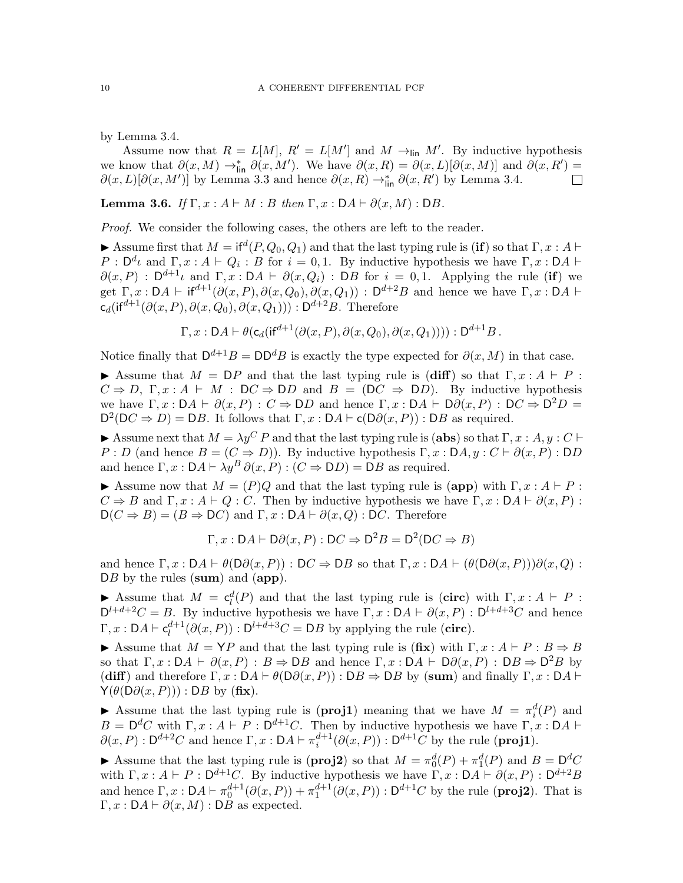by Lemma 3.4.

Assume now that $R = L[M]$, $R' = L[M']$ and $M \to_{\mathsf{lin}} M'$. By inductive hypothesis we know that $\partial(x, M) \to^*_{\mathsf{lin}} \partial(x, M')$. We have $\partial(x, R) = \partial(x, L)[\partial(x, M)]$ and $\partial(x, R') = \partial(x, L)[\partial(x, M')]$ by Lemma 3.3 and hence $\partial(x, R) \to^*_{\mathsf{lin}} \partial(x, R')$ by Lemma 3.4. □

**Lemma 3.6.** *If $\Gamma, x : A \vdash M : B$ then $\Gamma, x : \mathsf{D}A \vdash \partial(x, M) : \mathsf{D}B$.*

*Proof.* We consider the following cases, the others are left to the reader.

▶ Assume first that $M = \mathsf{if}^d(P, Q_0, Q_1)$ and that the last typing rule is (**if**) so that $\Gamma, x : A \vdash P : \mathsf{D}^d\iota$ and $\Gamma, x : A \vdash Q_i : B$ for $i = 0, 1$. By inductive hypothesis we have $\Gamma, x : \mathsf{D}A \vdash \partial(x, P) : \mathsf{D}^{d+1}\iota$ and $\Gamma, x : \mathsf{D}A \vdash \partial(x, Q_i) : \mathsf{D}B$ for $i = 0, 1$. Applying the rule (**if**) we get $\Gamma, x : \mathsf{D}A \vdash \mathsf{if}^{d+1}(\partial(x, P), \partial(x, Q_0), \partial(x, Q_1)) : \mathsf{D}^{d+2}B$ and hence we have $\Gamma, x : \mathsf{D}A \vdash \mathsf{c}_d(\mathsf{if}^{d+1}(\partial(x, P), \partial(x, Q_0), \partial(x, Q_1))) : \mathsf{D}^{d+2}B$. Therefore

$$\Gamma, x : \mathsf{D}A \vdash \theta(\mathsf{c}_d(\mathsf{if}^{d+1}(\partial(x, P), \partial(x, Q_0), \partial(x, Q_1)))) : \mathsf{D}^{d+1}B\,.$$

Notice finally that $\mathsf{D}^{d+1}B = \mathsf{D}\mathsf{D}^d B$ is exactly the type expected for $\partial(x, M)$ in that case.

▶ Assume that $M = \mathsf{D}P$ and that the last typing rule is (**diff**) so that $\Gamma, x : A \vdash P : C \Rightarrow D$, $\Gamma, x : A \vdash M : \mathsf{D}C \Rightarrow \mathsf{D}D$ and $B = (\mathsf{D}C \Rightarrow \mathsf{D}D)$. By inductive hypothesis we have $\Gamma, x : \mathsf{D}A \vdash \partial(x, P) : C \Rightarrow \mathsf{D}D$ and hence $\Gamma, x : \mathsf{D}A \vdash \mathsf{D}\partial(x, P) : \mathsf{D}C \Rightarrow \mathsf{D}^2 D = \mathsf{D}^2(\mathsf{D}C \Rightarrow D) = \mathsf{D}B$. It follows that $\Gamma, x : \mathsf{D}A \vdash \mathsf{c}(\mathsf{D}\partial(x, P)) : \mathsf{D}B$ as required.

▶ Assume next that $M = \lambda y^C\, P$ and that the last typing rule is (**abs**) so that $\Gamma, x : A, y : C \vdash P : D$ (and hence $B = (C \Rightarrow D)$). By inductive hypothesis $\Gamma, x : \mathsf{D}A, y : C \vdash \partial(x, P) : \mathsf{D}D$ and hence $\Gamma, x : \mathsf{D}A \vdash \lambda y^B\, \partial(x, P) : (C \Rightarrow \mathsf{D}D) = \mathsf{D}B$ as required.

▶ Assume now that $M = (P)Q$ and that the last typing rule is (**app**) with $\Gamma, x : A \vdash P : C \Rightarrow B$ and $\Gamma, x : A \vdash Q : C$. Then by inductive hypothesis we have $\Gamma, x : \mathsf{D}A \vdash \partial(x, P) : \mathsf{D}(C \Rightarrow B) = (B \Rightarrow \mathsf{D}C)$ and $\Gamma, x : \mathsf{D}A \vdash \partial(x, Q) : \mathsf{D}C$. Therefore

$$\Gamma, x : \mathsf{D}A \vdash \mathsf{D}\partial(x, P) : \mathsf{D}C \Rightarrow \mathsf{D}^2 B = \mathsf{D}^2(\mathsf{D}C \Rightarrow B)$$

and hence $\Gamma, x : \mathsf{D}A \vdash \theta(\mathsf{D}\partial(x, P)) : \mathsf{D}C \Rightarrow \mathsf{D}B$ so that $\Gamma, x : \mathsf{D}A \vdash (\theta(\mathsf{D}\partial(x, P)))\partial(x, Q) : \mathsf{D}B$ by the rules (**sum**) and (**app**).

▶ Assume that $M = \mathsf{c}^d_l(P)$ and that the last typing rule is (**circ**) with $\Gamma, x : A \vdash P : \mathsf{D}^{l+d+2}C = B$. By inductive hypothesis we have $\Gamma, x : \mathsf{D}A \vdash \partial(x, P) : \mathsf{D}^{l+d+3}C$ and hence $\Gamma, x : \mathsf{D}A \vdash \mathsf{c}^{d+1}_l(\partial(x, P)) : \mathsf{D}^{l+d+3}C = \mathsf{D}B$ by applying the rule (**circ**).

▶ Assume that $M = \mathsf{Y}P$ and that the last typing rule is (**fix**) with $\Gamma, x : A \vdash P : B \Rightarrow B$ so that $\Gamma, x : \mathsf{D}A \vdash \partial(x, P) : B \Rightarrow \mathsf{D}B$ and hence $\Gamma, x : \mathsf{D}A \vdash \mathsf{D}\partial(x, P) : \mathsf{D}B \Rightarrow \mathsf{D}^2 B$ by (**diff**) and therefore $\Gamma, x : \mathsf{D}A \vdash \theta(\mathsf{D}\partial(x, P)) : \mathsf{D}B \Rightarrow \mathsf{D}B$ by (**sum**) and finally $\Gamma, x : \mathsf{D}A \vdash \mathsf{Y}(\theta(\mathsf{D}\partial(x, P))) : \mathsf{D}B$ by (**fix**).

▶ Assume that the last typing rule is (**proj1**) meaning that we have $M = \pi^d_i(P)$ and $B = \mathsf{D}^d C$ with $\Gamma, x : A \vdash P : \mathsf{D}^{d+1}C$. Then by inductive hypothesis we have $\Gamma, x : \mathsf{D}A \vdash \partial(x, P) : \mathsf{D}^{d+2}C$ and hence $\Gamma, x : \mathsf{D}A \vdash \pi^{d+1}_i(\partial(x, P)) : \mathsf{D}^{d+1}C$ by the rule (**proj1**).

▶ Assume that the last typing rule is (**proj2**) so that $M = \pi^d_0(P) + \pi^d_1(P)$ and $B = \mathsf{D}^d C$ with $\Gamma, x : A \vdash P : \mathsf{D}^{d+1}C$. By inductive hypothesis we have $\Gamma, x : \mathsf{D}A \vdash \partial(x, P) : \mathsf{D}^{d+2}B$ and hence $\Gamma, x : \mathsf{D}A \vdash \pi^{d+1}_0(\partial(x, P)) + \pi^{d+1}_1(\partial(x, P)) : \mathsf{D}^{d+1}C$ by the rule (**proj2**). That is $\Gamma, x : \mathsf{D}A \vdash \partial(x, M) : \mathsf{D}B$ as expected.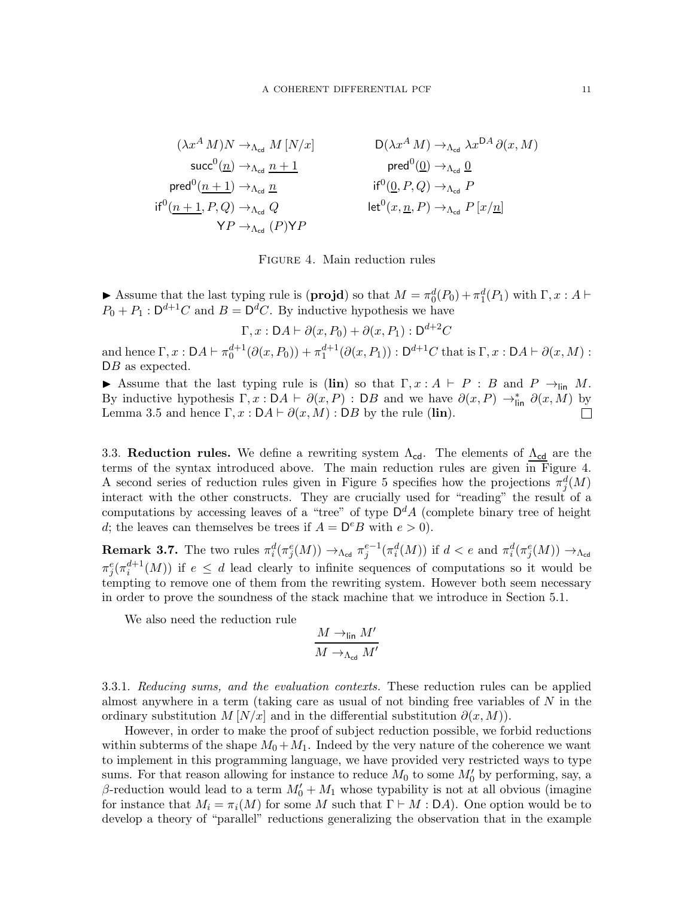$$
\begin{array}{ll}
(\lambda x^A\, M)N \to_{\Lambda_{\mathsf{cd}}} M\,[N/x] & \mathsf{D}(\lambda x^A\, M) \to_{\Lambda_{\mathsf{cd}}} \lambda x^{\mathsf{D}A}\, \partial(x, M) \\
\mathsf{succ}^0(\underline{n}) \to_{\Lambda_{\mathsf{cd}}} \underline{n+1} & \mathsf{pred}^0(\underline{0}) \to_{\Lambda_{\mathsf{cd}}} \underline{0} \\
\mathsf{pred}^0(\underline{n+1}) \to_{\Lambda_{\mathsf{cd}}} \underline{n} & \mathsf{if}^0(\underline{0}, P, Q) \to_{\Lambda_{\mathsf{cd}}} P \\
\mathsf{if}^0(\underline{n+1}, P, Q) \to_{\Lambda_{\mathsf{cd}}} Q & \mathsf{let}^0(x, \underline{n}, P) \to_{\Lambda_{\mathsf{cd}}} P\,[x/\underline{n}] \\
\mathsf{Y}P \to_{\Lambda_{\mathsf{cd}}} (P)\mathsf{Y}P &
\end{array}
$$

Figure 4. Main reduction rules

▶ Assume that the last typing rule is (**projd**) so that $M = \pi_0^d(P_0) + \pi_1^d(P_1)$ with $\Gamma, x : A \vdash P_0 + P_1 : \mathsf{D}^{d+1}C$ and $B = \mathsf{D}^d C$. By inductive hypothesis we have

$$\Gamma, x : \mathsf{D}A \vdash \partial(x, P_0) + \partial(x, P_1) : \mathsf{D}^{d+2}C$$

and hence $\Gamma, x : \mathsf{D}A \vdash \pi_0^{d+1}(\partial(x, P_0)) + \pi_1^{d+1}(\partial(x, P_1)) : \mathsf{D}^{d+1}C$ that is $\Gamma, x : \mathsf{D}A \vdash \partial(x, M) : \mathsf{D}B$ as expected.

▶ Assume that the last typing rule is (**lin**) so that $\Gamma, x : A \vdash P : B$ and $P \to_{\mathsf{lin}} M$. By inductive hypothesis $\Gamma, x : \mathsf{D}A \vdash \partial(x, P) : \mathsf{D}B$ and we have $\partial(x, P) \to_{\mathsf{lin}}^* \partial(x, M)$ by Lemma 3.5 and hence $\Gamma, x : \mathsf{D}A \vdash \partial(x, M) : \mathsf{D}B$ by the rule (**lin**). □

3.3. **Reduction rules.** We define a rewriting system $\Lambda_{\mathsf{cd}}$. The elements of $\Lambda_{\mathsf{cd}}$ are the terms of the syntax introduced above. The main reduction rules are given in Figure 4. A second series of reduction rules given in Figure 5 specifies how the projections $\pi_j^d(M)$ interact with the other constructs. They are crucially used for "reading" the result of a computations by accessing leaves of a "tree" of type $\mathsf{D}^d A$ (complete binary tree of height $d$; the leaves can themselves be trees if $A = \mathsf{D}^e B$ with $e > 0$).

**Remark 3.7.** The two rules $\pi_i^d(\pi_j^e(M)) \to_{\Lambda_{\mathsf{cd}}} \pi_j^{e-1}(\pi_i^d(M))$ if $d < e$ and $\pi_i^d(\pi_j^e(M)) \to_{\Lambda_{\mathsf{cd}}} \pi_j^e(\pi_i^{d+1}(M))$ if $e \leq d$ lead clearly to infinite sequences of computations so it would be tempting to remove one of them from the rewriting system. However both seem necessary in order to prove the soundness of the stack machine that we introduce in Section 5.1.

We also need the reduction rule

$$\frac{M \to_{\mathsf{lin}} M'}{M \to_{\Lambda_{\mathsf{cd}}} M'}$$

3.3.1. *Reducing sums, and the evaluation contexts.* These reduction rules can be applied almost anywhere in a term (taking care as usual of not binding free variables of $N$ in the ordinary substitution $M\,[N/x]$ and in the differential substitution $\partial(x, M)$).

However, in order to make the proof of subject reduction possible, we forbid reductions within subterms of the shape $M_0 + M_1$. Indeed by the very nature of the coherence we want to implement in this programming language, we have provided very restricted ways to type sums. For that reason allowing for instance to reduce $M_0$ to some $M_0'$ by performing, say, a $\beta$-reduction would lead to a term $M_0' + M_1$ whose typability is not at all obvious (imagine for instance that $M_i = \pi_i(M)$ for some $M$ such that $\Gamma \vdash M : \mathsf{D}A$). One option would be to develop a theory of "parallel" reductions generalizing the observation that in the example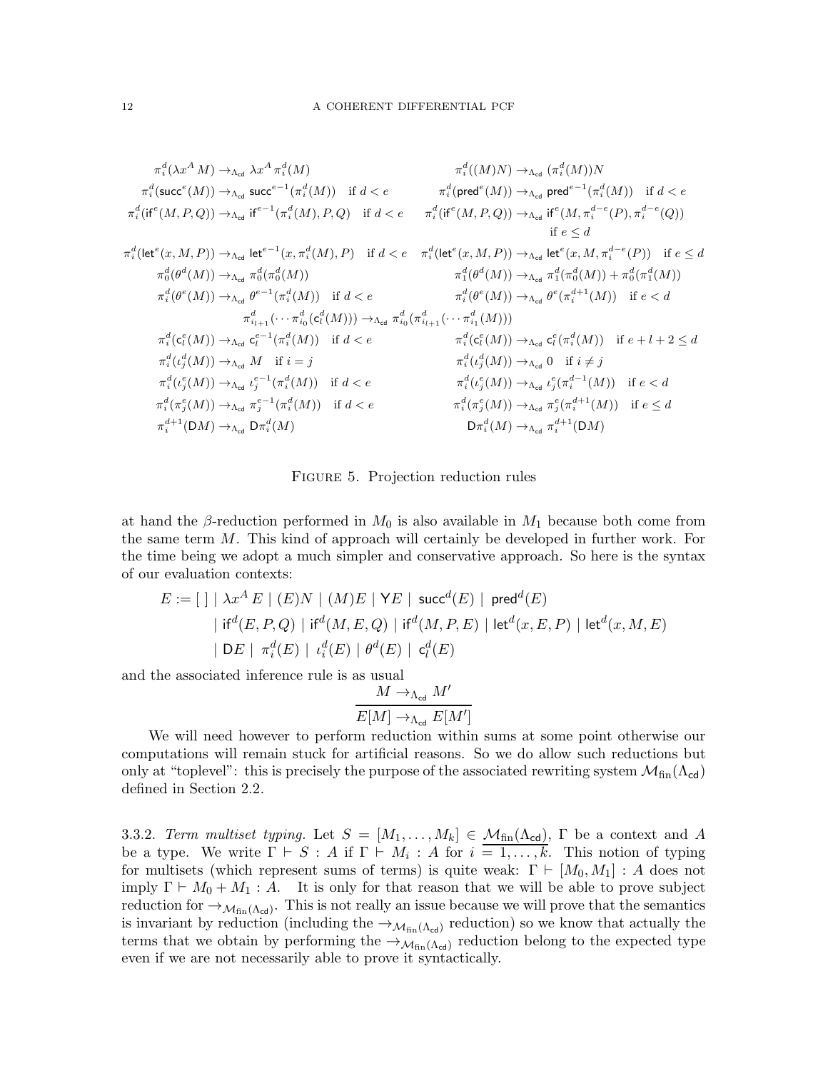$$
\begin{array}{ll}
\pi_i^d(\lambda x^A\, M) \to_{\Lambda_{\mathsf{cd}}} \lambda x^A\, \pi_i^d(M) & \pi_i^d((M)N) \to_{\Lambda_{\mathsf{cd}}} (\pi_i^d(M))N \\
\pi_i^d(\mathsf{succ}^e(M)) \to_{\Lambda_{\mathsf{cd}}} \mathsf{succ}^{e-1}(\pi_i^d(M)) \quad \text{if } d<e & \pi_i^d(\mathsf{pred}^e(M)) \to_{\Lambda_{\mathsf{cd}}} \mathsf{pred}^{e-1}(\pi_i^d(M)) \quad \text{if } d<e \\
\pi_i^d(\mathsf{if}^e(M,P,Q)) \to_{\Lambda_{\mathsf{cd}}} \mathsf{if}^{e-1}(\pi_i^d(M),P,Q) \quad \text{if } d<e & \pi_i^d(\mathsf{if}^e(M,P,Q)) \to_{\Lambda_{\mathsf{cd}}} \mathsf{if}^{e}(M,\pi_i^{d-e}(P),\pi_i^{d-e}(Q)) \\
 & \qquad \text{if } e \leq d \\
\pi_i^d(\mathsf{let}^e(x,M,P)) \to_{\Lambda_{\mathsf{cd}}} \mathsf{let}^{e-1}(x,\pi_i^d(M),P) \quad \text{if } d<e & \pi_i^d(\mathsf{let}^e(x,M,P)) \to_{\Lambda_{\mathsf{cd}}} \mathsf{let}^{e}(x,M,\pi_i^{d-e}(P)) \quad \text{if } e \leq d \\
\pi_0^d(\theta^d(M)) \to_{\Lambda_{\mathsf{cd}}} \pi_0^d(\pi_0^d(M)) & \pi_1^d(\theta^d(M)) \to_{\Lambda_{\mathsf{cd}}} \pi_1^d(\pi_0^d(M)) + \pi_0^d(\pi_1^d(M)) \\
\pi_i^d(\theta^e(M)) \to_{\Lambda_{\mathsf{cd}}} \theta^{e-1}(\pi_i^d(M)) \quad \text{if } d<e & \pi_i^d(\theta^e(M)) \to_{\Lambda_{\mathsf{cd}}} \theta^{e}(\pi_i^{d+1}(M)) \quad \text{if } e<d \\
\multicolumn{2}{c}{\pi_{i_{l+1}}^d(\cdots \pi_{i_0}^d(\mathsf{c}_l^d(M))) \to_{\Lambda_{\mathsf{cd}}} \pi_{i_0}^d(\pi_{i_{l+1}}^d(\cdots \pi_{i_1}^d(M)))} \\
\pi_i^d(\mathsf{c}_l^e(M)) \to_{\Lambda_{\mathsf{cd}}} \mathsf{c}_l^{e-1}(\pi_i^d(M)) \quad \text{if } d<e & \pi_i^d(\mathsf{c}_l^e(M)) \to_{\Lambda_{\mathsf{cd}}} \mathsf{c}_l^{e}(\pi_i^d(M)) \quad \text{if } e+l+2 \leq d \\
\pi_i^d(\iota_j^d(M)) \to_{\Lambda_{\mathsf{cd}}} M \quad \text{if } i=j & \pi_i^d(\iota_j^d(M)) \to_{\Lambda_{\mathsf{cd}}} 0 \quad \text{if } i \neq j \\
\pi_i^d(\iota_j^e(M)) \to_{\Lambda_{\mathsf{cd}}} \iota_j^{e-1}(\pi_i^d(M)) \quad \text{if } d<e & \pi_i^d(\iota_j^e(M)) \to_{\Lambda_{\mathsf{cd}}} \iota_j^{e}(\pi_i^{d-1}(M)) \quad \text{if } e<d \\
\pi_i^d(\pi_j^e(M)) \to_{\Lambda_{\mathsf{cd}}} \pi_j^{e-1}(\pi_i^d(M)) \quad \text{if } d<e & \pi_i^d(\pi_j^e(M)) \to_{\Lambda_{\mathsf{cd}}} \pi_j^{e}(\pi_i^{d+1}(M)) \quad \text{if } e \leq d \\
\pi_i^{d+1}(\mathsf{D}M) \to_{\Lambda_{\mathsf{cd}}} \mathsf{D}\pi_i^d(M) & \mathsf{D}\pi_i^d(M) \to_{\Lambda_{\mathsf{cd}}} \pi_i^{d+1}(\mathsf{D}M)
\end{array}
$$

Figure 5. Projection reduction rules

at hand the $\beta$-reduction performed in $M_0$ is also available in $M_1$ because both come from the same term $M$. This kind of approach will certainly be developed in further work. For the time being we adopt a much simpler and conservative approach. So here is the syntax of our evaluation contexts:

$$
\begin{aligned}
E := [\,] \mid \lambda x^A\, E \mid (E)N \mid (M)E \mid \mathsf{Y}E \mid \mathsf{succ}^d(E) \mid \mathsf{pred}^d(E) \\
\mid \mathsf{if}^d(E,P,Q) \mid \mathsf{if}^d(M,E,Q) \mid \mathsf{if}^d(M,P,E) \mid \mathsf{let}^d(x,E,P) \mid \mathsf{let}^d(x,M,E) \\
\mid \mathsf{D}E \mid \pi_i^d(E) \mid \iota_i^d(E) \mid \theta^d(E) \mid \mathsf{c}_l^d(E)
\end{aligned}
$$

and the associated inference rule is as usual

$$
\frac{M \to_{\Lambda_{\mathsf{cd}}} M'}{E[M] \to_{\Lambda_{\mathsf{cd}}} E[M']}
$$

We will need however to perform reduction within sums at some point otherwise our computations will remain stuck for artificial reasons. So we do allow such reductions but only at "toplevel": this is precisely the purpose of the associated rewriting system $\mathcal{M}_{\mathrm{fin}}(\Lambda_{\mathsf{cd}})$ defined in Section 2.2.

3.3.2. *Term multiset typing.* Let $S = [M_1,\dots,M_k] \in \mathcal{M}_{\mathrm{fin}}(\Lambda_{\mathsf{cd}})$, $\Gamma$ be a context and $A$ be a type. We write $\Gamma \vdash S : A$ if $\Gamma \vdash M_i : A$ for $i = 1,\dots,k$. This notion of typing for multisets (which represent sums of terms) is quite weak: $\Gamma \vdash [M_0, M_1] : A$ does not imply $\Gamma \vdash M_0 + M_1 : A$. It is only for that reason that we will be able to prove subject reduction for $\to_{\mathcal{M}_{\mathrm{fin}}(\Lambda_{\mathsf{cd}})}$. This is not really an issue because we will prove that the semantics is invariant by reduction (including the $\to_{\mathcal{M}_{\mathrm{fin}}(\Lambda_{\mathsf{cd}})}$ reduction) so we know that actually the terms that we obtain by performing the $\to_{\mathcal{M}_{\mathrm{fin}}(\Lambda_{\mathsf{cd}})}$ reduction belong to the expected type even if we are not necessarily able to prove it syntactically.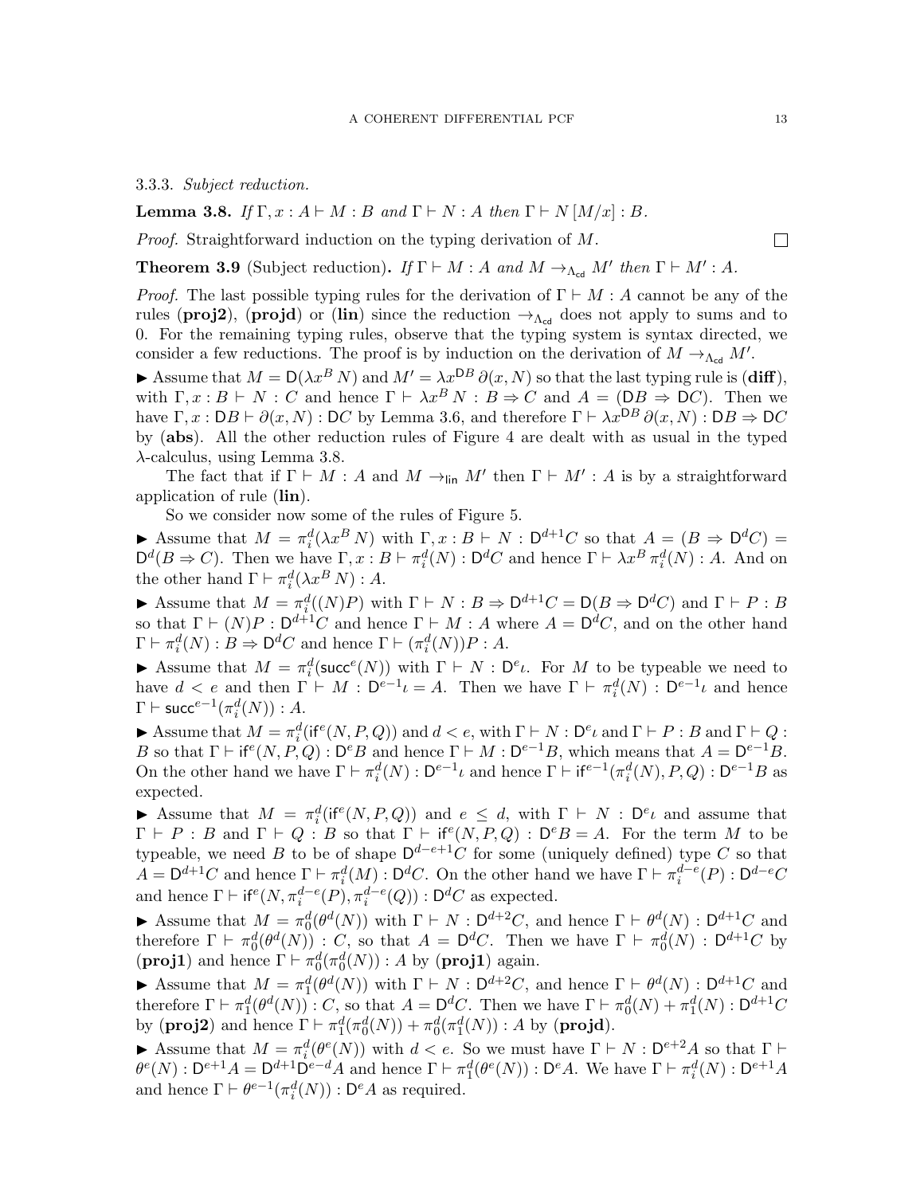3.3.3. *Subject reduction.*

**Lemma 3.8.** *If $\Gamma, x : A \vdash M : B$ and $\Gamma \vdash N : A$ then $\Gamma \vdash N\,[M/x] : B$.*

*Proof.* Straightforward induction on the typing derivation of $M$. $\square$

**Theorem 3.9** (Subject reduction)**.** *If $\Gamma \vdash M : A$ and $M \to_{\Lambda_{\mathsf{cd}}} M'$ then $\Gamma \vdash M' : A$.*

*Proof.* The last possible typing rules for the derivation of $\Gamma \vdash M : A$ cannot be any of the rules (**proj2**), (**projd**) or (**lin**) since the reduction $\to_{\Lambda_{\mathsf{cd}}}$ does not apply to sums and to 0. For the remaining typing rules, observe that the typing system is syntax directed, we consider a few reductions. The proof is by induction on the derivation of $M \to_{\Lambda_{\mathsf{cd}}} M'$.

► Assume that $M = \mathsf{D}(\lambda x^B\, N)$ and $M' = \lambda x^{\mathsf{D}B}\, \partial(x, N)$ so that the last typing rule is (**diff**), with $\Gamma, x : B \vdash N : C$ and hence $\Gamma \vdash \lambda x^B\, N : B \Rightarrow C$ and $A = (\mathsf{D}B \Rightarrow \mathsf{D}C)$. Then we have $\Gamma, x : \mathsf{D}B \vdash \partial(x, N) : \mathsf{D}C$ by Lemma 3.6, and therefore $\Gamma \vdash \lambda x^{\mathsf{D}B}\, \partial(x, N) : \mathsf{D}B \Rightarrow \mathsf{D}C$ by (**abs**). All the other reduction rules of Figure 4 are dealt with as usual in the typed $\lambda$-calculus, using Lemma 3.8.

The fact that if $\Gamma \vdash M : A$ and $M \to_{\mathsf{lin}} M'$ then $\Gamma \vdash M' : A$ is by a straightforward application of rule (**lin**).

So we consider now some of the rules of Figure 5.

► Assume that $M = \pi_i^d(\lambda x^B\, N)$ with $\Gamma, x : B \vdash N : \mathsf{D}^{d+1}C$ so that $A = (B \Rightarrow \mathsf{D}^d C) = \mathsf{D}^d(B \Rightarrow C)$. Then we have $\Gamma, x : B \vdash \pi_i^d(N) : \mathsf{D}^d C$ and hence $\Gamma \vdash \lambda x^B\, \pi_i^d(N) : A$. And on the other hand $\Gamma \vdash \pi_i^d(\lambda x^B\, N) : A$.

► Assume that $M = \pi_i^d((N)P)$ with $\Gamma \vdash N : B \Rightarrow \mathsf{D}^{d+1}C = \mathsf{D}(B \Rightarrow \mathsf{D}^d C)$ and $\Gamma \vdash P : B$ so that $\Gamma \vdash (N)P : \mathsf{D}^{d+1}C$ and hence $\Gamma \vdash M : A$ where $A = \mathsf{D}^d C$, and on the other hand $\Gamma \vdash \pi_i^d(N) : B \Rightarrow \mathsf{D}^d C$ and hence $\Gamma \vdash (\pi_i^d(N))P : A$.

► Assume that $M = \pi_i^d(\mathsf{succ}^e(N))$ with $\Gamma \vdash N : \mathsf{D}^e\iota$. For $M$ to be typeable we need to have $d < e$ and then $\Gamma \vdash M : \mathsf{D}^{e-1}\iota = A$. Then we have $\Gamma \vdash \pi_i^d(N) : \mathsf{D}^{e-1}\iota$ and hence $\Gamma \vdash \mathsf{succ}^{e-1}(\pi_i^d(N)) : A$.

► Assume that $M = \pi_i^d(\mathsf{if}^e(N, P, Q))$ and $d < e$, with $\Gamma \vdash N : \mathsf{D}^e\iota$ and $\Gamma \vdash P : B$ and $\Gamma \vdash Q : B$ so that $\Gamma \vdash \mathsf{if}^e(N, P, Q) : \mathsf{D}^e B$ and hence $\Gamma \vdash M : \mathsf{D}^{e-1}B$, which means that $A = \mathsf{D}^{e-1}B$. On the other hand we have $\Gamma \vdash \pi_i^d(N) : \mathsf{D}^{e-1}\iota$ and hence $\Gamma \vdash \mathsf{if}^{e-1}(\pi_i^d(N), P, Q) : \mathsf{D}^{e-1}B$ as expected.

► Assume that $M = \pi_i^d(\mathsf{if}^e(N, P, Q))$ and $e \leq d$, with $\Gamma \vdash N : \mathsf{D}^e\iota$ and assume that $\Gamma \vdash P : B$ and $\Gamma \vdash Q : B$ so that $\Gamma \vdash \mathsf{if}^e(N, P, Q) : \mathsf{D}^e B = A$. For the term $M$ to be typeable, we need $B$ to be of shape $\mathsf{D}^{d-e+1}C$ for some (uniquely defined) type $C$ so that $A = \mathsf{D}^{d+1}C$ and hence $\Gamma \vdash \pi_i^d(M) : \mathsf{D}^d C$. On the other hand we have $\Gamma \vdash \pi_i^{d-e}(P) : \mathsf{D}^{d-e}C$ and hence $\Gamma \vdash \mathsf{if}^e(N, \pi_i^{d-e}(P), \pi_i^{d-e}(Q)) : \mathsf{D}^d C$ as expected.

► Assume that $M = \pi_0^d(\theta^d(N))$ with $\Gamma \vdash N : \mathsf{D}^{d+2}C$, and hence $\Gamma \vdash \theta^d(N) : \mathsf{D}^{d+1}C$ and therefore $\Gamma \vdash \pi_0^d(\theta^d(N)) : C$, so that $A = \mathsf{D}^d C$. Then we have $\Gamma \vdash \pi_0^d(N) : \mathsf{D}^{d+1}C$ by (**proj1**) and hence $\Gamma \vdash \pi_0^d(\pi_0^d(N)) : A$ by (**proj1**) again.

► Assume that $M = \pi_1^d(\theta^d(N))$ with $\Gamma \vdash N : \mathsf{D}^{d+2}C$, and hence $\Gamma \vdash \theta^d(N) : \mathsf{D}^{d+1}C$ and therefore $\Gamma \vdash \pi_1^d(\theta^d(N)) : C$, so that $A = \mathsf{D}^d C$. Then we have $\Gamma \vdash \pi_0^d(N) + \pi_1^d(N) : \mathsf{D}^{d+1}C$ by (**proj2**) and hence $\Gamma \vdash \pi_1^d(\pi_0^d(N)) + \pi_0^d(\pi_1^d(N)) : A$ by (**projd**).

► Assume that $M = \pi_i^d(\theta^e(N))$ with $d < e$. So we must have $\Gamma \vdash N : \mathsf{D}^{e+2}A$ so that $\Gamma \vdash \theta^e(N) : \mathsf{D}^{e+1}A = \mathsf{D}^{d+1}\mathsf{D}^{e-d}A$ and hence $\Gamma \vdash \pi_1^d(\theta^e(N)) : \mathsf{D}^e A$. We have $\Gamma \vdash \pi_i^d(N) : \mathsf{D}^{e+1}A$ and hence $\Gamma \vdash \theta^{e-1}(\pi_i^d(N)) : \mathsf{D}^e A$ as required.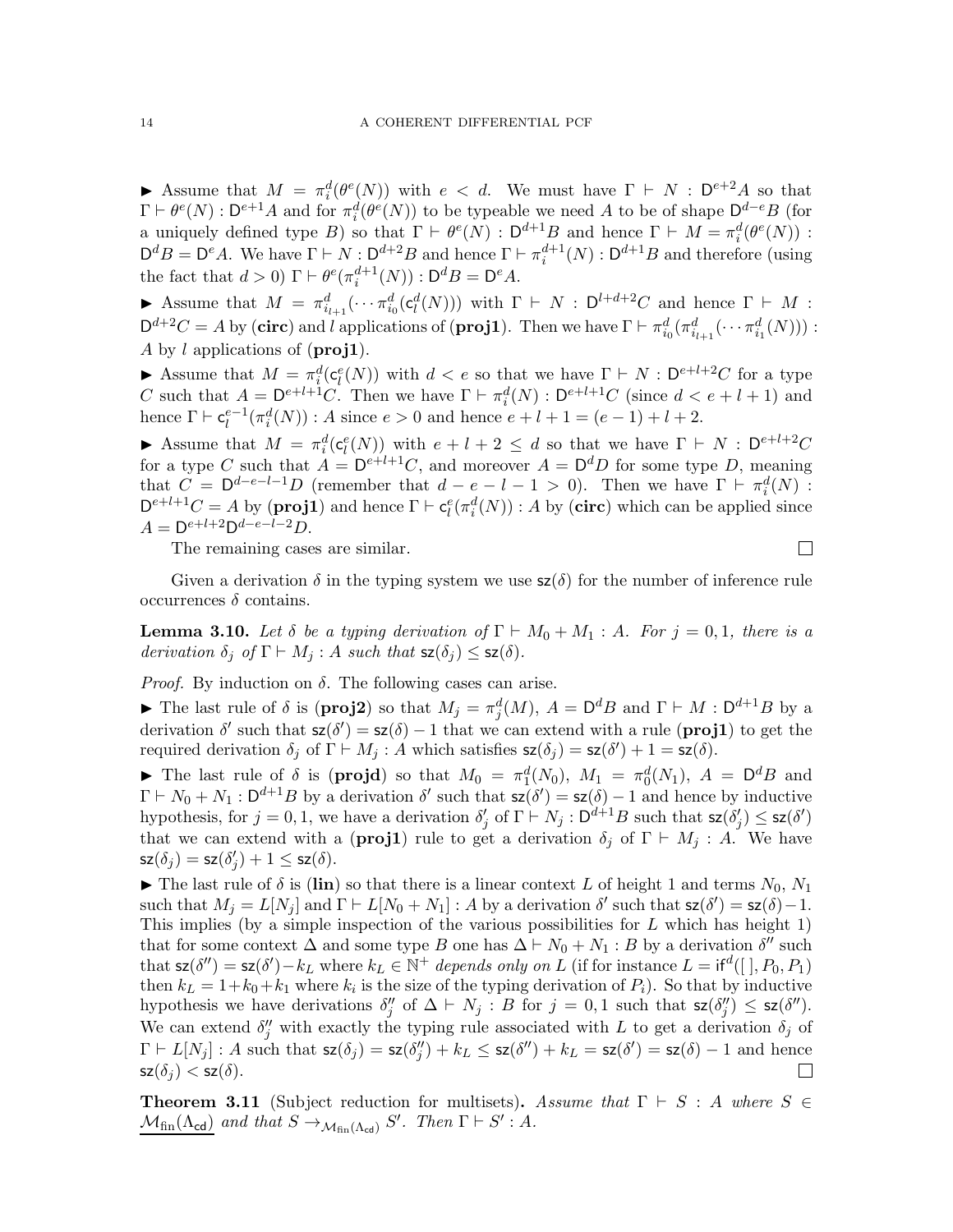► Assume that $M = \pi_i^d(\theta^e(N))$ with $e < d$. We must have $\Gamma \vdash N : \mathsf{D}^{e+2}A$ so that $\Gamma \vdash \theta^e(N) : \mathsf{D}^{e+1}A$ and for $\pi_i^d(\theta^e(N))$ to be typeable we need $A$ to be of shape $\mathsf{D}^{d-e}B$ (for a uniquely defined type $B$) so that $\Gamma \vdash \theta^e(N) : \mathsf{D}^{d+1}B$ and hence $\Gamma \vdash M = \pi_i^d(\theta^e(N)) : \mathsf{D}^d B = \mathsf{D}^e A$. We have $\Gamma \vdash N : \mathsf{D}^{d+2}B$ and hence $\Gamma \vdash \pi_i^{d+1}(N) : \mathsf{D}^{d+1}B$ and therefore (using the fact that $d > 0$) $\Gamma \vdash \theta^e(\pi_i^{d+1}(N)) : \mathsf{D}^d B = \mathsf{D}^e A$.

► Assume that $M = \pi_{i_{l+1}}^d(\cdots \pi_{i_0}^d(\mathsf{c}_l^d(N)))$ with $\Gamma \vdash N : \mathsf{D}^{l+d+2}C$ and hence $\Gamma \vdash M : \mathsf{D}^{d+2}C = A$ by (**circ**) and $l$ applications of (**proj1**). Then we have $\Gamma \vdash \pi_{i_0}^d(\pi_{i_{l+1}}^d(\cdots \pi_{i_1}^d(N))) : A$ by $l$ applications of (**proj1**).

► Assume that $M = \pi_i^d(\mathsf{c}_l^e(N))$ with $d < e$ so that we have $\Gamma \vdash N : \mathsf{D}^{e+l+2}C$ for a type $C$ such that $A = \mathsf{D}^{e+l+1}C$. Then we have $\Gamma \vdash \pi_i^d(N) : \mathsf{D}^{e+l+1}C$ (since $d < e + l + 1$) and hence $\Gamma \vdash \mathsf{c}_l^{e-1}(\pi_i^d(N)) : A$ since $e > 0$ and hence $e + l + 1 = (e-1) + l + 2$.

► Assume that $M = \pi_i^d(\mathsf{c}_l^e(N))$ with $e + l + 2 \leq d$ so that we have $\Gamma \vdash N : \mathsf{D}^{e+l+2}C$ for a type $C$ such that $A = \mathsf{D}^{e+l+1}C$, and moreover $A = \mathsf{D}^d D$ for some type $D$, meaning that $C = \mathsf{D}^{d-e-l-1}D$ (remember that $d - e - l - 1 > 0$). Then we have $\Gamma \vdash \pi_i^d(N) : \mathsf{D}^{e+l+1}C = A$ by (**proj1**) and hence $\Gamma \vdash \mathsf{c}_l^e(\pi_i^d(N)) : A$ by (**circ**) which can be applied since $A = \mathsf{D}^{e+l+2}\mathsf{D}^{d-e-l-2}D$.

The remaining cases are similar. □

Given a derivation $\delta$ in the typing system we use $\mathsf{sz}(\delta)$ for the number of inference rule occurrences $\delta$ contains.

**Lemma 3.10.** *Let $\delta$ be a typing derivation of $\Gamma \vdash M_0 + M_1 : A$. For $j = 0, 1$, there is a derivation $\delta_j$ of $\Gamma \vdash M_j : A$ such that $\mathsf{sz}(\delta_j) \leq \mathsf{sz}(\delta)$.*

*Proof.* By induction on $\delta$. The following cases can arise.

► The last rule of $\delta$ is (**proj2**) so that $M_j = \pi_j^d(M)$, $A = \mathsf{D}^d B$ and $\Gamma \vdash M : \mathsf{D}^{d+1}B$ by a derivation $\delta'$ such that $\mathsf{sz}(\delta') = \mathsf{sz}(\delta) - 1$ that we can extend with a rule (**proj1**) to get the required derivation $\delta_j$ of $\Gamma \vdash M_j : A$ which satisfies $\mathsf{sz}(\delta_j) = \mathsf{sz}(\delta') + 1 = \mathsf{sz}(\delta)$.

► The last rule of $\delta$ is (**projd**) so that $M_0 = \pi_1^d(N_0)$, $M_1 = \pi_0^d(N_1)$, $A = \mathsf{D}^d B$ and $\Gamma \vdash N_0 + N_1 : \mathsf{D}^{d+1}B$ by a derivation $\delta'$ such that $\mathsf{sz}(\delta') = \mathsf{sz}(\delta) - 1$ and hence by inductive hypothesis, for $j = 0, 1$, we have a derivation $\delta'_j$ of $\Gamma \vdash N_j : \mathsf{D}^{d+1}B$ such that $\mathsf{sz}(\delta'_j) \leq \mathsf{sz}(\delta')$ that we can extend with a (**proj1**) rule to get a derivation $\delta_j$ of $\Gamma \vdash M_j : A$. We have $\mathsf{sz}(\delta_j) = \mathsf{sz}(\delta'_j) + 1 \leq \mathsf{sz}(\delta)$.

► The last rule of $\delta$ is (**lin**) so that there is a linear context $L$ of height 1 and terms $N_0$, $N_1$ such that $M_j = L[N_j]$ and $\Gamma \vdash L[N_0 + N_1] : A$ by a derivation $\delta'$ such that $\mathsf{sz}(\delta') = \mathsf{sz}(\delta) - 1$. This implies (by a simple inspection of the various possibilities for $L$ which has height 1) that for some context $\Delta$ and some type $B$ one has $\Delta \vdash N_0 + N_1 : B$ by a derivation $\delta''$ such that $\mathsf{sz}(\delta'') = \mathsf{sz}(\delta') - k_L$ where $k_L \in \mathbb{N}^+$ *depends only on* $L$ (if for instance $L = \mathsf{if}^d([\,], P_0, P_1)$ then $k_L = 1 + k_0 + k_1$ where $k_i$ is the size of the typing derivation of $P_i$). So that by inductive hypothesis we have derivations $\delta''_j$ of $\Delta \vdash N_j : B$ for $j = 0, 1$ such that $\mathsf{sz}(\delta''_j) \leq \mathsf{sz}(\delta'')$. We can extend $\delta''_j$ with exactly the typing rule associated with $L$ to get a derivation $\delta_j$ of $\Gamma \vdash L[N_j] : A$ such that $\mathsf{sz}(\delta_j) = \mathsf{sz}(\delta''_j) + k_L \leq \mathsf{sz}(\delta'') + k_L = \mathsf{sz}(\delta') = \mathsf{sz}(\delta) - 1$ and hence $\mathsf{sz}(\delta_j) < \mathsf{sz}(\delta)$. □

**Theorem 3.11** (Subject reduction for multisets)**.** *Assume that $\Gamma \vdash S : A$ where $S \in \underline{\mathcal{M}_{\mathrm{fin}}(\Lambda_{\mathsf{cd}})}$ and that $S \to_{\mathcal{M}_{\mathrm{fin}}(\Lambda_{\mathsf{cd}})} S'$. Then $\Gamma \vdash S' : A$.*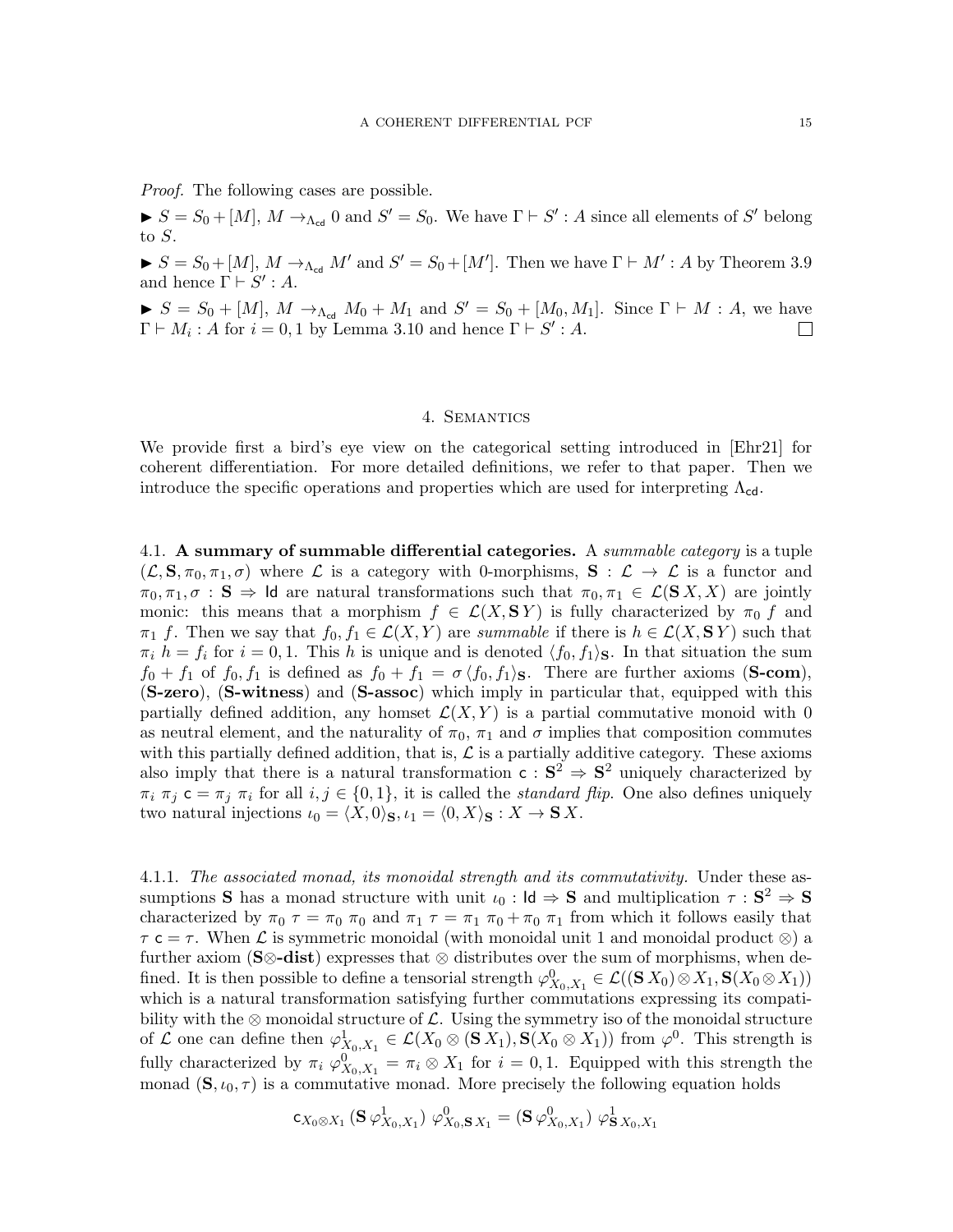*Proof.* The following cases are possible.

► $S = S_0 + [M]$, $M \to_{\Lambda_{\mathsf{cd}}} 0$ and $S' = S_0$. We have $\Gamma \vdash S' : A$ since all elements of $S'$ belong to $S$.

► $S = S_0 + [M]$, $M \to_{\Lambda_{\mathsf{cd}}} M'$ and $S' = S_0 + [M']$. Then we have $\Gamma \vdash M' : A$ by Theorem 3.9 and hence $\Gamma \vdash S' : A$.

► $S = S_0 + [M]$, $M \to_{\Lambda_{\mathsf{cd}}} M_0 + M_1$ and $S' = S_0 + [M_0, M_1]$. Since $\Gamma \vdash M : A$, we have $\Gamma \vdash M_i : A$ for $i = 0, 1$ by Lemma 3.10 and hence $\Gamma \vdash S' : A$. □

## 4. Semantics

We provide first a bird's eye view on the categorical setting introduced in [Ehr21] for coherent differentiation. For more detailed definitions, we refer to that paper. Then we introduce the specific operations and properties which are used for interpreting $\Lambda_{\mathsf{cd}}$.

### 4.1. A summary of summable differential categories.

A *summable category* is a tuple $(\mathcal{L}, \mathbf{S}, \pi_0, \pi_1, \sigma)$ where $\mathcal{L}$ is a category with 0-morphisms, $\mathbf{S} : \mathcal{L} \to \mathcal{L}$ is a functor and $\pi_0, \pi_1, \sigma : \mathbf{S} \Rightarrow \mathsf{Id}$ are natural transformations such that $\pi_0, \pi_1 \in \mathcal{L}(\mathbf{S}\, X, X)$ are jointly monic: this means that a morphism $f \in \mathcal{L}(X, \mathbf{S}\, Y)$ is fully characterized by $\pi_0\ f$ and $\pi_1\ f$. Then we say that $f_0, f_1 \in \mathcal{L}(X, Y)$ are *summable* if there is $h \in \mathcal{L}(X, \mathbf{S}\, Y)$ such that $\pi_i\ h = f_i$ for $i = 0, 1$. This $h$ is unique and is denoted $\langle f_0, f_1 \rangle_{\mathbf{S}}$. In that situation the sum $f_0 + f_1$ of $f_0, f_1$ is defined as $f_0 + f_1 = \sigma\, \langle f_0, f_1 \rangle_{\mathbf{S}}$. There are further axioms (**S-com**), (**S-zero**), (**S-witness**) and (**S-assoc**) which imply in particular that, equipped with this partially defined addition, any homset $\mathcal{L}(X, Y)$ is a partial commutative monoid with 0 as neutral element, and the naturality of $\pi_0$, $\pi_1$ and $\sigma$ implies that composition commutes with this partially defined addition, that is, $\mathcal{L}$ is a partially additive category. These axioms also imply that there is a natural transformation $\mathsf{c} : \mathbf{S}^2 \Rightarrow \mathbf{S}^2$ uniquely characterized by $\pi_i\ \pi_j\ \mathsf{c} = \pi_j\ \pi_i$ for all $i, j \in \{0, 1\}$, it is called the *standard flip*. One also defines uniquely two natural injections $\iota_0 = \langle X, 0 \rangle_{\mathbf{S}}, \iota_1 = \langle 0, X \rangle_{\mathbf{S}} : X \to \mathbf{S}\, X$.

#### 4.1.1. *The associated monad, its monoidal strength and its commutativity.*

Under these assumptions $\mathbf{S}$ has a monad structure with unit $\iota_0 : \mathsf{Id} \Rightarrow \mathbf{S}$ and multiplication $\tau : \mathbf{S}^2 \Rightarrow \mathbf{S}$ characterized by $\pi_0\ \tau = \pi_0\ \pi_0$ and $\pi_1\ \tau = \pi_1\ \pi_0 + \pi_0\ \pi_1$ from which it follows easily that $\tau\ \mathsf{c} = \tau$. When $\mathcal{L}$ is symmetric monoidal (with monoidal unit 1 and monoidal product $\otimes$) a further axiom (**S$\otimes$-dist**) expresses that $\otimes$ distributes over the sum of morphisms, when defined. It is then possible to define a tensorial strength $\varphi^0_{X_0,X_1} \in \mathcal{L}((\mathbf{S}\, X_0) \otimes X_1, \mathbf{S}(X_0 \otimes X_1))$ which is a natural transformation satisfying further commutations expressing its compatibility with the $\otimes$ monoidal structure of $\mathcal{L}$. Using the symmetry iso of the monoidal structure of $\mathcal{L}$ one can define then $\varphi^1_{X_0,X_1} \in \mathcal{L}(X_0 \otimes (\mathbf{S}\, X_1), \mathbf{S}(X_0 \otimes X_1))$ from $\varphi^0$. This strength is fully characterized by $\pi_i\ \varphi^0_{X_0,X_1} = \pi_i \otimes X_1$ for $i = 0, 1$. Equipped with this strength the monad $(\mathbf{S}, \iota_0, \tau)$ is a commutative monad. More precisely the following equation holds

$$\mathsf{c}_{X_0 \otimes X_1}\, (\mathbf{S}\, \varphi^1_{X_0,X_1})\ \varphi^0_{X_0, \mathbf{S}\, X_1} = (\mathbf{S}\, \varphi^0_{X_0,X_1})\ \varphi^1_{\mathbf{S}\, X_0, X_1}$$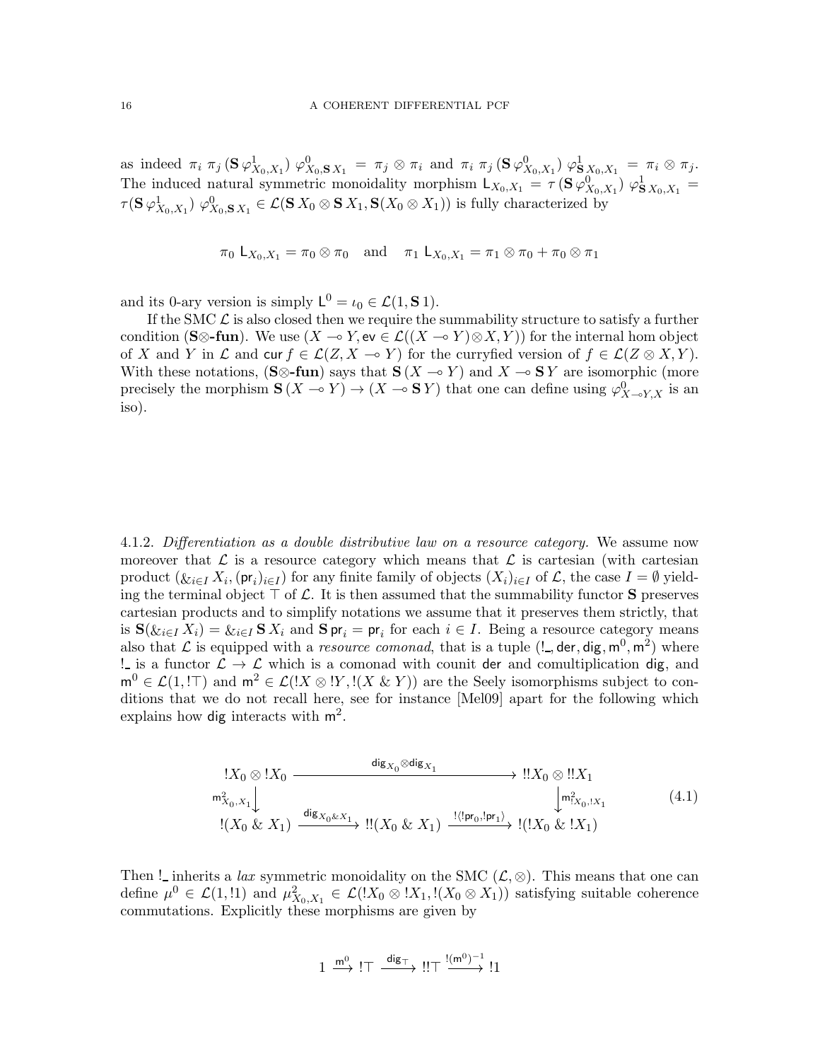as indeed $\pi_i\ \pi_j\,(\mathbf{S}\,\varphi^1_{X_0,X_1})\ \varphi^0_{X_0,\mathbf{S}\,X_1} = \pi_j \otimes \pi_i$ and $\pi_i\ \pi_j\,(\mathbf{S}\,\varphi^0_{X_0,X_1})\ \varphi^1_{\mathbf{S}\,X_0,X_1} = \pi_i \otimes \pi_j$. The induced natural symmetric monoidality morphism $\mathsf{L}_{X_0,X_1} = \tau\,(\mathbf{S}\,\varphi^0_{X_0,X_1})\ \varphi^1_{\mathbf{S}\,X_0,X_1} = \tau(\mathbf{S}\,\varphi^1_{X_0,X_1})\ \varphi^0_{X_0,\mathbf{S}\,X_1} \in \mathcal{L}(\mathbf{S}\,X_0 \otimes \mathbf{S}\,X_1, \mathbf{S}(X_0 \otimes X_1))$ is fully characterized by

$$\pi_0\ \mathsf{L}_{X_0,X_1} = \pi_0 \otimes \pi_0 \quad \text{and} \quad \pi_1\ \mathsf{L}_{X_0,X_1} = \pi_1 \otimes \pi_0 + \pi_0 \otimes \pi_1$$

and its 0-ary version is simply $\mathsf{L}^0 = \iota_0 \in \mathcal{L}(1, \mathbf{S}\,1)$.

If the SMC $\mathcal{L}$ is also closed then we require the summability structure to satisfy a further condition (**S⊗-fun**). We use $(X \multimap Y, \mathsf{ev} \in \mathcal{L}((X \multimap Y) \otimes X, Y))$ for the internal hom object of $X$ and $Y$ in $\mathcal{L}$ and $\mathsf{cur}\, f \in \mathcal{L}(Z, X \multimap Y)$ for the curryfied version of $f \in \mathcal{L}(Z \otimes X, Y)$. With these notations, (**S⊗-fun**) says that $\mathbf{S}\,(X \multimap Y)$ and $X \multimap \mathbf{S}\,Y$ are isomorphic (more precisely the morphism $\mathbf{S}\,(X \multimap Y) \to (X \multimap \mathbf{S}\,Y)$ that one can define using $\varphi^0_{X \multimap Y, X}$ is an iso).

4.1.2. *Differentiation as a double distributive law on a resource category.* We assume now moreover that $\mathcal{L}$ is a resource category which means that $\mathcal{L}$ is cartesian (with cartesian product $(\&_{i\in I} X_i, (\mathsf{pr}_i)_{i\in I})$ for any finite family of objects $(X_i)_{i\in I}$ of $\mathcal{L}$, the case $I = \emptyset$ yielding the terminal object $\top$ of $\mathcal{L}$. It is then assumed that the summability functor $\mathbf{S}$ preserves cartesian products and to simplify notations we assume that it preserves them strictly, that is $\mathbf{S}(\&_{i\in I} X_i) = \&_{i\in I} \mathbf{S}\,X_i$ and $\mathbf{S}\,\mathsf{pr}_i = \mathsf{pr}_i$ for each $i \in I$. Being a resource category means also that $\mathcal{L}$ is equipped with a *resource comonad*, that is a tuple $(!\_, \mathsf{der}, \mathsf{dig}, \mathsf{m}^0, \mathsf{m}^2)$ where $!\_$ is a functor $\mathcal{L} \to \mathcal{L}$ which is a comonad with counit $\mathsf{der}$ and comultiplication $\mathsf{dig}$, and $\mathsf{m}^0 \in \mathcal{L}(1, !\top)$ and $\mathsf{m}^2 \in \mathcal{L}(!X \otimes !Y, !(X \,\&\, Y))$ are the Seely isomorphisms subject to conditions that we do not recall here, see for instance [Mel09] apart for the following which explains how $\mathsf{dig}$ interacts with $\mathsf{m}^2$.

$$\begin{array}{ccccc}
!X_0 \otimes !X_0 & & \xrightarrow{\mathsf{dig}_{X_0} \otimes \mathsf{dig}_{X_1}} & & !!X_0 \otimes !!X_1 \\
\downarrow{\scriptstyle \mathsf{m}^2_{X_0,X_1}} & & & & \downarrow{\scriptstyle \mathsf{m}^2_{!X_0,!X_1}} \\
!(X_0 \,\&\, X_1) & \xrightarrow{\mathsf{dig}_{X_0 \& X_1}} & !!(X_0 \,\&\, X_1) & \xrightarrow{!\langle !\mathsf{pr}_0, !\mathsf{pr}_1 \rangle} & !(!X_0 \,\&\, !X_1)
\end{array} \tag{4.1}$$

Then $!\_$ inherits a *lax* symmetric monoidality on the SMC $(\mathcal{L}, \otimes)$. This means that one can define $\mu^0 \in \mathcal{L}(1, !1)$ and $\mu^2_{X_0,X_1} \in \mathcal{L}(!X_0 \otimes !X_1, !(X_0 \otimes X_1))$ satisfying suitable coherence commutations. Explicitly these morphisms are given by

$$1 \xrightarrow{\mathsf{m}^0} !\top \xrightarrow{\mathsf{dig}_\top} !!\top \xrightarrow{!(\mathsf{m}^0)^{-1}} !1$$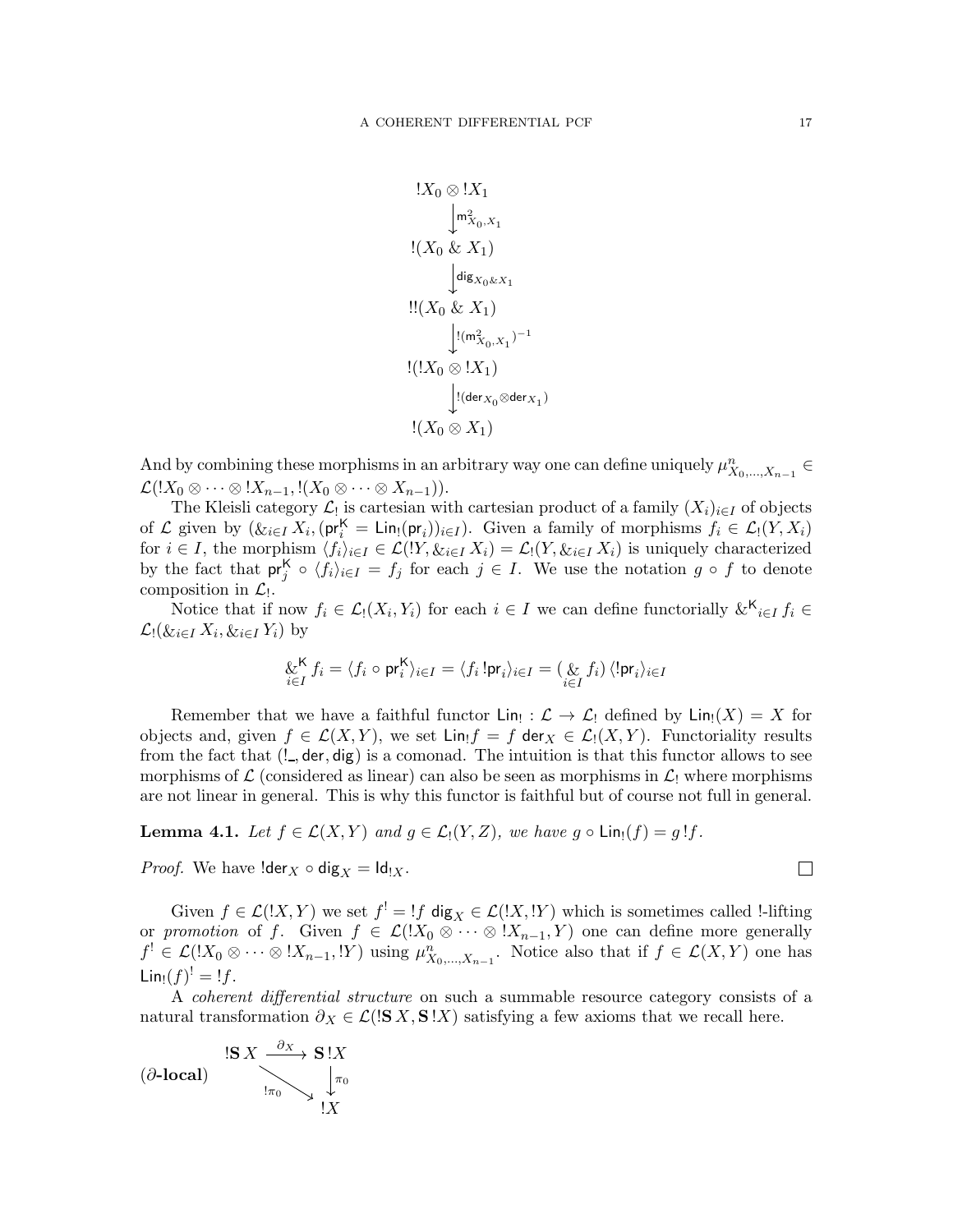$$
\begin{array}{c}
!X_0 \otimes !X_1 \\
\downarrow \mathsf{m}^2_{X_0,X_1} \\
!(X_0 \mathbin{\&} X_1) \\
\downarrow \mathsf{dig}_{X_0 \& X_1} \\
!!(X_0 \mathbin{\&} X_1) \\
\downarrow !(\mathsf{m}^2_{X_0,X_1})^{-1} \\
!(!X_0 \otimes !X_1) \\
\downarrow !(\mathsf{der}_{X_0} \otimes \mathsf{der}_{X_1}) \\
!(X_0 \otimes X_1)
\end{array}
$$

And by combining these morphisms in an arbitrary way one can define uniquely $\mu^n_{X_0,\dots,X_{n-1}} \in \mathcal{L}(!X_0 \otimes \cdots \otimes !X_{n-1}, !(X_0 \otimes \cdots \otimes X_{n-1}))$.

The Kleisli category $\mathcal{L}_!$ is cartesian with cartesian product of a family $(X_i)_{i\in I}$ of objects of $\mathcal{L}$ given by $(\&_{i\in I} X_i, (\mathsf{pr}^{\mathsf{K}}_i = \mathsf{Lin}_!(\mathsf{pr}_i))_{i\in I})$. Given a family of morphisms $f_i \in \mathcal{L}_!(Y, X_i)$ for $i \in I$, the morphism $\langle f_i \rangle_{i\in I} \in \mathcal{L}(!Y, \&_{i\in I} X_i) = \mathcal{L}_!(Y, \&_{i\in I} X_i)$ is uniquely characterized by the fact that $\mathsf{pr}^{\mathsf{K}}_j \circ \langle f_i \rangle_{i\in I} = f_j$ for each $j \in I$. We use the notation $g \circ f$ to denote composition in $\mathcal{L}_!$.

Notice that if now $f_i \in \mathcal{L}_!(X_i, Y_i)$ for each $i \in I$ we can define functorially $\&^{\mathsf{K}}_{i\in I} f_i \in \mathcal{L}_!(\&_{i\in I} X_i, \&_{i\in I} Y_i)$ by

$$
\mathop{\&^{\mathsf{K}}}_{i\in I} f_i = \langle f_i \circ \mathsf{pr}^{\mathsf{K}}_i \rangle_{i\in I} = \langle f_i \, !\mathsf{pr}_i \rangle_{i\in I} = (\mathop{\&}_{i\in I} f_i) \, \langle !\mathsf{pr}_i \rangle_{i\in I}
$$

Remember that we have a faithful functor $\mathsf{Lin}_! : \mathcal{L} \to \mathcal{L}_!$ defined by $\mathsf{Lin}_!(X) = X$ for objects and, given $f \in \mathcal{L}(X, Y)$, we set $\mathsf{Lin}_! f = f \, \mathsf{der}_X \in \mathcal{L}_!(X, Y)$. Functoriality results from the fact that $(!\_, \mathsf{der}, \mathsf{dig})$ is a comonad. The intuition is that this functor allows to see morphisms of $\mathcal{L}$ (considered as linear) can also be seen as morphisms in $\mathcal{L}_!$ where morphisms are not linear in general. This is why this functor is faithful but of course not full in general.

**Lemma 4.1.** *Let $f \in \mathcal{L}(X, Y)$ and $g \in \mathcal{L}_!(Y, Z)$, we have $g \circ \mathsf{Lin}_!(f) = g \, !f$.*

*Proof.* We have $!\mathsf{der}_X \circ \mathsf{dig}_X = \mathsf{Id}_{!X}$. $\square$

Given $f \in \mathcal{L}(!X, Y)$ we set $f^! = !f \; \mathsf{dig}_X \in \mathcal{L}(!X, !Y)$ which is sometimes called !-lifting or *promotion* of $f$. Given $f \in \mathcal{L}(!X_0 \otimes \cdots \otimes !X_{n-1}, Y)$ one can define more generally $f^! \in \mathcal{L}(!X_0 \otimes \cdots \otimes !X_{n-1}, !Y)$ using $\mu^n_{X_0,\dots,X_{n-1}}$. Notice also that if $f \in \mathcal{L}(X, Y)$ one has $\mathsf{Lin}_!(f)^! = !f$.

A *coherent differential structure* on such a summable resource category consists of a natural transformation $\partial_X \in \mathcal{L}(!\mathbf{S}\, X, \mathbf{S}\, !X)$ satisfying a few axioms that we recall here.

**($\partial$-local)**

$$
\begin{array}{ccc}
!\mathbf{S}\, X & \xrightarrow{\partial_X} & \mathbf{S}\, !X \\
& \searrow^{!\pi_0} & \downarrow \pi_0 \\
& & !X
\end{array}
$$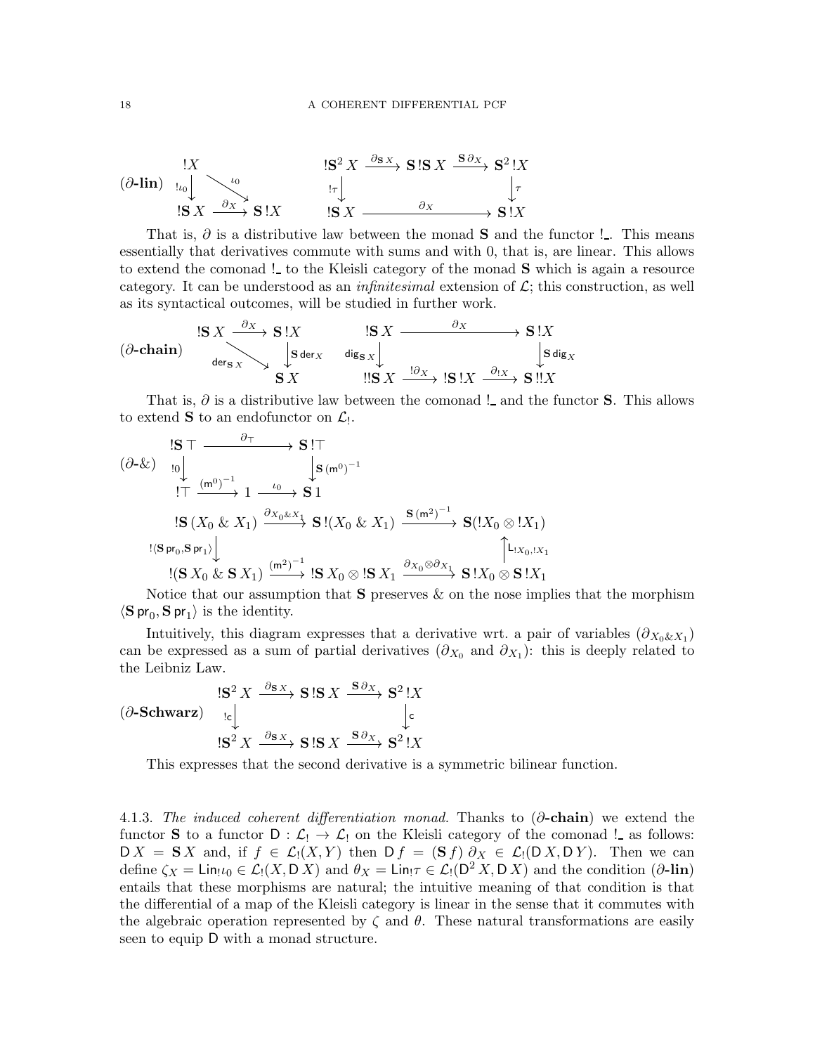$$
(\partial\text{-}\mathbf{lin})\quad
\begin{array}{ccc}
!X & & \\
{\scriptstyle !\iota_0}\downarrow & \searrow^{\iota_0} & \\
!\mathbf{S}\,X & \xrightarrow{\partial_X} & \mathbf{S}\,!X
\end{array}
\qquad
\begin{array}{ccccc}
!\mathbf{S}^2\,X & \xrightarrow{\partial_{\mathbf{S}\,X}} & \mathbf{S}\,!\mathbf{S}\,X & \xrightarrow{\mathbf{S}\,\partial_X} & \mathbf{S}^2\,!X \\
{\scriptstyle !\tau}\downarrow & & & & \downarrow{\scriptstyle \tau} \\
!\mathbf{S}\,X & & \xrightarrow{\partial_X} & & \mathbf{S}\,!X
\end{array}
$$

That is, $\partial$ is a distributive law between the monad $\mathbf{S}$ and the functor $!\_$. This means essentially that derivatives commute with sums and with 0, that is, are linear. This allows to extend the comonad $!\_$ to the Kleisli category of the monad $\mathbf{S}$ which is again a resource category. It can be understood as an *infinitesimal* extension of $\mathcal{L}$; this construction, as well as its syntactical outcomes, will be studied in further work.

$$
(\partial\text{-}\mathbf{chain})\quad
\begin{array}{ccc}
!\mathbf{S}\,X & \xrightarrow{\partial_X} & \mathbf{S}\,!X \\
& \searrow_{\mathsf{der}_{\mathbf{S}\,X}} & \downarrow{\scriptstyle \mathbf{S}\,\mathsf{der}_X} \\
& & \mathbf{S}\,X
\end{array}
\qquad
\begin{array}{ccccc}
!\mathbf{S}\,X & & \xrightarrow{\partial_X} & & \mathbf{S}\,!X \\
{\scriptstyle \mathsf{dig}_{\mathbf{S}\,X}}\downarrow & & & & \downarrow{\scriptstyle \mathbf{S}\,\mathsf{dig}_X} \\
!!\mathbf{S}\,X & \xrightarrow{!\partial_X} & !\mathbf{S}\,!X & \xrightarrow{\partial_{!X}} & \mathbf{S}\,!!X
\end{array}
$$

That is, $\partial$ is a distributive law between the comonad $!\_$ and the functor $\mathbf{S}$. This allows to extend $\mathbf{S}$ to an endofunctor on $\mathcal{L}_!$.

$$
(\partial\text{-}\&)\quad
\begin{array}{ccccc}
!\mathbf{S}\,\top & & \xrightarrow{\partial_\top} & & \mathbf{S}\,!\top \\
{\scriptstyle !0}\downarrow & & & & \downarrow{\scriptstyle \mathbf{S}\,(\mathsf{m}^0)^{-1}} \\
!\top & \xrightarrow{(\mathsf{m}^0)^{-1}} & 1 & \xrightarrow{\iota_0} & \mathbf{S}\,1
\end{array}
$$

$$
\begin{array}{ccccc}
!\mathbf{S}\,(X_0\ \&\ X_1) & \xrightarrow{\partial_{X_0\&X_1}} & \mathbf{S}\,!(X_0\ \&\ X_1) & \xrightarrow{\mathbf{S}\,(\mathsf{m}^2)^{-1}} & \mathbf{S}(!X_0 \otimes !X_1) \\
{\scriptstyle !\langle \mathbf{S}\,\mathsf{pr}_0,\mathbf{S}\,\mathsf{pr}_1\rangle}\downarrow & & & & \uparrow{\scriptstyle \mathsf{L}_{!X_0,!X_1}} \\
!(\mathbf{S}\,X_0\ \&\ \mathbf{S}\,X_1) & \xrightarrow{(\mathsf{m}^2)^{-1}} & !\mathbf{S}\,X_0 \otimes !\mathbf{S}\,X_1 & \xrightarrow{\partial_{X_0}\otimes\partial_{X_1}} & \mathbf{S}\,!X_0 \otimes \mathbf{S}\,!X_1
\end{array}
$$

Notice that our assumption that $\mathbf{S}$ preserves $\&$ on the nose implies that the morphism $\langle \mathbf{S}\,\mathsf{pr}_0, \mathbf{S}\,\mathsf{pr}_1\rangle$ is the identity.

Intuitively, this diagram expresses that a derivative wrt. a pair of variables ($\partial_{X_0\&X_1}$) can be expressed as a sum of partial derivatives ($\partial_{X_0}$ and $\partial_{X_1}$): this is deeply related to the Leibniz Law.

$$
(\partial\text{-}\mathbf{Schwarz})\quad
\begin{array}{ccccc}
!\mathbf{S}^2\,X & \xrightarrow{\partial_{\mathbf{S}\,X}} & \mathbf{S}\,!\mathbf{S}\,X & \xrightarrow{\mathbf{S}\,\partial_X} & \mathbf{S}^2\,!X \\
{\scriptstyle !\mathsf{c}}\downarrow & & & & \downarrow{\scriptstyle \mathsf{c}} \\
!\mathbf{S}^2\,X & \xrightarrow{\partial_{\mathbf{S}\,X}} & \mathbf{S}\,!\mathbf{S}\,X & \xrightarrow{\mathbf{S}\,\partial_X} & \mathbf{S}^2\,!X
\end{array}
$$

This expresses that the second derivative is a symmetric bilinear function.

4.1.3. *The induced coherent differentiation monad.* Thanks to ($\partial$-**chain**) we extend the functor $\mathbf{S}$ to a functor $\mathsf{D} : \mathcal{L}_! \to \mathcal{L}_!$ on the Kleisli category of the comonad $!\_$ as follows: $\mathsf{D}\,X = \mathbf{S}\,X$ and, if $f \in \mathcal{L}_!(X,Y)$ then $\mathsf{D}\,f = (\mathbf{S}\,f)\,\partial_X \in \mathcal{L}_!(\mathsf{D}\,X, \mathsf{D}\,Y)$. Then we can define $\zeta_X = \mathsf{Lin}_!\iota_0 \in \mathcal{L}_!(X, \mathsf{D}\,X)$ and $\theta_X = \mathsf{Lin}_!\tau \in \mathcal{L}_!(\mathsf{D}^2\,X, \mathsf{D}\,X)$ and the condition ($\partial$-**lin**) entails that these morphisms are natural; the intuitive meaning of that condition is that the differential of a map of the Kleisli category is linear in the sense that it commutes with the algebraic operation represented by $\zeta$ and $\theta$. These natural transformations are easily seen to equip $\mathsf{D}$ with a monad structure.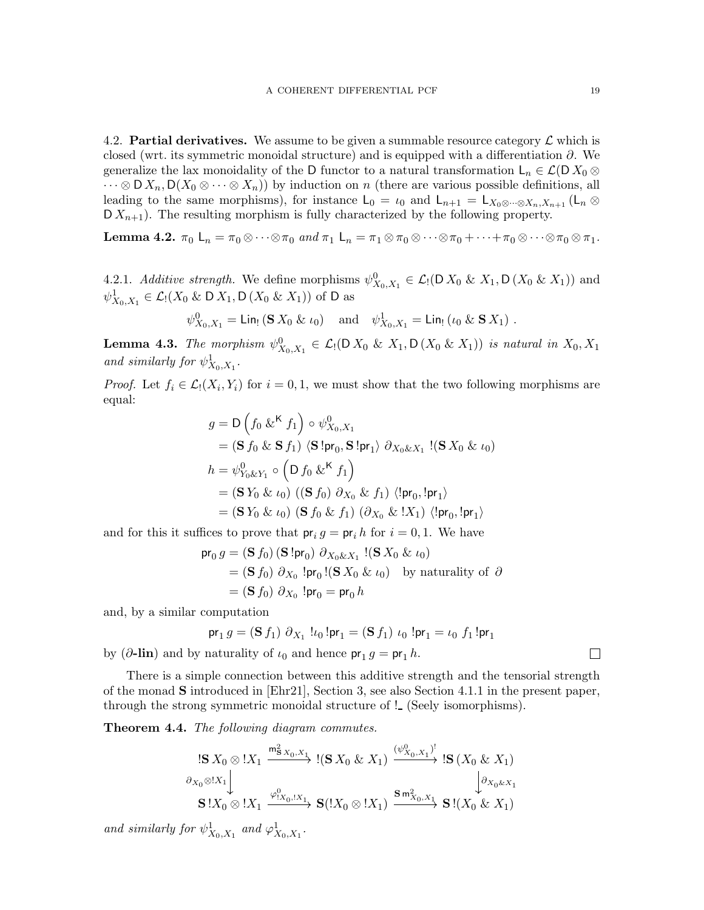4.2. **Partial derivatives.** We assume to be given a summable resource category $\mathcal{L}$ which is closed (wrt. its symmetric monoidal structure) and is equipped with a differentiation $\partial$. We generalize the lax monoidality of the $\mathsf{D}$ functor to a natural transformation $\mathsf{L}_n \in \mathcal{L}(\mathsf{D}\,X_0 \otimes \cdots \otimes \mathsf{D}\,X_n, \mathsf{D}(X_0 \otimes \cdots \otimes X_n))$ by induction on $n$ (there are various possible definitions, all leading to the same morphisms), for instance $\mathsf{L}_0 = \iota_0$ and $\mathsf{L}_{n+1} = \mathsf{L}_{X_0 \otimes \cdots \otimes X_n, X_{n+1}}\,(\mathsf{L}_n \otimes \mathsf{D}\,X_{n+1})$. The resulting morphism is fully characterized by the following property.

**Lemma 4.2.** $\pi_0\ \mathsf{L}_n = \pi_0 \otimes \cdots \otimes \pi_0$ *and* $\pi_1\ \mathsf{L}_n = \pi_1 \otimes \pi_0 \otimes \cdots \otimes \pi_0 + \cdots + \pi_0 \otimes \cdots \otimes \pi_0 \otimes \pi_1$.

4.2.1. *Additive strength.* We define morphisms $\psi^0_{X_0,X_1} \in \mathcal{L}_!(\mathsf{D}\,X_0 \;\&\; X_1, \mathsf{D}\,(X_0 \;\&\; X_1))$ and $\psi^1_{X_0,X_1} \in \mathcal{L}_!(X_0 \;\&\; \mathsf{D}\,X_1, \mathsf{D}\,(X_0 \;\&\; X_1))$ of $\mathsf{D}$ as

$$\psi^0_{X_0,X_1} = \mathsf{Lin}_!\,(\mathbf{S}\,X_0 \;\&\; \iota_0) \quad \text{and} \quad \psi^1_{X_0,X_1} = \mathsf{Lin}_!\,(\iota_0 \;\&\; \mathbf{S}\,X_1)\ .$$

**Lemma 4.3.** *The morphism* $\psi^0_{X_0,X_1} \in \mathcal{L}_!(\mathsf{D}\,X_0 \;\&\; X_1, \mathsf{D}\,(X_0 \;\&\; X_1))$ *is natural in* $X_0, X_1$ *and similarly for* $\psi^1_{X_0,X_1}$.

*Proof.* Let $f_i \in \mathcal{L}_!(X_i, Y_i)$ for $i = 0, 1$, we must show that the two following morphisms are equal:

$$\begin{aligned}
g &= \mathsf{D}\left(f_0 \;\&^{\mathsf{K}}\; f_1\right) \circ \psi^0_{X_0,X_1} \\
&= (\mathbf{S}\,f_0 \;\&\; \mathbf{S}\,f_1)\ \langle \mathbf{S}\,!\mathsf{pr}_0, \mathbf{S}\,!\mathsf{pr}_1 \rangle\ \partial_{X_0 \& X_1}\ !(\mathbf{S}\,X_0 \;\&\; \iota_0) \\
h &= \psi^0_{Y_0 \& Y_1} \circ \left(\mathsf{D}\,f_0 \;\&^{\mathsf{K}}\; f_1\right) \\
&= (\mathbf{S}\,Y_0 \;\&\; \iota_0)\ ((\mathbf{S}\,f_0)\ \partial_{X_0} \;\&\; f_1)\ \langle !\mathsf{pr}_0, !\mathsf{pr}_1 \rangle \\
&= (\mathbf{S}\,Y_0 \;\&\; \iota_0)\ (\mathbf{S}\,f_0 \;\&\; f_1)\ (\partial_{X_0} \;\&\; !X_1)\ \langle !\mathsf{pr}_0, !\mathsf{pr}_1 \rangle
\end{aligned}$$

and for this it suffices to prove that $\mathsf{pr}_i\, g = \mathsf{pr}_i\, h$ for $i = 0, 1$. We have

$$\begin{aligned}
\mathsf{pr}_0\, g &= (\mathbf{S}\,f_0)\,(\mathbf{S}\,!\mathsf{pr}_0)\ \partial_{X_0 \& X_1}\ !(\mathbf{S}\,X_0 \;\&\; \iota_0) \\
&= (\mathbf{S}\,f_0)\ \partial_{X_0}\ !\mathsf{pr}_0\,!(\mathbf{S}\,X_0 \;\&\; \iota_0) \quad \text{by naturality of } \partial \\
&= (\mathbf{S}\,f_0)\ \partial_{X_0}\ !\mathsf{pr}_0 = \mathsf{pr}_0\, h
\end{aligned}$$

and, by a similar computation

$$\mathsf{pr}_1\, g = (\mathbf{S}\,f_1)\ \partial_{X_1}\ !\iota_0\,!\mathsf{pr}_1 = (\mathbf{S}\,f_1)\ \iota_0\ !\mathsf{pr}_1 = \iota_0\ f_1\,!\mathsf{pr}_1$$

by ($\partial$**-lin**) and by naturality of $\iota_0$ and hence $\mathsf{pr}_1\, g = \mathsf{pr}_1\, h$. $\square$

There is a simple connection between this additive strength and the tensorial strength of the monad $\mathbf{S}$ introduced in [Ehr21], Section 3, see also Section 4.1.1 in the present paper, through the strong symmetric monoidal structure of $!\_$ (Seely isomorphisms).

**Theorem 4.4.** *The following diagram commutes.*

$$\begin{array}{ccccc}
!\mathbf{S}\,X_0 \otimes !X_1 & \xrightarrow{\mathsf{m}^2_{\mathbf{S}\,X_0,X_1}} & !(\mathbf{S}\,X_0 \;\&\; X_1) & \xrightarrow{(\psi^0_{X_0,X_1})^!} & !\mathbf{S}\,(X_0 \;\&\; X_1) \\
\Big\downarrow{\scriptstyle \partial_{X_0} \otimes !X_1} & & & & \Big\downarrow{\scriptstyle \partial_{X_0 \& X_1}} \\
\mathbf{S}\,!X_0 \otimes !X_1 & \xrightarrow{\varphi^0_{!X_0,!X_1}} & \mathbf{S}(!X_0 \otimes !X_1) & \xrightarrow{\mathbf{S}\,\mathsf{m}^2_{X_0,X_1}} & \mathbf{S}\,!(X_0 \;\&\; X_1)
\end{array}$$

*and similarly for* $\psi^1_{X_0,X_1}$ *and* $\varphi^1_{X_0,X_1}$.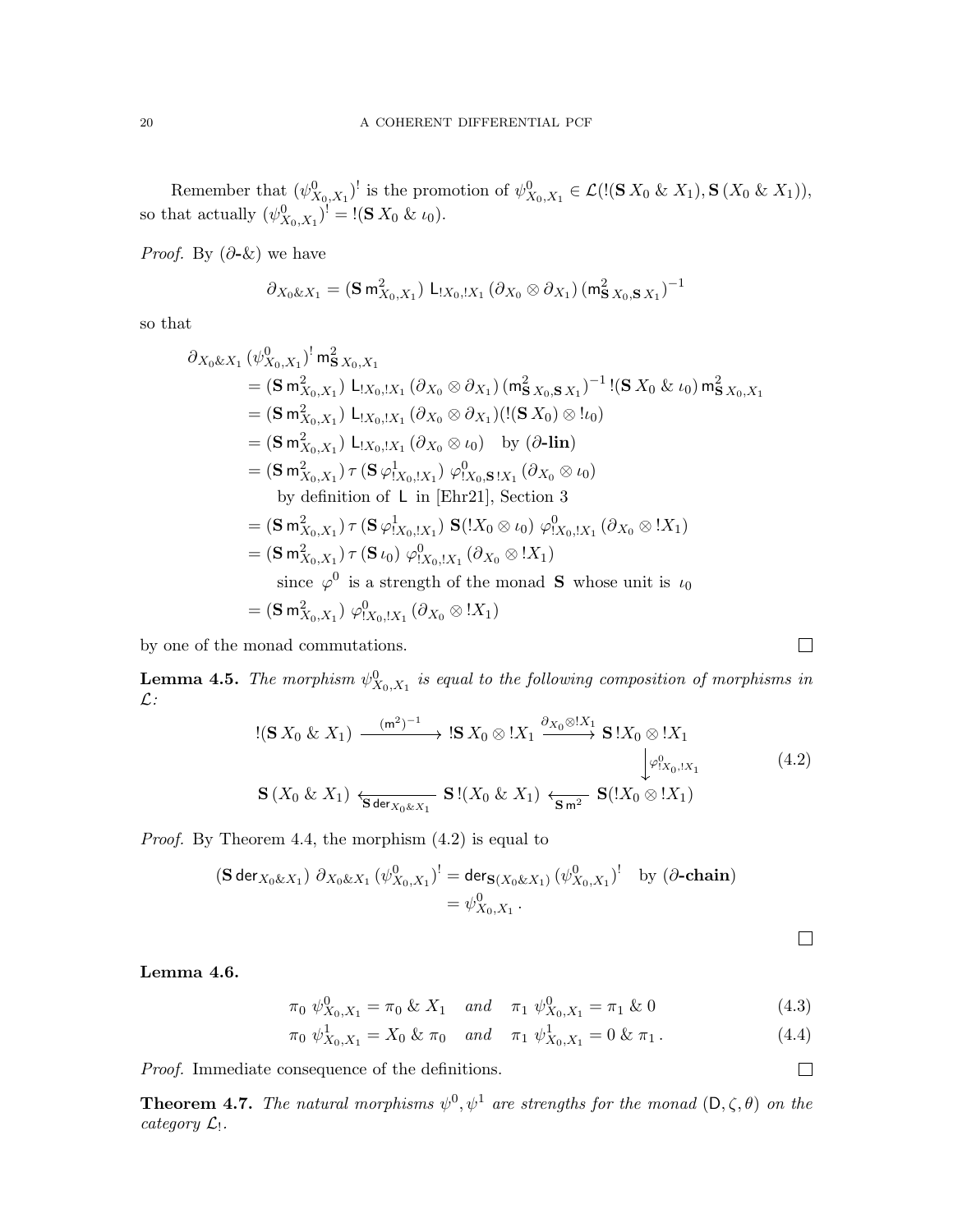Remember that $(\psi^0_{X_0,X_1})^!$ is the promotion of $\psi^0_{X_0,X_1} \in \mathcal{L}(!(\mathbf{S}\,X_0 \mathbin{\&} X_1), \mathbf{S}\,(X_0 \mathbin{\&} X_1))$, so that actually $(\psi^0_{X_0,X_1})^! = !(\mathbf{S}\,X_0 \mathbin{\&} \iota_0)$.

*Proof.* By ($\partial$-&) we have

$$\partial_{X_0 \& X_1} = (\mathbf{S}\,\mathsf{m}^2_{X_0,X_1})\ \mathsf{L}_{!X_0,!X_1}\,(\partial_{X_0} \otimes \partial_{X_1})\,(\mathsf{m}^2_{\mathbf{S}\,X_0,\mathbf{S}\,X_1})^{-1}$$

so that

$$
\begin{aligned}
&\partial_{X_0 \& X_1}\,(\psi^0_{X_0,X_1})^!\,\mathsf{m}^2_{\mathbf{S}\,X_0,X_1} \\
&\quad = (\mathbf{S}\,\mathsf{m}^2_{X_0,X_1})\ \mathsf{L}_{!X_0,!X_1}\,(\partial_{X_0} \otimes \partial_{X_1})\,(\mathsf{m}^2_{\mathbf{S}\,X_0,\mathbf{S}\,X_1})^{-1}\,!(\mathbf{S}\,X_0 \mathbin{\&} \iota_0)\,\mathsf{m}^2_{\mathbf{S}\,X_0,X_1} \\
&\quad = (\mathbf{S}\,\mathsf{m}^2_{X_0,X_1})\ \mathsf{L}_{!X_0,!X_1}\,(\partial_{X_0} \otimes \partial_{X_1})(!(\mathbf{S}\,X_0) \otimes !\iota_0) \\
&\quad = (\mathbf{S}\,\mathsf{m}^2_{X_0,X_1})\ \mathsf{L}_{!X_0,!X_1}\,(\partial_{X_0} \otimes \iota_0) \quad \text{by } (\partial\textbf{-lin}) \\
&\quad = (\mathbf{S}\,\mathsf{m}^2_{X_0,X_1})\,\tau\,(\mathbf{S}\,\varphi^1_{!X_0,!X_1})\ \varphi^0_{!X_0,\mathbf{S}\,!X_1}\,(\partial_{X_0} \otimes \iota_0) \\
&\qquad\quad \text{by definition of } \mathsf{L} \text{ in [Ehr21], Section 3} \\
&\quad = (\mathbf{S}\,\mathsf{m}^2_{X_0,X_1})\,\tau\,(\mathbf{S}\,\varphi^1_{!X_0,!X_1})\ \mathbf{S}(!X_0 \otimes \iota_0)\ \varphi^0_{!X_0,!X_1}\,(\partial_{X_0} \otimes !X_1) \\
&\quad = (\mathbf{S}\,\mathsf{m}^2_{X_0,X_1})\,\tau\,(\mathbf{S}\,\iota_0)\ \varphi^0_{!X_0,!X_1}\,(\partial_{X_0} \otimes !X_1) \\
&\qquad\quad \text{since } \varphi^0 \text{ is a strength of the monad } \mathbf{S} \text{ whose unit is } \iota_0 \\
&\quad = (\mathbf{S}\,\mathsf{m}^2_{X_0,X_1})\ \varphi^0_{!X_0,!X_1}\,(\partial_{X_0} \otimes !X_1)
\end{aligned}
$$

by one of the monad commutations. $\square$

**Lemma 4.5.** *The morphism $\psi^0_{X_0,X_1}$ is equal to the following composition of morphisms in $\mathcal{L}$:*

$$
\begin{array}{ccccc}
!(\mathbf{S}\,X_0 \mathbin{\&} X_1) & \xrightarrow{(\mathsf{m}^2)^{-1}} & !\mathbf{S}\,X_0 \otimes !X_1 & \xrightarrow{\partial_{X_0} \otimes !X_1} & \mathbf{S}\,!X_0 \otimes !X_1 \\
 & & & & \big\downarrow{\scriptstyle \varphi^0_{!X_0,!X_1}} \\
\mathbf{S}\,(X_0 \mathbin{\&} X_1) & \xleftarrow[\mathbf{S}\,\mathsf{der}_{X_0 \& X_1}]{} & \mathbf{S}\,!(X_0 \mathbin{\&} X_1) & \xleftarrow[\mathbf{S}\,\mathsf{m}^2]{} & \mathbf{S}(!X_0 \otimes !X_1)
\end{array}
\tag{4.2}
$$

*Proof.* By Theorem 4.4, the morphism (4.2) is equal to

$$
\begin{aligned}
(\mathbf{S}\,\mathsf{der}_{X_0 \& X_1})\ \partial_{X_0 \& X_1}\,(\psi^0_{X_0,X_1})^! &= \mathsf{der}_{\mathbf{S}(X_0 \& X_1)}\,(\psi^0_{X_0,X_1})^! \quad \text{by } (\partial\textbf{-chain}) \\
&= \psi^0_{X_0,X_1}\,.
\end{aligned}
$$

$\square$

**Lemma 4.6.**

$$\pi_0\ \psi^0_{X_0,X_1} = \pi_0 \mathbin{\&} X_1 \quad \text{and} \quad \pi_1\ \psi^0_{X_0,X_1} = \pi_1 \mathbin{\&} 0 \tag{4.3}$$

$$\pi_0\ \psi^1_{X_0,X_1} = X_0 \mathbin{\&} \pi_0 \quad \text{and} \quad \pi_1\ \psi^1_{X_0,X_1} = 0 \mathbin{\&} \pi_1\,. \tag{4.4}$$

*Proof.* Immediate consequence of the definitions. $\square$

**Theorem 4.7.** *The natural morphisms $\psi^0, \psi^1$ are strengths for the monad $(\mathsf{D}, \zeta, \theta)$ on the category $\mathcal{L}_!$.*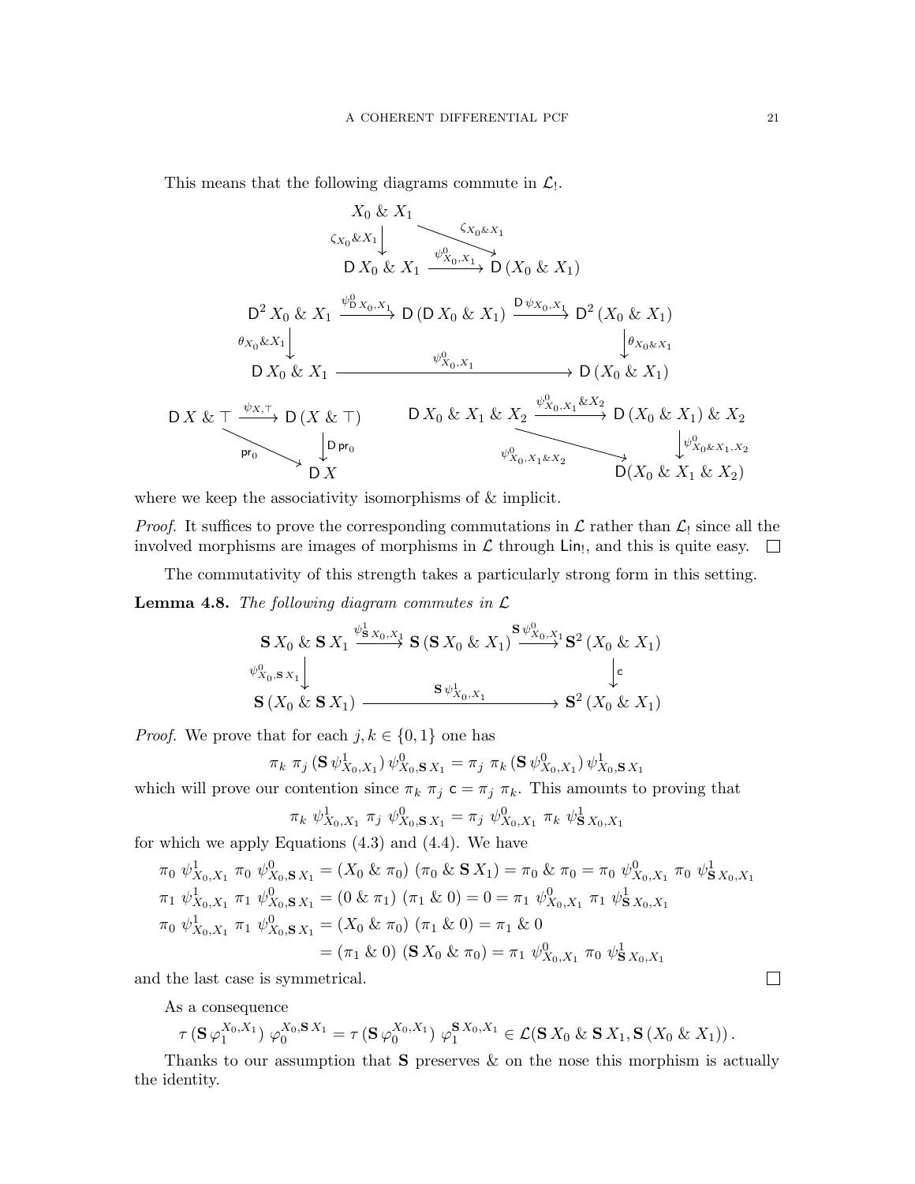This means that the following diagrams commute in $\mathcal{L}_!$.

$$\begin{array}{ccc}
X_0 \mathbin{\&} X_1 & & \\
\downarrow{\scriptstyle \zeta_{X_0} \mathbin{\&} X_1} & \searrow{\scriptstyle \zeta_{X_0 \mathbin{\&} X_1}} & \\
\mathsf{D}\, X_0 \mathbin{\&} X_1 & \xrightarrow{\psi^0_{X_0,X_1}} & \mathsf{D}\,(X_0 \mathbin{\&} X_1)
\end{array}$$

$$\begin{array}{ccccc}
\mathsf{D}^2\, X_0 \mathbin{\&} X_1 & \xrightarrow{\psi^0_{\mathsf{D}\, X_0,X_1}} & \mathsf{D}\,(\mathsf{D}\, X_0 \mathbin{\&} X_1) & \xrightarrow{\mathsf{D}\, \psi_{X_0,X_1}} & \mathsf{D}^2\,(X_0 \mathbin{\&} X_1) \\
\downarrow{\scriptstyle \theta_{X_0} \mathbin{\&} X_1} & & & & \downarrow{\scriptstyle \theta_{X_0 \mathbin{\&} X_1}} \\
\mathsf{D}\, X_0 \mathbin{\&} X_1 & & \xrightarrow{\psi^0_{X_0,X_1}} & & \mathsf{D}\,(X_0 \mathbin{\&} X_1)
\end{array}$$

$$\begin{array}{ccc}
\mathsf{D}\, X \mathbin{\&} \top & \xrightarrow{\psi_{X,\top}} & \mathsf{D}\,(X \mathbin{\&} \top) \\
& \searrow{\scriptstyle \mathsf{pr}_0} & \downarrow{\scriptstyle \mathsf{D}\,\mathsf{pr}_0} \\
& & \mathsf{D}\, X
\end{array}
\qquad
\begin{array}{ccc}
\mathsf{D}\, X_0 \mathbin{\&} X_1 \mathbin{\&} X_2 & \xrightarrow{\psi^0_{X_0,X_1} \mathbin{\&} X_2} & \mathsf{D}\,(X_0 \mathbin{\&} X_1) \mathbin{\&} X_2 \\
& \searrow{\scriptstyle \psi^0_{X_0,X_1 \mathbin{\&} X_2}} & \downarrow{\scriptstyle \psi^0_{X_0 \mathbin{\&} X_1,X_2}} \\
& & \mathsf{D}(X_0 \mathbin{\&} X_1 \mathbin{\&} X_2)
\end{array}$$

where we keep the associativity isomorphisms of $\&$ implicit.

*Proof.* It suffices to prove the corresponding commutations in $\mathcal{L}$ rather than $\mathcal{L}_!$ since all the involved morphisms are images of morphisms in $\mathcal{L}$ through $\mathsf{Lin}_!$, and this is quite easy. $\square$

The commutativity of this strength takes a particularly strong form in this setting.

**Lemma 4.8.** *The following diagram commutes in $\mathcal{L}$*

$$\begin{array}{ccccc}
\mathbf{S}\, X_0 \mathbin{\&} \mathbf{S}\, X_1 & \xrightarrow{\psi^1_{\mathbf{S}\, X_0,X_1}} & \mathbf{S}\,(\mathbf{S}\, X_0 \mathbin{\&} X_1) & \xrightarrow{\mathbf{S}\, \psi^0_{X_0,X_1}} & \mathbf{S}^2\,(X_0 \mathbin{\&} X_1) \\
\downarrow{\scriptstyle \psi^0_{X_0,\mathbf{S}\, X_1}} & & & & \downarrow{\scriptstyle \mathsf{c}} \\
\mathbf{S}\,(X_0 \mathbin{\&} \mathbf{S}\, X_1) & & \xrightarrow{\mathbf{S}\, \psi^1_{X_0,X_1}} & & \mathbf{S}^2\,(X_0 \mathbin{\&} X_1)
\end{array}$$

*Proof.* We prove that for each $j,k \in \{0,1\}$ one has

$$\pi_k\ \pi_j\ (\mathbf{S}\, \psi^1_{X_0,X_1})\, \psi^0_{X_0,\mathbf{S}\, X_1} = \pi_j\ \pi_k\ (\mathbf{S}\, \psi^0_{X_0,X_1})\, \psi^1_{X_0,\mathbf{S}\, X_1}$$

which will prove our contention since $\pi_k\ \pi_j\ \mathsf{c} = \pi_j\ \pi_k$. This amounts to proving that

$$\pi_k\ \psi^1_{X_0,X_1}\ \pi_j\ \psi^0_{X_0,\mathbf{S}\, X_1} = \pi_j\ \psi^0_{X_0,X_1}\ \pi_k\ \psi^1_{\mathbf{S}\, X_0,X_1}$$

for which we apply Equations (4.3) and (4.4). We have

$$\begin{aligned}
\pi_0\ \psi^1_{X_0,X_1}\ \pi_0\ \psi^0_{X_0,\mathbf{S}\, X_1} &= (X_0 \mathbin{\&} \pi_0)\ (\pi_0 \mathbin{\&} \mathbf{S}\, X_1) = \pi_0 \mathbin{\&} \pi_0 = \pi_0\ \psi^0_{X_0,X_1}\ \pi_0\ \psi^1_{\mathbf{S}\, X_0,X_1} \\
\pi_1\ \psi^1_{X_0,X_1}\ \pi_1\ \psi^0_{X_0,\mathbf{S}\, X_1} &= (0 \mathbin{\&} \pi_1)\ (\pi_1 \mathbin{\&} 0) = 0 = \pi_1\ \psi^0_{X_0,X_1}\ \pi_1\ \psi^1_{\mathbf{S}\, X_0,X_1} \\
\pi_0\ \psi^1_{X_0,X_1}\ \pi_1\ \psi^0_{X_0,\mathbf{S}\, X_1} &= (X_0 \mathbin{\&} \pi_0)\ (\pi_1 \mathbin{\&} 0) = \pi_1 \mathbin{\&} 0 \\
&= (\pi_1 \mathbin{\&} 0)\ (\mathbf{S}\, X_0 \mathbin{\&} \pi_0) = \pi_1\ \psi^0_{X_0,X_1}\ \pi_0\ \psi^1_{\mathbf{S}\, X_0,X_1}
\end{aligned}$$

and the last case is symmetrical. $\square$

As a consequence

$$\tau\,(\mathbf{S}\, \varphi_1^{X_0,X_1})\ \varphi_0^{X_0,\mathbf{S}\, X_1} = \tau\,(\mathbf{S}\, \varphi_0^{X_0,X_1})\ \varphi_1^{\mathbf{S}\, X_0,X_1} \in \mathcal{L}(\mathbf{S}\, X_0 \mathbin{\&} \mathbf{S}\, X_1, \mathbf{S}\,(X_0 \mathbin{\&} X_1))\,.$$

Thanks to our assumption that $\mathbf{S}$ preserves $\&$ on the nose this morphism is actually the identity.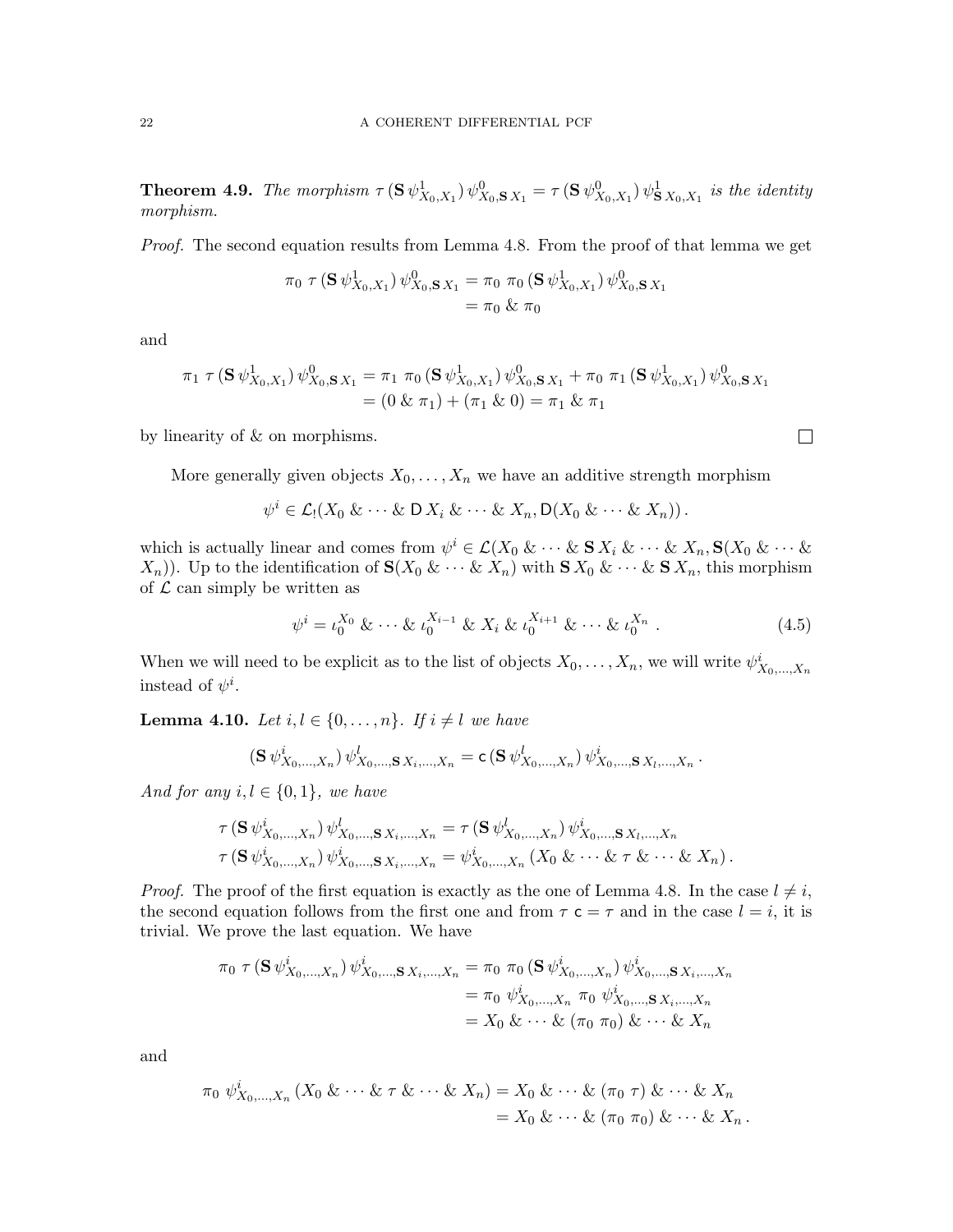**Theorem 4.9.** *The morphism $\tau\,(\mathbf{S}\,\psi^1_{X_0,X_1})\,\psi^0_{X_0,\mathbf{S}\,X_1} = \tau\,(\mathbf{S}\,\psi^0_{X_0,X_1})\,\psi^1_{\mathbf{S}\,X_0,X_1}$ is the identity morphism.*

*Proof.* The second equation results from Lemma 4.8. From the proof of that lemma we get

$$\begin{aligned}
\pi_0\ \tau\,(\mathbf{S}\,\psi^1_{X_0,X_1})\,\psi^0_{X_0,\mathbf{S}\,X_1} &= \pi_0\ \pi_0\,(\mathbf{S}\,\psi^1_{X_0,X_1})\,\psi^0_{X_0,\mathbf{S}\,X_1} \\
&= \pi_0 \mathbin{\&} \pi_0
\end{aligned}$$

and

$$\begin{aligned}
\pi_1\ \tau\,(\mathbf{S}\,\psi^1_{X_0,X_1})\,\psi^0_{X_0,\mathbf{S}\,X_1} &= \pi_1\ \pi_0\,(\mathbf{S}\,\psi^1_{X_0,X_1})\,\psi^0_{X_0,\mathbf{S}\,X_1} + \pi_0\ \pi_1\,(\mathbf{S}\,\psi^1_{X_0,X_1})\,\psi^0_{X_0,\mathbf{S}\,X_1} \\
&= (0 \mathbin{\&} \pi_1) + (\pi_1 \mathbin{\&} 0) = \pi_1 \mathbin{\&} \pi_1
\end{aligned}$$

by linearity of & on morphisms. $\square$

More generally given objects $X_0, \dots, X_n$ we have an additive strength morphism

$$\psi^i \in \mathcal{L}_!(X_0 \mathbin{\&} \cdots \mathbin{\&} \mathsf{D}\,X_i \mathbin{\&} \cdots \mathbin{\&} X_n, \mathsf{D}(X_0 \mathbin{\&} \cdots \mathbin{\&} X_n))\,.$$

which is actually linear and comes from $\psi^i \in \mathcal{L}(X_0 \mathbin{\&} \cdots \mathbin{\&} \mathbf{S}\,X_i \mathbin{\&} \cdots \mathbin{\&} X_n, \mathbf{S}(X_0 \mathbin{\&} \cdots \mathbin{\&} X_n))$. Up to the identification of $\mathbf{S}(X_0 \mathbin{\&} \cdots \mathbin{\&} X_n)$ with $\mathbf{S}\,X_0 \mathbin{\&} \cdots \mathbin{\&} \mathbf{S}\,X_n$, this morphism of $\mathcal{L}$ can simply be written as

$$\psi^i = \iota_0^{X_0} \mathbin{\&} \cdots \mathbin{\&} \iota_0^{X_{i-1}} \mathbin{\&} X_i \mathbin{\&} \iota_0^{X_{i+1}} \mathbin{\&} \cdots \mathbin{\&} \iota_0^{X_n}\ . \tag{4.5}$$

When we will need to be explicit as to the list of objects $X_0, \dots, X_n$, we will write $\psi^i_{X_0,\dots,X_n}$ instead of $\psi^i$.

**Lemma 4.10.** *Let $i, l \in \{0, \dots, n\}$. If $i \neq l$ we have*

$$(\mathbf{S}\,\psi^i_{X_0,\dots,X_n})\,\psi^l_{X_0,\dots,\mathbf{S}\,X_i,\dots,X_n} = \mathsf{c}\,(\mathbf{S}\,\psi^l_{X_0,\dots,X_n})\,\psi^i_{X_0,\dots,\mathbf{S}\,X_l,\dots,X_n}\,.$$

*And for any $i, l \in \{0, 1\}$, we have*

$$\begin{aligned}
&\tau\,(\mathbf{S}\,\psi^i_{X_0,\dots,X_n})\,\psi^l_{X_0,\dots,\mathbf{S}\,X_i,\dots,X_n} = \tau\,(\mathbf{S}\,\psi^l_{X_0,\dots,X_n})\,\psi^i_{X_0,\dots,\mathbf{S}\,X_l,\dots,X_n} \\
&\tau\,(\mathbf{S}\,\psi^i_{X_0,\dots,X_n})\,\psi^i_{X_0,\dots,\mathbf{S}\,X_i,\dots,X_n} = \psi^i_{X_0,\dots,X_n}\,(X_0 \mathbin{\&} \cdots \mathbin{\&} \tau \mathbin{\&} \cdots \mathbin{\&} X_n)\,.
\end{aligned}$$

*Proof.* The proof of the first equation is exactly as the one of Lemma 4.8. In the case $l \neq i$, the second equation follows from the first one and from $\tau\ \mathsf{c} = \tau$ and in the case $l = i$, it is trivial. We prove the last equation. We have

$$\begin{aligned}
\pi_0\ \tau\,(\mathbf{S}\,\psi^i_{X_0,\dots,X_n})\,\psi^i_{X_0,\dots,\mathbf{S}\,X_i,\dots,X_n} &= \pi_0\ \pi_0\,(\mathbf{S}\,\psi^i_{X_0,\dots,X_n})\,\psi^i_{X_0,\dots,\mathbf{S}\,X_i,\dots,X_n} \\
&= \pi_0\ \psi^i_{X_0,\dots,X_n}\ \pi_0\ \psi^i_{X_0,\dots,\mathbf{S}\,X_i,\dots,X_n} \\
&= X_0 \mathbin{\&} \cdots \mathbin{\&} (\pi_0\ \pi_0) \mathbin{\&} \cdots \mathbin{\&} X_n
\end{aligned}$$

and

$$\begin{aligned}
\pi_0\ \psi^i_{X_0,\dots,X_n}\,(X_0 \mathbin{\&} \cdots \mathbin{\&} \tau \mathbin{\&} \cdots \mathbin{\&} X_n) &= X_0 \mathbin{\&} \cdots \mathbin{\&} (\pi_0\ \tau) \mathbin{\&} \cdots \mathbin{\&} X_n \\
&= X_0 \mathbin{\&} \cdots \mathbin{\&} (\pi_0\ \pi_0) \mathbin{\&} \cdots \mathbin{\&} X_n\,.
\end{aligned}$$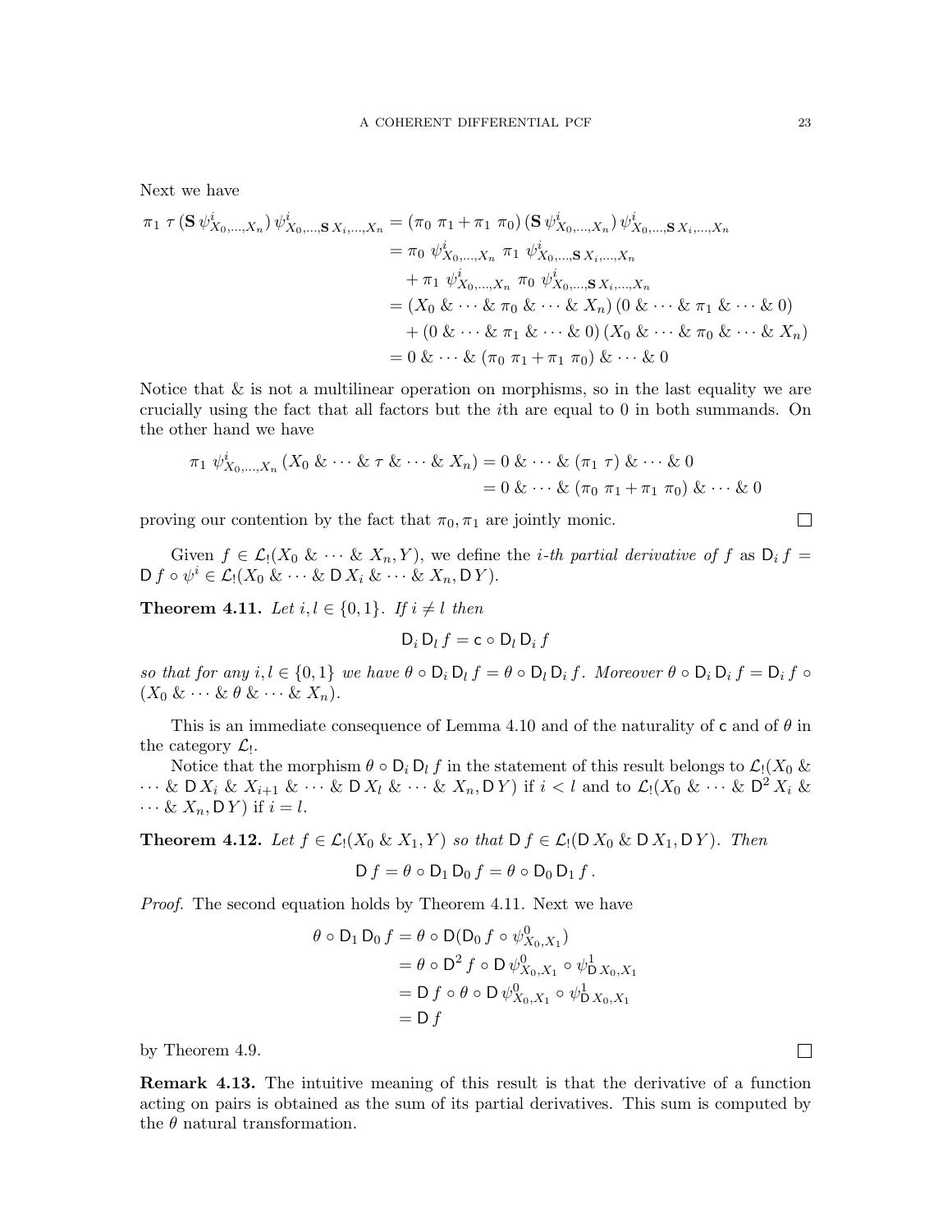Next we have

$$
\begin{aligned}
\pi_1\ \tau\,(\mathbf{S}\,\psi^i_{X_0,\dots,X_n})\,\psi^i_{X_0,\dots,\mathbf{S}\,X_i,\dots,X_n} &= (\pi_0\ \pi_1 + \pi_1\ \pi_0)\,(\mathbf{S}\,\psi^i_{X_0,\dots,X_n})\,\psi^i_{X_0,\dots,\mathbf{S}\,X_i,\dots,X_n} \\
&= \pi_0\ \psi^i_{X_0,\dots,X_n}\ \pi_1\ \psi^i_{X_0,\dots,\mathbf{S}\,X_i,\dots,X_n} \\
&\quad + \pi_1\ \psi^i_{X_0,\dots,X_n}\ \pi_0\ \psi^i_{X_0,\dots,\mathbf{S}\,X_i,\dots,X_n} \\
&= (X_0 \mathbin{\&} \cdots \mathbin{\&} \pi_0 \mathbin{\&} \cdots \mathbin{\&} X_n)\,(0 \mathbin{\&} \cdots \mathbin{\&} \pi_1 \mathbin{\&} \cdots \mathbin{\&} 0) \\
&\quad + (0 \mathbin{\&} \cdots \mathbin{\&} \pi_1 \mathbin{\&} \cdots \mathbin{\&} 0)\,(X_0 \mathbin{\&} \cdots \mathbin{\&} \pi_0 \mathbin{\&} \cdots \mathbin{\&} X_n) \\
&= 0 \mathbin{\&} \cdots \mathbin{\&} (\pi_0\ \pi_1 + \pi_1\ \pi_0) \mathbin{\&} \cdots \mathbin{\&} 0
\end{aligned}
$$

Notice that & is not a multilinear operation on morphisms, so in the last equality we are crucially using the fact that all factors but the $i$th are equal to 0 in both summands. On the other hand we have

$$
\begin{aligned}
\pi_1\ \psi^i_{X_0,\dots,X_n}\,(X_0 \mathbin{\&} \cdots \mathbin{\&} \tau \mathbin{\&} \cdots \mathbin{\&} X_n) &= 0 \mathbin{\&} \cdots \mathbin{\&} (\pi_1\ \tau) \mathbin{\&} \cdots \mathbin{\&} 0 \\
&= 0 \mathbin{\&} \cdots \mathbin{\&} (\pi_0\ \pi_1 + \pi_1\ \pi_0) \mathbin{\&} \cdots \mathbin{\&} 0
\end{aligned}
$$

proving our contention by the fact that $\pi_0, \pi_1$ are jointly monic. □

Given $f \in \mathcal{L}_!(X_0 \mathbin{\&} \cdots \mathbin{\&} X_n, Y)$, we define the *i-th partial derivative of* $f$ as $\mathsf{D}_i\, f = \mathsf{D}\, f \circ \psi^i \in \mathcal{L}_!(X_0 \mathbin{\&} \cdots \mathbin{\&} \mathsf{D}\, X_i \mathbin{\&} \cdots \mathbin{\&} X_n, \mathsf{D}\, Y)$.

**Theorem 4.11.** *Let $i, l \in \{0, 1\}$. If $i \neq l$ then*

$$\mathsf{D}_i\, \mathsf{D}_l\, f = \mathsf{c} \circ \mathsf{D}_l\, \mathsf{D}_i\, f$$

*so that for any $i, l \in \{0, 1\}$ we have $\theta \circ \mathsf{D}_i\, \mathsf{D}_l\, f = \theta \circ \mathsf{D}_l\, \mathsf{D}_i\, f$. Moreover $\theta \circ \mathsf{D}_i\, \mathsf{D}_i\, f = \mathsf{D}_i\, f \circ (X_0 \mathbin{\&} \cdots \mathbin{\&} \theta \mathbin{\&} \cdots \mathbin{\&} X_n)$.*

This is an immediate consequence of Lemma 4.10 and of the naturality of $\mathsf{c}$ and of $\theta$ in the category $\mathcal{L}_!$.

Notice that the morphism $\theta \circ \mathsf{D}_i\, \mathsf{D}_l\, f$ in the statement of this result belongs to $\mathcal{L}_!(X_0 \mathbin{\&} \cdots \mathbin{\&} \mathsf{D}\, X_i \mathbin{\&} X_{i+1} \mathbin{\&} \cdots \mathbin{\&} \mathsf{D}\, X_l \mathbin{\&} \cdots \mathbin{\&} X_n, \mathsf{D}\, Y)$ if $i < l$ and to $\mathcal{L}_!(X_0 \mathbin{\&} \cdots \mathbin{\&} \mathsf{D}^2\, X_i \mathbin{\&} \cdots \mathbin{\&} X_n, \mathsf{D}\, Y)$ if $i = l$.

**Theorem 4.12.** *Let $f \in \mathcal{L}_!(X_0 \mathbin{\&} X_1, Y)$ so that $\mathsf{D}\, f \in \mathcal{L}_!(\mathsf{D}\, X_0 \mathbin{\&} \mathsf{D}\, X_1, \mathsf{D}\, Y)$. Then*

$$\mathsf{D}\, f = \theta \circ \mathsf{D}_1\, \mathsf{D}_0\, f = \theta \circ \mathsf{D}_0\, \mathsf{D}_1\, f\,.$$

*Proof.* The second equation holds by Theorem 4.11. Next we have

$$
\begin{aligned}
\theta \circ \mathsf{D}_1\, \mathsf{D}_0\, f &= \theta \circ \mathsf{D}(\mathsf{D}_0\, f \circ \psi^0_{X_0,X_1}) \\
&= \theta \circ \mathsf{D}^2\, f \circ \mathsf{D}\, \psi^0_{X_0,X_1} \circ \psi^1_{\mathsf{D}\, X_0,X_1} \\
&= \mathsf{D}\, f \circ \theta \circ \mathsf{D}\, \psi^0_{X_0,X_1} \circ \psi^1_{\mathsf{D}\, X_0,X_1} \\
&= \mathsf{D}\, f
\end{aligned}
$$

by Theorem 4.9. □

**Remark 4.13.** The intuitive meaning of this result is that the derivative of a function acting on pairs is obtained as the sum of its partial derivatives. This sum is computed by the $\theta$ natural transformation.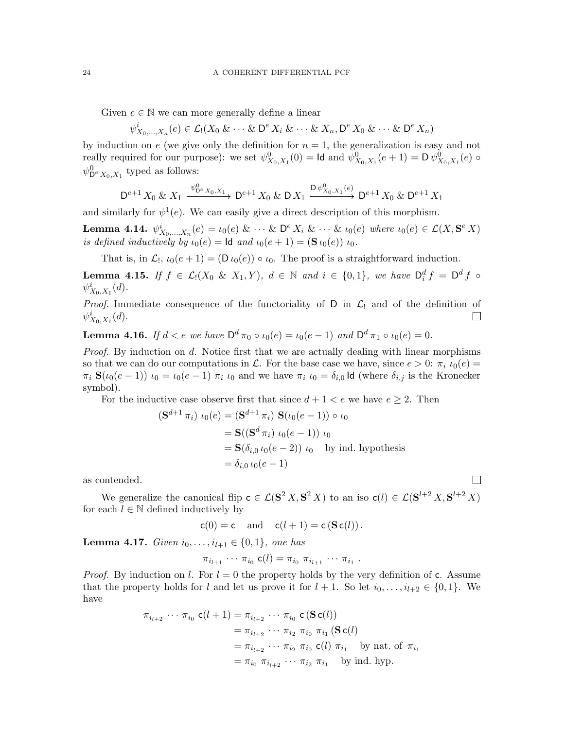Given $e \in \mathbb{N}$ we can more generally define a linear

$$\psi^i_{X_0,\dots,X_n}(e) \in \mathcal{L}_!(X_0 \mathbin{\&} \cdots \mathbin{\&} \mathsf{D}^e X_i \mathbin{\&} \cdots \mathbin{\&} X_n, \mathsf{D}^e X_0 \mathbin{\&} \cdots \mathbin{\&} \mathsf{D}^e X_n)$$

by induction on $e$ (we give only the definition for $n = 1$, the generalization is easy and not really required for our purpose): we set $\psi^0_{X_0,X_1}(0) = \mathsf{Id}$ and $\psi^0_{X_0,X_1}(e+1) = \mathsf{D}\,\psi^0_{X_0,X_1}(e) \circ \psi^0_{\mathsf{D}^e X_0,X_1}$ typed as follows:

$$\mathsf{D}^{e+1} X_0 \mathbin{\&} X_1 \xrightarrow{\psi^0_{\mathsf{D}^e X_0,X_1}} \mathsf{D}^{e+1} X_0 \mathbin{\&} \mathsf{D}\, X_1 \xrightarrow{\mathsf{D}\,\psi^0_{X_0,X_1}(e)} \mathsf{D}^{e+1} X_0 \mathbin{\&} \mathsf{D}^{e+1} X_1$$

and similarly for $\psi^1(e)$. We can easily give a direct description of this morphism.

**Lemma 4.14.** *$\psi^i_{X_0,\dots,X_n}(e) = \iota_0(e) \mathbin{\&} \cdots \mathbin{\&} \mathsf{D}^e X_i \mathbin{\&} \cdots \mathbin{\&} \iota_0(e)$ where $\iota_0(e) \in \mathcal{L}(X, \mathbf{S}^e X)$ is defined inductively by $\iota_0(e) = \mathsf{Id}$ and $\iota_0(e+1) = (\mathbf{S}\,\iota_0(e))\ \iota_0$.*

That is, in $\mathcal{L}_!$, $\iota_0(e+1) = (\mathsf{D}\,\iota_0(e)) \circ \iota_0$. The proof is a straightforward induction.

**Lemma 4.15.** *If $f \in \mathcal{L}_!(X_0 \mathbin{\&} X_1, Y)$, $d \in \mathbb{N}$ and $i \in \{0,1\}$, we have $\mathsf{D}^d_i f = \mathsf{D}^d f \circ \psi^i_{X_0,X_1}(d)$.*

*Proof.* Immediate consequence of the functoriality of $\mathsf{D}$ in $\mathcal{L}_!$ and of the definition of $\psi^i_{X_0,X_1}(d)$. $\square$

**Lemma 4.16.** *If $d < e$ we have $\mathsf{D}^d \pi_0 \circ \iota_0(e) = \iota_0(e-1)$ and $\mathsf{D}^d \pi_1 \circ \iota_0(e) = 0$.*

*Proof.* By induction on $d$. Notice first that we are actually dealing with linear morphisms so that we can do our computations in $\mathcal{L}$. For the base case we have, since $e > 0$: $\pi_i\ \iota_0(e) = \pi_i\ \mathbf{S}(\iota_0(e-1))\ \iota_0 = \iota_0(e-1)\ \pi_i\ \iota_0$ and we have $\pi_i\ \iota_0 = \delta_{i,0}\,\mathsf{Id}$ (where $\delta_{i,j}$ is the Kronecker symbol).

For the inductive case observe first that since $d + 1 < e$ we have $e \geq 2$. Then

$$\begin{aligned}
(\mathbf{S}^{d+1}\,\pi_i)\ \iota_0(e) &= (\mathbf{S}^{d+1}\,\pi_i)\ \mathbf{S}(\iota_0(e-1)) \circ \iota_0 \\
&= \mathbf{S}((\mathbf{S}^{d}\,\pi_i)\ \iota_0(e-1))\ \iota_0 \\
&= \mathbf{S}(\delta_{i,0}\,\iota_0(e-2))\ \iota_0 \quad \text{by ind. hypothesis} \\
&= \delta_{i,0}\,\iota_0(e-1)
\end{aligned}$$

as contended. $\square$

We generalize the canonical flip $\mathsf{c} \in \mathcal{L}(\mathbf{S}^2 X, \mathbf{S}^2 X)$ to an iso $\mathsf{c}(l) \in \mathcal{L}(\mathbf{S}^{l+2} X, \mathbf{S}^{l+2} X)$ for each $l \in \mathbb{N}$ defined inductively by

$$\mathsf{c}(0) = \mathsf{c} \quad \text{and} \quad \mathsf{c}(l+1) = \mathsf{c}\,(\mathbf{S}\,\mathsf{c}(l))\,.$$

**Lemma 4.17.** *Given $i_0, \dots, i_{l+1} \in \{0,1\}$, one has*

$$\pi_{i_{l+1}} \cdots \pi_{i_0}\ \mathsf{c}(l) = \pi_{i_0}\ \pi_{i_{l+1}} \cdots \pi_{i_1}\ .$$

*Proof.* By induction on $l$. For $l = 0$ the property holds by the very definition of $\mathsf{c}$. Assume that the property holds for $l$ and let us prove it for $l+1$. So let $i_0, \dots, i_{l+2} \in \{0,1\}$. We have

$$\begin{aligned}
\pi_{i_{l+2}} \cdots \pi_{i_0}\ \mathsf{c}(l+1) &= \pi_{i_{l+2}} \cdots \pi_{i_0}\ \mathsf{c}\,(\mathbf{S}\,\mathsf{c}(l)) \\
&= \pi_{i_{l+2}} \cdots \pi_{i_2}\ \pi_{i_0}\ \pi_{i_1}\ (\mathbf{S}\,\mathsf{c}(l) \\
&= \pi_{i_{l+2}} \cdots \pi_{i_2}\ \pi_{i_0}\ \mathsf{c}(l)\ \pi_{i_1} \quad \text{by nat. of } \pi_{i_1} \\
&= \pi_{i_0}\ \pi_{i_{l+2}} \cdots \pi_{i_2}\ \pi_{i_1} \quad \text{by ind. hyp.}
\end{aligned}$$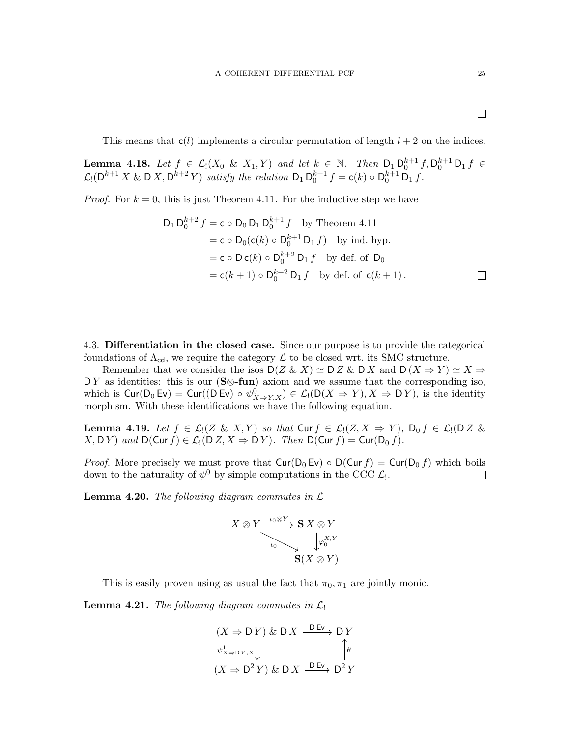□

This means that $\mathsf{c}(l)$ implements a circular permutation of length $l+2$ on the indices.

**Lemma 4.18.** *Let $f \in \mathcal{L}_!(X_0 \mathbin{\&} X_1, Y)$ and let $k \in \mathbb{N}$. Then $\mathsf{D}_1 \mathsf{D}_0^{k+1} f, \mathsf{D}_0^{k+1} \mathsf{D}_1 f \in \mathcal{L}_!(\mathsf{D}^{k+1} X \mathbin{\&} \mathsf{D} X, \mathsf{D}^{k+2} Y)$ satisfy the relation $\mathsf{D}_1 \mathsf{D}_0^{k+1} f = \mathsf{c}(k) \circ \mathsf{D}_0^{k+1} \mathsf{D}_1 f$.*

*Proof.* For $k = 0$, this is just Theorem 4.11. For the inductive step we have

$$
\begin{aligned}
\mathsf{D}_1 \mathsf{D}_0^{k+2} f &= \mathsf{c} \circ \mathsf{D}_0 \mathsf{D}_1 \mathsf{D}_0^{k+1} f \quad \text{by Theorem 4.11} \\
&= \mathsf{c} \circ \mathsf{D}_0(\mathsf{c}(k) \circ \mathsf{D}_0^{k+1} \mathsf{D}_1 f) \quad \text{by ind. hyp.} \\
&= \mathsf{c} \circ \mathsf{D}\,\mathsf{c}(k) \circ \mathsf{D}_0^{k+2} \mathsf{D}_1 f \quad \text{by def. of } \mathsf{D}_0 \\
&= \mathsf{c}(k+1) \circ \mathsf{D}_0^{k+2} \mathsf{D}_1 f \quad \text{by def. of } \mathsf{c}(k+1)\,.
\end{aligned}
$$

□

4.3. **Differentiation in the closed case.** Since our purpose is to provide the categorical foundations of $\Lambda_{\mathsf{cd}}$, we require the category $\mathcal{L}$ to be closed wrt. its SMC structure.

Remember that we consider the isos $\mathsf{D}(Z \mathbin{\&} X) \simeq \mathsf{D} Z \mathbin{\&} \mathsf{D} X$ and $\mathsf{D}(X \Rightarrow Y) \simeq X \Rightarrow \mathsf{D} Y$ as identities: this is our (**S**$\otimes$**-fun**) axiom and we assume that the corresponding iso, which is $\mathsf{Cur}(\mathsf{D}_0 \mathsf{Ev}) = \mathsf{Cur}((\mathsf{D}\,\mathsf{Ev}) \circ \psi^0_{X \Rightarrow Y, X}) \in \mathcal{L}_!(\mathsf{D}(X \Rightarrow Y), X \Rightarrow \mathsf{D} Y)$, is the identity morphism. With these identifications we have the following equation.

**Lemma 4.19.** *Let $f \in \mathcal{L}_!(Z \mathbin{\&} X, Y)$ so that $\mathsf{Cur}\, f \in \mathcal{L}_!(Z, X \Rightarrow Y)$, $\mathsf{D}_0 f \in \mathcal{L}_!(\mathsf{D} Z \mathbin{\&} X, \mathsf{D} Y)$ and $\mathsf{D}(\mathsf{Cur}\, f) \in \mathcal{L}_!(\mathsf{D} Z, X \Rightarrow \mathsf{D} Y)$. Then $\mathsf{D}(\mathsf{Cur}\, f) = \mathsf{Cur}(\mathsf{D}_0 f)$.*

*Proof.* More precisely we must prove that $\mathsf{Cur}(\mathsf{D}_0 \mathsf{Ev}) \circ \mathsf{D}(\mathsf{Cur}\, f) = \mathsf{Cur}(\mathsf{D}_0 f)$ which boils down to the naturality of $\psi^0$ by simple computations in the CCC $\mathcal{L}_!$. □

**Lemma 4.20.** *The following diagram commutes in $\mathcal{L}$*

$$
\begin{array}{ccc}
X \otimes Y & \xrightarrow{\iota_0 \otimes Y} & \mathbf{S}\, X \otimes Y \\
& \searrow^{\iota_0} & \downarrow \varphi_0^{X,Y} \\
& & \mathbf{S}(X \otimes Y)
\end{array}
$$

This is easily proven using as usual the fact that $\pi_0, \pi_1$ are jointly monic.

**Lemma 4.21.** *The following diagram commutes in $\mathcal{L}_!$*

$$
\begin{array}{ccc}
(X \Rightarrow \mathsf{D} Y) \mathbin{\&} \mathsf{D} X & \xrightarrow{\mathsf{D}\,\mathsf{Ev}} & \mathsf{D} Y \\
\downarrow \psi^1_{X \Rightarrow \mathsf{D} Y, X} & & \uparrow \theta \\
(X \Rightarrow \mathsf{D}^2 Y) \mathbin{\&} \mathsf{D} X & \xrightarrow{\mathsf{D}\,\mathsf{Ev}} & \mathsf{D}^2 Y
\end{array}
$$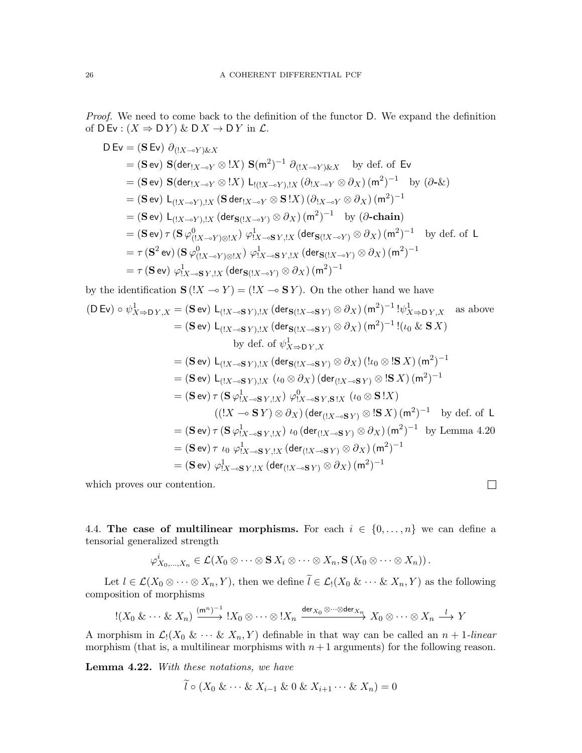*Proof.* We need to come back to the definition of the functor $\mathsf{D}$. We expand the definition of $\mathsf{D}\,\mathsf{Ev} : (X \Rightarrow \mathsf{D}\,Y) \,\&\, \mathsf{D}\,X \to \mathsf{D}\,Y$ in $\mathcal{L}$.

$$
\begin{aligned}
\mathsf{D}\,\mathsf{Ev} &= (\mathbf{S}\,\mathsf{Ev})\ \partial_{(!X \multimap Y)\& X} \\
&= (\mathbf{S}\,\mathsf{ev})\ \mathbf{S}(\mathsf{der}_{!X \multimap Y} \otimes !X)\ \mathbf{S}(\mathsf{m}^2)^{-1}\ \partial_{(!X \multimap Y)\& X} \quad \text{by def. of } \mathsf{Ev} \\
&= (\mathbf{S}\,\mathsf{ev})\ \mathbf{S}(\mathsf{der}_{!X \multimap Y} \otimes !X)\ \mathsf{L}_{!(!X \multimap Y),!X}\,(\partial_{!X \multimap Y} \otimes \partial_X)\,(\mathsf{m}^2)^{-1} \quad \text{by } (\partial\text{-}\&) \\
&= (\mathbf{S}\,\mathsf{ev})\ \mathsf{L}_{(!X \multimap Y),!X}\,(\mathbf{S}\,\mathsf{der}_{!X \multimap Y} \otimes \mathbf{S}\,!X)\,(\partial_{!X \multimap Y} \otimes \partial_X)\,(\mathsf{m}^2)^{-1} \\
&= (\mathbf{S}\,\mathsf{ev})\ \mathsf{L}_{(!X \multimap Y),!X}\,(\mathsf{der}_{\mathbf{S}(!X \multimap Y)} \otimes \partial_X)\,(\mathsf{m}^2)^{-1} \quad \text{by } (\partial\textbf{-chain}) \\
&= (\mathbf{S}\,\mathsf{ev})\,\tau\,(\mathbf{S}\,\varphi^0_{(!X \multimap Y)\otimes !X})\ \varphi^1_{!X \multimap \mathbf{S}\,Y,!X}\,(\mathsf{der}_{\mathbf{S}(!X \multimap Y)} \otimes \partial_X)\,(\mathsf{m}^2)^{-1} \quad \text{by def. of } \mathsf{L} \\
&= \tau\,(\mathbf{S}^2\,\mathsf{ev})\,(\mathbf{S}\,\varphi^0_{(!X \multimap Y)\otimes !X})\ \varphi^1_{!X \multimap \mathbf{S}\,Y,!X}\,(\mathsf{der}_{\mathbf{S}(!X \multimap Y)} \otimes \partial_X)\,(\mathsf{m}^2)^{-1} \\
&= \tau\,(\mathbf{S}\,\mathsf{ev})\ \varphi^1_{!X \multimap \mathbf{S}\,Y,!X}\,(\mathsf{der}_{\mathbf{S}(!X \multimap Y)} \otimes \partial_X)\,(\mathsf{m}^2)^{-1}
\end{aligned}
$$

by the identification $\mathbf{S}\,(!X \multimap Y) = (!X \multimap \mathbf{S}\,Y)$. On the other hand we have

$$
\begin{aligned}
(\mathsf{D}\,\mathsf{Ev}) \circ \psi^1_{X \Rightarrow \mathsf{D}\,Y,X} &= (\mathbf{S}\,\mathsf{ev})\ \mathsf{L}_{(!X \multimap \mathbf{S}\,Y),!X}\,(\mathsf{der}_{\mathbf{S}(!X \multimap \mathbf{S}\,Y)} \otimes \partial_X)\,(\mathsf{m}^2)^{-1}\,!\psi^1_{X \Rightarrow \mathsf{D}\,Y,X} \quad \text{as above} \\
&= (\mathbf{S}\,\mathsf{ev})\ \mathsf{L}_{(!X \multimap \mathbf{S}\,Y),!X}\,(\mathsf{der}_{\mathbf{S}(!X \multimap \mathbf{S}\,Y)} \otimes \partial_X)\,(\mathsf{m}^2)^{-1}\,!(\iota_0 \,\&\, \mathbf{S}\,X) \\
&\qquad\qquad \text{by def. of } \psi^1_{X \Rightarrow \mathsf{D}\,Y,X} \\
&= (\mathbf{S}\,\mathsf{ev})\ \mathsf{L}_{(!X \multimap \mathbf{S}\,Y),!X}\,(\mathsf{der}_{\mathbf{S}(!X \multimap \mathbf{S}\,Y)} \otimes \partial_X)\,(!\iota_0 \otimes !\mathbf{S}\,X)\,(\mathsf{m}^2)^{-1} \\
&= (\mathbf{S}\,\mathsf{ev})\ \mathsf{L}_{(!X \multimap \mathbf{S}\,Y),!X}\ (\iota_0 \otimes \partial_X)\,(\mathsf{der}_{(!X \multimap \mathbf{S}\,Y)} \otimes !\mathbf{S}\,X)\,(\mathsf{m}^2)^{-1} \\
&= (\mathbf{S}\,\mathsf{ev})\,\tau\,(\mathbf{S}\,\varphi^1_{!X \multimap \mathbf{S}\,Y,!X})\ \varphi^0_{!X \multimap \mathbf{S}\,Y,\mathbf{S}\,!X}\ (\iota_0 \otimes \mathbf{S}\,!X) \\
&\qquad ((!X \multimap \mathbf{S}\,Y) \otimes \partial_X)\,(\mathsf{der}_{(!X \multimap \mathbf{S}\,Y)} \otimes !\mathbf{S}\,X)\,(\mathsf{m}^2)^{-1} \quad \text{by def. of } \mathsf{L} \\
&= (\mathbf{S}\,\mathsf{ev})\,\tau\,(\mathbf{S}\,\varphi^1_{!X \multimap \mathbf{S}\,Y,!X})\ \iota_0\,(\mathsf{der}_{(!X \multimap \mathbf{S}\,Y)} \otimes \partial_X)\,(\mathsf{m}^2)^{-1} \quad \text{by Lemma 4.20} \\
&= (\mathbf{S}\,\mathsf{ev})\,\tau\ \iota_0\ \varphi^1_{!X \multimap \mathbf{S}\,Y,!X}\,(\mathsf{der}_{(!X \multimap \mathbf{S}\,Y)} \otimes \partial_X)\,(\mathsf{m}^2)^{-1} \\
&= (\mathbf{S}\,\mathsf{ev})\ \varphi^1_{!X \multimap \mathbf{S}\,Y,!X}\,(\mathsf{der}_{(!X \multimap \mathbf{S}\,Y)} \otimes \partial_X)\,(\mathsf{m}^2)^{-1}
\end{aligned}
$$

which proves our contention. □

4.4. **The case of multilinear morphisms.** For each $i \in \{0, \dots, n\}$ we can define a tensorial generalized strength

$$
\varphi^i_{X_0,\dots,X_n} \in \mathcal{L}(X_0 \otimes \cdots \otimes \mathbf{S}\,X_i \otimes \cdots \otimes X_n, \mathbf{S}\,(X_0 \otimes \cdots \otimes X_n))\,.
$$

Let $l \in \mathcal{L}(X_0 \otimes \cdots \otimes X_n, Y)$, then we define $\widetilde{l} \in \mathcal{L}_!(X_0 \,\&\, \cdots \,\&\, X_n, Y)$ as the following composition of morphisms

$$
!(X_0 \,\&\, \cdots \,\&\, X_n) \xrightarrow{(\mathsf{m}^n)^{-1}} !X_0 \otimes \cdots \otimes !X_n \xrightarrow{\mathsf{der}_{X_0} \otimes \cdots \otimes \mathsf{der}_{X_n}} X_0 \otimes \cdots \otimes X_n \xrightarrow{l} Y
$$

A morphism in $\mathcal{L}_!(X_0 \,\&\, \cdots \,\&\, X_n, Y)$ definable in that way can be called an $n+1$-*linear* morphism (that is, a multilinear morphisms with $n+1$ arguments) for the following reason.

**Lemma 4.22.** *With these notations, we have*

$$
\widetilde{l} \circ (X_0 \,\&\, \cdots \,\&\, X_{i-1} \,\&\, 0 \,\&\, X_{i+1} \cdots \,\&\, X_n) = 0
$$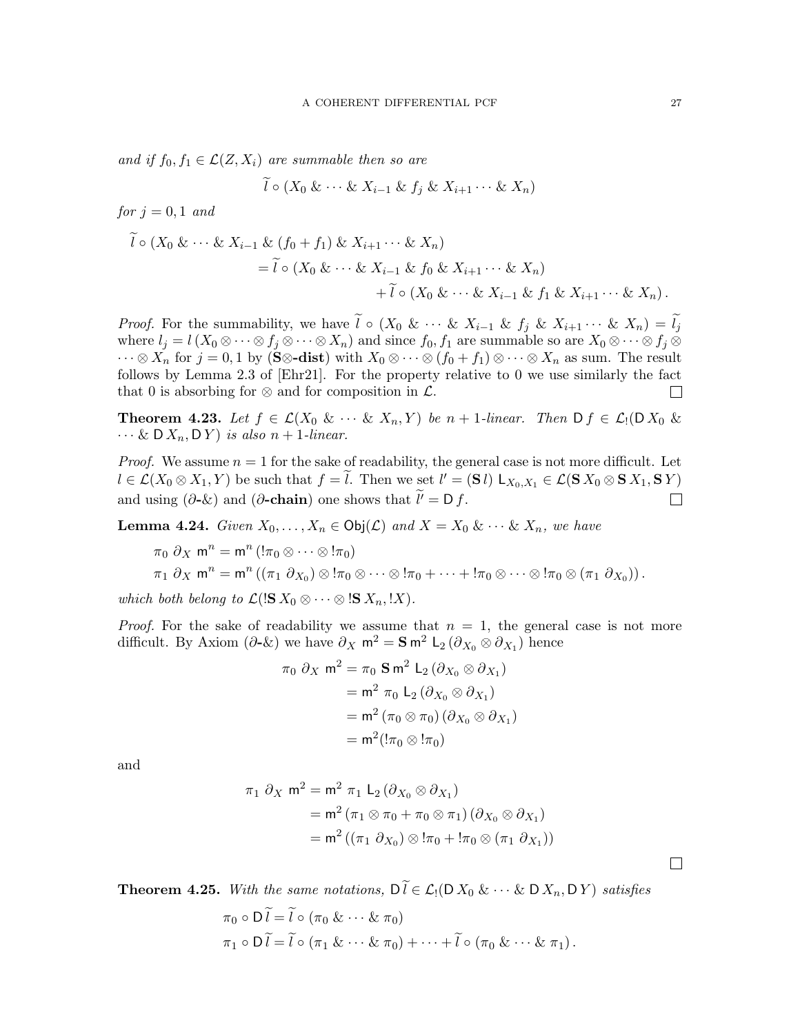*and if $f_0, f_1 \in \mathcal{L}(Z, X_i)$ are summable then so are*

$$\widetilde{l} \circ (X_0 \mathbin{\&} \cdots \mathbin{\&} X_{i-1} \mathbin{\&} f_j \mathbin{\&} X_{i+1} \cdots \mathbin{\&} X_n)$$

*for $j = 0, 1$ and*

$$\begin{aligned}\widetilde{l} \circ (X_0 \mathbin{\&} \cdots \mathbin{\&} X_{i-1} \mathbin{\&} (f_0 + f_1) \mathbin{\&} X_{i+1} \cdots \mathbin{\&} X_n)& \\ = \widetilde{l} \circ (X_0 \mathbin{\&} \cdots \mathbin{\&} X_{i-1} \mathbin{\&} f_0 \mathbin{\&} X_{i+1} \cdots \mathbin{\&} X_n)& \\ + \widetilde{l} \circ (X_0 \mathbin{\&} \cdots \mathbin{\&} X_{i-1} \mathbin{\&} f_1 \mathbin{\&} X_{i+1} \cdots \mathbin{\&} X_n)&.\end{aligned}$$

*Proof.* For the summability, we have $\widetilde{l} \circ (X_0 \mathbin{\&} \cdots \mathbin{\&} X_{i-1} \mathbin{\&} f_j \mathbin{\&} X_{i+1} \cdots \mathbin{\&} X_n) = \widetilde{l_j}$ where $l_j = l\,(X_0 \otimes \cdots \otimes f_j \otimes \cdots \otimes X_n)$ and since $f_0, f_1$ are summable so are $X_0 \otimes \cdots \otimes f_j \otimes \cdots \otimes X_n$ for $j = 0, 1$ by (**S⊗-dist**) with $X_0 \otimes \cdots \otimes (f_0 + f_1) \otimes \cdots \otimes X_n$ as sum. The result follows by Lemma 2.3 of [Ehr21]. For the property relative to 0 we use similarly the fact that 0 is absorbing for $\otimes$ and for composition in $\mathcal{L}$. □

**Theorem 4.23.** *Let $f \in \mathcal{L}(X_0 \mathbin{\&} \cdots \mathbin{\&} X_n, Y)$ be $n+1$-linear. Then $\mathsf{D}\, f \in \mathcal{L}_!(\mathsf{D}\, X_0 \mathbin{\&} \cdots \mathbin{\&} \mathsf{D}\, X_n, \mathsf{D}\, Y)$ is also $n+1$-linear.*

*Proof.* We assume $n = 1$ for the sake of readability, the general case is not more difficult. Let $l \in \mathcal{L}(X_0 \otimes X_1, Y)$ be such that $f = \widetilde{l}$. Then we set $l' = (\mathbf{S}\, l)\, \mathsf{L}_{X_0, X_1} \in \mathcal{L}(\mathbf{S}\, X_0 \otimes \mathbf{S}\, X_1, \mathbf{S}\, Y)$ and using ($\partial$**-&**) and ($\partial$**-chain**) one shows that $\widetilde{l'} = \mathsf{D}\, f$. □

**Lemma 4.24.** *Given $X_0, \dots, X_n \in \mathsf{Obj}(\mathcal{L})$ and $X = X_0 \mathbin{\&} \cdots \mathbin{\&} X_n$, we have*

$$\begin{aligned}&\pi_0\ \partial_X\ \mathsf{m}^n = \mathsf{m}^n\,(!\pi_0 \otimes \cdots \otimes !\pi_0)\\ &\pi_1\ \partial_X\ \mathsf{m}^n = \mathsf{m}^n\,((\pi_1\ \partial_{X_0}) \otimes !\pi_0 \otimes \cdots \otimes !\pi_0 + \cdots + !\pi_0 \otimes \cdots \otimes !\pi_0 \otimes (\pi_1\ \partial_{X_0}))\,.\end{aligned}$$

*which both belong to $\mathcal{L}(!\mathbf{S}\, X_0 \otimes \cdots \otimes !\mathbf{S}\, X_n, !X)$.*

*Proof.* For the sake of readability we assume that $n = 1$, the general case is not more difficult. By Axiom ($\partial$-&) we have $\partial_X\ \mathsf{m}^2 = \mathbf{S}\,\mathsf{m}^2\ \mathsf{L}_2\,(\partial_{X_0} \otimes \partial_{X_1})$ hence

$$\begin{aligned}\pi_0\ \partial_X\ \mathsf{m}^2 &= \pi_0\ \mathbf{S}\,\mathsf{m}^2\ \mathsf{L}_2\,(\partial_{X_0} \otimes \partial_{X_1})\\ &= \mathsf{m}^2\ \pi_0\ \mathsf{L}_2\,(\partial_{X_0} \otimes \partial_{X_1})\\ &= \mathsf{m}^2\,(\pi_0 \otimes \pi_0)\,(\partial_{X_0} \otimes \partial_{X_1})\\ &= \mathsf{m}^2(!\pi_0 \otimes !\pi_0)\end{aligned}$$

and

$$\begin{aligned}\pi_1\ \partial_X\ \mathsf{m}^2 &= \mathsf{m}^2\ \pi_1\ \mathsf{L}_2\,(\partial_{X_0} \otimes \partial_{X_1})\\ &= \mathsf{m}^2\,(\pi_1 \otimes \pi_0 + \pi_0 \otimes \pi_1)\,(\partial_{X_0} \otimes \partial_{X_1})\\ &= \mathsf{m}^2\,((\pi_1\ \partial_{X_0}) \otimes !\pi_0 + !\pi_0 \otimes (\pi_1\ \partial_{X_1}))\end{aligned}$$

□

**Theorem 4.25.** *With the same notations, $\mathsf{D}\,\widetilde{l} \in \mathcal{L}_!(\mathsf{D}\, X_0 \mathbin{\&} \cdots \mathbin{\&} \mathsf{D}\, X_n, \mathsf{D}\, Y)$ satisfies*

$$\begin{aligned}\pi_0 \circ \mathsf{D}\,\widetilde{l} &= \widetilde{l} \circ (\pi_0 \mathbin{\&} \cdots \mathbin{\&} \pi_0)\\ \pi_1 \circ \mathsf{D}\,\widetilde{l} &= \widetilde{l} \circ (\pi_1 \mathbin{\&} \cdots \mathbin{\&} \pi_0) + \cdots + \widetilde{l} \circ (\pi_0 \mathbin{\&} \cdots \mathbin{\&} \pi_1)\,.\end{aligned}$$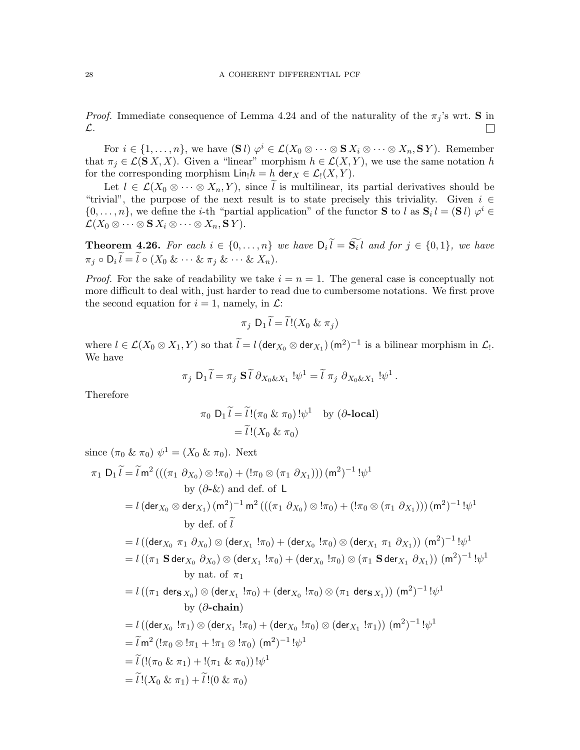*Proof.* Immediate consequence of Lemma 4.24 and of the naturality of the $\pi_j$'s wrt. $\mathbf{S}$ in $\mathcal{L}$. ◻

For $i \in \{1, \ldots, n\}$, we have $(\mathbf{S}\, l)\ \varphi^i \in \mathcal{L}(X_0 \otimes \cdots \otimes \mathbf{S}\, X_i \otimes \cdots \otimes X_n, \mathbf{S}\, Y)$. Remember that $\pi_j \in \mathcal{L}(\mathbf{S}\, X, X)$. Given a "linear" morphism $h \in \mathcal{L}(X, Y)$, we use the same notation $h$ for the corresponding morphism $\mathsf{Lin}_! h = h\ \mathsf{der}_X \in \mathcal{L}_!(X, Y)$.

Let $l \in \mathcal{L}(X_0 \otimes \cdots \otimes X_n, Y)$, since $\widetilde{l}$ is multilinear, its partial derivatives should be "trivial", the purpose of the next result is to state precisely this triviality. Given $i \in \{0, \ldots, n\}$, we define the $i$-th "partial application" of the functor $\mathbf{S}$ to $l$ as $\mathbf{S}_i\, l = (\mathbf{S}\, l)\ \varphi^i \in \mathcal{L}(X_0 \otimes \cdots \otimes \mathbf{S}\, X_i \otimes \cdots \otimes X_n, \mathbf{S}\, Y)$.

**Theorem 4.26.** *For each $i \in \{0, \ldots, n\}$ we have $\mathsf{D}_i\, \widetilde{l} = \widetilde{\mathbf{S}_i\, l}$ and for $j \in \{0, 1\}$, we have $\pi_j \circ \mathsf{D}_i\, \widetilde{l} = \widetilde{l} \circ (X_0\ \&\ \cdots\ \&\ \pi_j\ \&\ \cdots\ \&\ X_n)$.*

*Proof.* For the sake of readability we take $i = n = 1$. The general case is conceptually not more difficult to deal with, just harder to read due to cumbersome notations. We first prove the second equation for $i = 1$, namely, in $\mathcal{L}$:

$$\pi_j\ \mathsf{D}_1\, \widetilde{l} = \widetilde{l}\, !(X_0\ \&\ \pi_j)$$

where $l \in \mathcal{L}(X_0 \otimes X_1, Y)$ so that $\widetilde{l} = l\, (\mathsf{der}_{X_0} \otimes \mathsf{der}_{X_1})\, (\mathsf{m}^2)^{-1}$ is a bilinear morphism in $\mathcal{L}_!$. We have

$$\pi_j\ \mathsf{D}_1\, \widetilde{l} = \pi_j\ \mathbf{S}\, \widetilde{l}\ \partial_{X_0 \& X_1}\ !\psi^1 = \widetilde{l}\ \pi_j\ \partial_{X_0 \& X_1}\ !\psi^1\,.$$

Therefore

$$\begin{aligned}
\pi_0\ \mathsf{D}_1\, \widetilde{l} &= \widetilde{l}\, !(\pi_0\ \&\ \pi_0)\, !\psi^1 \quad \text{by } (\partial\textbf{-local}) \\
&= \widetilde{l}\, !(X_0\ \&\ \pi_0)
\end{aligned}$$

since $(\pi_0\ \&\ \pi_0)\ \psi^1 = (X_0\ \&\ \pi_0)$. Next

$$\begin{aligned}
\pi_1\ \mathsf{D}_1\, \widetilde{l} &= \widetilde{l}\, \mathsf{m}^2\, (((\pi_1\ \partial_{X_0}) \otimes !\pi_0) + (!\pi_0 \otimes (\pi_1\ \partial_{X_1})))\, (\mathsf{m}^2)^{-1}\, !\psi^1 \\
&\qquad \text{by } (\partial\text{-}\&) \text{ and def. of } \mathsf{L} \\
&= l\, (\mathsf{der}_{X_0} \otimes \mathsf{der}_{X_1})\, (\mathsf{m}^2)^{-1}\, \mathsf{m}^2\, (((\pi_1\ \partial_{X_0}) \otimes !\pi_0) + (!\pi_0 \otimes (\pi_1\ \partial_{X_1})))\, (\mathsf{m}^2)^{-1}\, !\psi^1 \\
&\qquad \text{by def. of } \widetilde{l} \\
&= l\, ((\mathsf{der}_{X_0}\ \pi_1\ \partial_{X_0}) \otimes (\mathsf{der}_{X_1}\ !\pi_0) + (\mathsf{der}_{X_0}\ !\pi_0) \otimes (\mathsf{der}_{X_1}\ \pi_1\ \partial_{X_1}))\ (\mathsf{m}^2)^{-1}\, !\psi^1 \\
&= l\, ((\pi_1\ \mathbf{S}\, \mathsf{der}_{X_0}\ \partial_{X_0}) \otimes (\mathsf{der}_{X_1}\ !\pi_0) + (\mathsf{der}_{X_0}\ !\pi_0) \otimes (\pi_1\ \mathbf{S}\, \mathsf{der}_{X_1}\ \partial_{X_1}))\ (\mathsf{m}^2)^{-1}\, !\psi^1 \\
&\qquad \text{by nat. of } \pi_1 \\
&= l\, ((\pi_1\ \mathsf{der}_{\mathbf{S}\, X_0}) \otimes (\mathsf{der}_{X_1}\ !\pi_0) + (\mathsf{der}_{X_0}\ !\pi_0) \otimes (\pi_1\ \mathsf{der}_{\mathbf{S}\, X_1}))\ (\mathsf{m}^2)^{-1}\, !\psi^1 \\
&\qquad \text{by } (\partial\textbf{-chain}) \\
&= l\, ((\mathsf{der}_{X_0}\ !\pi_1) \otimes (\mathsf{der}_{X_1}\ !\pi_0) + (\mathsf{der}_{X_0}\ !\pi_0) \otimes (\mathsf{der}_{X_1}\ !\pi_1))\ (\mathsf{m}^2)^{-1}\, !\psi^1 \\
&= \widetilde{l}\, \mathsf{m}^2\, (!\pi_0 \otimes !\pi_1 + !\pi_1 \otimes !\pi_0)\ (\mathsf{m}^2)^{-1}\, !\psi^1 \\
&= \widetilde{l}\, (!(\pi_0\ \&\ \pi_1) + !(\pi_1\ \&\ \pi_0))\, !\psi^1 \\
&= \widetilde{l}\, !(X_0\ \&\ \pi_1) + \widetilde{l}\, !(0\ \&\ \pi_0)
\end{aligned}$$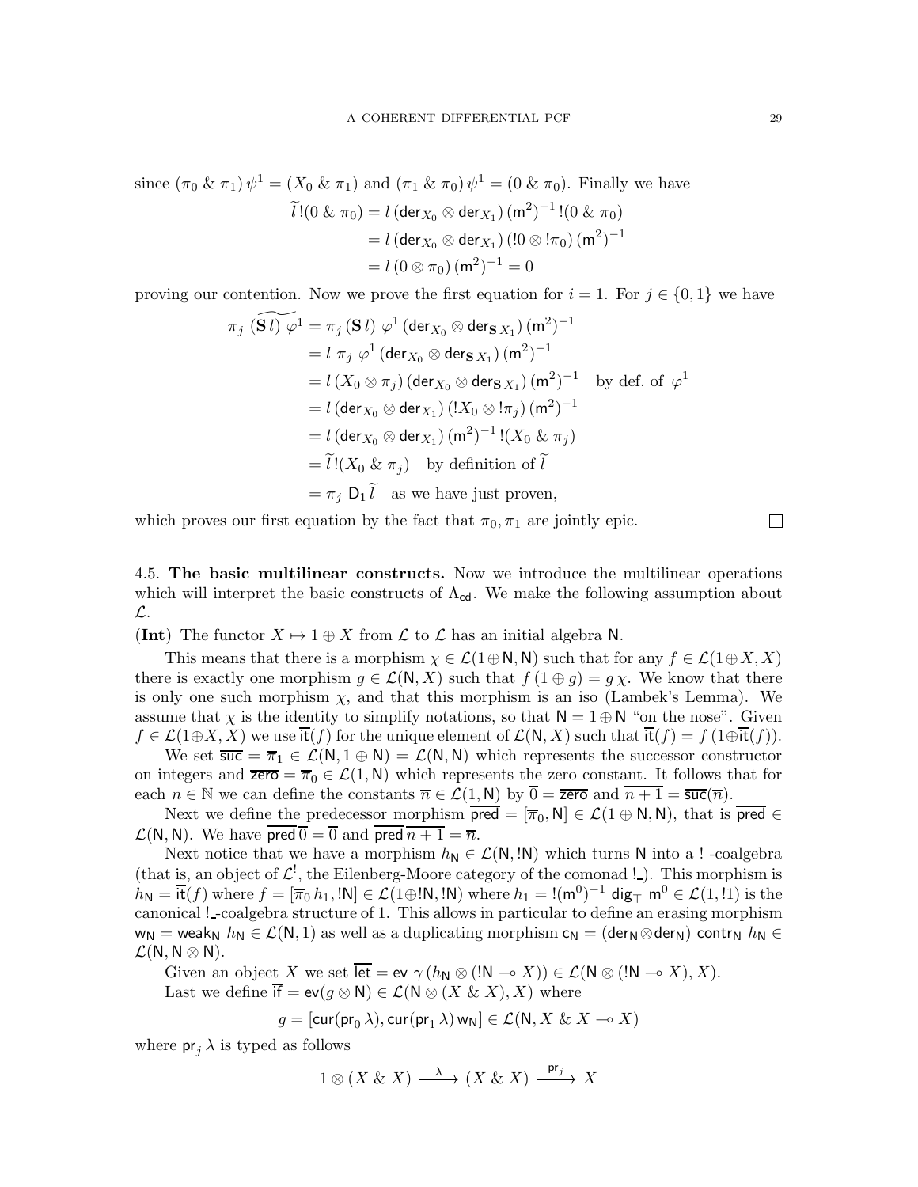since $(\pi_0 \mathbin{\&} \pi_1)\,\psi^1 = (X_0 \mathbin{\&} \pi_1)$ and $(\pi_1 \mathbin{\&} \pi_0)\,\psi^1 = (0 \mathbin{\&} \pi_0)$. Finally we have

$$
\begin{aligned}
\widetilde{l}\,!(0 \mathbin{\&} \pi_0) &= l\,(\mathsf{der}_{X_0} \otimes \mathsf{der}_{X_1})\,(\mathsf{m}^2)^{-1}\,!(0 \mathbin{\&} \pi_0)\\
&= l\,(\mathsf{der}_{X_0} \otimes \mathsf{der}_{X_1})\,(!0 \otimes !\pi_0)\,(\mathsf{m}^2)^{-1}\\
&= l\,(0 \otimes \pi_0)\,(\mathsf{m}^2)^{-1} = 0
\end{aligned}
$$

proving our contention. Now we prove the first equation for $i = 1$. For $j \in \{0,1\}$ we have

$$
\begin{aligned}
\pi_j\ \widetilde{(\mathbf{S}\,l)\ \varphi^1} &= \pi_j\,(\mathbf{S}\,l)\ \varphi^1\,(\mathsf{der}_{X_0} \otimes \mathsf{der}_{\mathbf{S}\,X_1})\,(\mathsf{m}^2)^{-1}\\
&= l\ \pi_j\ \varphi^1\,(\mathsf{der}_{X_0} \otimes \mathsf{der}_{\mathbf{S}\,X_1})\,(\mathsf{m}^2)^{-1}\\
&= l\,(X_0 \otimes \pi_j)\,(\mathsf{der}_{X_0} \otimes \mathsf{der}_{\mathbf{S}\,X_1})\,(\mathsf{m}^2)^{-1} \quad \text{by def. of } \varphi^1\\
&= l\,(\mathsf{der}_{X_0} \otimes \mathsf{der}_{X_1})\,(!X_0 \otimes !\pi_j)\,(\mathsf{m}^2)^{-1}\\
&= l\,(\mathsf{der}_{X_0} \otimes \mathsf{der}_{X_1})\,(\mathsf{m}^2)^{-1}\,!(X_0 \mathbin{\&} \pi_j)\\
&= \widetilde{l}\,!(X_0 \mathbin{\&} \pi_j) \quad \text{by definition of } \widetilde{l}\\
&= \pi_j\ \mathsf{D}_1\,\widetilde{l} \quad \text{as we have just proven,}
\end{aligned}
$$

which proves our first equation by the fact that $\pi_0, \pi_1$ are jointly epic. □

4.5. **The basic multilinear constructs.** Now we introduce the multilinear operations which will interpret the basic constructs of $\Lambda_{\mathsf{cd}}$. We make the following assumption about $\mathcal{L}$.

(**Int**) The functor $X \mapsto 1 \oplus X$ from $\mathcal{L}$ to $\mathcal{L}$ has an initial algebra $\mathsf{N}$.

This means that there is a morphism $\chi \in \mathcal{L}(1 \oplus \mathsf{N}, \mathsf{N})$ such that for any $f \in \mathcal{L}(1 \oplus X, X)$ there is exactly one morphism $g \in \mathcal{L}(\mathsf{N}, X)$ such that $f\,(1 \oplus g) = g\,\chi$. We know that there is only one such morphism $\chi$, and that this morphism is an iso (Lambek's Lemma). We assume that $\chi$ is the identity to simplify notations, so that $\mathsf{N} = 1 \oplus \mathsf{N}$ "on the nose". Given $f \in \mathcal{L}(1 \oplus X, X)$ we use $\overline{\mathsf{it}}(f)$ for the unique element of $\mathcal{L}(\mathsf{N}, X)$ such that $\overline{\mathsf{it}}(f) = f\,(1 \oplus \overline{\mathsf{it}}(f))$.

We set $\overline{\mathsf{suc}} = \overline{\pi}_1 \in \mathcal{L}(\mathsf{N}, 1 \oplus \mathsf{N}) = \mathcal{L}(\mathsf{N}, \mathsf{N})$ which represents the successor constructor on integers and $\overline{\mathsf{zero}} = \overline{\pi}_0 \in \mathcal{L}(1, \mathsf{N})$ which represents the zero constant. It follows that for each $n \in \mathbb{N}$ we can define the constants $\overline{n} \in \mathcal{L}(1, \mathsf{N})$ by $\overline{0} = \overline{\mathsf{zero}}$ and $\overline{n+1} = \overline{\mathsf{suc}}(\overline{n})$.

Next we define the predecessor morphism $\overline{\mathsf{pred}} = [\overline{\pi}_0, \mathsf{N}] \in \mathcal{L}(1 \oplus \mathsf{N}, \mathsf{N})$, that is $\overline{\mathsf{pred}} \in \mathcal{L}(\mathsf{N}, \mathsf{N})$. We have $\overline{\mathsf{pred}}\,\overline{0} = \overline{0}$ and $\overline{\mathsf{pred}}\,\overline{n+1} = \overline{n}$.

Next notice that we have a morphism $h_{\mathsf{N}} \in \mathcal{L}(\mathsf{N}, !\mathsf{N})$ which turns $\mathsf{N}$ into a $!\_$-coalgebra (that is, an object of $\mathcal{L}^!$, the Eilenberg-Moore category of the comonad $!\_$). This morphism is $h_{\mathsf{N}} = \overline{\mathsf{it}}(f)$ where $f = [\overline{\pi}_0\,h_1, !\mathsf{N}] \in \mathcal{L}(1 \oplus !\mathsf{N}, !\mathsf{N})$ where $h_1 = !(\mathsf{m}^0)^{-1}\,\mathsf{dig}_\top\,\mathsf{m}^0 \in \mathcal{L}(1, !1)$ is the canonical $!\_$-coalgebra structure of $1$. This allows in particular to define an erasing morphism $\mathsf{w}_{\mathsf{N}} = \mathsf{weak}_{\mathsf{N}}\ h_{\mathsf{N}} \in \mathcal{L}(\mathsf{N}, 1)$ as well as a duplicating morphism $\mathsf{c}_{\mathsf{N}} = (\mathsf{der}_{\mathsf{N}} \otimes \mathsf{der}_{\mathsf{N}})\ \mathsf{contr}_{\mathsf{N}}\ h_{\mathsf{N}} \in \mathcal{L}(\mathsf{N}, \mathsf{N} \otimes \mathsf{N})$.

Given an object $X$ we set $\overline{\mathsf{let}} = \mathsf{ev}\ \gamma\,(h_{\mathsf{N}} \otimes (!\mathsf{N} \multimap X)) \in \mathcal{L}(\mathsf{N} \otimes (!\mathsf{N} \multimap X), X)$.

Last we define $\overline{\mathsf{if}} = \mathsf{ev}(g \otimes \mathsf{N}) \in \mathcal{L}(\mathsf{N} \otimes (X \mathbin{\&} X), X)$ where

$$
g = [\mathsf{cur}(\mathsf{pr}_0\,\lambda), \mathsf{cur}(\mathsf{pr}_1\,\lambda)\,\mathsf{w}_{\mathsf{N}}] \in \mathcal{L}(\mathsf{N}, X \mathbin{\&} X \multimap X)
$$

where $\mathsf{pr}_j\,\lambda$ is typed as follows

$$
1 \otimes (X \mathbin{\&} X) \xrightarrow{\ \lambda\ } (X \mathbin{\&} X) \xrightarrow{\ \mathsf{pr}_j\ } X
$$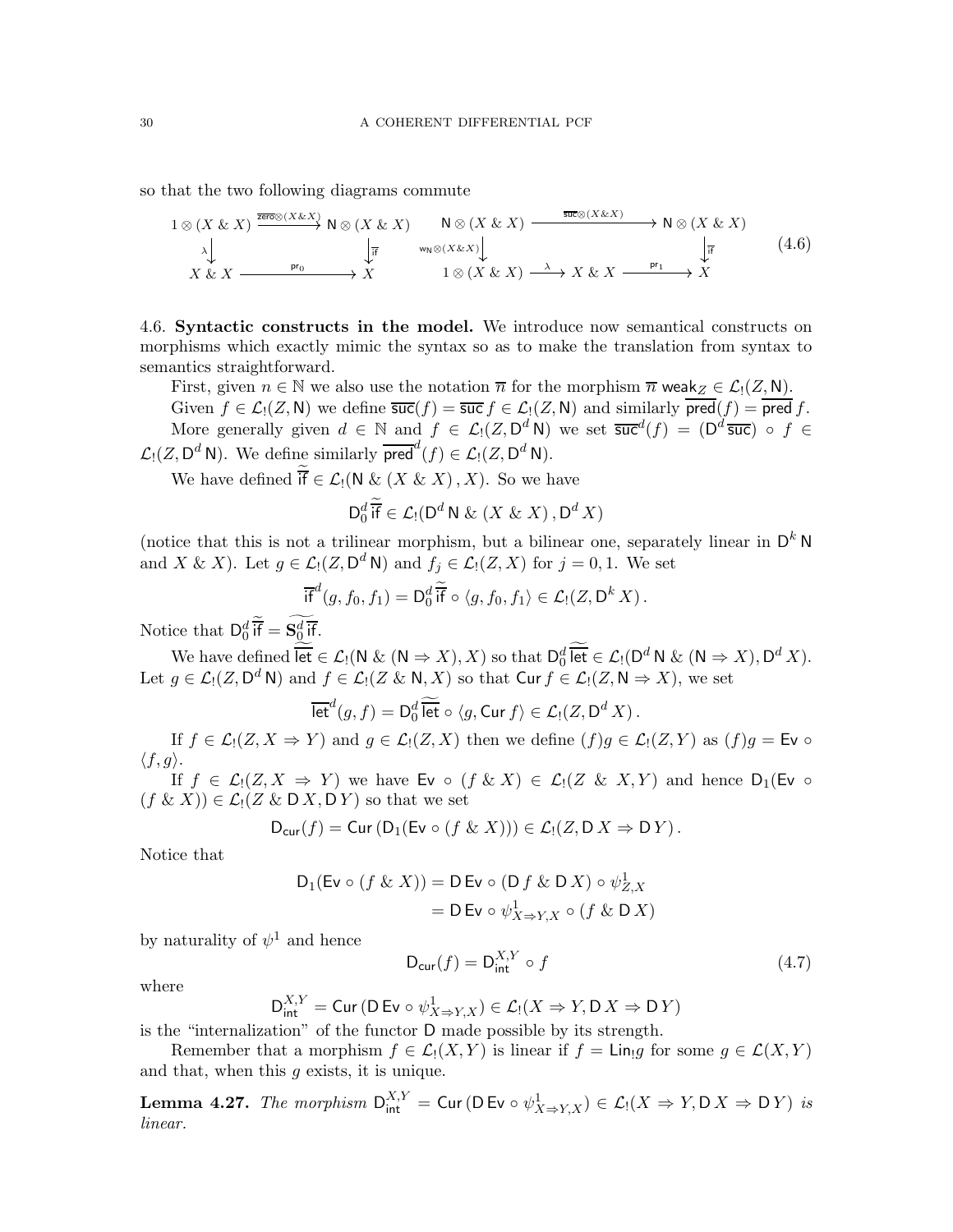so that the two following diagrams commute

$$
\begin{array}{ccc}
1 \otimes (X \mathbin{\&} X) & \xrightarrow{\overline{\mathsf{zero}} \otimes (X \mathbin{\&} X)} & \mathsf{N} \otimes (X \mathbin{\&} X) \\
\lambda \downarrow & & \downarrow \overline{\mathsf{if}} \\
X \mathbin{\&} X & \xrightarrow{\mathsf{pr}_0} & X
\end{array}
\qquad
\begin{array}{ccccc}
\mathsf{N} \otimes (X \mathbin{\&} X) & & \xrightarrow{\overline{\mathsf{suc}} \otimes (X \mathbin{\&} X)} & & \mathsf{N} \otimes (X \mathbin{\&} X) \\
\mathsf{w}_{\mathsf{N}} \otimes (X \mathbin{\&} X) \downarrow & & & & \downarrow \overline{\mathsf{if}} \\
1 \otimes (X \mathbin{\&} X) & \xrightarrow{\lambda} & X \mathbin{\&} X & \xrightarrow{\mathsf{pr}_1} & X
\end{array}
\tag{4.6}
$$

4.6. **Syntactic constructs in the model.** We introduce now semantical constructs on morphisms which exactly mimic the syntax so as to make the translation from syntax to semantics straightforward.

First, given $n \in \mathbb{N}$ we also use the notation $\overline{n}$ for the morphism $\overline{n}\,\mathsf{weak}_Z \in \mathcal{L}_!(Z, \mathsf{N})$.

Given $f \in \mathcal{L}_!(Z, \mathsf{N})$ we define $\overline{\mathsf{suc}}(f) = \overline{\mathsf{suc}}\, f \in \mathcal{L}_!(Z, \mathsf{N})$ and similarly $\overline{\mathsf{pred}}(f) = \overline{\mathsf{pred}}\, f$.

More generally given $d \in \mathbb{N}$ and $f \in \mathcal{L}_!(Z, \mathsf{D}^d\, \mathsf{N})$ we set $\overline{\mathsf{suc}}^d(f) = (\mathsf{D}^d\, \overline{\mathsf{suc}}) \circ f \in \mathcal{L}_!(Z, \mathsf{D}^d\, \mathsf{N})$. We define similarly $\overline{\mathsf{pred}}^d(f) \in \mathcal{L}_!(Z, \mathsf{D}^d\, \mathsf{N})$.

We have defined $\widetilde{\overline{\mathsf{if}}} \in \mathcal{L}_!(\mathsf{N} \mathbin{\&} (X \mathbin{\&} X), X)$. So we have

$$
\mathsf{D}_0^d\, \widetilde{\overline{\mathsf{if}}} \in \mathcal{L}_!(\mathsf{D}^d\, \mathsf{N} \mathbin{\&} (X \mathbin{\&} X), \mathsf{D}^d\, X)
$$

(notice that this is not a trilinear morphism, but a bilinear one, separately linear in $\mathsf{D}^k\, \mathsf{N}$ and $X \mathbin{\&} X$). Let $g \in \mathcal{L}_!(Z, \mathsf{D}^d\, \mathsf{N})$ and $f_j \in \mathcal{L}_!(Z, X)$ for $j = 0, 1$. We set

$$
\overline{\mathsf{if}}^d(g, f_0, f_1) = \mathsf{D}_0^d\, \widetilde{\overline{\mathsf{if}}} \circ \langle g, f_0, f_1 \rangle \in \mathcal{L}_!(Z, \mathsf{D}^k\, X)\,.
$$

Notice that $\mathsf{D}_0^d\, \widetilde{\overline{\mathsf{if}}} = \widetilde{\mathbf{S}_0^d\, \overline{\mathsf{if}}}$.

We have defined $\widetilde{\overline{\mathsf{let}}} \in \mathcal{L}_!(\mathsf{N} \mathbin{\&} (\mathsf{N} \Rightarrow X), X)$ so that $\mathsf{D}_0^d\, \widetilde{\overline{\mathsf{let}}} \in \mathcal{L}_!(\mathsf{D}^d\, \mathsf{N} \mathbin{\&} (\mathsf{N} \Rightarrow X), \mathsf{D}^d\, X)$. Let $g \in \mathcal{L}_!(Z, \mathsf{D}^d\, \mathsf{N})$ and $f \in \mathcal{L}_!(Z \mathbin{\&} \mathsf{N}, X)$ so that $\mathsf{Cur}\, f \in \mathcal{L}_!(Z, \mathsf{N} \Rightarrow X)$, we set

$$
\overline{\mathsf{let}}^d(g, f) = \mathsf{D}_0^d\, \widetilde{\overline{\mathsf{let}}} \circ \langle g, \mathsf{Cur}\, f \rangle \in \mathcal{L}_!(Z, \mathsf{D}^d\, X)\,.
$$

If $f \in \mathcal{L}_!(Z, X \Rightarrow Y)$ and $g \in \mathcal{L}_!(Z, X)$ then we define $(f)g \in \mathcal{L}_!(Z, Y)$ as $(f)g = \mathsf{Ev} \circ \langle f, g \rangle$.

If $f \in \mathcal{L}_!(Z, X \Rightarrow Y)$ we have $\mathsf{Ev} \circ (f \mathbin{\&} X) \in \mathcal{L}_!(Z \mathbin{\&} X, Y)$ and hence $\mathsf{D}_1(\mathsf{Ev} \circ (f \mathbin{\&} X)) \in \mathcal{L}_!(Z \mathbin{\&} \mathsf{D}\, X, \mathsf{D}\, Y)$ so that we set

$$
\mathsf{D}_{\mathsf{cur}}(f) = \mathsf{Cur}\,(\mathsf{D}_1(\mathsf{Ev} \circ (f \mathbin{\&} X))) \in \mathcal{L}_!(Z, \mathsf{D}\, X \Rightarrow \mathsf{D}\, Y)\,.
$$

Notice that

$$
\begin{aligned}
\mathsf{D}_1(\mathsf{Ev} \circ (f \mathbin{\&} X)) &= \mathsf{D}\,\mathsf{Ev} \circ (\mathsf{D}\, f \mathbin{\&} \mathsf{D}\, X) \circ \psi^1_{Z,X} \\
&= \mathsf{D}\,\mathsf{Ev} \circ \psi^1_{X \Rightarrow Y, X} \circ (f \mathbin{\&} \mathsf{D}\, X)
\end{aligned}
$$

by naturality of $\psi^1$ and hence

$$
\mathsf{D}_{\mathsf{cur}}(f) = \mathsf{D}_{\mathsf{int}}^{X,Y} \circ f \tag{4.7}
$$

where

$$
\mathsf{D}_{\mathsf{int}}^{X,Y} = \mathsf{Cur}\,(\mathsf{D}\,\mathsf{Ev} \circ \psi^1_{X \Rightarrow Y, X}) \in \mathcal{L}_!(X \Rightarrow Y, \mathsf{D}\, X \Rightarrow \mathsf{D}\, Y)
$$

is the "internalization" of the functor $\mathsf{D}$ made possible by its strength.

Remember that a morphism $f \in \mathcal{L}_!(X, Y)$ is linear if $f = \mathsf{Lin}_! g$ for some $g \in \mathcal{L}(X, Y)$ and that, when this $g$ exists, it is unique.

**Lemma 4.27.** *The morphism* $\mathsf{D}_{\mathsf{int}}^{X,Y} = \mathsf{Cur}\,(\mathsf{D}\,\mathsf{Ev} \circ \psi^1_{X \Rightarrow Y, X}) \in \mathcal{L}_!(X \Rightarrow Y, \mathsf{D}\, X \Rightarrow \mathsf{D}\, Y)$ *is linear.*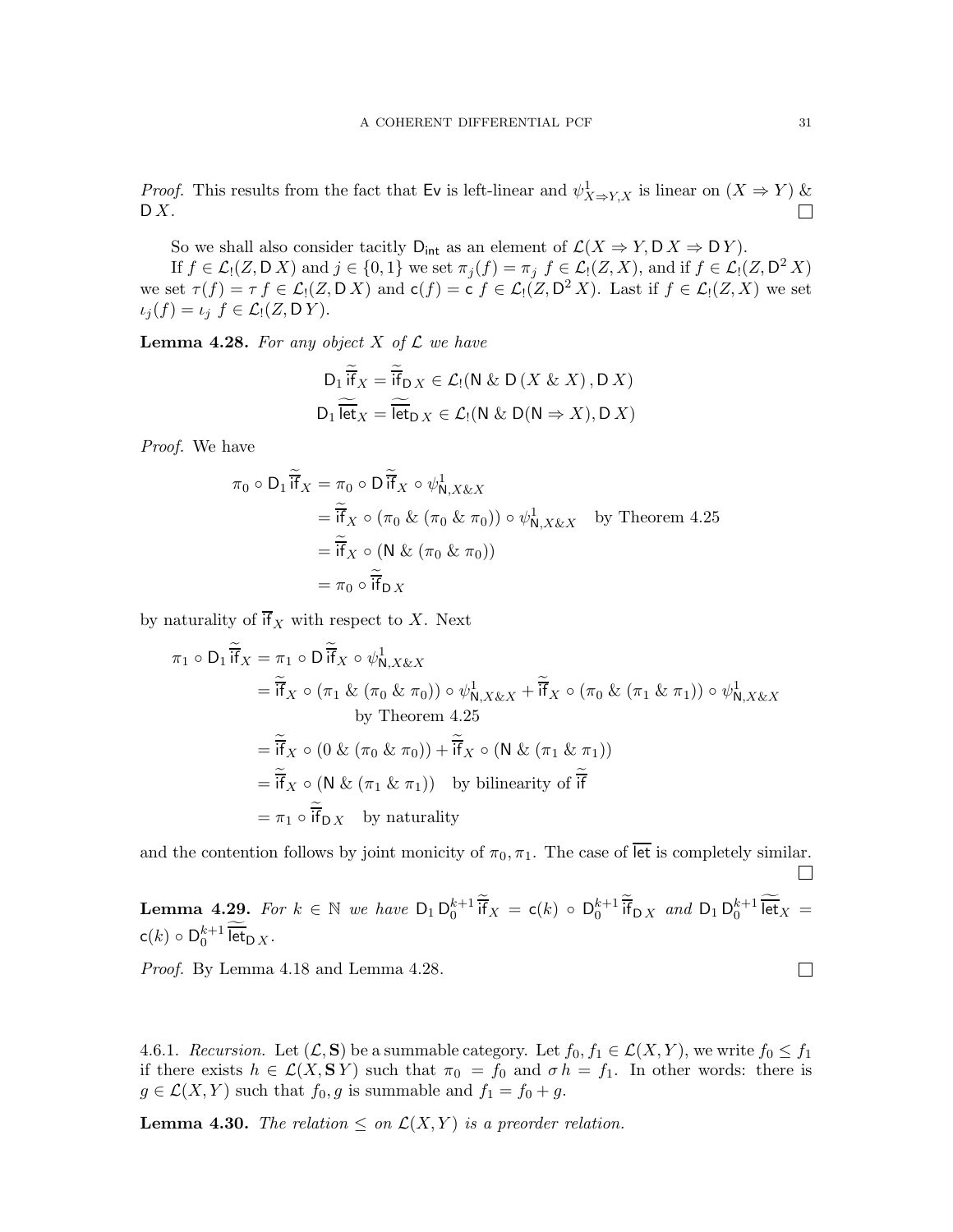*Proof.* This results from the fact that $\mathsf{Ev}$ is left-linear and $\psi^1_{X\Rightarrow Y,X}$ is linear on $(X \Rightarrow Y)\ \&\ \mathsf{D}\,X$. ☐

So we shall also consider tacitly $\mathsf{D_{int}}$ as an element of $\mathcal{L}(X \Rightarrow Y, \mathsf{D}\,X \Rightarrow \mathsf{D}\,Y)$.

If $f \in \mathcal{L}_!(Z, \mathsf{D}\,X)$ and $j \in \{0,1\}$ we set $\pi_j(f) = \pi_j\ f \in \mathcal{L}_!(Z,X)$, and if $f \in \mathcal{L}_!(Z, \mathsf{D}^2\,X)$ we set $\tau(f) = \tau\ f \in \mathcal{L}_!(Z, \mathsf{D}\,X)$ and $\mathsf{c}(f) = \mathsf{c}\ f \in \mathcal{L}_!(Z, \mathsf{D}^2\,X)$. Last if $f \in \mathcal{L}_!(Z,X)$ we set $\iota_j(f) = \iota_j\ f \in \mathcal{L}_!(Z, \mathsf{D}\,Y)$.

**Lemma 4.28.** *For any object $X$ of $\mathcal{L}$ we have*

$$\mathsf{D}_1\,\widetilde{\overline{\mathsf{if}}}_X = \widetilde{\overline{\mathsf{if}}}_{\mathsf{D}\,X} \in \mathcal{L}_!(\mathsf{N}\ \&\ \mathsf{D}\,(X\ \&\ X), \mathsf{D}\,X)$$
$$\mathsf{D}_1\,\widetilde{\overline{\mathsf{let}}}_X = \widetilde{\overline{\mathsf{let}}}_{\mathsf{D}\,X} \in \mathcal{L}_!(\mathsf{N}\ \&\ \mathsf{D}(\mathsf{N} \Rightarrow X), \mathsf{D}\,X)$$

*Proof.* We have

$$\begin{aligned}
\pi_0 \circ \mathsf{D}_1\,\widetilde{\overline{\mathsf{if}}}_X &= \pi_0 \circ \mathsf{D}\,\widetilde{\overline{\mathsf{if}}}_X \circ \psi^1_{\mathsf{N},X\&X} \\
&= \widetilde{\overline{\mathsf{if}}}_X \circ (\pi_0\ \&\ (\pi_0\ \&\ \pi_0)) \circ \psi^1_{\mathsf{N},X\&X} \quad \text{by Theorem 4.25} \\
&= \widetilde{\overline{\mathsf{if}}}_X \circ (\mathsf{N}\ \&\ (\pi_0\ \&\ \pi_0)) \\
&= \pi_0 \circ \widetilde{\overline{\mathsf{if}}}_{\mathsf{D}\,X}
\end{aligned}$$

by naturality of $\overline{\mathsf{if}}_X$ with respect to $X$. Next

$$\begin{aligned}
\pi_1 \circ \mathsf{D}_1\,\widetilde{\overline{\mathsf{if}}}_X &= \pi_1 \circ \mathsf{D}\,\widetilde{\overline{\mathsf{if}}}_X \circ \psi^1_{\mathsf{N},X\&X} \\
&= \widetilde{\overline{\mathsf{if}}}_X \circ (\pi_1\ \&\ (\pi_0\ \&\ \pi_0)) \circ \psi^1_{\mathsf{N},X\&X} + \widetilde{\overline{\mathsf{if}}}_X \circ (\pi_0\ \&\ (\pi_1\ \&\ \pi_1)) \circ \psi^1_{\mathsf{N},X\&X} \\
&\qquad \text{by Theorem 4.25} \\
&= \widetilde{\overline{\mathsf{if}}}_X \circ (0\ \&\ (\pi_0\ \&\ \pi_0)) + \widetilde{\overline{\mathsf{if}}}_X \circ (\mathsf{N}\ \&\ (\pi_1\ \&\ \pi_1)) \\
&= \widetilde{\overline{\mathsf{if}}}_X \circ (\mathsf{N}\ \&\ (\pi_1\ \&\ \pi_1)) \quad \text{by bilinearity of } \widetilde{\overline{\mathsf{if}}} \\
&= \pi_1 \circ \widetilde{\overline{\mathsf{if}}}_{\mathsf{D}\,X} \quad \text{by naturality}
\end{aligned}$$

and the contention follows by joint monicity of $\pi_0, \pi_1$. The case of $\overline{\mathsf{let}}$ is completely similar. ☐

**Lemma 4.29.** *For $k \in \mathbb{N}$ we have $\mathsf{D}_1\,\mathsf{D}_0^{k+1}\,\widetilde{\overline{\mathsf{if}}}_X = \mathsf{c}(k) \circ \mathsf{D}_0^{k+1}\,\widetilde{\overline{\mathsf{if}}}_{\mathsf{D}\,X}$ and $\mathsf{D}_1\,\mathsf{D}_0^{k+1}\,\widetilde{\overline{\mathsf{let}}}_X = \mathsf{c}(k) \circ \mathsf{D}_0^{k+1}\,\widetilde{\overline{\mathsf{let}}}_{\mathsf{D}\,X}$.*

*Proof.* By Lemma 4.18 and Lemma 4.28. ☐

4.6.1. *Recursion.* Let $(\mathcal{L}, \mathbf{S})$ be a summable category. Let $f_0, f_1 \in \mathcal{L}(X,Y)$, we write $f_0 \leq f_1$ if there exists $h \in \mathcal{L}(X, \mathbf{S}\,Y)$ such that $\pi_0 = f_0$ and $\sigma\,h = f_1$. In other words: there is $g \in \mathcal{L}(X,Y)$ such that $f_0, g$ is summable and $f_1 = f_0 + g$.

**Lemma 4.30.** *The relation $\leq$ on $\mathcal{L}(X,Y)$ is a preorder relation.*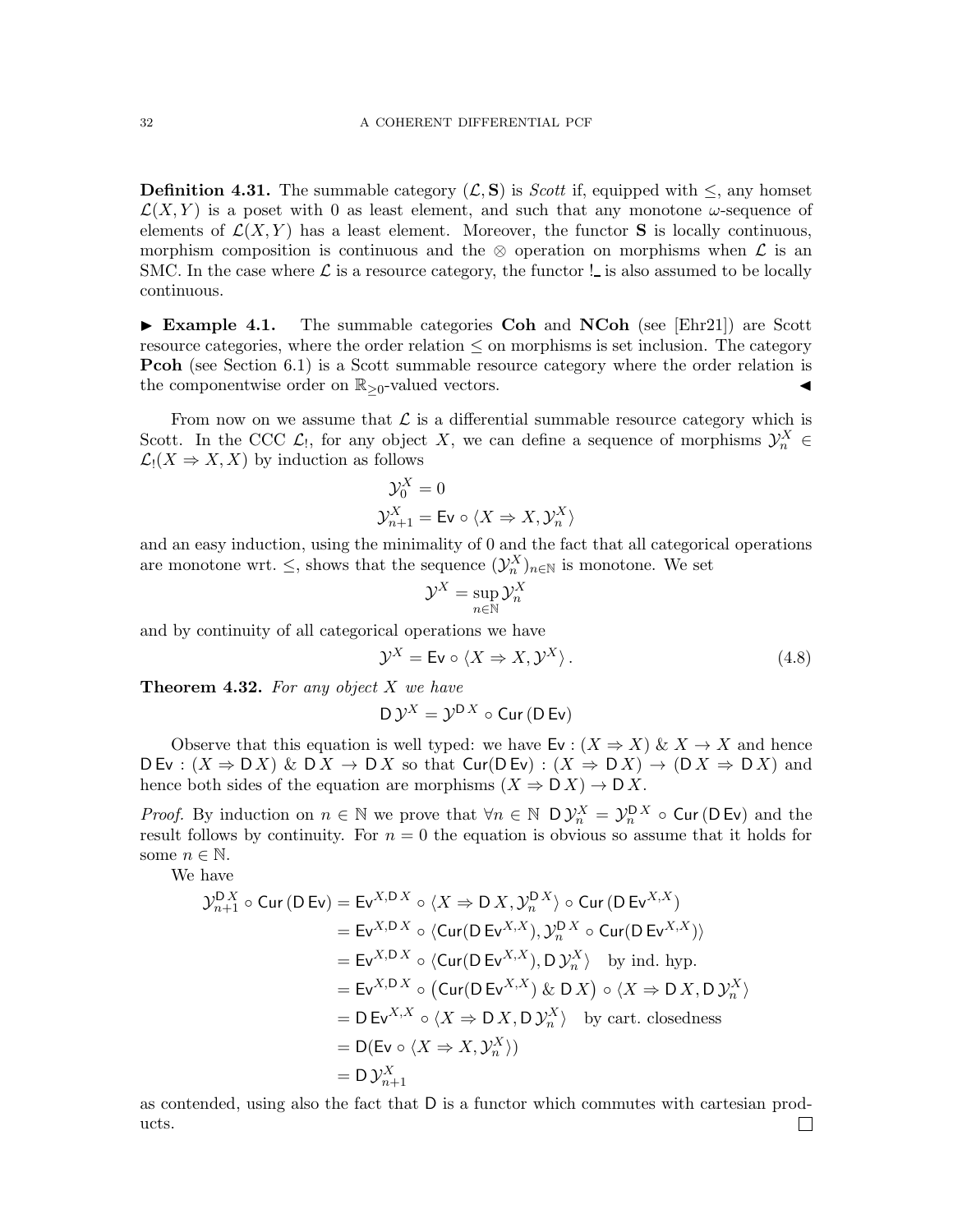**Definition 4.31.** The summable category $(\mathcal{L}, \mathbf{S})$ is *Scott* if, equipped with $\leq$, any homset $\mathcal{L}(X,Y)$ is a poset with 0 as least element, and such that any monotone $\omega$-sequence of elements of $\mathcal{L}(X,Y)$ has a least element. Moreover, the functor $\mathbf{S}$ is locally continuous, morphism composition is continuous and the $\otimes$ operation on morphisms when $\mathcal{L}$ is an SMC. In the case where $\mathcal{L}$ is a resource category, the functor $!\_$ is also assumed to be locally continuous.

► **Example 4.1.** The summable categories **Coh** and **NCoh** (see [Ehr21]) are Scott resource categories, where the order relation $\leq$ on morphisms is set inclusion. The category **Pcoh** (see Section 6.1) is a Scott summable resource category where the order relation is the componentwise order on $\mathbb{R}_{\geq 0}$-valued vectors. ◄

From now on we assume that $\mathcal{L}$ is a differential summable resource category which is Scott. In the CCC $\mathcal{L}_!$, for any object $X$, we can define a sequence of morphisms $\mathcal{Y}_n^X \in \mathcal{L}_!(X \Rightarrow X, X)$ by induction as follows

$$
\begin{aligned}
\mathcal{Y}_0^X &= 0 \\
\mathcal{Y}_{n+1}^X &= \mathsf{Ev} \circ \langle X \Rightarrow X, \mathcal{Y}_n^X \rangle
\end{aligned}
$$

and an easy induction, using the minimality of 0 and the fact that all categorical operations are monotone wrt. $\leq$, shows that the sequence $(\mathcal{Y}_n^X)_{n\in\mathbb{N}}$ is monotone. We set

$$
\mathcal{Y}^X = \sup_{n\in\mathbb{N}} \mathcal{Y}_n^X
$$

and by continuity of all categorical operations we have

$$
\mathcal{Y}^X = \mathsf{Ev} \circ \langle X \Rightarrow X, \mathcal{Y}^X \rangle \,. \tag{4.8}
$$

**Theorem 4.32.** *For any object $X$ we have*

$$
\mathsf{D}\,\mathcal{Y}^X = \mathcal{Y}^{\mathsf{D}\,X} \circ \mathsf{Cur}\,(\mathsf{D}\,\mathsf{Ev})
$$

Observe that this equation is well typed: we have $\mathsf{Ev} : (X \Rightarrow X) \mathbin{\&} X \to X$ and hence $\mathsf{D}\,\mathsf{Ev} : (X \Rightarrow \mathsf{D}\,X) \mathbin{\&} \mathsf{D}\,X \to \mathsf{D}\,X$ so that $\mathsf{Cur}(\mathsf{D}\,\mathsf{Ev}) : (X \Rightarrow \mathsf{D}\,X) \to (\mathsf{D}\,X \Rightarrow \mathsf{D}\,X)$ and hence both sides of the equation are morphisms $(X \Rightarrow \mathsf{D}\,X) \to \mathsf{D}\,X$.

*Proof.* By induction on $n \in \mathbb{N}$ we prove that $\forall n \in \mathbb{N}\ \ \mathsf{D}\,\mathcal{Y}_n^X = \mathcal{Y}_n^{\mathsf{D}\,X} \circ \mathsf{Cur}\,(\mathsf{D}\,\mathsf{Ev})$ and the result follows by continuity. For $n = 0$ the equation is obvious so assume that it holds for some $n \in \mathbb{N}$.

We have

$$
\begin{aligned}
\mathcal{Y}_{n+1}^{\mathsf{D}\,X} \circ \mathsf{Cur}\,(\mathsf{D}\,\mathsf{Ev}) &= \mathsf{Ev}^{X,\mathsf{D}\,X} \circ \langle X \Rightarrow \mathsf{D}\,X, \mathcal{Y}_n^{\mathsf{D}\,X} \rangle \circ \mathsf{Cur}\,(\mathsf{D}\,\mathsf{Ev}^{X,X}) \\
&= \mathsf{Ev}^{X,\mathsf{D}\,X} \circ \langle \mathsf{Cur}(\mathsf{D}\,\mathsf{Ev}^{X,X}), \mathcal{Y}_n^{\mathsf{D}\,X} \circ \mathsf{Cur}(\mathsf{D}\,\mathsf{Ev}^{X,X}) \rangle \\
&= \mathsf{Ev}^{X,\mathsf{D}\,X} \circ \langle \mathsf{Cur}(\mathsf{D}\,\mathsf{Ev}^{X,X}), \mathsf{D}\,\mathcal{Y}_n^X \rangle \quad \text{by ind. hyp.} \\
&= \mathsf{Ev}^{X,\mathsf{D}\,X} \circ \left(\mathsf{Cur}(\mathsf{D}\,\mathsf{Ev}^{X,X}) \mathbin{\&} \mathsf{D}\,X\right) \circ \langle X \Rightarrow \mathsf{D}\,X, \mathsf{D}\,\mathcal{Y}_n^X \rangle \\
&= \mathsf{D}\,\mathsf{Ev}^{X,X} \circ \langle X \Rightarrow \mathsf{D}\,X, \mathsf{D}\,\mathcal{Y}_n^X \rangle \quad \text{by cart. closedness} \\
&= \mathsf{D}(\mathsf{Ev} \circ \langle X \Rightarrow X, \mathcal{Y}_n^X \rangle) \\
&= \mathsf{D}\,\mathcal{Y}_{n+1}^X
\end{aligned}
$$

as contended, using also the fact that $\mathsf{D}$ is a functor which commutes with cartesian products. □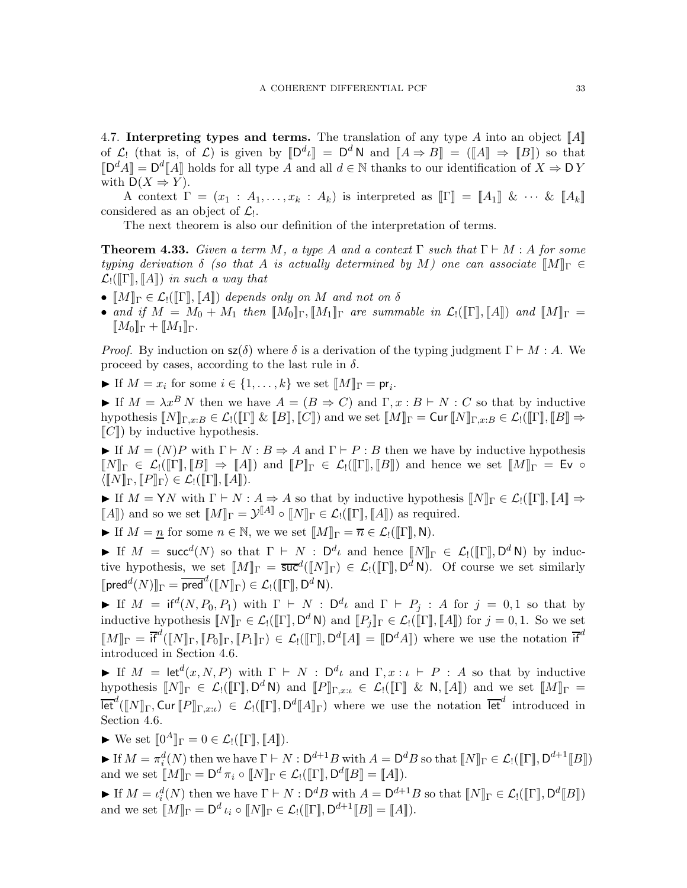**4.7. Interpreting types and terms.** The translation of any type $A$ into an object $[\![A]\!]$ of $\mathcal{L}_!$ (that is, of $\mathcal{L}$) is given by $[\![\mathsf{D}^d\iota]\!] = \mathsf{D}^d\,\mathsf{N}$ and $[\![A \Rightarrow B]\!] = ([\![A]\!] \Rightarrow [\![B]\!])$ so that $[\![\mathsf{D}^d A]\!] = \mathsf{D}^d[\![A]\!]$ holds for all type $A$ and all $d \in \mathbb{N}$ thanks to our identification of $X \Rightarrow \mathsf{D}\,Y$ with $\mathsf{D}(X \Rightarrow Y)$.

A context $\Gamma = (x_1 : A_1, \dots, x_k : A_k)$ is interpreted as $[\![\Gamma]\!] = [\![A_1]\!] \,\&\, \cdots \,\&\, [\![A_k]\!]$ considered as an object of $\mathcal{L}_!$.

The next theorem is also our definition of the interpretation of terms.

**Theorem 4.33.** *Given a term $M$, a type $A$ and a context $\Gamma$ such that $\Gamma \vdash M : A$ for some typing derivation $\delta$ (so that $A$ is actually determined by $M$) one can associate $[\![M]\!]_\Gamma \in \mathcal{L}_!([\![\Gamma]\!], [\![A]\!])$ in such a way that*

- *$[\![M]\!]_\Gamma \in \mathcal{L}_!([\![\Gamma]\!], [\![A]\!])$ depends only on $M$ and not on $\delta$*
- *and if $M = M_0 + M_1$ then $[\![M_0]\!]_\Gamma, [\![M_1]\!]_\Gamma$ are summable in $\mathcal{L}_!([\![\Gamma]\!], [\![A]\!])$ and $[\![M]\!]_\Gamma = [\![M_0]\!]_\Gamma + [\![M_1]\!]_\Gamma$.*

*Proof.* By induction on $\mathsf{sz}(\delta)$ where $\delta$ is a derivation of the typing judgment $\Gamma \vdash M : A$. We proceed by cases, according to the last rule in $\delta$.

▶ If $M = x_i$ for some $i \in \{1, \dots, k\}$ we set $[\![M]\!]_\Gamma = \mathsf{pr}_i$.

▶ If $M = \lambda x^B\, N$ then we have $A = (B \Rightarrow C)$ and $\Gamma, x : B \vdash N : C$ so that by inductive hypothesis $[\![N]\!]_{\Gamma,x:B} \in \mathcal{L}_!([\![\Gamma]\!] \,\&\, [\![B]\!], [\![C]\!])$ and we set $[\![M]\!]_\Gamma = \mathsf{Cur}\, [\![N]\!]_{\Gamma,x:B} \in \mathcal{L}_!([\![\Gamma]\!], [\![B]\!] \Rightarrow [\![C]\!])$ by inductive hypothesis.

▶ If $M = (N)P$ with $\Gamma \vdash N : B \Rightarrow A$ and $\Gamma \vdash P : B$ then we have by inductive hypothesis $[\![N]\!]_\Gamma \in \mathcal{L}_!([\![\Gamma]\!], [\![B]\!] \Rightarrow [\![A]\!])$ and $[\![P]\!]_\Gamma \in \mathcal{L}_!([\![\Gamma]\!], [\![B]\!])$ and hence we set $[\![M]\!]_\Gamma = \mathsf{Ev} \circ \langle [\![N]\!]_\Gamma, [\![P]\!]_\Gamma \rangle \in \mathcal{L}_!([\![\Gamma]\!], [\![A]\!])$.

▶ If $M = \mathsf{Y} N$ with $\Gamma \vdash N : A \Rightarrow A$ so that by inductive hypothesis $[\![N]\!]_\Gamma \in \mathcal{L}_!([\![\Gamma]\!], [\![A]\!] \Rightarrow [\![A]\!])$ and so we set $[\![M]\!]_\Gamma = \mathcal{Y}^{[\![A]\!]} \circ [\![N]\!]_\Gamma \in \mathcal{L}_!([\![\Gamma]\!], [\![A]\!])$ as required.

▶ If $M = \underline{n}$ for some $n \in \mathbb{N}$, we we set $[\![M]\!]_\Gamma = \overline{n} \in \mathcal{L}_!([\![\Gamma]\!], \mathsf{N})$.

▶ If $M = \mathsf{succ}^d(N)$ so that $\Gamma \vdash N : \mathsf{D}^d\iota$ and hence $[\![N]\!]_\Gamma \in \mathcal{L}_!([\![\Gamma]\!], \mathsf{D}^d\,\mathsf{N})$ by inductive hypothesis, we set $[\![M]\!]_\Gamma = \overline{\mathsf{suc}}^d([\![N]\!]_\Gamma) \in \mathcal{L}_!([\![\Gamma]\!], \mathsf{D}^d\,\mathsf{N})$. Of course we set similarly $[\![\mathsf{pred}^d(N)]\!]_\Gamma = \overline{\mathsf{pred}}^d([\![N]\!]_\Gamma) \in \mathcal{L}_!([\![\Gamma]\!], \mathsf{D}^d\,\mathsf{N})$.

▶ If $M = \mathsf{if}^d(N, P_0, P_1)$ with $\Gamma \vdash N : \mathsf{D}^d\iota$ and $\Gamma \vdash P_j : A$ for $j = 0, 1$ so that by inductive hypothesis $[\![N]\!]_\Gamma \in \mathcal{L}_!([\![\Gamma]\!], \mathsf{D}^d\,\mathsf{N})$ and $[\![P_j]\!]_\Gamma \in \mathcal{L}_!([\![\Gamma]\!], [\![A]\!])$ for $j = 0, 1$. So we set $[\![M]\!]_\Gamma = \overline{\mathsf{if}}^d([\![N]\!]_\Gamma, [\![P_0]\!]_\Gamma, [\![P_1]\!]_\Gamma) \in \mathcal{L}_!([\![\Gamma]\!], \mathsf{D}^d[\![A]\!] = [\![\mathsf{D}^d A]\!])$ where we use the notation $\overline{\mathsf{if}}^d$ introduced in Section 4.6.

▶ If $M = \mathsf{let}^d(x, N, P)$ with $\Gamma \vdash N : \mathsf{D}^d\iota$ and $\Gamma, x : \iota \vdash P : A$ so that by inductive hypothesis $[\![N]\!]_\Gamma \in \mathcal{L}_!([\![\Gamma]\!], \mathsf{D}^d\,\mathsf{N})$ and $[\![P]\!]_{\Gamma,x:\iota} \in \mathcal{L}_!([\![\Gamma]\!] \,\&\, \mathsf{N}, [\![A]\!])$ and we set $[\![M]\!]_\Gamma = \overline{\mathsf{let}}^d([\![N]\!]_\Gamma, \mathsf{Cur}\, [\![P]\!]_{\Gamma,x:\iota}) \in \mathcal{L}_!([\![\Gamma]\!], \mathsf{D}^d[\![A]\!]_\Gamma)$ where we use the notation $\overline{\mathsf{let}}^d$ introduced in Section 4.6.

▶ We set $[\![0^A]\!]_\Gamma = 0 \in \mathcal{L}_!([\![\Gamma]\!], [\![A]\!])$.

▶ If $M = \pi_i^d(N)$ then we have $\Gamma \vdash N : \mathsf{D}^{d+1}B$ with $A = \mathsf{D}^d B$ so that $[\![N]\!]_\Gamma \in \mathcal{L}_!([\![\Gamma]\!], \mathsf{D}^{d+1}[\![B]\!])$ and we set $[\![M]\!]_\Gamma = \mathsf{D}^d\,\pi_i \circ [\![N]\!]_\Gamma \in \mathcal{L}_!([\![\Gamma]\!], \mathsf{D}^d[\![B]\!] = [\![A]\!])$.

▶ If $M = \iota_i^d(N)$ then we have $\Gamma \vdash N : \mathsf{D}^d B$ with $A = \mathsf{D}^{d+1}B$ so that $[\![N]\!]_\Gamma \in \mathcal{L}_!([\![\Gamma]\!], \mathsf{D}^d[\![B]\!])$ and we set $[\![M]\!]_\Gamma = \mathsf{D}^d\,\iota_i \circ [\![N]\!]_\Gamma \in \mathcal{L}_!([\![\Gamma]\!], \mathsf{D}^{d+1}[\![B]\!] = [\![A]\!])$.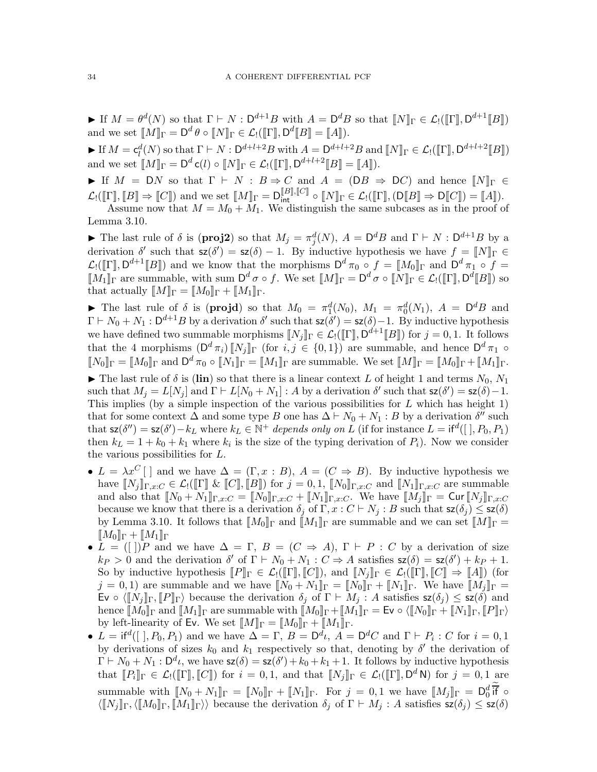▶ If $M = \theta^d(N)$ so that $\Gamma \vdash N : \mathsf{D}^{d+1}B$ with $A = \mathsf{D}^d B$ so that $[\![N]\!]_\Gamma \in \mathcal{L}_!([\![\Gamma]\!], \mathsf{D}^{d+1}[\![B]\!])$ and we set $[\![M]\!]_\Gamma = \mathsf{D}^d\,\theta \circ [\![N]\!]_\Gamma \in \mathcal{L}_!([\![\Gamma]\!], \mathsf{D}^d[\![B]\!] = [\![A]\!])$.

▶ If $M = \mathsf{c}_l^d(N)$ so that $\Gamma \vdash N : \mathsf{D}^{d+l+2}B$ with $A = \mathsf{D}^{d+l+2}B$ and $[\![N]\!]_\Gamma \in \mathcal{L}_!([\![\Gamma]\!], \mathsf{D}^{d+l+2}[\![B]\!])$ and we set $[\![M]\!]_\Gamma = \mathsf{D}^d\,\mathsf{c}(l) \circ [\![N]\!]_\Gamma \in \mathcal{L}_!([\![\Gamma]\!], \mathsf{D}^{d+l+2}[\![B]\!] = [\![A]\!])$.

▶ If $M = \mathsf{D}N$ so that $\Gamma \vdash N : B \Rightarrow C$ and $A = (\mathsf{D}B \Rightarrow \mathsf{D}C)$ and hence $[\![N]\!]_\Gamma \in \mathcal{L}_!([\![\Gamma]\!], [\![B]\!] \Rightarrow [\![C]\!])$ and we set $[\![M]\!]_\Gamma = \mathsf{D}_{\mathsf{int}}^{[\![B]\!],[\![C]\!]} \circ [\![N]\!]_\Gamma \in \mathcal{L}_!([\![\Gamma]\!], (\mathsf{D}[\![B]\!] \Rightarrow \mathsf{D}[\![C]\!]) = [\![A]\!])$.

Assume now that $M = M_0 + M_1$. We distinguish the same subcases as in the proof of Lemma 3.10.

▶ The last rule of $\delta$ is (**proj2**) so that $M_j = \pi_j^d(N)$, $A = \mathsf{D}^d B$ and $\Gamma \vdash N : \mathsf{D}^{d+1}B$ by a derivation $\delta'$ such that $\mathsf{sz}(\delta') = \mathsf{sz}(\delta) - 1$. By inductive hypothesis we have $f = [\![N]\!]_\Gamma \in \mathcal{L}_!([\![\Gamma]\!], \mathsf{D}^{d+1}[\![B]\!])$ and we know that the morphisms $\mathsf{D}^d\,\pi_0 \circ f = [\![M_0]\!]_\Gamma$ and $\mathsf{D}^d\,\pi_1 \circ f = [\![M_1]\!]_\Gamma$ are summable, with sum $\mathsf{D}^d\,\sigma \circ f$. We set $[\![M]\!]_\Gamma = \mathsf{D}^d\,\sigma \circ [\![N]\!]_\Gamma \in \mathcal{L}_!([\![\Gamma]\!], \mathsf{D}^d[\![B]\!])$ so that actually $[\![M]\!]_\Gamma = [\![M_0]\!]_\Gamma + [\![M_1]\!]_\Gamma$.

▶ The last rule of $\delta$ is (**projd**) so that $M_0 = \pi_1^d(N_0)$, $M_1 = \pi_0^d(N_1)$, $A = \mathsf{D}^d B$ and $\Gamma \vdash N_0 + N_1 : \mathsf{D}^{d+1}B$ by a derivation $\delta'$ such that $\mathsf{sz}(\delta') = \mathsf{sz}(\delta) - 1$. By inductive hypothesis we have defined two summable morphisms $[\![N_j]\!]_\Gamma \in \mathcal{L}_!([\![\Gamma]\!], \mathsf{D}^{d+1}[\![B]\!])$ for $j = 0, 1$. It follows that the 4 morphisms $(\mathsf{D}^d\,\pi_i)\,[\![N_j]\!]_\Gamma$ (for $i, j \in \{0, 1\}$) are summable, and hence $\mathsf{D}^d\,\pi_1 \circ [\![N_0]\!]_\Gamma = [\![M_0]\!]_\Gamma$ and $\mathsf{D}^d\,\pi_0 \circ [\![N_1]\!]_\Gamma = [\![M_1]\!]_\Gamma$ are summable. We set $[\![M]\!]_\Gamma = [\![M_0]\!]_\Gamma + [\![M_1]\!]_\Gamma$.

▶ The last rule of $\delta$ is (**lin**) so that there is a linear context $L$ of height 1 and terms $N_0$, $N_1$ such that $M_j = L[N_j]$ and $\Gamma \vdash L[N_0 + N_1] : A$ by a derivation $\delta'$ such that $\mathsf{sz}(\delta') = \mathsf{sz}(\delta) - 1$. This implies (by a simple inspection of the various possibilities for $L$ which has height 1) that for some context $\Delta$ and some type $B$ one has $\Delta \vdash N_0 + N_1 : B$ by a derivation $\delta''$ such that $\mathsf{sz}(\delta'') = \mathsf{sz}(\delta') - k_L$ where $k_L \in \mathbb{N}^+$ *depends only on* $L$ (if for instance $L = \mathsf{if}^d([\,], P_0, P_1)$ then $k_L = 1 + k_0 + k_1$ where $k_i$ is the size of the typing derivation of $P_i$). Now we consider the various possibilities for $L$.

- $L = \lambda x^C\,[\,]$ and we have $\Delta = (\Gamma, x : B)$, $A = (C \Rightarrow B)$. By inductive hypothesis we have $[\![N_j]\!]_{\Gamma, x:C} \in \mathcal{L}_!([\![\Gamma]\!] \mathbin{\&} [\![C]\!], [\![B]\!])$ for $j = 0, 1$, $[\![N_0]\!]_{\Gamma, x:C}$ and $[\![N_1]\!]_{\Gamma, x:C}$ are summable and also that $[\![N_0 + N_1]\!]_{\Gamma, x:C} = [\![N_0]\!]_{\Gamma, x:C} + [\![N_1]\!]_{\Gamma, x:C}$. We have $[\![M_j]\!]_\Gamma = \mathsf{Cur}\,[\![N_j]\!]_{\Gamma, x:C}$ because we know that there is a derivation $\delta_j$ of $\Gamma, x : C \vdash N_j : B$ such that $\mathsf{sz}(\delta_j) \leq \mathsf{sz}(\delta)$ by Lemma 3.10. It follows that $[\![M_0]\!]_\Gamma$ and $[\![M_1]\!]_\Gamma$ are summable and we can set $[\![M]\!]_\Gamma = [\![M_0]\!]_\Gamma + [\![M_1]\!]_\Gamma$
- $L = ([\,])P$ and we have $\Delta = \Gamma$, $B = (C \Rightarrow A)$, $\Gamma \vdash P : C$ by a derivation of size $k_P > 0$ and the derivation $\delta'$ of $\Gamma \vdash N_0 + N_1 : C \Rightarrow A$ satisfies $\mathsf{sz}(\delta) = \mathsf{sz}(\delta') + k_P + 1$. So by inductive hypothesis $[\![P]\!]_\Gamma \in \mathcal{L}_!([\![\Gamma]\!], [\![C]\!])$, and $[\![N_j]\!]_\Gamma \in \mathcal{L}_!([\![\Gamma]\!], [\![C]\!] \Rightarrow [\![A]\!])$ (for $j = 0, 1$) are summable and we have $[\![N_0 + N_1]\!]_\Gamma = [\![N_0]\!]_\Gamma + [\![N_1]\!]_\Gamma$. We have $[\![M_j]\!]_\Gamma = \mathsf{Ev} \circ \langle [\![N_j]\!]_\Gamma, [\![P]\!]_\Gamma \rangle$ because the derivation $\delta_j$ of $\Gamma \vdash M_j : A$ satisfies $\mathsf{sz}(\delta_j) \leq \mathsf{sz}(\delta)$ and hence $[\![M_0]\!]_\Gamma$ and $[\![M_1]\!]_\Gamma$ are summable with $[\![M_0]\!]_\Gamma + [\![M_1]\!]_\Gamma = \mathsf{Ev} \circ \langle [\![N_0]\!]_\Gamma + [\![N_1]\!]_\Gamma, [\![P]\!]_\Gamma \rangle$ by left-linearity of $\mathsf{Ev}$. We set $[\![M]\!]_\Gamma = [\![M_0]\!]_\Gamma + [\![M_1]\!]_\Gamma$.
- $L = \mathsf{if}^d([\,], P_0, P_1)$ and we have $\Delta = \Gamma$, $B = \mathsf{D}^d\iota$, $A = \mathsf{D}^d C$ and $\Gamma \vdash P_i : C$ for $i = 0, 1$ by derivations of sizes $k_0$ and $k_1$ respectively so that, denoting by $\delta'$ the derivation of $\Gamma \vdash N_0 + N_1 : \mathsf{D}^d\iota$, we have $\mathsf{sz}(\delta) = \mathsf{sz}(\delta') + k_0 + k_1 + 1$. It follows by inductive hypothesis that $[\![P_i]\!]_\Gamma \in \mathcal{L}_!([\![\Gamma]\!], [\![C]\!])$ for $i = 0, 1$, and that $[\![N_j]\!]_\Gamma \in \mathcal{L}_!([\![\Gamma]\!], \mathsf{D}^d\,\mathsf{N})$ for $j = 0, 1$ are summable with $[\![N_0 + N_1]\!]_\Gamma = [\![N_0]\!]_\Gamma + [\![N_1]\!]_\Gamma$. For $j = 0, 1$ we have $[\![M_j]\!]_\Gamma = \mathsf{D}_0^d\,\widetilde{\overline{\mathsf{if}}} \circ \langle [\![N_j]\!]_\Gamma, \langle [\![M_0]\!]_\Gamma, [\![M_1]\!]_\Gamma \rangle \rangle$ because the derivation $\delta_j$ of $\Gamma \vdash M_j : A$ satisfies $\mathsf{sz}(\delta_j) \leq \mathsf{sz}(\delta)$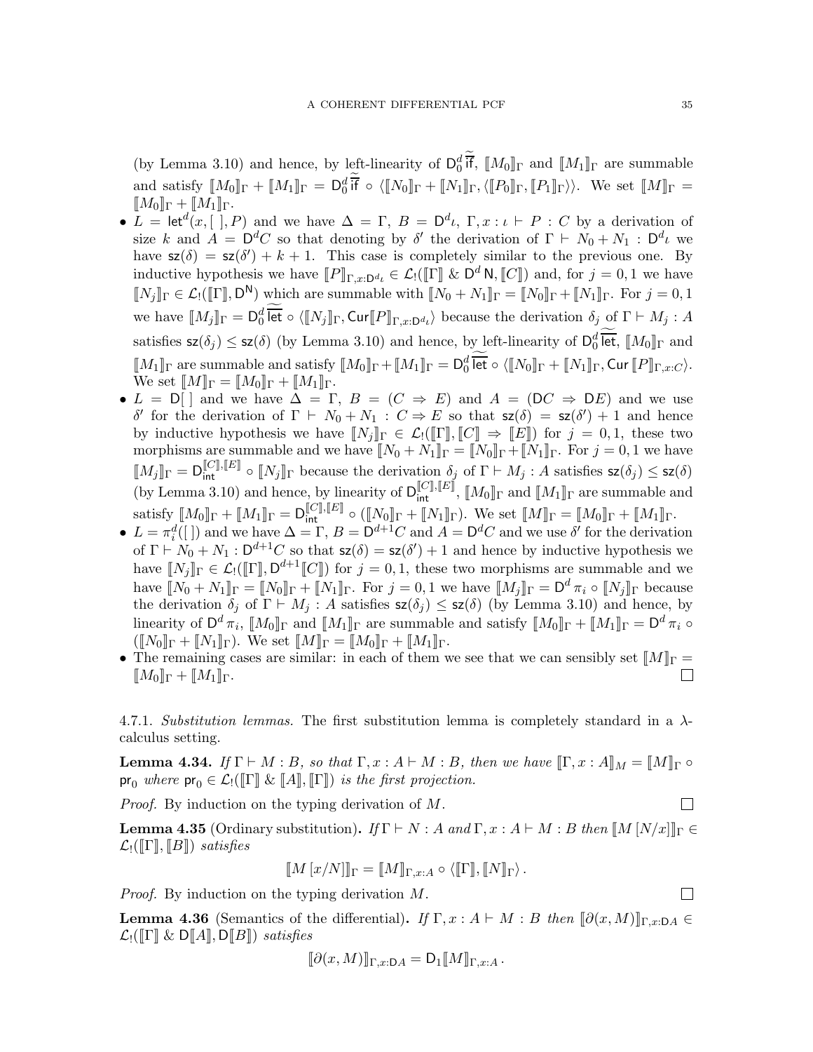(by Lemma 3.10) and hence, by left-linearity of $\mathsf{D}_0^d\widetilde{\overline{\mathsf{if}}}$, $[\![M_0]\!]_\Gamma$ and $[\![M_1]\!]_\Gamma$ are summable and satisfy $[\![M_0]\!]_\Gamma + [\![M_1]\!]_\Gamma = \mathsf{D}_0^d\widetilde{\overline{\mathsf{if}}} \circ \langle [\![N_0]\!]_\Gamma + [\![N_1]\!]_\Gamma, \langle [\![P_0]\!]_\Gamma, [\![P_1]\!]_\Gamma\rangle\rangle$. We set $[\![M]\!]_\Gamma = [\![M_0]\!]_\Gamma + [\![M_1]\!]_\Gamma$.

- $L = \mathsf{let}^d(x, [\ ], P)$ and we have $\Delta = \Gamma$, $B = \mathsf{D}^d\iota$, $\Gamma, x : \iota \vdash P : C$ by a derivation of size $k$ and $A = \mathsf{D}^d C$ so that denoting by $\delta'$ the derivation of $\Gamma \vdash N_0 + N_1 : \mathsf{D}^d\iota$ we have $\mathsf{sz}(\delta) = \mathsf{sz}(\delta') + k + 1$. This case is completely similar to the previous one. By inductive hypothesis we have $[\![P]\!]_{\Gamma,x:\mathsf{D}^d\iota} \in \mathcal{L}_!([\![\Gamma]\!] \mathbin{\&} \mathsf{D}^d\,\mathsf{N}, [\![C]\!])$ and, for $j = 0, 1$ we have $[\![N_j]\!]_\Gamma \in \mathcal{L}_!([\![\Gamma]\!], \mathsf{D}^{\mathsf{N}})$ which are summable with $[\![N_0 + N_1]\!]_\Gamma = [\![N_0]\!]_\Gamma + [\![N_1]\!]_\Gamma$. For $j = 0, 1$ we have $[\![M_j]\!]_\Gamma = \mathsf{D}_0^d\widetilde{\overline{\mathsf{let}}} \circ \langle [\![N_j]\!]_\Gamma, \mathsf{Cur}[\![P]\!]_{\Gamma,x:\mathsf{D}^d\iota}\rangle$ because the derivation $\delta_j$ of $\Gamma \vdash M_j : A$ satisfies $\mathsf{sz}(\delta_j) \leq \mathsf{sz}(\delta)$ (by Lemma 3.10) and hence, by left-linearity of $\mathsf{D}_0^d\widetilde{\overline{\mathsf{let}}}$, $[\![M_0]\!]_\Gamma$ and $[\![M_1]\!]_\Gamma$ are summable and satisfy $[\![M_0]\!]_\Gamma + [\![M_1]\!]_\Gamma = \mathsf{D}_0^d\widetilde{\overline{\mathsf{let}}} \circ \langle [\![N_0]\!]_\Gamma + [\![N_1]\!]_\Gamma, \mathsf{Cur}\,[\![P]\!]_{\Gamma,x:C}\rangle$. We set $[\![M]\!]_\Gamma = [\![M_0]\!]_\Gamma + [\![M_1]\!]_\Gamma$.
- $L = \mathsf{D}[\ ]$ and we have $\Delta = \Gamma$, $B = (C \Rightarrow E)$ and $A = (\mathsf{D}C \Rightarrow \mathsf{D}E)$ and we use $\delta'$ for the derivation of $\Gamma \vdash N_0 + N_1 : C \Rightarrow E$ so that $\mathsf{sz}(\delta) = \mathsf{sz}(\delta') + 1$ and hence by inductive hypothesis we have $[\![N_j]\!]_\Gamma \in \mathcal{L}_!([\![\Gamma]\!], [\![C]\!] \Rightarrow [\![E]\!])$ for $j = 0, 1$, these two morphisms are summable and we have $[\![N_0 + N_1]\!]_\Gamma = [\![N_0]\!]_\Gamma + [\![N_1]\!]_\Gamma$. For $j = 0, 1$ we have $[\![M_j]\!]_\Gamma = \mathsf{D}_{\mathsf{int}}^{[\![C]\!],[\![E]\!]} \circ [\![N_j]\!]_\Gamma$ because the derivation $\delta_j$ of $\Gamma \vdash M_j : A$ satisfies $\mathsf{sz}(\delta_j) \leq \mathsf{sz}(\delta)$ (by Lemma 3.10) and hence, by linearity of $\mathsf{D}_{\mathsf{int}}^{[\![C]\!],[\![E]\!]}$, $[\![M_0]\!]_\Gamma$ and $[\![M_1]\!]_\Gamma$ are summable and satisfy $[\![M_0]\!]_\Gamma + [\![M_1]\!]_\Gamma = \mathsf{D}_{\mathsf{int}}^{[\![C]\!],[\![E]\!]} \circ ([\![N_0]\!]_\Gamma + [\![N_1]\!]_\Gamma)$. We set $[\![M]\!]_\Gamma = [\![M_0]\!]_\Gamma + [\![M_1]\!]_\Gamma$.
- $L = \pi_i^d([\ ])$ and we have $\Delta = \Gamma$, $B = \mathsf{D}^{d+1}C$ and $A = \mathsf{D}^d C$ and we use $\delta'$ for the derivation of $\Gamma \vdash N_0 + N_1 : \mathsf{D}^{d+1}C$ so that $\mathsf{sz}(\delta) = \mathsf{sz}(\delta') + 1$ and hence by inductive hypothesis we have $[\![N_j]\!]_\Gamma \in \mathcal{L}_!([\![\Gamma]\!], \mathsf{D}^{d+1}[\![C]\!])$ for $j = 0, 1$, these two morphisms are summable and we have $[\![N_0 + N_1]\!]_\Gamma = [\![N_0]\!]_\Gamma + [\![N_1]\!]_\Gamma$. For $j = 0, 1$ we have $[\![M_j]\!]_\Gamma = \mathsf{D}^d\,\pi_i \circ [\![N_j]\!]_\Gamma$ because the derivation $\delta_j$ of $\Gamma \vdash M_j : A$ satisfies $\mathsf{sz}(\delta_j) \leq \mathsf{sz}(\delta)$ (by Lemma 3.10) and hence, by linearity of $\mathsf{D}^d\,\pi_i$, $[\![M_0]\!]_\Gamma$ and $[\![M_1]\!]_\Gamma$ are summable and satisfy $[\![M_0]\!]_\Gamma + [\![M_1]\!]_\Gamma = \mathsf{D}^d\,\pi_i \circ ([\![N_0]\!]_\Gamma + [\![N_1]\!]_\Gamma)$. We set $[\![M]\!]_\Gamma = [\![M_0]\!]_\Gamma + [\![M_1]\!]_\Gamma$.
- The remaining cases are similar: in each of them we see that we can sensibly set $[\![M]\!]_\Gamma = [\![M_0]\!]_\Gamma + [\![M_1]\!]_\Gamma$. ☐

4.7.1. *Substitution lemmas.* The first substitution lemma is completely standard in a $\lambda$-calculus setting.

**Lemma 4.34.** *If $\Gamma \vdash M : B$, so that $\Gamma, x : A \vdash M : B$, then we have $[\![\Gamma, x : A]\!]_M = [\![M]\!]_\Gamma \circ \mathsf{pr}_0$ where $\mathsf{pr}_0 \in \mathcal{L}_!([\![\Gamma]\!] \mathbin{\&} [\![A]\!], [\![\Gamma]\!])$ is the first projection.*

*Proof.* By induction on the typing derivation of $M$. ☐

**Lemma 4.35** (Ordinary substitution)**.** *If $\Gamma \vdash N : A$ and $\Gamma, x : A \vdash M : B$ then $[\![M\,[N/x]]\!]_\Gamma \in \mathcal{L}_!([\![\Gamma]\!], [\![B]\!])$ satisfies*

$$[\![M\,[x/N]]\!]_\Gamma = [\![M]\!]_{\Gamma,x:A} \circ \langle [\![\Gamma]\!], [\![N]\!]_\Gamma\rangle\,.$$

*Proof.* By induction on the typing derivation $M$. ☐

**Lemma 4.36** (Semantics of the differential)**.** *If $\Gamma, x : A \vdash M : B$ then $[\![\partial(x, M)]\!]_{\Gamma,x:\mathsf{D}A} \in \mathcal{L}_!([\![\Gamma]\!] \mathbin{\&} \mathsf{D}[\![A]\!], \mathsf{D}[\![B]\!])$ satisfies*

$$[\![\partial(x, M)]\!]_{\Gamma,x:\mathsf{D}A} = \mathsf{D}_1[\![M]\!]_{\Gamma,x:A}\,.$$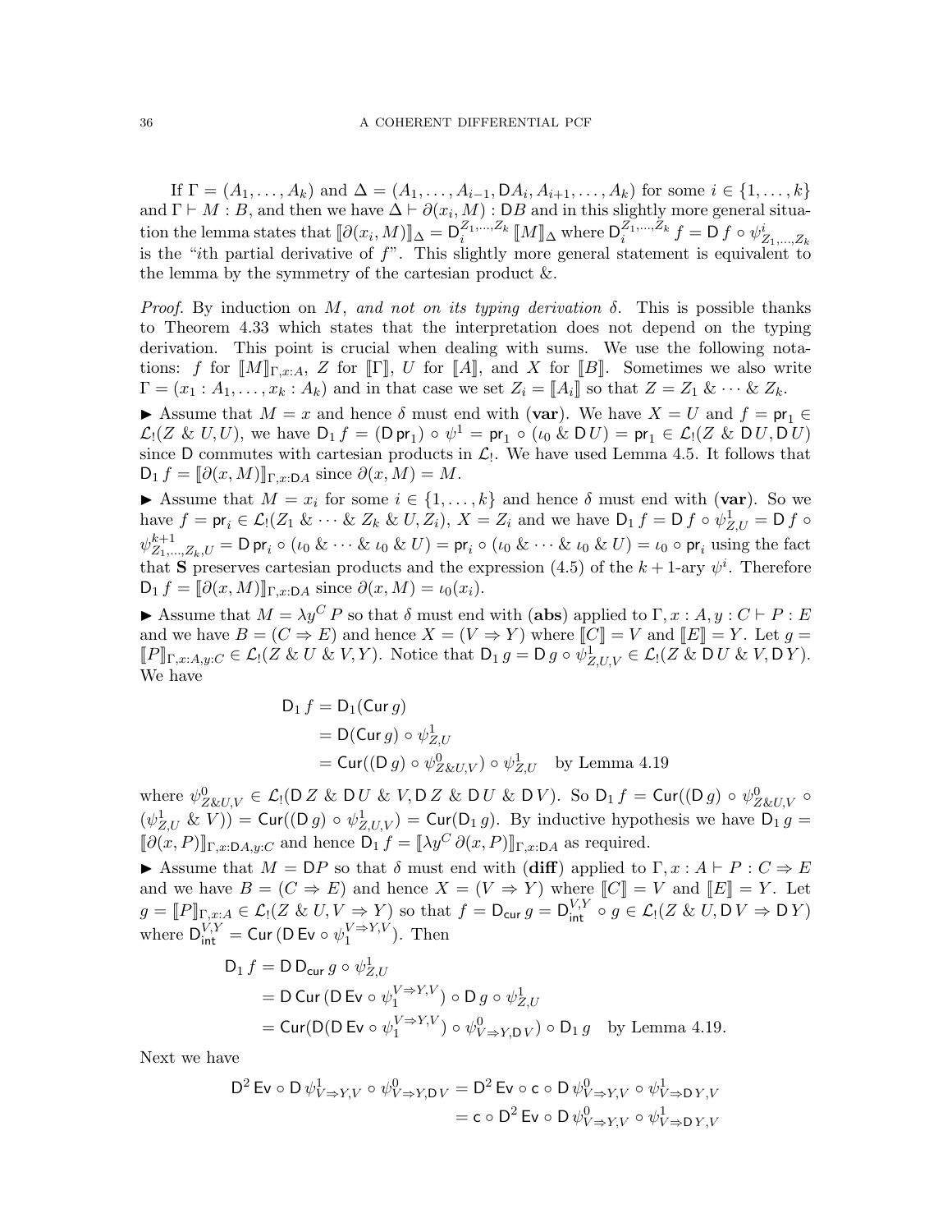If $\Gamma = (A_1, \dots, A_k)$ and $\Delta = (A_1, \dots, A_{i-1}, \mathsf{D} A_i, A_{i+1}, \dots, A_k)$ for some $i \in \{1, \dots, k\}$ and $\Gamma \vdash M : B$, and then we have $\Delta \vdash \partial(x_i, M) : \mathsf{D} B$ and in this slightly more general situation the lemma states that $[\![\partial(x_i, M)]\!]_\Delta = \mathsf{D}_i^{Z_1,\dots,Z_k} [\![M]\!]_\Delta$ where $\mathsf{D}_i^{Z_1,\dots,Z_k} f = \mathsf{D}\, f \circ \psi^i_{Z_1,\dots,Z_k}$ is the "$i$th partial derivative of $f$". This slightly more general statement is equivalent to the lemma by the symmetry of the cartesian product &.

*Proof.* By induction on $M$, *and not on its typing derivation* $\delta$. This is possible thanks to Theorem 4.33 which states that the interpretation does not depend on the typing derivation. This point is crucial when dealing with sums. We use the following notations: $f$ for $[\![M]\!]_{\Gamma,x:A}$, $Z$ for $[\![\Gamma]\!]$, $U$ for $[\![A]\!]$, and $X$ for $[\![B]\!]$. Sometimes we also write $\Gamma = (x_1 : A_1, \dots, x_k : A_k)$ and in that case we set $Z_i = [\![A_i]\!]$ so that $Z = Z_1 \,\&\, \cdots \,\&\, Z_k$.

▶ Assume that $M = x$ and hence $\delta$ must end with (**var**). We have $X = U$ and $f = \mathsf{pr}_1 \in \mathcal{L}_!(Z \,\&\, U, U)$, we have $\mathsf{D}_1\, f = (\mathsf{D}\, \mathsf{pr}_1) \circ \psi^1 = \mathsf{pr}_1 \circ (\iota_0 \,\&\, \mathsf{D}\, U) = \mathsf{pr}_1 \in \mathcal{L}_!(Z \,\&\, \mathsf{D}\, U, \mathsf{D}\, U)$ since $\mathsf{D}$ commutes with cartesian products in $\mathcal{L}_!$. We have used Lemma 4.5. It follows that $\mathsf{D}_1\, f = [\![\partial(x, M)]\!]_{\Gamma,x:\mathsf{D} A}$ since $\partial(x, M) = M$.

▶ Assume that $M = x_i$ for some $i \in \{1, \dots, k\}$ and hence $\delta$ must end with (**var**). So we have $f = \mathsf{pr}_i \in \mathcal{L}_!(Z_1 \,\&\, \cdots \,\&\, Z_k \,\&\, U, Z_i)$, $X = Z_i$ and we have $\mathsf{D}_1\, f = \mathsf{D}\, f \circ \psi^1_{Z,U} = \mathsf{D}\, f \circ \psi^{k+1}_{Z_1,\dots,Z_k,U} = \mathsf{D}\, \mathsf{pr}_i \circ (\iota_0 \,\&\, \cdots \,\&\, \iota_0 \,\&\, U) = \mathsf{pr}_i \circ (\iota_0 \,\&\, \cdots \,\&\, \iota_0 \,\&\, U) = \iota_0 \circ \mathsf{pr}_i$ using the fact that $\mathbf{S}$ preserves cartesian products and the expression (4.5) of the $k+1$-ary $\psi^i$. Therefore $\mathsf{D}_1\, f = [\![\partial(x, M)]\!]_{\Gamma,x:\mathsf{D} A}$ since $\partial(x, M) = \iota_0(x_i)$.

▶ Assume that $M = \lambda y^C\, P$ so that $\delta$ must end with (**abs**) applied to $\Gamma, x : A, y : C \vdash P : E$ and we have $B = (C \Rightarrow E)$ and hence $X = (V \Rightarrow Y)$ where $[\![C]\!] = V$ and $[\![E]\!] = Y$. Let $g = [\![P]\!]_{\Gamma,x:A,y:C} \in \mathcal{L}_!(Z \,\&\, U \,\&\, V, Y)$. Notice that $\mathsf{D}_1\, g = \mathsf{D}\, g \circ \psi^1_{Z,U,V} \in \mathcal{L}_!(Z \,\&\, \mathsf{D}\, U \,\&\, V, \mathsf{D}\, Y)$. We have

$$
\begin{aligned}
\mathsf{D}_1\, f &= \mathsf{D}_1(\mathsf{Cur}\, g) \\
&= \mathsf{D}(\mathsf{Cur}\, g) \circ \psi^1_{Z,U} \\
&= \mathsf{Cur}((\mathsf{D}\, g) \circ \psi^0_{Z\&U,V}) \circ \psi^1_{Z,U} \quad \text{by Lemma 4.19}
\end{aligned}
$$

where $\psi^0_{Z\&U,V} \in \mathcal{L}_!(\mathsf{D}\, Z \,\&\, \mathsf{D}\, U \,\&\, V, \mathsf{D}\, Z \,\&\, \mathsf{D}\, U \,\&\, \mathsf{D}\, V)$. So $\mathsf{D}_1\, f = \mathsf{Cur}((\mathsf{D}\, g) \circ \psi^0_{Z\&U,V} \circ (\psi^1_{Z,U} \,\&\, V)) = \mathsf{Cur}((\mathsf{D}\, g) \circ \psi^1_{Z,U,V}) = \mathsf{Cur}(\mathsf{D}_1\, g)$. By inductive hypothesis we have $\mathsf{D}_1\, g = [\![\partial(x, P)]\!]_{\Gamma,x:\mathsf{D} A,y:C}$ and hence $\mathsf{D}_1\, f = [\![\lambda y^C\, \partial(x, P)]\!]_{\Gamma,x:\mathsf{D} A}$ as required.

▶ Assume that $M = \mathsf{D} P$ so that $\delta$ must end with (**diff**) applied to $\Gamma, x : A \vdash P : C \Rightarrow E$ and we have $B = (C \Rightarrow E)$ and hence $X = (V \Rightarrow Y)$ where $[\![C]\!] = V$ and $[\![E]\!] = Y$. Let $g = [\![P]\!]_{\Gamma,x:A} \in \mathcal{L}_!(Z \,\&\, U, V \Rightarrow Y)$ so that $f = \mathsf{D}_{\mathsf{cur}}\, g = \mathsf{D}^{V,Y}_{\mathsf{int}} \circ g \in \mathcal{L}_!(Z \,\&\, U, \mathsf{D}\, V \Rightarrow \mathsf{D}\, Y)$ where $\mathsf{D}^{V,Y}_{\mathsf{int}} = \mathsf{Cur}\,(\mathsf{D}\, \mathsf{Ev} \circ \psi_1^{V \Rightarrow Y, V})$. Then

$$
\begin{aligned}
\mathsf{D}_1\, f &= \mathsf{D}\, \mathsf{D}_{\mathsf{cur}}\, g \circ \psi^1_{Z,U} \\
&= \mathsf{D}\, \mathsf{Cur}\,(\mathsf{D}\, \mathsf{Ev} \circ \psi_1^{V \Rightarrow Y, V}) \circ \mathsf{D}\, g \circ \psi^1_{Z,U} \\
&= \mathsf{Cur}(\mathsf{D}(\mathsf{D}\, \mathsf{Ev} \circ \psi_1^{V \Rightarrow Y, V}) \circ \psi^0_{V \Rightarrow Y, \mathsf{D}\, V}) \circ \mathsf{D}_1\, g \quad \text{by Lemma 4.19.}
\end{aligned}
$$

Next we have

$$
\begin{aligned}
\mathsf{D}^2\, \mathsf{Ev} \circ \mathsf{D}\, \psi^1_{V \Rightarrow Y, V} \circ \psi^0_{V \Rightarrow Y, \mathsf{D}\, V} &= \mathsf{D}^2\, \mathsf{Ev} \circ \mathsf{c} \circ \mathsf{D}\, \psi^0_{V \Rightarrow Y, V} \circ \psi^1_{V \Rightarrow \mathsf{D}\, Y, V} \\
&= \mathsf{c} \circ \mathsf{D}^2\, \mathsf{Ev} \circ \mathsf{D}\, \psi^0_{V \Rightarrow Y, V} \circ \psi^1_{V \Rightarrow \mathsf{D}\, Y, V}
\end{aligned}
$$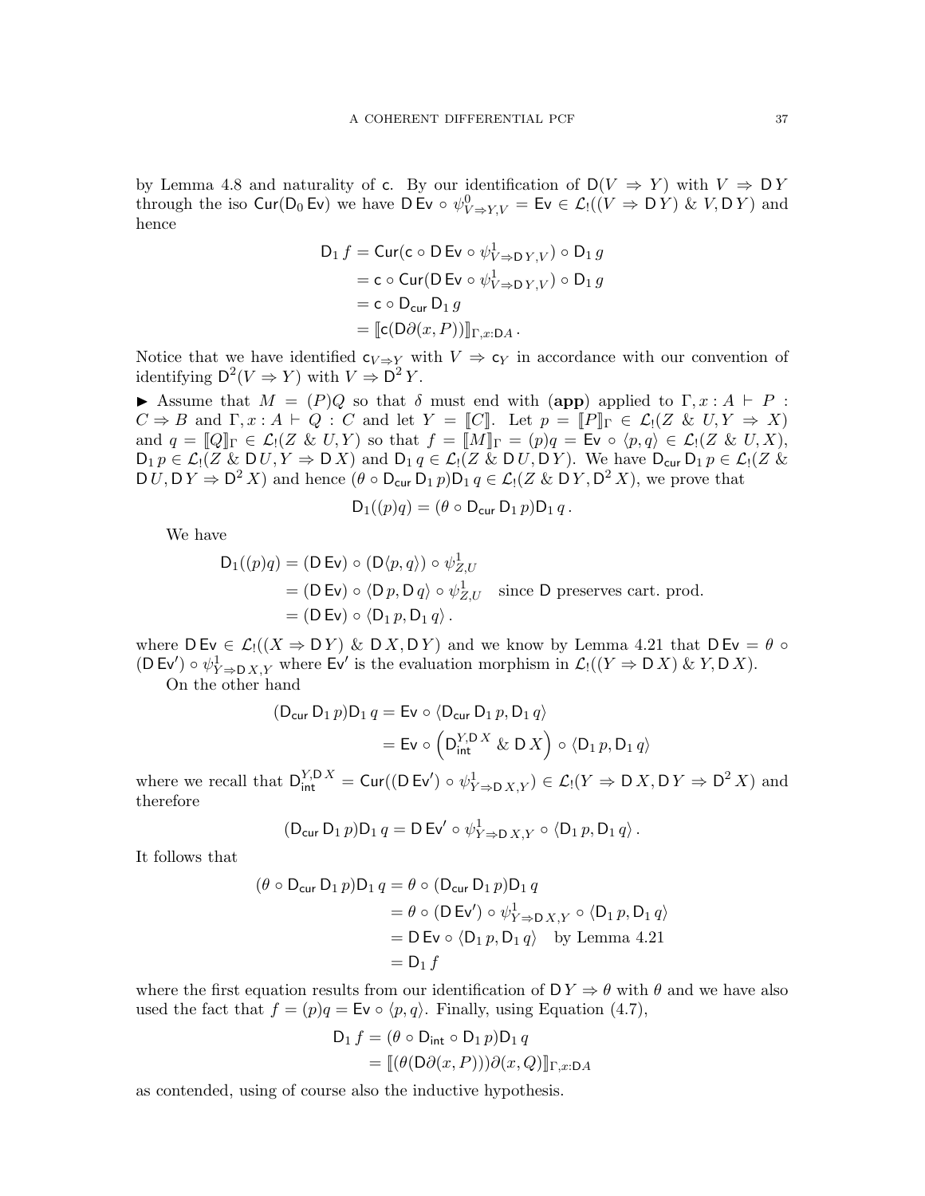by Lemma 4.8 and naturality of $\mathsf{c}$. By our identification of $\mathsf{D}(V \Rightarrow Y)$ with $V \Rightarrow \mathsf{D}\,Y$ through the iso $\mathsf{Cur}(\mathsf{D}_0\,\mathsf{Ev})$ we have $\mathsf{D}\,\mathsf{Ev} \circ \psi^0_{V \Rightarrow Y, V} = \mathsf{Ev} \in \mathcal{L}_!((V \Rightarrow \mathsf{D}\,Y) \,\&\, V, \mathsf{D}\,Y)$ and hence

$$
\begin{aligned}
\mathsf{D}_1\,f &= \mathsf{Cur}(\mathsf{c} \circ \mathsf{D}\,\mathsf{Ev} \circ \psi^1_{V \Rightarrow \mathsf{D}\,Y, V}) \circ \mathsf{D}_1\,g \\
&= \mathsf{c} \circ \mathsf{Cur}(\mathsf{D}\,\mathsf{Ev} \circ \psi^1_{V \Rightarrow \mathsf{D}\,Y, V}) \circ \mathsf{D}_1\,g \\
&= \mathsf{c} \circ \mathsf{D}_{\mathsf{cur}}\,\mathsf{D}_1\,g \\
&= [\![\mathsf{c}(\mathsf{D}\partial(x, P))]\!]_{\Gamma, x:\mathsf{D}A}\,.
\end{aligned}
$$

Notice that we have identified $\mathsf{c}_{V \Rightarrow Y}$ with $V \Rightarrow \mathsf{c}_Y$ in accordance with our convention of identifying $\mathsf{D}^2(V \Rightarrow Y)$ with $V \Rightarrow \mathsf{D}^2\,Y$.

▶ Assume that $M = (P)Q$ so that $\delta$ must end with **(app)** applied to $\Gamma, x : A \vdash P : C \Rightarrow B$ and $\Gamma, x : A \vdash Q : C$ and let $Y = [\![C]\!]$. Let $p = [\![P]\!]_\Gamma \in \mathcal{L}_!(Z \,\&\, U, Y \Rightarrow X)$ and $q = [\![Q]\!]_\Gamma \in \mathcal{L}_!(Z \,\&\, U, Y)$ so that $f = [\![M]\!]_\Gamma = (p)q = \mathsf{Ev} \circ \langle p, q\rangle \in \mathcal{L}_!(Z \,\&\, U, X)$, $\mathsf{D}_1\,p \in \mathcal{L}_!(Z \,\&\, \mathsf{D}\,U, Y \Rightarrow \mathsf{D}\,X)$ and $\mathsf{D}_1\,q \in \mathcal{L}_!(Z \,\&\, \mathsf{D}\,U, \mathsf{D}\,Y)$. We have $\mathsf{D}_{\mathsf{cur}}\,\mathsf{D}_1\,p \in \mathcal{L}_!(Z \,\&\, \mathsf{D}\,U, \mathsf{D}\,Y \Rightarrow \mathsf{D}^2\,X)$ and hence $(\theta \circ \mathsf{D}_{\mathsf{cur}}\,\mathsf{D}_1\,p)\mathsf{D}_1\,q \in \mathcal{L}_!(Z \,\&\, \mathsf{D}\,Y, \mathsf{D}^2\,X)$, we prove that

$$
\mathsf{D}_1((p)q) = (\theta \circ \mathsf{D}_{\mathsf{cur}}\,\mathsf{D}_1\,p)\mathsf{D}_1\,q\,.
$$

We have

$$
\begin{aligned}
\mathsf{D}_1((p)q) &= (\mathsf{D}\,\mathsf{Ev}) \circ (\mathsf{D}\langle p, q\rangle) \circ \psi^1_{Z,U} \\
&= (\mathsf{D}\,\mathsf{Ev}) \circ \langle \mathsf{D}\,p, \mathsf{D}\,q\rangle \circ \psi^1_{Z,U} \quad \text{since } \mathsf{D} \text{ preserves cart. prod.} \\
&= (\mathsf{D}\,\mathsf{Ev}) \circ \langle \mathsf{D}_1\,p, \mathsf{D}_1\,q\rangle\,.
\end{aligned}
$$

where $\mathsf{D}\,\mathsf{Ev} \in \mathcal{L}_!((X \Rightarrow \mathsf{D}\,Y) \,\&\, \mathsf{D}\,X, \mathsf{D}\,Y)$ and we know by Lemma 4.21 that $\mathsf{D}\,\mathsf{Ev} = \theta \circ (\mathsf{D}\,\mathsf{Ev}') \circ \psi^1_{Y \Rightarrow \mathsf{D}\,X, Y}$ where $\mathsf{Ev}'$ is the evaluation morphism in $\mathcal{L}_!((Y \Rightarrow \mathsf{D}\,X) \,\&\, Y, \mathsf{D}\,X)$.

On the other hand

$$
\begin{aligned}
(\mathsf{D}_{\mathsf{cur}}\,\mathsf{D}_1\,p)\mathsf{D}_1\,q &= \mathsf{Ev} \circ \langle \mathsf{D}_{\mathsf{cur}}\,\mathsf{D}_1\,p, \mathsf{D}_1\,q\rangle \\
&= \mathsf{Ev} \circ \left(\mathsf{D}^{Y, \mathsf{D}\,X}_{\mathsf{int}} \,\&\, \mathsf{D}\,X\right) \circ \langle \mathsf{D}_1\,p, \mathsf{D}_1\,q\rangle
\end{aligned}
$$

where we recall that $\mathsf{D}^{Y, \mathsf{D}\,X}_{\mathsf{int}} = \mathsf{Cur}((\mathsf{D}\,\mathsf{Ev}') \circ \psi^1_{Y \Rightarrow \mathsf{D}\,X, Y}) \in \mathcal{L}_!(Y \Rightarrow \mathsf{D}\,X, \mathsf{D}\,Y \Rightarrow \mathsf{D}^2\,X)$ and therefore

$$
(\mathsf{D}_{\mathsf{cur}}\,\mathsf{D}_1\,p)\mathsf{D}_1\,q = \mathsf{D}\,\mathsf{Ev}' \circ \psi^1_{Y \Rightarrow \mathsf{D}\,X, Y} \circ \langle \mathsf{D}_1\,p, \mathsf{D}_1\,q\rangle\,.
$$

It follows that

$$
\begin{aligned}
(\theta \circ \mathsf{D}_{\mathsf{cur}}\,\mathsf{D}_1\,p)\mathsf{D}_1\,q &= \theta \circ (\mathsf{D}_{\mathsf{cur}}\,\mathsf{D}_1\,p)\mathsf{D}_1\,q \\
&= \theta \circ (\mathsf{D}\,\mathsf{Ev}') \circ \psi^1_{Y \Rightarrow \mathsf{D}\,X, Y} \circ \langle \mathsf{D}_1\,p, \mathsf{D}_1\,q\rangle \\
&= \mathsf{D}\,\mathsf{Ev} \circ \langle \mathsf{D}_1\,p, \mathsf{D}_1\,q\rangle \quad \text{by Lemma 4.21} \\
&= \mathsf{D}_1\,f
\end{aligned}
$$

where the first equation results from our identification of $\mathsf{D}\,Y \Rightarrow \theta$ with $\theta$ and we have also used the fact that $f = (p)q = \mathsf{Ev} \circ \langle p, q\rangle$. Finally, using Equation (4.7),

$$
\begin{aligned}
\mathsf{D}_1\,f &= (\theta \circ \mathsf{D}_{\mathsf{int}} \circ \mathsf{D}_1\,p)\mathsf{D}_1\,q \\
&= [\![(\theta(\mathsf{D}\partial(x, P)))\partial(x, Q)]\!]_{\Gamma, x:\mathsf{D}A}
\end{aligned}
$$

as contended, using of course also the inductive hypothesis.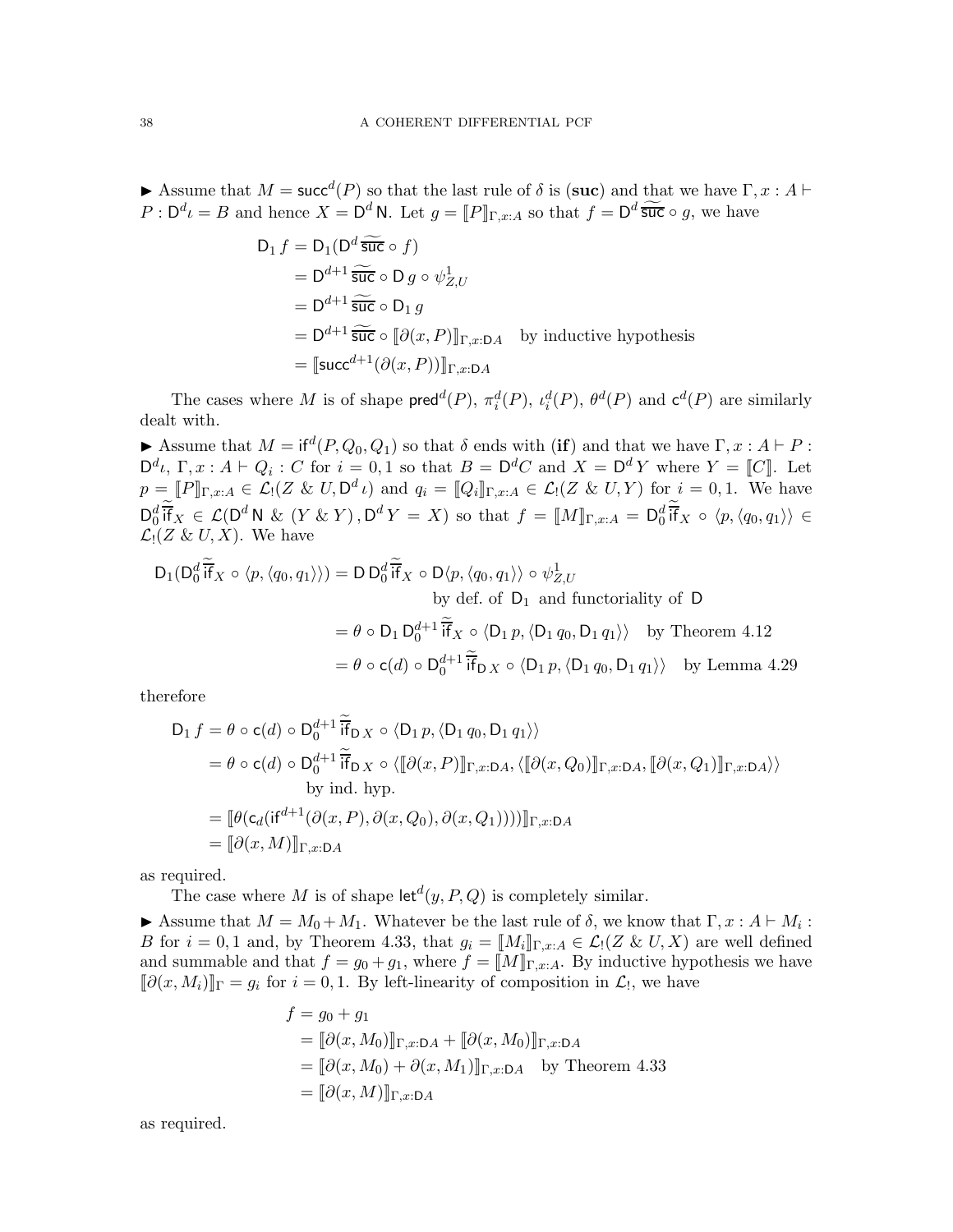▶ Assume that $M = \mathsf{succ}^d(P)$ so that the last rule of $\delta$ is (**suc**) and that we have $\Gamma, x : A \vdash P : \mathsf{D}^d \iota = B$ and hence $X = \mathsf{D}^d\,\mathsf{N}$. Let $g = [\![P]\!]_{\Gamma,x:A}$ so that $f = \mathsf{D}^d\,\widetilde{\mathsf{suc}} \circ g$, we have

$$
\begin{aligned}
\mathsf{D}_1\, f &= \mathsf{D}_1(\mathsf{D}^d\,\widetilde{\mathsf{suc}} \circ f)\\
&= \mathsf{D}^{d+1}\,\widetilde{\mathsf{suc}} \circ \mathsf{D}\, g \circ \psi^1_{Z,U}\\
&= \mathsf{D}^{d+1}\,\widetilde{\mathsf{suc}} \circ \mathsf{D}_1\, g\\
&= \mathsf{D}^{d+1}\,\widetilde{\mathsf{suc}} \circ [\![\partial(x,P)]\!]_{\Gamma,x:\mathsf{D}A} \quad \text{by inductive hypothesis}\\
&= [\![\mathsf{succ}^{d+1}(\partial(x,P))]\!]_{\Gamma,x:\mathsf{D}A}
\end{aligned}
$$

The cases where $M$ is of shape $\mathsf{pred}^d(P)$, $\pi^d_i(P)$, $\iota^d_i(P)$, $\theta^d(P)$ and $\mathsf{c}^d(P)$ are similarly dealt with.

▶ Assume that $M = \mathsf{if}^d(P, Q_0, Q_1)$ so that $\delta$ ends with (**if**) and that we have $\Gamma, x : A \vdash P : \mathsf{D}^d\iota$, $\Gamma, x : A \vdash Q_i : C$ for $i = 0, 1$ so that $B = \mathsf{D}^d C$ and $X = \mathsf{D}^d Y$ where $Y = [\![C]\!]$. Let $p = [\![P]\!]_{\Gamma,x:A} \in \mathcal{L}_!(Z \,\&\, U, \mathsf{D}^d\,\iota)$ and $q_i = [\![Q_i]\!]_{\Gamma,x:A} \in \mathcal{L}_!(Z \,\&\, U, Y)$ for $i = 0, 1$. We have $\mathsf{D}^d_0\,\widetilde{\widetilde{\mathsf{if}}}_X \in \mathcal{L}(\mathsf{D}^d\,\mathsf{N} \,\&\, (Y \,\&\, Y), \mathsf{D}^d\, Y = X)$ so that $f = [\![M]\!]_{\Gamma,x:A} = \mathsf{D}^d_0\,\widetilde{\widetilde{\mathsf{if}}}_X \circ \langle p, \langle q_0, q_1\rangle\rangle \in \mathcal{L}_!(Z \,\&\, U, X)$. We have

$$
\begin{aligned}
\mathsf{D}_1(\mathsf{D}^d_0\,\widetilde{\widetilde{\mathsf{if}}}_X \circ \langle p, \langle q_0, q_1\rangle\rangle) &= \mathsf{D}\,\mathsf{D}^d_0\,\widetilde{\widetilde{\mathsf{if}}}_X \circ \mathsf{D}\langle p, \langle q_0, q_1\rangle\rangle \circ \psi^1_{Z,U}\\
&\qquad\qquad \text{by def. of } \mathsf{D}_1 \text{ and functoriality of } \mathsf{D}\\
&= \theta \circ \mathsf{D}_1\,\mathsf{D}^{d+1}_0\,\widetilde{\widetilde{\mathsf{if}}}_X \circ \langle \mathsf{D}_1\, p, \langle \mathsf{D}_1\, q_0, \mathsf{D}_1\, q_1\rangle\rangle \quad \text{by Theorem 4.12}\\
&= \theta \circ \mathsf{c}(d) \circ \mathsf{D}^{d+1}_0\,\widetilde{\widetilde{\mathsf{if}}}_{\mathsf{D}\,X} \circ \langle \mathsf{D}_1\, p, \langle \mathsf{D}_1\, q_0, \mathsf{D}_1\, q_1\rangle\rangle \quad \text{by Lemma 4.29}
\end{aligned}
$$

therefore

$$
\begin{aligned}
\mathsf{D}_1\, f &= \theta \circ \mathsf{c}(d) \circ \mathsf{D}^{d+1}_0\,\widetilde{\widetilde{\mathsf{if}}}_{\mathsf{D}\,X} \circ \langle \mathsf{D}_1\, p, \langle \mathsf{D}_1\, q_0, \mathsf{D}_1\, q_1\rangle\rangle\\
&= \theta \circ \mathsf{c}(d) \circ \mathsf{D}^{d+1}_0\,\widetilde{\widetilde{\mathsf{if}}}_{\mathsf{D}\,X} \circ \langle [\![\partial(x,P)]\!]_{\Gamma,x:\mathsf{D}A}, \langle [\![\partial(x,Q_0)]\!]_{\Gamma,x:\mathsf{D}A}, [\![\partial(x,Q_1)]\!]_{\Gamma,x:\mathsf{D}A}\rangle\rangle\\
&\qquad \text{by ind. hyp.}\\
&= [\![\theta(\mathsf{c}_d(\mathsf{if}^{d+1}(\partial(x,P), \partial(x,Q_0), \partial(x,Q_1))))]\!]_{\Gamma,x:\mathsf{D}A}\\
&= [\![\partial(x,M)]\!]_{\Gamma,x:\mathsf{D}A}
\end{aligned}
$$

as required.

The case where $M$ is of shape $\mathsf{let}^d(y, P, Q)$ is completely similar.

▶ Assume that $M = M_0 + M_1$. Whatever be the last rule of $\delta$, we know that $\Gamma, x : A \vdash M_i : B$ for $i = 0, 1$ and, by Theorem 4.33, that $g_i = [\![M_i]\!]_{\Gamma,x:A} \in \mathcal{L}_!(Z \,\&\, U, X)$ are well defined and summable and that $f = g_0 + g_1$, where $f = [\![M]\!]_{\Gamma,x:A}$. By inductive hypothesis we have $[\![\partial(x,M_i)]\!]_\Gamma = g_i$ for $i = 0, 1$. By left-linearity of composition in $\mathcal{L}_!$, we have

$$
\begin{aligned}
f &= g_0 + g_1\\
&= [\![\partial(x,M_0)]\!]_{\Gamma,x:\mathsf{D}A} + [\![\partial(x,M_0)]\!]_{\Gamma,x:\mathsf{D}A}\\
&= [\![\partial(x,M_0) + \partial(x,M_1)]\!]_{\Gamma,x:\mathsf{D}A} \quad \text{by Theorem 4.33}\\
&= [\![\partial(x,M)]\!]_{\Gamma,x:\mathsf{D}A}
\end{aligned}
$$

as required.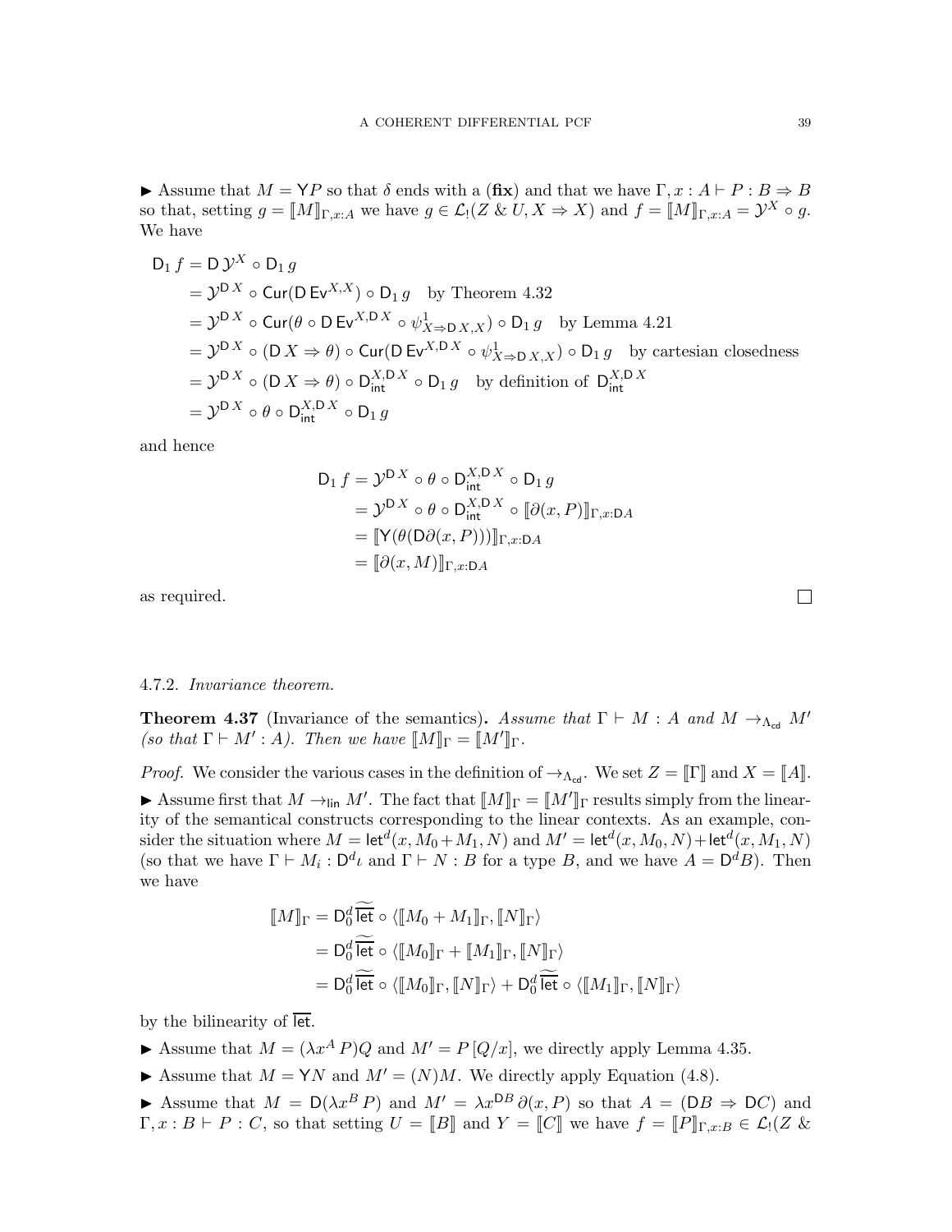▶ Assume that $M = \mathsf{Y}P$ so that $\delta$ ends with a (**fix**) and that we have $\Gamma, x : A \vdash P : B \Rightarrow B$ so that, setting $g = [\![M]\!]_{\Gamma,x:A}$ we have $g \in \mathcal{L}_!(Z \mathbin{\&} U, X \Rightarrow X)$ and $f = [\![M]\!]_{\Gamma,x:A} = \mathcal{Y}^X \circ g$. We have

$$
\begin{aligned}
\mathsf{D}_1\, f &= \mathsf{D}\,\mathcal{Y}^X \circ \mathsf{D}_1\, g \\
&= \mathcal{Y}^{\mathsf{D}\,X} \circ \mathsf{Cur}(\mathsf{D}\,\mathsf{Ev}^{X,X}) \circ \mathsf{D}_1\, g \quad \text{by Theorem 4.32} \\
&= \mathcal{Y}^{\mathsf{D}\,X} \circ \mathsf{Cur}(\theta \circ \mathsf{D}\,\mathsf{Ev}^{X,\mathsf{D}\,X} \circ \psi^1_{X \Rightarrow \mathsf{D}\,X, X}) \circ \mathsf{D}_1\, g \quad \text{by Lemma 4.21} \\
&= \mathcal{Y}^{\mathsf{D}\,X} \circ (\mathsf{D}\,X \Rightarrow \theta) \circ \mathsf{Cur}(\mathsf{D}\,\mathsf{Ev}^{X,\mathsf{D}\,X} \circ \psi^1_{X \Rightarrow \mathsf{D}\,X, X}) \circ \mathsf{D}_1\, g \quad \text{by cartesian closedness} \\
&= \mathcal{Y}^{\mathsf{D}\,X} \circ (\mathsf{D}\,X \Rightarrow \theta) \circ \mathsf{D}^{X,\mathsf{D}\,X}_{\mathsf{int}} \circ \mathsf{D}_1\, g \quad \text{by definition of } \mathsf{D}^{X,\mathsf{D}\,X}_{\mathsf{int}} \\
&= \mathcal{Y}^{\mathsf{D}\,X} \circ \theta \circ \mathsf{D}^{X,\mathsf{D}\,X}_{\mathsf{int}} \circ \mathsf{D}_1\, g
\end{aligned}
$$

and hence

$$
\begin{aligned}
\mathsf{D}_1\, f &= \mathcal{Y}^{\mathsf{D}\,X} \circ \theta \circ \mathsf{D}^{X,\mathsf{D}\,X}_{\mathsf{int}} \circ \mathsf{D}_1\, g \\
&= \mathcal{Y}^{\mathsf{D}\,X} \circ \theta \circ \mathsf{D}^{X,\mathsf{D}\,X}_{\mathsf{int}} \circ [\![\partial(x, P)]\!]_{\Gamma,x:\mathsf{D}A} \\
&= [\![\mathsf{Y}(\theta(\mathsf{D}\partial(x, P)))]\!]_{\Gamma,x:\mathsf{D}A} \\
&= [\![\partial(x, M)]\!]_{\Gamma,x:\mathsf{D}A}
\end{aligned}
$$

as required. ∎

4.7.2. *Invariance theorem.*

**Theorem 4.37** (Invariance of the semantics)**.** *Assume that $\Gamma \vdash M : A$ and $M \to_{\Lambda_{\mathsf{cd}}} M'$ (so that $\Gamma \vdash M' : A$). Then we have $[\![M]\!]_\Gamma = [\![M']\!]_\Gamma$.*

*Proof.* We consider the various cases in the definition of $\to_{\Lambda_{\mathsf{cd}}}$. We set $Z = [\![\Gamma]\!]$ and $X = [\![A]\!]$.

▶ Assume first that $M \to_{\mathsf{lin}} M'$. The fact that $[\![M]\!]_\Gamma = [\![M']\!]_\Gamma$ results simply from the linearity of the semantical constructs corresponding to the linear contexts. As an example, consider the situation where $M = \mathsf{let}^d(x, M_0 + M_1, N)$ and $M' = \mathsf{let}^d(x, M_0, N) + \mathsf{let}^d(x, M_1, N)$ (so that we have $\Gamma \vdash M_i : \mathsf{D}^d\iota$ and $\Gamma \vdash N : B$ for a type $B$, and we have $A = \mathsf{D}^d B$). Then we have

$$
\begin{aligned}
[\![M]\!]_\Gamma &= \mathsf{D}^d_0 \widetilde{\overline{\mathsf{let}}} \circ \langle [\![M_0 + M_1]\!]_\Gamma, [\![N]\!]_\Gamma \rangle \\
&= \mathsf{D}^d_0 \widetilde{\overline{\mathsf{let}}} \circ \langle [\![M_0]\!]_\Gamma + [\![M_1]\!]_\Gamma, [\![N]\!]_\Gamma \rangle \\
&= \mathsf{D}^d_0 \widetilde{\overline{\mathsf{let}}} \circ \langle [\![M_0]\!]_\Gamma, [\![N]\!]_\Gamma \rangle + \mathsf{D}^d_0 \widetilde{\overline{\mathsf{let}}} \circ \langle [\![M_1]\!]_\Gamma, [\![N]\!]_\Gamma \rangle
\end{aligned}
$$

by the bilinearity of $\overline{\mathsf{let}}$.

▶ Assume that $M = (\lambda x^A\, P)Q$ and $M' = P\,[Q/x]$, we directly apply Lemma 4.35.

▶ Assume that $M = \mathsf{Y}N$ and $M' = (N)M$. We directly apply Equation (4.8).

▶ Assume that $M = \mathsf{D}(\lambda x^B\, P)$ and $M' = \lambda x^{\mathsf{D}B}\, \partial(x, P)$ so that $A = (\mathsf{D}B \Rightarrow \mathsf{D}C)$ and $\Gamma, x : B \vdash P : C$, so that setting $U = [\![B]\!]$ and $Y = [\![C]\!]$ we have $f = [\![P]\!]_{\Gamma,x:B} \in \mathcal{L}_!(Z \mathbin{\&}$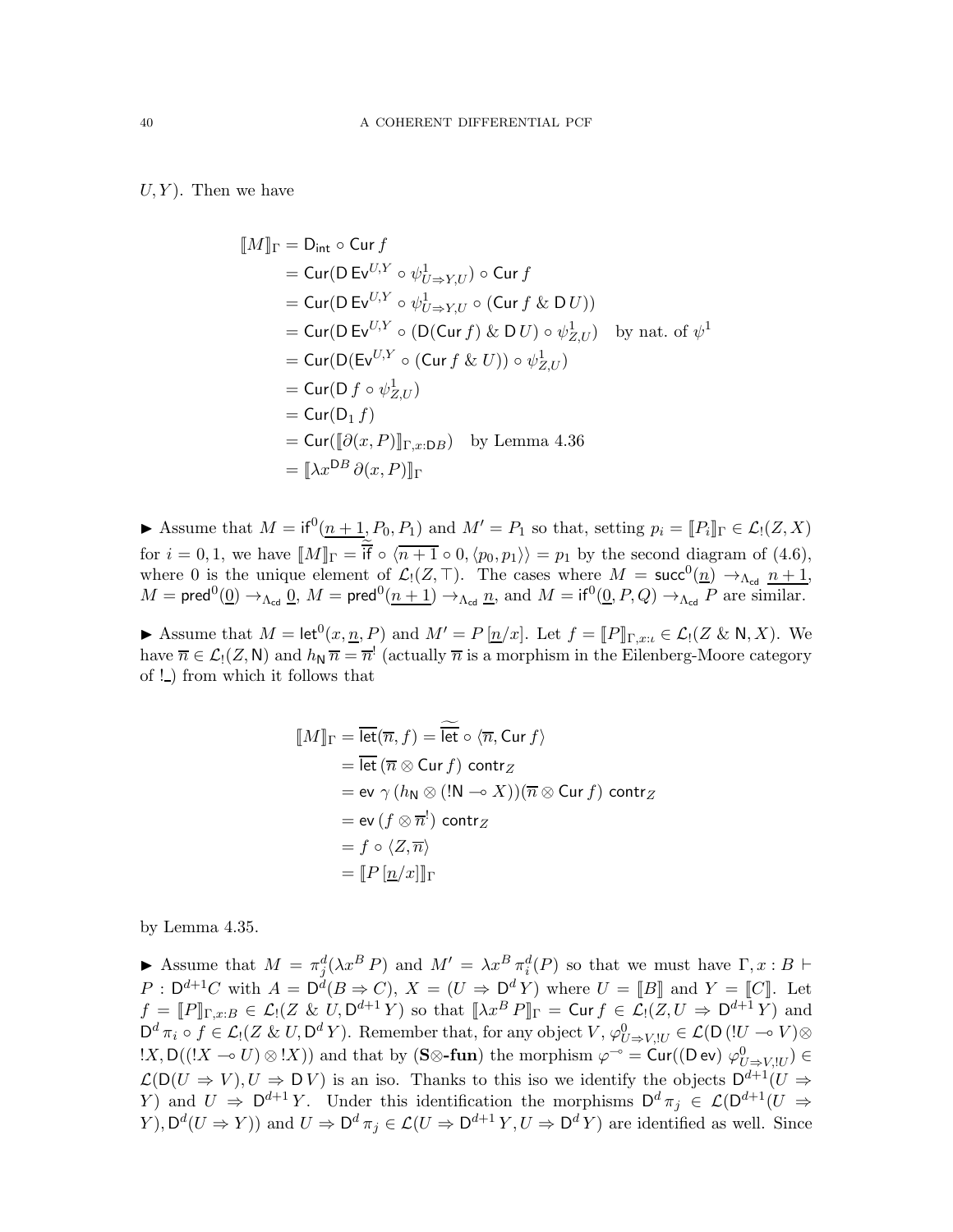$U, Y)$. Then we have

$$
\begin{aligned}
[\![M]\!]_\Gamma &= \mathsf{D}_{\mathsf{int}} \circ \mathsf{Cur}\, f \\
&= \mathsf{Cur}(\mathsf{D}\,\mathsf{Ev}^{U,Y} \circ \psi^1_{U\Rightarrow Y,U}) \circ \mathsf{Cur}\, f \\
&= \mathsf{Cur}(\mathsf{D}\,\mathsf{Ev}^{U,Y} \circ \psi^1_{U\Rightarrow Y,U} \circ (\mathsf{Cur}\, f \mathbin{\&} \mathsf{D}\, U)) \\
&= \mathsf{Cur}(\mathsf{D}\,\mathsf{Ev}^{U,Y} \circ (\mathsf{D}(\mathsf{Cur}\, f) \mathbin{\&} \mathsf{D}\, U) \circ \psi^1_{Z,U}) \quad \text{by nat. of } \psi^1 \\
&= \mathsf{Cur}(\mathsf{D}(\mathsf{Ev}^{U,Y} \circ (\mathsf{Cur}\, f \mathbin{\&} U)) \circ \psi^1_{Z,U}) \\
&= \mathsf{Cur}(\mathsf{D}\, f \circ \psi^1_{Z,U}) \\
&= \mathsf{Cur}(\mathsf{D}_1\, f) \\
&= \mathsf{Cur}([\![\partial(x, P)]\!]_{\Gamma, x:\mathsf{D}B}) \quad \text{by Lemma 4.36} \\
&= [\![\lambda x^{\mathsf{D}B}\, \partial(x, P)]\!]_\Gamma
\end{aligned}
$$

▶ Assume that $M = \mathsf{if}^0(\underline{n+1}, P_0, P_1)$ and $M' = P_1$ so that, setting $p_i = [\![P_i]\!]_\Gamma \in \mathcal{L}_!(Z, X)$ for $i = 0, 1$, we have $[\![M]\!]_\Gamma = \widetilde{\overline{\mathsf{if}}} \circ \langle \overline{n+1} \circ 0, \langle p_0, p_1 \rangle \rangle = p_1$ by the second diagram of (4.6), where $0$ is the unique element of $\mathcal{L}_!(Z, \top)$. The cases where $M = \mathsf{succ}^0(\underline{n}) \to_{\Lambda_{\mathsf{cd}}} \underline{n+1}$, $M = \mathsf{pred}^0(\underline{0}) \to_{\Lambda_{\mathsf{cd}}} \underline{0}$, $M = \mathsf{pred}^0(\underline{n+1}) \to_{\Lambda_{\mathsf{cd}}} \underline{n}$, and $M = \mathsf{if}^0(\underline{0}, P, Q) \to_{\Lambda_{\mathsf{cd}}} P$ are similar.

▶ Assume that $M = \mathsf{let}^0(x, \underline{n}, P)$ and $M' = P\,[\underline{n}/x]$. Let $f = [\![P]\!]_{\Gamma, x:\iota} \in \mathcal{L}_!(Z \mathbin{\&} \mathsf{N}, X)$. We have $\overline{n} \in \mathcal{L}_!(Z, \mathsf{N})$ and $h_{\mathsf{N}}\, \overline{n} = \overline{n}^!$ (actually $\overline{n}$ is a morphism in the Eilenberg-Moore category of $!\_$) from which it follows that

$$
\begin{aligned}
[\![M]\!]_\Gamma &= \overline{\mathsf{let}}(\overline{n}, f) = \widetilde{\overline{\mathsf{let}}} \circ \langle \overline{n}, \mathsf{Cur}\, f \rangle \\
&= \overline{\mathsf{let}}\, (\overline{n} \otimes \mathsf{Cur}\, f)\ \mathsf{contr}_Z \\
&= \mathsf{ev}\ \gamma\, (h_{\mathsf{N}} \otimes (!\mathsf{N} \multimap X))(\overline{n} \otimes \mathsf{Cur}\, f)\ \mathsf{contr}_Z \\
&= \mathsf{ev}\, (f \otimes \overline{n}^!)\ \mathsf{contr}_Z \\
&= f \circ \langle Z, \overline{n} \rangle \\
&= [\![P\,[\underline{n}/x]]\!]_\Gamma
\end{aligned}
$$

by Lemma 4.35.

▶ Assume that $M = \pi^d_j(\lambda x^B\, P)$ and $M' = \lambda x^B\, \pi^d_i(P)$ so that we must have $\Gamma, x : B \vdash P : \mathsf{D}^{d+1}C$ with $A = \mathsf{D}^d(B \Rightarrow C)$, $X = (U \Rightarrow \mathsf{D}^d\, Y)$ where $U = [\![B]\!]$ and $Y = [\![C]\!]$. Let $f = [\![P]\!]_{\Gamma, x:B} \in \mathcal{L}_!(Z \mathbin{\&} U, \mathsf{D}^{d+1}\, Y)$ so that $[\![\lambda x^B\, P]\!]_\Gamma = \mathsf{Cur}\, f \in \mathcal{L}_!(Z, U \Rightarrow \mathsf{D}^{d+1}\, Y)$ and $\mathsf{D}^d\, \pi_i \circ f \in \mathcal{L}_!(Z \mathbin{\&} U, \mathsf{D}^d\, Y)$. Remember that, for any object $V$, $\varphi^0_{U\Rightarrow V, !U} \in \mathcal{L}(\mathsf{D}\,(!U \multimap V) \otimes\, !X, \mathsf{D}((!X \multimap U) \otimes !X))$ and that by (**S⊗-fun**) the morphism $\varphi^{\multimap} = \mathsf{Cur}((\mathsf{D}\,\mathsf{ev})\ \varphi^0_{U\Rightarrow V, !U}) \in \mathcal{L}(\mathsf{D}(U \Rightarrow V), U \Rightarrow \mathsf{D}\, V)$ is an iso. Thanks to this iso we identify the objects $\mathsf{D}^{d+1}(U \Rightarrow Y)$ and $U \Rightarrow \mathsf{D}^{d+1}\, Y$. Under this identification the morphisms $\mathsf{D}^d\, \pi_j \in \mathcal{L}(\mathsf{D}^{d+1}(U \Rightarrow Y), \mathsf{D}^d(U \Rightarrow Y))$ and $U \Rightarrow \mathsf{D}^d\, \pi_j \in \mathcal{L}(U \Rightarrow \mathsf{D}^{d+1}\, Y, U \Rightarrow \mathsf{D}^d\, Y)$ are identified as well. Since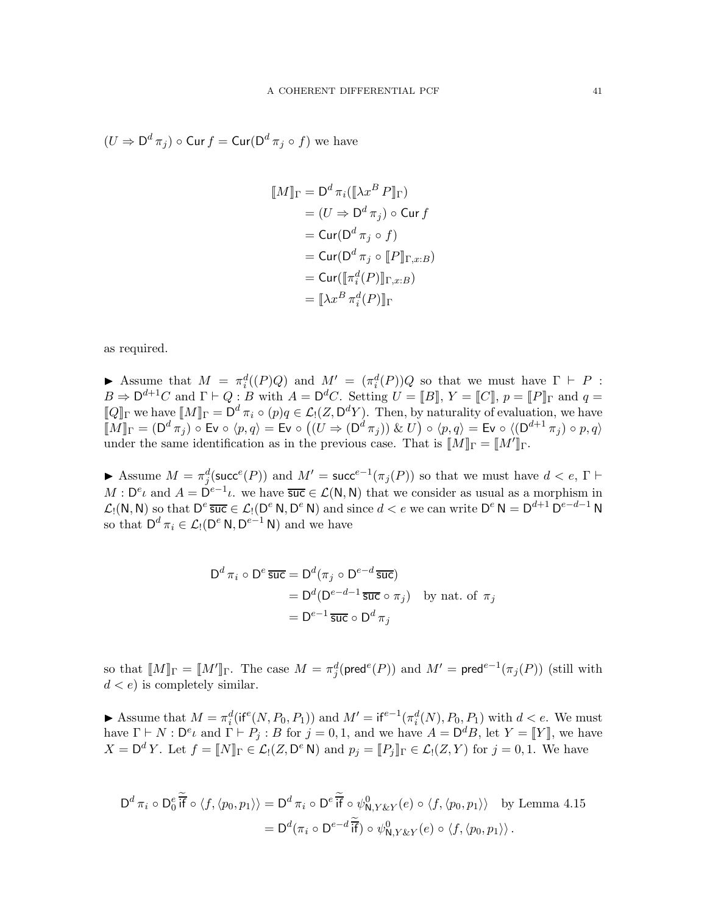$(U \Rightarrow \mathsf{D}^d\,\pi_j) \circ \mathsf{Cur}\, f = \mathsf{Cur}(\mathsf{D}^d\,\pi_j \circ f)$ we have

$$
\begin{aligned}
[\![M]\!]_\Gamma &= \mathsf{D}^d\,\pi_i([\![\lambda x^B\, P]\!]_\Gamma)\\
&= (U \Rightarrow \mathsf{D}^d\,\pi_j) \circ \mathsf{Cur}\, f\\
&= \mathsf{Cur}(\mathsf{D}^d\,\pi_j \circ f)\\
&= \mathsf{Cur}(\mathsf{D}^d\,\pi_j \circ [\![P]\!]_{\Gamma,x:B})\\
&= \mathsf{Cur}([\![\pi_i^d(P)]\!]_{\Gamma,x:B})\\
&= [\![\lambda x^B\,\pi_i^d(P)]\!]_\Gamma
\end{aligned}
$$

as required.

► Assume that $M = \pi_i^d((P)Q)$ and $M' = (\pi_i^d(P))Q$ so that we must have $\Gamma \vdash P : B \Rightarrow \mathsf{D}^{d+1}C$ and $\Gamma \vdash Q : B$ with $A = \mathsf{D}^d C$. Setting $U = [\![B]\!]$, $Y = [\![C]\!]$, $p = [\![P]\!]_\Gamma$ and $q = [\![Q]\!]_\Gamma$ we have $[\![M]\!]_\Gamma = \mathsf{D}^d\,\pi_i \circ (p)q \in \mathcal{L}_!(Z, \mathsf{D}^d Y)$. Then, by naturality of evaluation, we have $[\![M]\!]_\Gamma = (\mathsf{D}^d\,\pi_j) \circ \mathsf{Ev} \circ \langle p, q\rangle = \mathsf{Ev} \circ \big((U \Rightarrow (\mathsf{D}^d\,\pi_j)) \,\&\, U\big) \circ \langle p, q\rangle = \mathsf{Ev} \circ \langle (\mathsf{D}^{d+1}\,\pi_j) \circ p, q\rangle$ under the same identification as in the previous case. That is $[\![M]\!]_\Gamma = [\![M']\!]_\Gamma$.

► Assume $M = \pi_j^d(\mathsf{succ}^e(P))$ and $M' = \mathsf{succ}^{e-1}(\pi_j(P))$ so that we must have $d < e$, $\Gamma \vdash M : \mathsf{D}^e\iota$ and $A = \mathsf{D}^{e-1}\iota$. we have $\overline{\mathsf{suc}} \in \mathcal{L}(\mathsf{N}, \mathsf{N})$ that we consider as usual as a morphism in $\mathcal{L}_!(\mathsf{N}, \mathsf{N})$ so that $\mathsf{D}^e\,\overline{\mathsf{suc}} \in \mathcal{L}_!(\mathsf{D}^e\,\mathsf{N}, \mathsf{D}^e\,\mathsf{N})$ and since $d < e$ we can write $\mathsf{D}^e\,\mathsf{N} = \mathsf{D}^{d+1}\,\mathsf{D}^{e-d-1}\,\mathsf{N}$ so that $\mathsf{D}^d\,\pi_i \in \mathcal{L}_!(\mathsf{D}^e\,\mathsf{N}, \mathsf{D}^{e-1}\,\mathsf{N})$ and we have

$$
\begin{aligned}
\mathsf{D}^d\,\pi_i \circ \mathsf{D}^e\,\overline{\mathsf{suc}} &= \mathsf{D}^d(\pi_j \circ \mathsf{D}^{e-d}\,\overline{\mathsf{suc}})\\
&= \mathsf{D}^d(\mathsf{D}^{e-d-1}\,\overline{\mathsf{suc}} \circ \pi_j) \quad \text{by nat. of } \pi_j\\
&= \mathsf{D}^{e-1}\,\overline{\mathsf{suc}} \circ \mathsf{D}^d\,\pi_j
\end{aligned}
$$

so that $[\![M]\!]_\Gamma = [\![M']\!]_\Gamma$. The case $M = \pi_j^d(\mathsf{pred}^e(P))$ and $M' = \mathsf{pred}^{e-1}(\pi_j(P))$ (still with $d < e$) is completely similar.

► Assume that $M = \pi_i^d(\mathsf{if}^e(N, P_0, P_1))$ and $M' = \mathsf{if}^{e-1}(\pi_i^d(N), P_0, P_1)$ with $d < e$. We must have $\Gamma \vdash N : \mathsf{D}^e\iota$ and $\Gamma \vdash P_j : B$ for $j = 0, 1$, and we have $A = \mathsf{D}^d B$, let $Y = [\![Y]\!]$, we have $X = \mathsf{D}^d\, Y$. Let $f = [\![N]\!]_\Gamma \in \mathcal{L}_!(Z, \mathsf{D}^e\,\mathsf{N})$ and $p_j = [\![P_j]\!]_\Gamma \in \mathcal{L}_!(Z, Y)$ for $j = 0, 1$. We have

$$
\begin{aligned}
\mathsf{D}^d\,\pi_i \circ \mathsf{D}_0^e\,\widetilde{\overline{\mathsf{if}}} \circ \langle f, \langle p_0, p_1\rangle\rangle &= \mathsf{D}^d\,\pi_i \circ \mathsf{D}^e\,\widetilde{\overline{\mathsf{if}}} \circ \psi^0_{\mathsf{N},Y\&Y}(e) \circ \langle f, \langle p_0, p_1\rangle\rangle \quad \text{by Lemma 4.15}\\
&= \mathsf{D}^d(\pi_i \circ \mathsf{D}^{e-d}\,\widetilde{\overline{\mathsf{if}}}) \circ \psi^0_{\mathsf{N},Y\&Y}(e) \circ \langle f, \langle p_0, p_1\rangle\rangle\,.
\end{aligned}
$$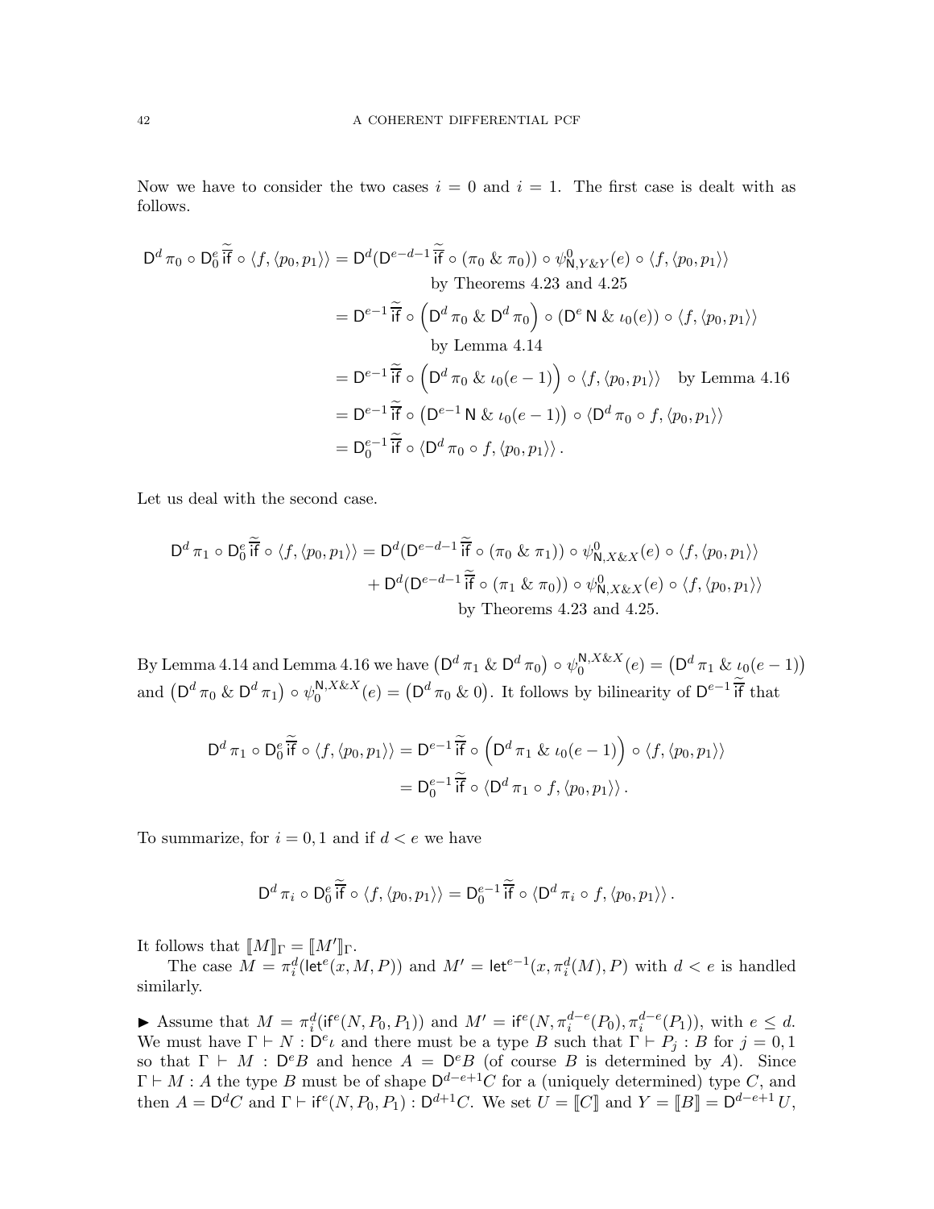Now we have to consider the two cases $i = 0$ and $i = 1$. The first case is dealt with as follows.

$$
\begin{aligned}
\mathsf{D}^d\,\pi_0 \circ \mathsf{D}_0^e\,\widetilde{\widetilde{\mathsf{if}}} \circ \langle f, \langle p_0, p_1\rangle\rangle &= \mathsf{D}^d(\mathsf{D}^{e-d-1}\,\widetilde{\widetilde{\mathsf{if}}} \circ (\pi_0 \mathbin{\&} \pi_0)) \circ \psi^0_{\mathsf{N},Y\&Y}(e) \circ \langle f, \langle p_0, p_1\rangle\rangle \\
&\qquad \text{by Theorems 4.23 and 4.25} \\
&= \mathsf{D}^{e-1}\,\widetilde{\widetilde{\mathsf{if}}} \circ \left(\mathsf{D}^d\,\pi_0 \mathbin{\&} \mathsf{D}^d\,\pi_0\right) \circ (\mathsf{D}^e\,\mathsf{N} \mathbin{\&} \iota_0(e)) \circ \langle f, \langle p_0, p_1\rangle\rangle \\
&\qquad \text{by Lemma 4.14} \\
&= \mathsf{D}^{e-1}\,\widetilde{\widetilde{\mathsf{if}}} \circ \left(\mathsf{D}^d\,\pi_0 \mathbin{\&} \iota_0(e-1)\right) \circ \langle f, \langle p_0, p_1\rangle\rangle \quad \text{by Lemma 4.16} \\
&= \mathsf{D}^{e-1}\,\widetilde{\widetilde{\mathsf{if}}} \circ \left(\mathsf{D}^{e-1}\,\mathsf{N} \mathbin{\&} \iota_0(e-1)\right) \circ \langle \mathsf{D}^d\,\pi_0 \circ f, \langle p_0, p_1\rangle\rangle \\
&= \mathsf{D}_0^{e-1}\,\widetilde{\widetilde{\mathsf{if}}} \circ \langle \mathsf{D}^d\,\pi_0 \circ f, \langle p_0, p_1\rangle\rangle\,.
\end{aligned}
$$

Let us deal with the second case.

$$
\begin{aligned}
\mathsf{D}^d\,\pi_1 \circ \mathsf{D}_0^e\,\widetilde{\widetilde{\mathsf{if}}} \circ \langle f, \langle p_0, p_1\rangle\rangle &= \mathsf{D}^d(\mathsf{D}^{e-d-1}\,\widetilde{\widetilde{\mathsf{if}}} \circ (\pi_0 \mathbin{\&} \pi_1)) \circ \psi^0_{\mathsf{N},X\&X}(e) \circ \langle f, \langle p_0, p_1\rangle\rangle \\
&\quad + \mathsf{D}^d(\mathsf{D}^{e-d-1}\,\widetilde{\widetilde{\mathsf{if}}} \circ (\pi_1 \mathbin{\&} \pi_0)) \circ \psi^0_{\mathsf{N},X\&X}(e) \circ \langle f, \langle p_0, p_1\rangle\rangle \\
&\qquad \text{by Theorems 4.23 and 4.25.}
\end{aligned}
$$

By Lemma 4.14 and Lemma 4.16 we have $\left(\mathsf{D}^d\,\pi_1 \mathbin{\&} \mathsf{D}^d\,\pi_0\right) \circ \psi_0^{\mathsf{N},X\&X}(e) = \left(\mathsf{D}^d\,\pi_1 \mathbin{\&} \iota_0(e-1)\right)$ and $\left(\mathsf{D}^d\,\pi_0 \mathbin{\&} \mathsf{D}^d\,\pi_1\right) \circ \psi_0^{\mathsf{N},X\&X}(e) = \left(\mathsf{D}^d\,\pi_0 \mathbin{\&} 0\right)$. It follows by bilinearity of $\mathsf{D}^{e-1}\,\widetilde{\widetilde{\mathsf{if}}}$ that

$$
\begin{aligned}
\mathsf{D}^d\,\pi_1 \circ \mathsf{D}_0^e\,\widetilde{\widetilde{\mathsf{if}}} \circ \langle f, \langle p_0, p_1\rangle\rangle &= \mathsf{D}^{e-1}\,\widetilde{\widetilde{\mathsf{if}}} \circ \left(\mathsf{D}^d\,\pi_1 \mathbin{\&} \iota_0(e-1)\right) \circ \langle f, \langle p_0, p_1\rangle\rangle \\
&= \mathsf{D}_0^{e-1}\,\widetilde{\widetilde{\mathsf{if}}} \circ \langle \mathsf{D}^d\,\pi_1 \circ f, \langle p_0, p_1\rangle\rangle\,.
\end{aligned}
$$

To summarize, for $i = 0, 1$ and if $d < e$ we have

$$
\mathsf{D}^d\,\pi_i \circ \mathsf{D}_0^e\,\widetilde{\widetilde{\mathsf{if}}} \circ \langle f, \langle p_0, p_1\rangle\rangle = \mathsf{D}_0^{e-1}\,\widetilde{\widetilde{\mathsf{if}}} \circ \langle \mathsf{D}^d\,\pi_i \circ f, \langle p_0, p_1\rangle\rangle\,.
$$

It follows that $[\![M]\!]_\Gamma = [\![M']\!]_\Gamma$.

The case $M = \pi_i^d(\mathsf{let}^e(x, M, P))$ and $M' = \mathsf{let}^{e-1}(x, \pi_i^d(M), P)$ with $d < e$ is handled similarly.

► Assume that $M = \pi_i^d(\mathsf{if}^e(N, P_0, P_1))$ and $M' = \mathsf{if}^e(N, \pi_i^{d-e}(P_0), \pi_i^{d-e}(P_1))$, with $e \leq d$. We must have $\Gamma \vdash N : \mathsf{D}^e\iota$ and there must be a type $B$ such that $\Gamma \vdash P_j : B$ for $j = 0, 1$ so that $\Gamma \vdash M : \mathsf{D}^e B$ and hence $A = \mathsf{D}^e B$ (of course $B$ is determined by $A$). Since $\Gamma \vdash M : A$ the type $B$ must be of shape $\mathsf{D}^{d-e+1}C$ for a (uniquely determined) type $C$, and then $A = \mathsf{D}^d C$ and $\Gamma \vdash \mathsf{if}^e(N, P_0, P_1) : \mathsf{D}^{d+1}C$. We set $U = [\![C]\!]$ and $Y = [\![B]\!] = \mathsf{D}^{d-e+1}\,U$,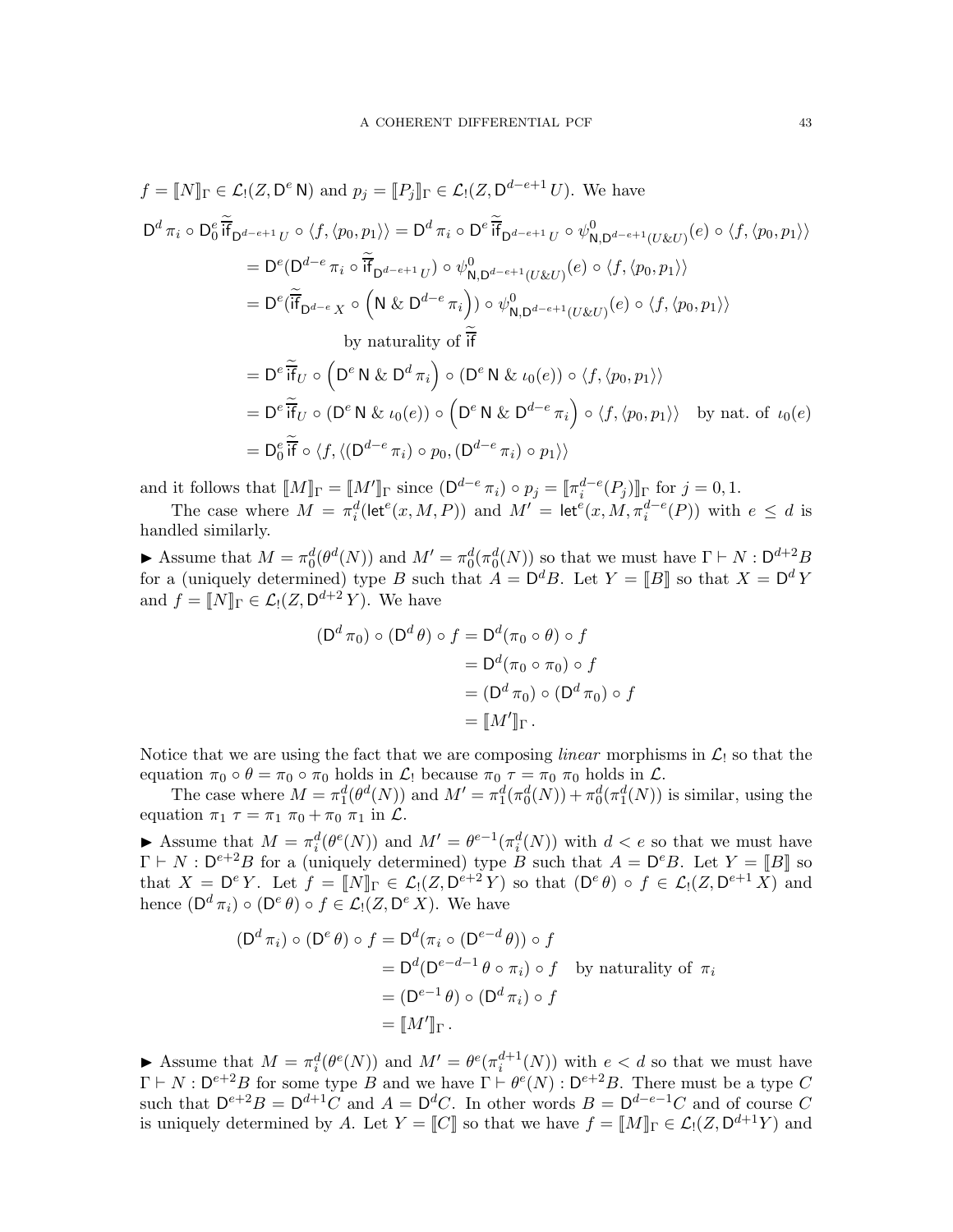$f = [\![N]\!]_\Gamma \in \mathcal{L}_!(Z, \mathsf{D}^e\, \mathsf{N})$ and $p_j = [\![P_j]\!]_\Gamma \in \mathcal{L}_!(Z, \mathsf{D}^{d-e+1}\, U)$. We have

$$
\begin{aligned}
\mathsf{D}^d\, \pi_i \circ \mathsf{D}_0^e \widetilde{\widetilde{\mathsf{if}}}_{\mathsf{D}^{d-e+1}\, U} \circ \langle f, \langle p_0, p_1\rangle\rangle &= \mathsf{D}^d\, \pi_i \circ \mathsf{D}^e\, \widetilde{\widetilde{\mathsf{if}}}_{\mathsf{D}^{d-e+1}\, U} \circ \psi^0_{\mathsf{N}, \mathsf{D}^{d-e+1}(U \& U)}(e) \circ \langle f, \langle p_0, p_1\rangle\rangle \\
&= \mathsf{D}^e(\mathsf{D}^{d-e}\, \pi_i \circ \widetilde{\widetilde{\mathsf{if}}}_{\mathsf{D}^{d-e+1}\, U}) \circ \psi^0_{\mathsf{N}, \mathsf{D}^{d-e+1}(U \& U)}(e) \circ \langle f, \langle p_0, p_1\rangle\rangle \\
&= \mathsf{D}^e(\widetilde{\widetilde{\mathsf{if}}}_{\mathsf{D}^{d-e}\, X} \circ \left(\mathsf{N} \,\&\, \mathsf{D}^{d-e}\, \pi_i\right)) \circ \psi^0_{\mathsf{N}, \mathsf{D}^{d-e+1}(U \& U)}(e) \circ \langle f, \langle p_0, p_1\rangle\rangle \\
&\qquad\qquad \text{by naturality of } \widetilde{\widetilde{\mathsf{if}}} \\
&= \mathsf{D}^e\, \widetilde{\widetilde{\mathsf{if}}}_U \circ \left(\mathsf{D}^e\, \mathsf{N} \,\&\, \mathsf{D}^d\, \pi_i\right) \circ (\mathsf{D}^e\, \mathsf{N} \,\&\, \iota_0(e)) \circ \langle f, \langle p_0, p_1\rangle\rangle \\
&= \mathsf{D}^e\, \widetilde{\widetilde{\mathsf{if}}}_U \circ (\mathsf{D}^e\, \mathsf{N} \,\&\, \iota_0(e)) \circ \left(\mathsf{D}^e\, \mathsf{N} \,\&\, \mathsf{D}^{d-e}\, \pi_i\right) \circ \langle f, \langle p_0, p_1\rangle\rangle \quad \text{by nat. of } \iota_0(e) \\
&= \mathsf{D}_0^e\, \widetilde{\widetilde{\mathsf{if}}} \circ \langle f, \langle (\mathsf{D}^{d-e}\, \pi_i) \circ p_0, (\mathsf{D}^{d-e}\, \pi_i) \circ p_1\rangle\rangle
\end{aligned}
$$

and it follows that $[\![M]\!]_\Gamma = [\![M']\!]_\Gamma$ since $(\mathsf{D}^{d-e}\, \pi_i) \circ p_j = [\![\pi_i^{d-e}(P_j)]\!]_\Gamma$ for $j = 0, 1$.

The case where $M = \pi_i^d(\mathsf{let}^e(x, M, P))$ and $M' = \mathsf{let}^e(x, M, \pi_i^{d-e}(P))$ with $e \leq d$ is handled similarly.

► Assume that $M = \pi_0^d(\theta^d(N))$ and $M' = \pi_0^d(\pi_0^d(N))$ so that we must have $\Gamma \vdash N : \mathsf{D}^{d+2}B$ for a (uniquely determined) type $B$ such that $A = \mathsf{D}^d B$. Let $Y = [\![B]\!]$ so that $X = \mathsf{D}^d\, Y$ and $f = [\![N]\!]_\Gamma \in \mathcal{L}_!(Z, \mathsf{D}^{d+2}\, Y)$. We have

$$
\begin{aligned}
(\mathsf{D}^d\, \pi_0) \circ (\mathsf{D}^d\, \theta) \circ f &= \mathsf{D}^d(\pi_0 \circ \theta) \circ f \\
&= \mathsf{D}^d(\pi_0 \circ \pi_0) \circ f \\
&= (\mathsf{D}^d\, \pi_0) \circ (\mathsf{D}^d\, \pi_0) \circ f \\
&= [\![M']\!]_\Gamma\,.
\end{aligned}
$$

Notice that we are using the fact that we are composing *linear* morphisms in $\mathcal{L}_!$ so that the equation $\pi_0 \circ \theta = \pi_0 \circ \pi_0$ holds in $\mathcal{L}_!$ because $\pi_0\ \tau = \pi_0\ \pi_0$ holds in $\mathcal{L}$.

The case where $M = \pi_1^d(\theta^d(N))$ and $M' = \pi_1^d(\pi_0^d(N)) + \pi_0^d(\pi_1^d(N))$ is similar, using the equation $\pi_1\ \tau = \pi_1\ \pi_0 + \pi_0\ \pi_1$ in $\mathcal{L}$.

► Assume that $M = \pi_i^d(\theta^e(N))$ and $M' = \theta^{e-1}(\pi_i^d(N))$ with $d < e$ so that we must have $\Gamma \vdash N : \mathsf{D}^{e+2}B$ for a (uniquely determined) type $B$ such that $A = \mathsf{D}^e B$. Let $Y = [\![B]\!]$ so that $X = \mathsf{D}^e\, Y$. Let $f = [\![N]\!]_\Gamma \in \mathcal{L}_!(Z, \mathsf{D}^{e+2}\, Y)$ so that $(\mathsf{D}^e\, \theta) \circ f \in \mathcal{L}_!(Z, \mathsf{D}^{e+1}\, X)$ and hence $(\mathsf{D}^d\, \pi_i) \circ (\mathsf{D}^e\, \theta) \circ f \in \mathcal{L}_!(Z, \mathsf{D}^e\, X)$. We have

$$
\begin{aligned}
(\mathsf{D}^d\, \pi_i) \circ (\mathsf{D}^e\, \theta) \circ f &= \mathsf{D}^d(\pi_i \circ (\mathsf{D}^{e-d}\, \theta)) \circ f \\
&= \mathsf{D}^d(\mathsf{D}^{e-d-1}\, \theta \circ \pi_i) \circ f \quad \text{by naturality of } \pi_i \\
&= (\mathsf{D}^{e-1}\, \theta) \circ (\mathsf{D}^d\, \pi_i) \circ f \\
&= [\![M']\!]_\Gamma\,.
\end{aligned}
$$

► Assume that $M = \pi_i^d(\theta^e(N))$ and $M' = \theta^e(\pi_i^{d+1}(N))$ with $e < d$ so that we must have $\Gamma \vdash N : \mathsf{D}^{e+2}B$ for some type $B$ and we have $\Gamma \vdash \theta^e(N) : \mathsf{D}^{e+2}B$. There must be a type $C$ such that $\mathsf{D}^{e+2}B = \mathsf{D}^{d+1}C$ and $A = \mathsf{D}^d C$. In other words $B = \mathsf{D}^{d-e-1}C$ and of course $C$ is uniquely determined by $A$. Let $Y = [\![C]\!]$ so that we have $f = [\![M]\!]_\Gamma \in \mathcal{L}_!(Z, \mathsf{D}^{d+1}Y)$ and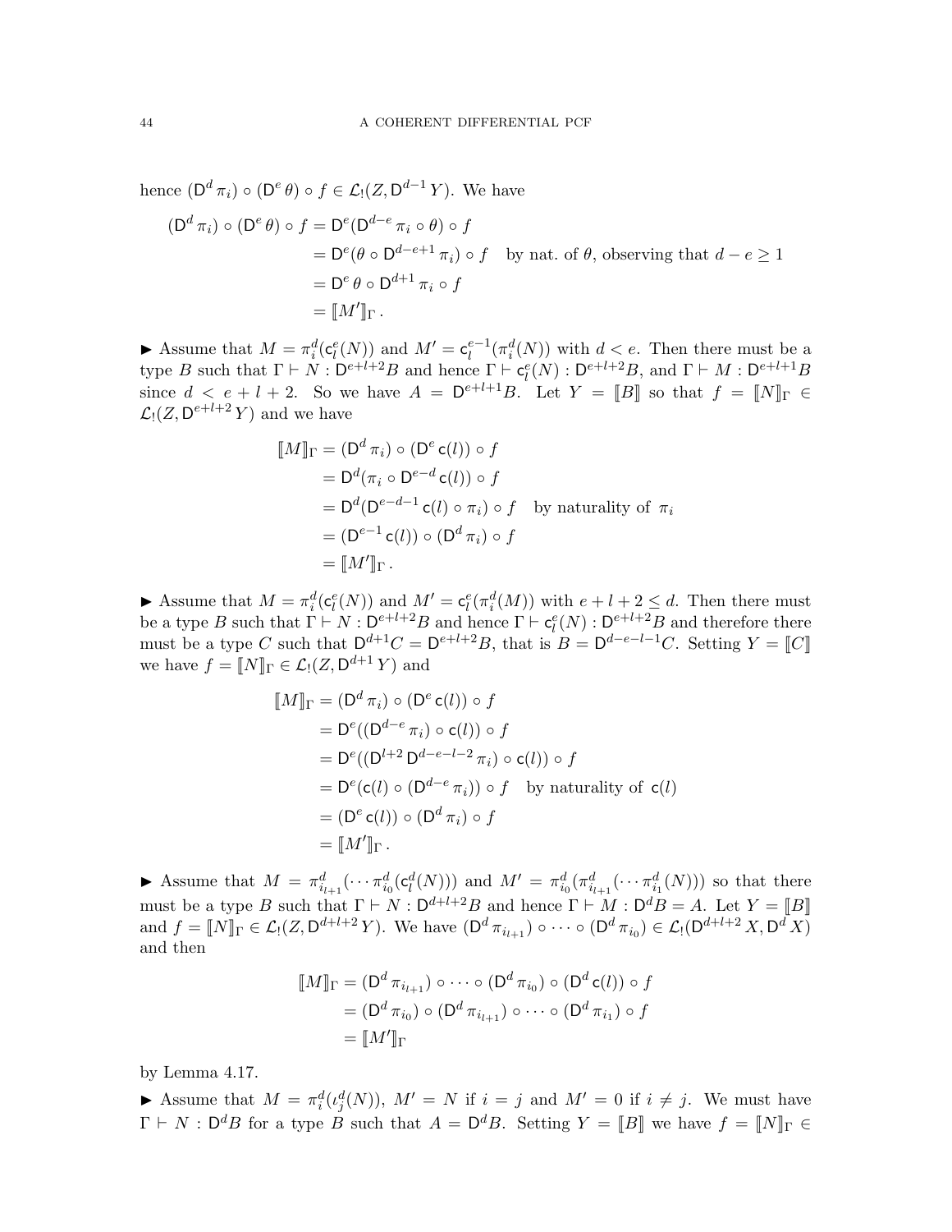hence $(\mathsf{D}^d\,\pi_i)\circ(\mathsf{D}^e\,\theta)\circ f\in\mathcal{L}_!(Z,\mathsf{D}^{d-1}\,Y)$. We have

$$
\begin{aligned}
(\mathsf{D}^d\,\pi_i)\circ(\mathsf{D}^e\,\theta)\circ f &= \mathsf{D}^e(\mathsf{D}^{d-e}\,\pi_i\circ\theta)\circ f\\
&= \mathsf{D}^e(\theta\circ\mathsf{D}^{d-e+1}\,\pi_i)\circ f\quad\text{by nat. of }\theta\text{, observing that }d-e\geq 1\\
&= \mathsf{D}^e\,\theta\circ\mathsf{D}^{d+1}\,\pi_i\circ f\\
&= [\![M']\!]_\Gamma\,.
\end{aligned}
$$

► Assume that $M=\pi_i^d(\mathsf{c}_l^e(N))$ and $M'=\mathsf{c}_l^{e-1}(\pi_i^d(N))$ with $d<e$. Then there must be a type $B$ such that $\Gamma\vdash N:\mathsf{D}^{e+l+2}B$ and hence $\Gamma\vdash\mathsf{c}_l^e(N):\mathsf{D}^{e+l+2}B$, and $\Gamma\vdash M:\mathsf{D}^{e+l+1}B$ since $d<e+l+2$. So we have $A=\mathsf{D}^{e+l+1}B$. Let $Y=[\![B]\!]$ so that $f=[\![N]\!]_\Gamma\in\mathcal{L}_!(Z,\mathsf{D}^{e+l+2}\,Y)$ and we have

$$
\begin{aligned}
[\![M]\!]_\Gamma &= (\mathsf{D}^d\,\pi_i)\circ(\mathsf{D}^e\,\mathsf{c}(l))\circ f\\
&= \mathsf{D}^d(\pi_i\circ\mathsf{D}^{e-d}\,\mathsf{c}(l))\circ f\\
&= \mathsf{D}^d(\mathsf{D}^{e-d-1}\,\mathsf{c}(l)\circ\pi_i)\circ f\quad\text{by naturality of }\pi_i\\
&= (\mathsf{D}^{e-1}\,\mathsf{c}(l))\circ(\mathsf{D}^d\,\pi_i)\circ f\\
&= [\![M']\!]_\Gamma\,.
\end{aligned}
$$

► Assume that $M=\pi_i^d(\mathsf{c}_l^e(N))$ and $M'=\mathsf{c}_l^e(\pi_i^d(M))$ with $e+l+2\leq d$. Then there must be a type $B$ such that $\Gamma\vdash N:\mathsf{D}^{e+l+2}B$ and hence $\Gamma\vdash\mathsf{c}_l^e(N):\mathsf{D}^{e+l+2}B$ and therefore there must be a type $C$ such that $\mathsf{D}^{d+1}C=\mathsf{D}^{e+l+2}B$, that is $B=\mathsf{D}^{d-e-l-1}C$. Setting $Y=[\![C]\!]$ we have $f=[\![N]\!]_\Gamma\in\mathcal{L}_!(Z,\mathsf{D}^{d+1}\,Y)$ and

$$
\begin{aligned}
[\![M]\!]_\Gamma &= (\mathsf{D}^d\,\pi_i)\circ(\mathsf{D}^e\,\mathsf{c}(l))\circ f\\
&= \mathsf{D}^e((\mathsf{D}^{d-e}\,\pi_i)\circ\mathsf{c}(l))\circ f\\
&= \mathsf{D}^e((\mathsf{D}^{l+2}\,\mathsf{D}^{d-e-l-2}\,\pi_i)\circ\mathsf{c}(l))\circ f\\
&= \mathsf{D}^e(\mathsf{c}(l)\circ(\mathsf{D}^{d-e}\,\pi_i))\circ f\quad\text{by naturality of }\mathsf{c}(l)\\
&= (\mathsf{D}^e\,\mathsf{c}(l))\circ(\mathsf{D}^d\,\pi_i)\circ f\\
&= [\![M']\!]_\Gamma\,.
\end{aligned}
$$

► Assume that $M=\pi_{i_{l+1}}^d(\cdots\pi_{i_0}^d(\mathsf{c}_l^d(N)))$ and $M'=\pi_{i_0}^d(\pi_{i_{l+1}}^d(\cdots\pi_{i_1}^d(N)))$ so that there must be a type $B$ such that $\Gamma\vdash N:\mathsf{D}^{d+l+2}B$ and hence $\Gamma\vdash M:\mathsf{D}^dB=A$. Let $Y=[\![B]\!]$ and $f=[\![N]\!]_\Gamma\in\mathcal{L}_!(Z,\mathsf{D}^{d+l+2}\,Y)$. We have $(\mathsf{D}^d\,\pi_{i_{l+1}})\circ\cdots\circ(\mathsf{D}^d\,\pi_{i_0})\in\mathcal{L}_!(\mathsf{D}^{d+l+2}\,X,\mathsf{D}^d\,X)$ and then

$$
\begin{aligned}
[\![M]\!]_\Gamma &= (\mathsf{D}^d\,\pi_{i_{l+1}})\circ\cdots\circ(\mathsf{D}^d\,\pi_{i_0})\circ(\mathsf{D}^d\,\mathsf{c}(l))\circ f\\
&= (\mathsf{D}^d\,\pi_{i_0})\circ(\mathsf{D}^d\,\pi_{i_{l+1}})\circ\cdots\circ(\mathsf{D}^d\,\pi_{i_1})\circ f\\
&= [\![M']\!]_\Gamma
\end{aligned}
$$

by Lemma 4.17.

► Assume that $M=\pi_i^d(\iota_j^d(N))$, $M'=N$ if $i=j$ and $M'=0$ if $i\neq j$. We must have $\Gamma\vdash N:\mathsf{D}^dB$ for a type $B$ such that $A=\mathsf{D}^dB$. Setting $Y=[\![B]\!]$ we have $f=[\![N]\!]_\Gamma\in$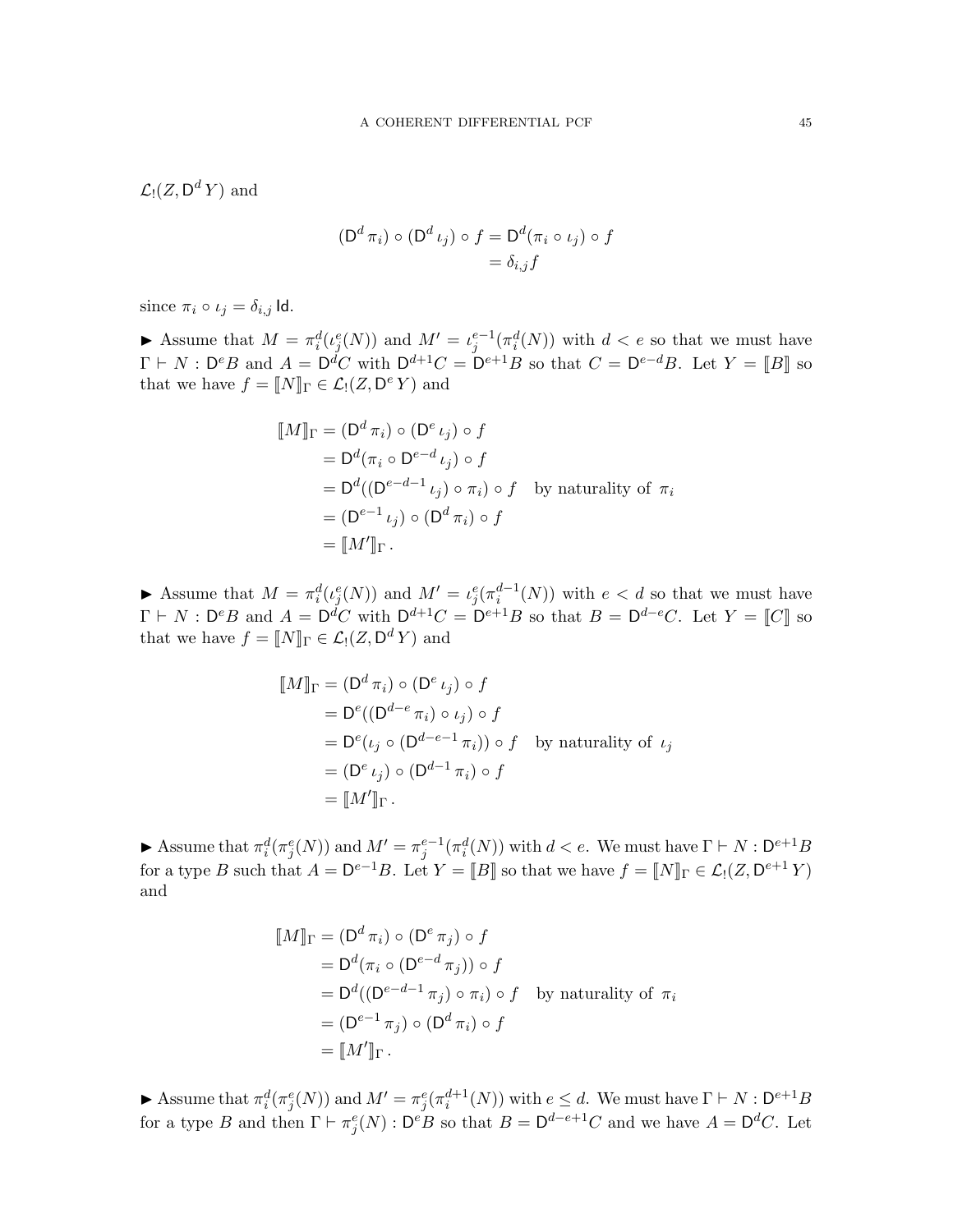$\mathcal{L}_!(Z, \mathsf{D}^d\, Y)$ and

$$
\begin{aligned}
(\mathsf{D}^d\, \pi_i) \circ (\mathsf{D}^d\, \iota_j) \circ f &= \mathsf{D}^d(\pi_i \circ \iota_j) \circ f \\
&= \delta_{i,j} f
\end{aligned}
$$

since $\pi_i \circ \iota_j = \delta_{i,j}\, \mathsf{Id}$.

► Assume that $M = \pi_i^d(\iota_j^e(N))$ and $M' = \iota_j^{e-1}(\pi_i^d(N))$ with $d < e$ so that we must have $\Gamma \vdash N : \mathsf{D}^e B$ and $A = \mathsf{D}^d C$ with $\mathsf{D}^{d+1} C = \mathsf{D}^{e+1} B$ so that $C = \mathsf{D}^{e-d} B$. Let $Y = [\![B]\!]$ so that we have $f = [\![N]\!]_\Gamma \in \mathcal{L}_!(Z, \mathsf{D}^e\, Y)$ and

$$
\begin{aligned}
[\![M]\!]_\Gamma &= (\mathsf{D}^d\, \pi_i) \circ (\mathsf{D}^e\, \iota_j) \circ f \\
&= \mathsf{D}^d(\pi_i \circ \mathsf{D}^{e-d}\, \iota_j) \circ f \\
&= \mathsf{D}^d((\mathsf{D}^{e-d-1}\, \iota_j) \circ \pi_i) \circ f \quad \text{by naturality of } \pi_i \\
&= (\mathsf{D}^{e-1}\, \iota_j) \circ (\mathsf{D}^d\, \pi_i) \circ f \\
&= [\![M']\!]_\Gamma\, .
\end{aligned}
$$

► Assume that $M = \pi_i^d(\iota_j^e(N))$ and $M' = \iota_j^e(\pi_i^{d-1}(N))$ with $e < d$ so that we must have $\Gamma \vdash N : \mathsf{D}^e B$ and $A = \mathsf{D}^d C$ with $\mathsf{D}^{d+1} C = \mathsf{D}^{e+1} B$ so that $B = \mathsf{D}^{d-e} C$. Let $Y = [\![C]\!]$ so that we have $f = [\![N]\!]_\Gamma \in \mathcal{L}_!(Z, \mathsf{D}^d\, Y)$ and

$$
\begin{aligned}
[\![M]\!]_\Gamma &= (\mathsf{D}^d\, \pi_i) \circ (\mathsf{D}^e\, \iota_j) \circ f \\
&= \mathsf{D}^e((\mathsf{D}^{d-e}\, \pi_i) \circ \iota_j) \circ f \\
&= \mathsf{D}^e(\iota_j \circ (\mathsf{D}^{d-e-1}\, \pi_i)) \circ f \quad \text{by naturality of } \iota_j \\
&= (\mathsf{D}^e\, \iota_j) \circ (\mathsf{D}^{d-1}\, \pi_i) \circ f \\
&= [\![M']\!]_\Gamma\, .
\end{aligned}
$$

► Assume that $\pi_i^d(\pi_j^e(N))$ and $M' = \pi_j^{e-1}(\pi_i^d(N))$ with $d < e$. We must have $\Gamma \vdash N : \mathsf{D}^{e+1} B$ for a type $B$ such that $A = \mathsf{D}^{e-1} B$. Let $Y = [\![B]\!]$ so that we have $f = [\![N]\!]_\Gamma \in \mathcal{L}_!(Z, \mathsf{D}^{e+1}\, Y)$ and

$$
\begin{aligned}
[\![M]\!]_\Gamma &= (\mathsf{D}^d\, \pi_i) \circ (\mathsf{D}^e\, \pi_j) \circ f \\
&= \mathsf{D}^d(\pi_i \circ (\mathsf{D}^{e-d}\, \pi_j)) \circ f \\
&= \mathsf{D}^d((\mathsf{D}^{e-d-1}\, \pi_j) \circ \pi_i) \circ f \quad \text{by naturality of } \pi_i \\
&= (\mathsf{D}^{e-1}\, \pi_j) \circ (\mathsf{D}^d\, \pi_i) \circ f \\
&= [\![M']\!]_\Gamma\, .
\end{aligned}
$$

► Assume that $\pi_i^d(\pi_j^e(N))$ and $M' = \pi_j^e(\pi_i^{d+1}(N))$ with $e \leq d$. We must have $\Gamma \vdash N : \mathsf{D}^{e+1} B$ for a type $B$ and then $\Gamma \vdash \pi_j^e(N) : \mathsf{D}^e B$ so that $B = \mathsf{D}^{d-e+1} C$ and we have $A = \mathsf{D}^d C$. Let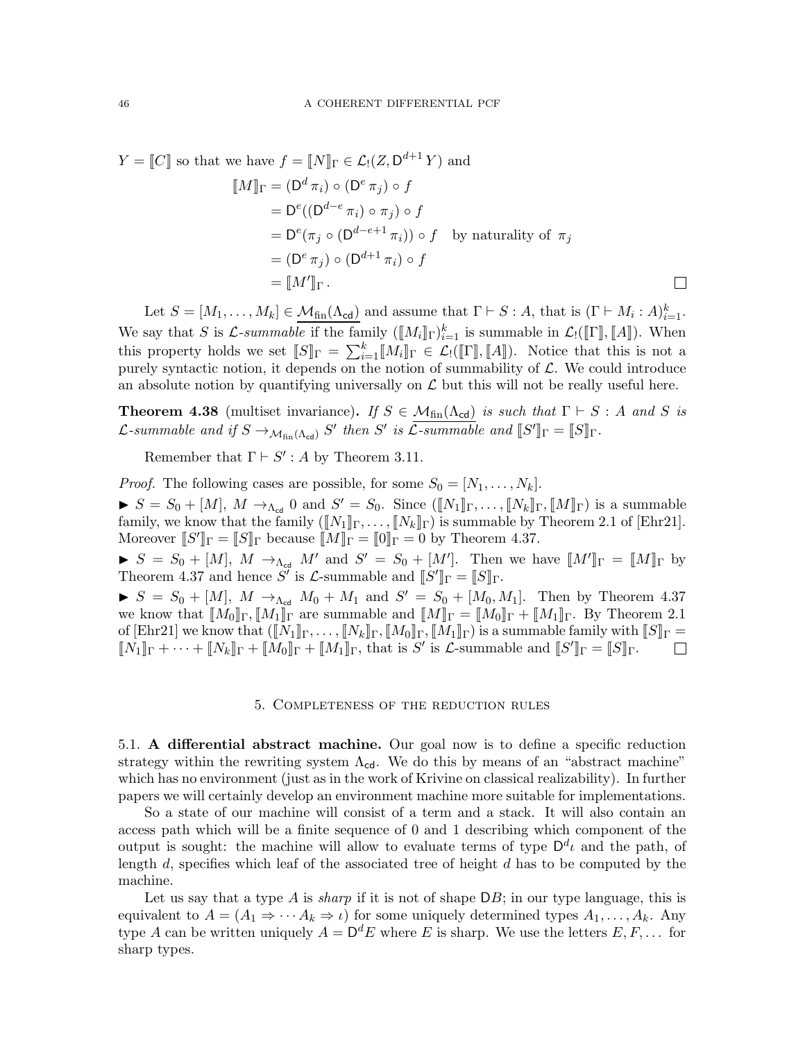$Y = [\![C]\!]$ so that we have $f = [\![N]\!]_\Gamma \in \mathcal{L}_!(Z, \mathsf{D}^{d+1} Y)$ and

$$
\begin{aligned}
[\![M]\!]_\Gamma &= (\mathsf{D}^d\, \pi_i) \circ (\mathsf{D}^e\, \pi_j) \circ f \\
&= \mathsf{D}^e((\mathsf{D}^{d-e}\, \pi_i) \circ \pi_j) \circ f \\
&= \mathsf{D}^e(\pi_j \circ (\mathsf{D}^{d-e+1}\, \pi_i)) \circ f \quad \text{by naturality of } \pi_j \\
&= (\mathsf{D}^e\, \pi_j) \circ (\mathsf{D}^{d+1}\, \pi_i) \circ f \\
&= [\![M']\!]_\Gamma\,.
\end{aligned}
$$

□

Let $S = [M_1, \dots, M_k] \in \mathcal{M}_{\mathrm{fin}}(\Lambda_{\mathsf{cd}})$ and assume that $\Gamma \vdash S : A$, that is $(\Gamma \vdash M_i : A)_{i=1}^k$. We say that $S$ is *$\mathcal{L}$-summable* if the family $([\![M_i]\!]_\Gamma)_{i=1}^k$ is summable in $\mathcal{L}_!([\![\Gamma]\!], [\![A]\!])$. When this property holds we set $[\![S]\!]_\Gamma = \sum_{i=1}^k [\![M_i]\!]_\Gamma \in \mathcal{L}_!([\![\Gamma]\!], [\![A]\!])$. Notice that this is not a purely syntactic notion, it depends on the notion of summability of $\mathcal{L}$. We could introduce an absolute notion by quantifying universally on $\mathcal{L}$ but this will not be really useful here.

**Theorem 4.38** (multiset invariance)**.** *If $S \in \mathcal{M}_{\mathrm{fin}}(\Lambda_{\mathsf{cd}})$ is such that $\Gamma \vdash S : A$ and $S$ is $\mathcal{L}$-summable and if $S \to_{\mathcal{M}_{\mathrm{fin}}(\Lambda_{\mathsf{cd}})} S'$ then $S'$ is $\mathcal{L}$-summable and $[\![S']\!]_\Gamma = [\![S]\!]_\Gamma$.*

Remember that $\Gamma \vdash S' : A$ by Theorem 3.11.

*Proof.* The following cases are possible, for some $S_0 = [N_1, \dots, N_k]$.

► $S = S_0 + [M]$, $M \to_{\Lambda_{\mathsf{cd}}} 0$ and $S' = S_0$. Since $([\![N_1]\!]_\Gamma, \dots, [\![N_k]\!]_\Gamma, [\![M]\!]_\Gamma)$ is a summable family, we know that the family $([\![N_1]\!]_\Gamma, \dots, [\![N_k]\!]_\Gamma)$ is summable by Theorem 2.1 of [Ehr21]. Moreover $[\![S']\!]_\Gamma = [\![S]\!]_\Gamma$ because $[\![M]\!]_\Gamma = [\![0]\!]_\Gamma = 0$ by Theorem 4.37.

► $S = S_0 + [M]$, $M \to_{\Lambda_{\mathsf{cd}}} M'$ and $S' = S_0 + [M']$. Then we have $[\![M']\!]_\Gamma = [\![M]\!]_\Gamma$ by Theorem 4.37 and hence $S'$ is $\mathcal{L}$-summable and $[\![S']\!]_\Gamma = [\![S]\!]_\Gamma$.

► $S = S_0 + [M]$, $M \to_{\Lambda_{\mathsf{cd}}} M_0 + M_1$ and $S' = S_0 + [M_0, M_1]$. Then by Theorem 4.37 we know that $[\![M_0]\!]_\Gamma, [\![M_1]\!]_\Gamma$ are summable and $[\![M]\!]_\Gamma = [\![M_0]\!]_\Gamma + [\![M_1]\!]_\Gamma$. By Theorem 2.1 of [Ehr21] we know that $([\![N_1]\!]_\Gamma, \dots, [\![N_k]\!]_\Gamma, [\![M_0]\!]_\Gamma, [\![M_1]\!]_\Gamma)$ is a summable family with $[\![S]\!]_\Gamma = [\![N_1]\!]_\Gamma + \dots + [\![N_k]\!]_\Gamma + [\![M_0]\!]_\Gamma + [\![M_1]\!]_\Gamma$, that is $S'$ is $\mathcal{L}$-summable and $[\![S']\!]_\Gamma = [\![S]\!]_\Gamma$. □

## 5. Completeness of the reduction rules

**5.1. A differential abstract machine.** Our goal now is to define a specific reduction strategy within the rewriting system $\Lambda_{\mathsf{cd}}$. We do this by means of an "abstract machine" which has no environment (just as in the work of Krivine on classical realizability). In further papers we will certainly develop an environment machine more suitable for implementations.

So a state of our machine will consist of a term and a stack. It will also contain an access path which will be a finite sequence of 0 and 1 describing which component of the output is sought: the machine will allow to evaluate terms of type $\mathsf{D}^d\iota$ and the path, of length $d$, specifies which leaf of the associated tree of height $d$ has to be computed by the machine.

Let us say that a type $A$ is *sharp* if it is not of shape $\mathsf{D}B$; in our type language, this is equivalent to $A = (A_1 \Rightarrow \cdots A_k \Rightarrow \iota)$ for some uniquely determined types $A_1, \dots, A_k$. Any type $A$ can be written uniquely $A = \mathsf{D}^d E$ where $E$ is sharp. We use the letters $E, F, \dots$ for sharp types.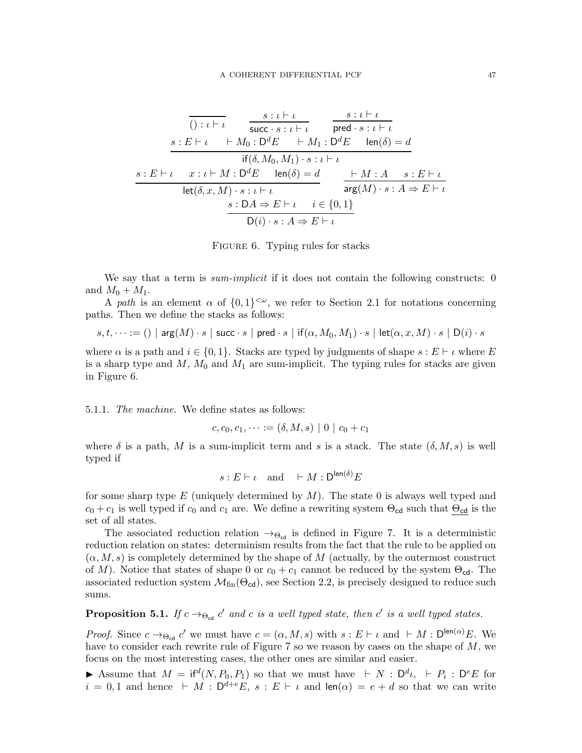$$\frac{}{() : \iota \vdash \iota} \qquad \frac{s : \iota \vdash \iota}{\mathsf{succ} \cdot s : \iota \vdash \iota} \qquad \frac{s : \iota \vdash \iota}{\mathsf{pred} \cdot s : \iota \vdash \iota}$$

$$\frac{s : E \vdash \iota \qquad \vdash M_0 : \mathsf{D}^d E \qquad \vdash M_1 : \mathsf{D}^d E \qquad \mathsf{len}(\delta) = d}{\mathsf{if}(\delta, M_0, M_1) \cdot s : \iota \vdash \iota}$$

$$\frac{s : E \vdash \iota \qquad x : \iota \vdash M : \mathsf{D}^d E \qquad \mathsf{len}(\delta) = d}{\mathsf{let}(\delta, x, M) \cdot s : \iota \vdash \iota} \qquad \frac{\vdash M : A \qquad s : E \vdash \iota}{\mathsf{arg}(M) \cdot s : A \Rightarrow E \vdash \iota}$$

$$\frac{s : \mathsf{D}A \Rightarrow E \vdash \iota \qquad i \in \{0,1\}}{\mathsf{D}(i) \cdot s : A \Rightarrow E \vdash \iota}$$

Figure 6. Typing rules for stacks

We say that a term is *sum-implicit* if it does not contain the following constructs: 0 and $M_0 + M_1$.

A *path* is an element $\alpha$ of $\{0,1\}^{<\omega}$, we refer to Section 2.1 for notations concerning paths. Then we define the stacks as follows:

$$s, t, \dots := () \mid \mathsf{arg}(M) \cdot s \mid \mathsf{succ} \cdot s \mid \mathsf{pred} \cdot s \mid \mathsf{if}(\alpha, M_0, M_1) \cdot s \mid \mathsf{let}(\alpha, x, M) \cdot s \mid \mathsf{D}(i) \cdot s$$

where $\alpha$ is a path and $i \in \{0,1\}$. Stacks are typed by judgments of shape $s : E \vdash \iota$ where $E$ is a sharp type and $M$, $M_0$ and $M_1$ are sum-implicit. The typing rules for stacks are given in Figure 6.

5.1.1. *The machine.* We define states as follows:

$$c, c_0, c_1, \dots := (\delta, M, s) \mid 0 \mid c_0 + c_1$$

where $\delta$ is a path, $M$ is a sum-implicit term and $s$ is a stack. The state $(\delta, M, s)$ is well typed if

$$s : E \vdash \iota \quad \text{and} \quad \vdash M : \mathsf{D}^{\mathsf{len}(\delta)} E$$

for some sharp type $E$ (uniquely determined by $M$). The state 0 is always well typed and $c_0 + c_1$ is well typed if $c_0$ and $c_1$ are. We define a rewriting system $\Theta_{\mathsf{cd}}$ such that $\underline{\Theta_{\mathsf{cd}}}$ is the set of all states.

The associated reduction relation $\to_{\Theta_{\mathsf{cd}}}$ is defined in Figure 7. It is a deterministic reduction relation on states: determinism results from the fact that the rule to be applied on $(\alpha, M, s)$ is completely determined by the shape of $M$ (actually, by the outermost construct of $M$). Notice that states of shape 0 or $c_0 + c_1$ cannot be reduced by the system $\Theta_{\mathsf{cd}}$. The associated reduction system $\mathcal{M}_{\mathrm{fin}}(\Theta_{\mathsf{cd}})$, see Section 2.2, is precisely designed to reduce such sums.

**Proposition 5.1.** *If $c \to_{\Theta_{\mathsf{cd}}} c'$ and $c$ is a well typed state, then $c'$ is a well typed states.*

*Proof.* Since $c \to_{\Theta_{\mathsf{cd}}} c'$ we must have $c = (\alpha, M, s)$ with $s : E \vdash \iota$ and $\vdash M : \mathsf{D}^{\mathsf{len}(\alpha)} E$. We have to consider each rewrite rule of Figure 7 so we reason by cases on the shape of $M$, we focus on the most interesting cases, the other ones are similar and easier.

► Assume that $M = \mathsf{if}^d(N, P_0, P_1)$ so that we must have $\vdash N : \mathsf{D}^d \iota$, $\vdash P_i : \mathsf{D}^e E$ for $i = 0, 1$ and hence $\vdash M : \mathsf{D}^{d+e} E$, $s : E \vdash \iota$ and $\mathsf{len}(\alpha) = e + d$ so that we can write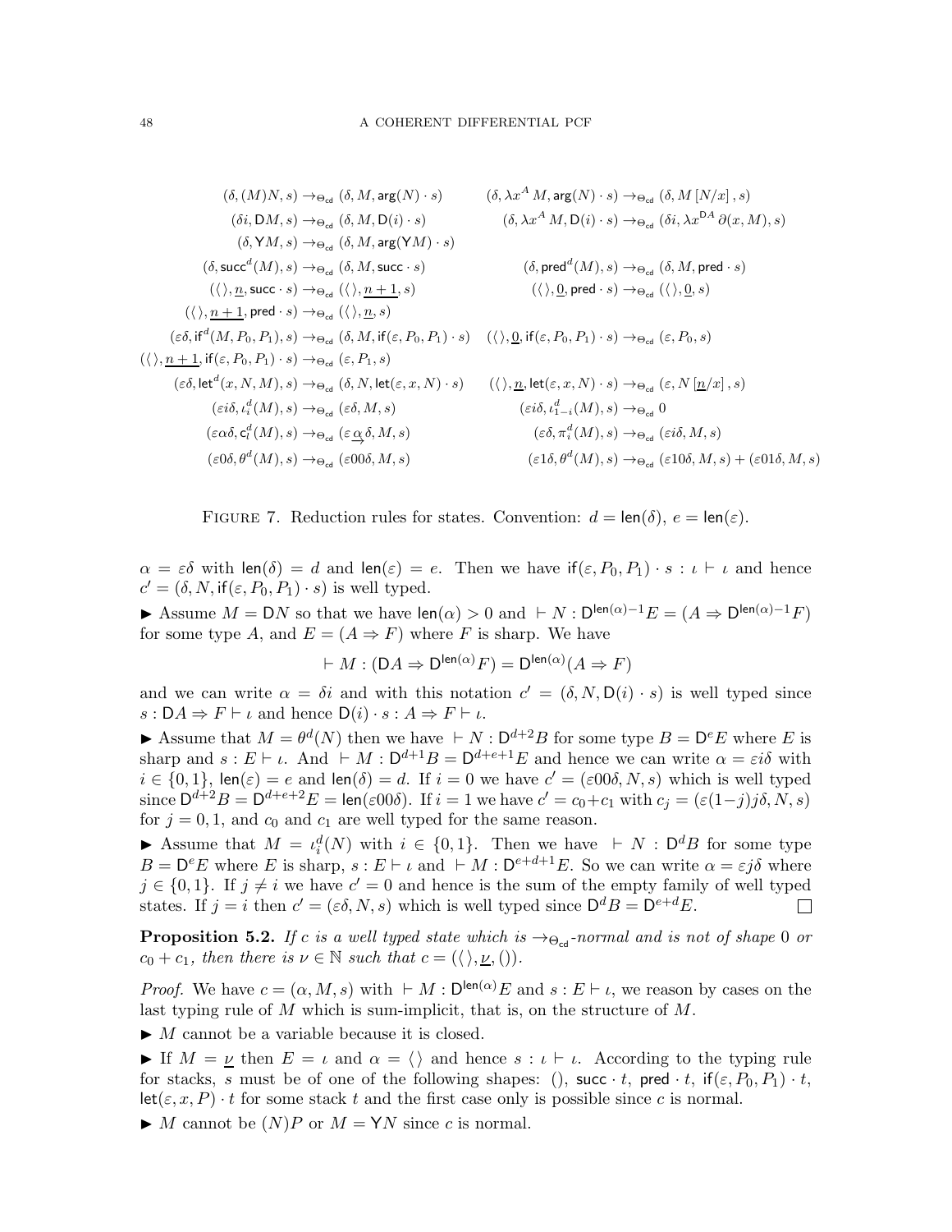$$
\begin{array}{ll}
(\delta, (M)N, s) \to_{\Theta_{\mathsf{cd}}} (\delta, M, \mathsf{arg}(N)\cdot s) & (\delta, \lambda x^A\, M, \mathsf{arg}(N)\cdot s) \to_{\Theta_{\mathsf{cd}}} (\delta, M\,[N/x]\,, s) \\
(\delta i, \mathsf{D}M, s) \to_{\Theta_{\mathsf{cd}}} (\delta, M, \mathsf{D}(i)\cdot s) & (\delta, \lambda x^A\, M, \mathsf{D}(i)\cdot s) \to_{\Theta_{\mathsf{cd}}} (\delta i, \lambda x^{\mathsf{D}A}\, \partial(x, M), s) \\
(\delta, \mathsf{Y}M, s) \to_{\Theta_{\mathsf{cd}}} (\delta, M, \mathsf{arg}(\mathsf{Y}M)\cdot s) & \\
(\delta, \mathsf{succ}^d(M), s) \to_{\Theta_{\mathsf{cd}}} (\delta, M, \mathsf{succ}\cdot s) & (\delta, \mathsf{pred}^d(M), s) \to_{\Theta_{\mathsf{cd}}} (\delta, M, \mathsf{pred}\cdot s) \\
(\langle\rangle, \underline{n}, \mathsf{succ}\cdot s) \to_{\Theta_{\mathsf{cd}}} (\langle\rangle, \underline{n+1}, s) & (\langle\rangle, \underline{0}, \mathsf{pred}\cdot s) \to_{\Theta_{\mathsf{cd}}} (\langle\rangle, \underline{0}, s) \\
(\langle\rangle, \underline{n+1}, \mathsf{pred}\cdot s) \to_{\Theta_{\mathsf{cd}}} (\langle\rangle, \underline{n}, s) & \\
(\varepsilon\delta, \mathsf{if}^d(M, P_0, P_1), s) \to_{\Theta_{\mathsf{cd}}} (\delta, M, \mathsf{if}(\varepsilon, P_0, P_1)\cdot s) & (\langle\rangle, \underline{0}, \mathsf{if}(\varepsilon, P_0, P_1)\cdot s) \to_{\Theta_{\mathsf{cd}}} (\varepsilon, P_0, s) \\
(\langle\rangle, \underline{n+1}, \mathsf{if}(\varepsilon, P_0, P_1)\cdot s) \to_{\Theta_{\mathsf{cd}}} (\varepsilon, P_1, s) & \\
(\varepsilon\delta, \mathsf{let}^d(x, N, M), s) \to_{\Theta_{\mathsf{cd}}} (\delta, N, \mathsf{let}(\varepsilon, x, N)\cdot s) & (\langle\rangle, \underline{n}, \mathsf{let}(\varepsilon, x, N)\cdot s) \to_{\Theta_{\mathsf{cd}}} (\varepsilon, N\,[\underline{n}/x]\,, s) \\
(\varepsilon i\delta, \iota_i^d(M), s) \to_{\Theta_{\mathsf{cd}}} (\varepsilon\delta, M, s) & (\varepsilon i\delta, \iota_{1-i}^d(M), s) \to_{\Theta_{\mathsf{cd}}} 0 \\
(\varepsilon\alpha\delta, \mathsf{c}_l^d(M), s) \to_{\Theta_{\mathsf{cd}}} (\varepsilon\underset{\to}{\alpha}\delta, M, s) & (\varepsilon\delta, \pi_i^d(M), s) \to_{\Theta_{\mathsf{cd}}} (\varepsilon i\delta, M, s) \\
(\varepsilon 0\delta, \theta^d(M), s) \to_{\Theta_{\mathsf{cd}}} (\varepsilon 00\delta, M, s) & (\varepsilon 1\delta, \theta^d(M), s) \to_{\Theta_{\mathsf{cd}}} (\varepsilon 10\delta, M, s) + (\varepsilon 01\delta, M, s)
\end{array}
$$

FIGURE 7. Reduction rules for states. Convention: $d = \mathsf{len}(\delta)$, $e = \mathsf{len}(\varepsilon)$.

$\alpha = \varepsilon\delta$ with $\mathsf{len}(\delta) = d$ and $\mathsf{len}(\varepsilon) = e$. Then we have $\mathsf{if}(\varepsilon, P_0, P_1)\cdot s : \iota \vdash \iota$ and hence $c' = (\delta, N, \mathsf{if}(\varepsilon, P_0, P_1)\cdot s)$ is well typed.

► Assume $M = \mathsf{D}N$ so that we have $\mathsf{len}(\alpha) > 0$ and $\vdash N : \mathsf{D}^{\mathsf{len}(\alpha)-1}E = (A \Rightarrow \mathsf{D}^{\mathsf{len}(\alpha)-1}F)$ for some type $A$, and $E = (A \Rightarrow F)$ where $F$ is sharp. We have

$$\vdash M : (\mathsf{D}A \Rightarrow \mathsf{D}^{\mathsf{len}(\alpha)}F) = \mathsf{D}^{\mathsf{len}(\alpha)}(A \Rightarrow F)$$

and we can write $\alpha = \delta i$ and with this notation $c' = (\delta, N, \mathsf{D}(i)\cdot s)$ is well typed since $s : \mathsf{D}A \Rightarrow F \vdash \iota$ and hence $\mathsf{D}(i)\cdot s : A \Rightarrow F \vdash \iota$.

► Assume that $M = \theta^d(N)$ then we have $\vdash N : \mathsf{D}^{d+2}B$ for some type $B = \mathsf{D}^e E$ where $E$ is sharp and $s : E \vdash \iota$. And $\vdash M : \mathsf{D}^{d+1}B = \mathsf{D}^{d+e+1}E$ and hence we can write $\alpha = \varepsilon i\delta$ with $i \in \{0,1\}$, $\mathsf{len}(\varepsilon) = e$ and $\mathsf{len}(\delta) = d$. If $i = 0$ we have $c' = (\varepsilon 00\delta, N, s)$ which is well typed since $\mathsf{D}^{d+2}B = \mathsf{D}^{d+e+2}E = \mathsf{len}(\varepsilon 00\delta)$. If $i = 1$ we have $c' = c_0 + c_1$ with $c_j = (\varepsilon(1-j)j\delta, N, s)$ for $j = 0, 1$, and $c_0$ and $c_1$ are well typed for the same reason.

► Assume that $M = \iota_i^d(N)$ with $i \in \{0,1\}$. Then we have $\vdash N : \mathsf{D}^d B$ for some type $B = \mathsf{D}^e E$ where $E$ is sharp, $s : E \vdash \iota$ and $\vdash M : \mathsf{D}^{e+d+1}E$. So we can write $\alpha = \varepsilon j\delta$ where $j \in \{0,1\}$. If $j \neq i$ we have $c' = 0$ and hence is the sum of the empty family of well typed states. If $j = i$ then $c' = (\varepsilon\delta, N, s)$ which is well typed since $\mathsf{D}^d B = \mathsf{D}^{e+d}E$. ☐

**Proposition 5.2.** *If $c$ is a well typed state which is $\to_{\Theta_{\mathsf{cd}}}$-normal and is not of shape $0$ or $c_0 + c_1$, then there is $\nu \in \mathbb{N}$ such that $c = (\langle\rangle, \underline{\nu}, ())$.*

*Proof.* We have $c = (\alpha, M, s)$ with $\vdash M : \mathsf{D}^{\mathsf{len}(\alpha)}E$ and $s : E \vdash \iota$, we reason by cases on the last typing rule of $M$ which is sum-implicit, that is, on the structure of $M$.

► $M$ cannot be a variable because it is closed.

► If $M = \underline{\nu}$ then $E = \iota$ and $\alpha = \langle\rangle$ and hence $s : \iota \vdash \iota$. According to the typing rule for stacks, $s$ must be of one of the following shapes: $()$, $\mathsf{succ}\cdot t$, $\mathsf{pred}\cdot t$, $\mathsf{if}(\varepsilon, P_0, P_1)\cdot t$, $\mathsf{let}(\varepsilon, x, P)\cdot t$ for some stack $t$ and the first case only is possible since $c$ is normal.

► $M$ cannot be $(N)P$ or $M = \mathsf{Y}N$ since $c$ is normal.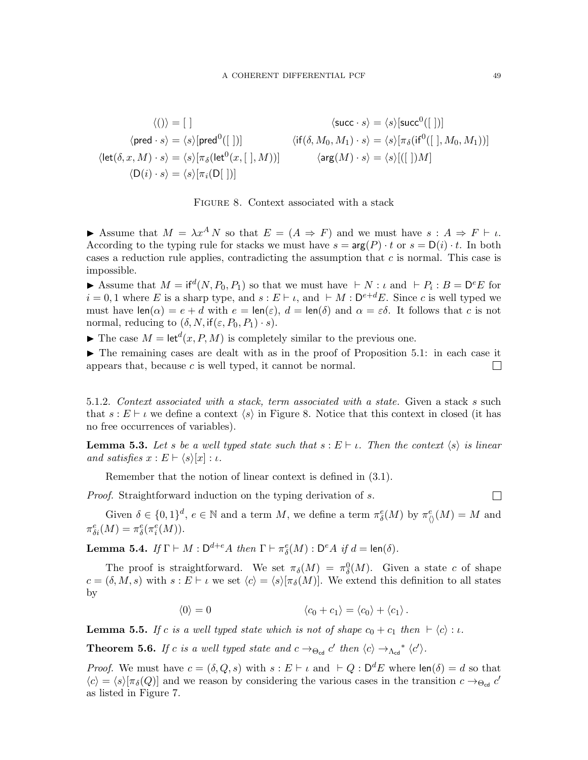$$
\begin{aligned}
\langle () \rangle &= [\,] & \langle \mathsf{succ} \cdot s \rangle &= \langle s \rangle[\mathsf{succ}^0([\,])] \\
\langle \mathsf{pred} \cdot s \rangle &= \langle s \rangle[\mathsf{pred}^0([\,])] & \langle \mathsf{if}(\delta, M_0, M_1) \cdot s \rangle &= \langle s \rangle[\pi_\delta(\mathsf{if}^0([\,], M_0, M_1))] \\
\langle \mathsf{let}(\delta, x, M) \cdot s \rangle &= \langle s \rangle[\pi_\delta(\mathsf{let}^0(x, [\,], M))] & \langle \mathsf{arg}(M) \cdot s \rangle &= \langle s \rangle[([\,])M] \\
\langle \mathsf{D}(i) \cdot s \rangle &= \langle s \rangle[\pi_i(\mathsf{D}[\,])]
\end{aligned}
$$

Figure 8. Context associated with a stack

▶ Assume that $M = \lambda x^A\, N$ so that $E = (A \Rightarrow F)$ and we must have $s : A \Rightarrow F \vdash \iota$. According to the typing rule for stacks we must have $s = \mathsf{arg}(P) \cdot t$ or $s = \mathsf{D}(i) \cdot t$. In both cases a reduction rule applies, contradicting the assumption that $c$ is normal. This case is impossible.

▶ Assume that $M = \mathsf{if}^d(N, P_0, P_1)$ so that we must have $\vdash N : \iota$ and $\vdash P_i : B = \mathsf{D}^e E$ for $i = 0, 1$ where $E$ is a sharp type, and $s : E \vdash \iota$, and $\vdash M : \mathsf{D}^{e+d} E$. Since $c$ is well typed we must have $\mathsf{len}(\alpha) = e + d$ with $e = \mathsf{len}(\varepsilon)$, $d = \mathsf{len}(\delta)$ and $\alpha = \varepsilon\delta$. It follows that $c$ is not normal, reducing to $(\delta, N, \mathsf{if}(\varepsilon, P_0, P_1) \cdot s)$.

▶ The case $M = \mathsf{let}^d(x, P, M)$ is completely similar to the previous one.

▶ The remaining cases are dealt with as in the proof of Proposition 5.1: in each case it appears that, because $c$ is well typed, it cannot be normal. □

5.1.2. *Context associated with a stack, term associated with a state.* Given a stack $s$ such that $s : E \vdash \iota$ we define a context $\langle s \rangle$ in Figure 8. Notice that this context in closed (it has no free occurrences of variables).

**Lemma 5.3.** *Let $s$ be a well typed state such that $s : E \vdash \iota$. Then the context $\langle s \rangle$ is linear and satisfies $x : E \vdash \langle s \rangle[x] : \iota$.*

Remember that the notion of linear context is defined in (3.1).

*Proof.* Straightforward induction on the typing derivation of $s$. □

Given $\delta \in \{0,1\}^d$, $e \in \mathbb{N}$ and a term $M$, we define a term $\pi^e_\delta(M)$ by $\pi^e_{\langle\rangle}(M) = M$ and $\pi^e_{\delta i}(M) = \pi^e_\delta(\pi^e_i(M))$.

**Lemma 5.4.** *If $\Gamma \vdash M : \mathsf{D}^{d+e} A$ then $\Gamma \vdash \pi^e_\delta(M) : \mathsf{D}^e A$ if $d = \mathsf{len}(\delta)$.*

The proof is straightforward. We set $\pi_\delta(M) = \pi^0_\delta(M)$. Given a state $c$ of shape $c = (\delta, M, s)$ with $s : E \vdash \iota$ we set $\langle c \rangle = \langle s \rangle[\pi_\delta(M)]$. We extend this definition to all states by

$$
\langle 0 \rangle = 0 \qquad\qquad \langle c_0 + c_1 \rangle = \langle c_0 \rangle + \langle c_1 \rangle\,.
$$

**Lemma 5.5.** *If $c$ is a well typed state which is not of shape $c_0 + c_1$ then $\vdash \langle c \rangle : \iota$.*

**Theorem 5.6.** *If $c$ is a well typed state and $c \to_{\Theta_{\mathsf{cd}}} c'$ then $\langle c \rangle {\to_{\Lambda_{\mathsf{cd}}}}^* \langle c' \rangle$.*

*Proof.* We must have $c = (\delta, Q, s)$ with $s : E \vdash \iota$ and $\vdash Q : \mathsf{D}^d E$ where $\mathsf{len}(\delta) = d$ so that $\langle c \rangle = \langle s \rangle[\pi_\delta(Q)]$ and we reason by considering the various cases in the transition $c \to_{\Theta_{\mathsf{cd}}} c'$ as listed in Figure 7.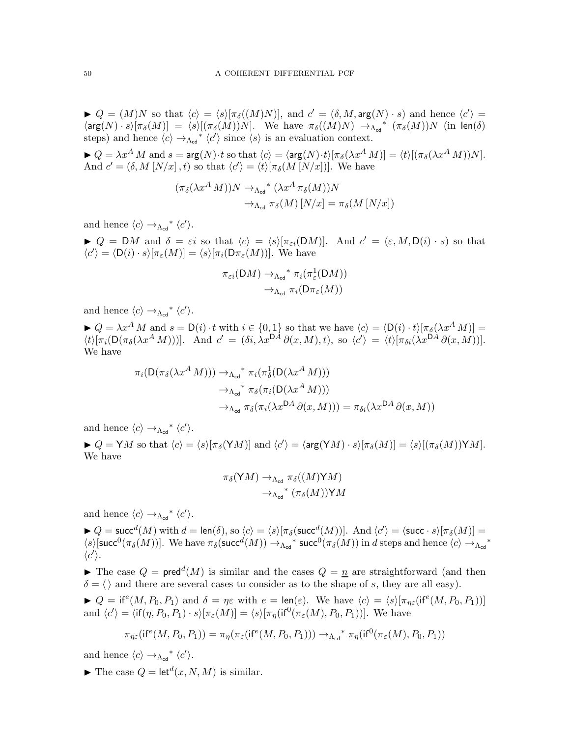▶ $Q = (M)N$ so that $\langle c\rangle = \langle s\rangle[\pi_\delta((M)N)]$, and $c' = (\delta, M, \mathsf{arg}(N)\cdot s)$ and hence $\langle c'\rangle = \langle \mathsf{arg}(N)\cdot s\rangle[\pi_\delta(M)] = \langle s\rangle[(\pi_\delta(M))N]$. We have $\pi_\delta((M)N) \to_{\Lambda_{\mathsf{cd}}}{}^* (\pi_\delta(M))N$ (in $\mathsf{len}(\delta)$ steps) and hence $\langle c\rangle \to_{\Lambda_{\mathsf{cd}}}{}^* \langle c'\rangle$ since $\langle s\rangle$ is an evaluation context.

▶ $Q = \lambda x^A\, M$ and $s = \mathsf{arg}(N)\cdot t$ so that $\langle c\rangle = \langle \mathsf{arg}(N)\cdot t\rangle[\pi_\delta(\lambda x^A\, M)] = \langle t\rangle[(\pi_\delta(\lambda x^A\, M))N]$. And $c' = (\delta, M\,[N/x]\,, t)$ so that $\langle c'\rangle = \langle t\rangle[\pi_\delta(M\,[N/x])]$. We have

$$
\begin{aligned}
(\pi_\delta(\lambda x^A\, M))N &\to_{\Lambda_{\mathsf{cd}}}{}^* (\lambda x^A\, \pi_\delta(M))N \\
&\to_{\Lambda_{\mathsf{cd}}} \pi_\delta(M)\,[N/x] = \pi_\delta(M\,[N/x])
\end{aligned}
$$

and hence $\langle c\rangle \to_{\Lambda_{\mathsf{cd}}}{}^* \langle c'\rangle$.

▶ $Q = \mathsf{D}M$ and $\delta = \varepsilon i$ so that $\langle c\rangle = \langle s\rangle[\pi_{\varepsilon i}(\mathsf{D}M)]$. And $c' = (\varepsilon, M, \mathsf{D}(i)\cdot s)$ so that $\langle c'\rangle = \langle \mathsf{D}(i)\cdot s\rangle[\pi_\varepsilon(M)] = \langle s\rangle[\pi_i(\mathsf{D}\pi_\varepsilon(M))]$. We have

$$
\begin{aligned}
\pi_{\varepsilon i}(\mathsf{D}M) &\to_{\Lambda_{\mathsf{cd}}}{}^* \pi_i(\pi^1_\varepsilon(\mathsf{D}M)) \\
&\to_{\Lambda_{\mathsf{cd}}} \pi_i(\mathsf{D}\pi_\varepsilon(M))
\end{aligned}
$$

and hence $\langle c\rangle \to_{\Lambda_{\mathsf{cd}}}{}^* \langle c'\rangle$.

▶ $Q = \lambda x^A\, M$ and $s = \mathsf{D}(i)\cdot t$ with $i \in \{0,1\}$ so that we have $\langle c\rangle = \langle \mathsf{D}(i)\cdot t\rangle[\pi_\delta(\lambda x^A\, M)] = \langle t\rangle[\pi_i(\mathsf{D}(\pi_\delta(\lambda x^A\, M)))]$. And $c' = (\delta i, \lambda x^{\mathsf{D}A}\, \partial(x, M), t)$, so $\langle c'\rangle = \langle t\rangle[\pi_{\delta i}(\lambda x^{\mathsf{D}A}\, \partial(x, M))]$. We have

$$
\begin{aligned}
\pi_i(\mathsf{D}(\pi_\delta(\lambda x^A\, M))) &\to_{\Lambda_{\mathsf{cd}}}{}^* \pi_i(\pi^1_\delta(\mathsf{D}(\lambda x^A\, M))) \\
&\to_{\Lambda_{\mathsf{cd}}}{}^* \pi_\delta(\pi_i(\mathsf{D}(\lambda x^A\, M))) \\
&\to_{\Lambda_{\mathsf{cd}}} \pi_\delta(\pi_i(\lambda x^{\mathsf{D}A}\, \partial(x, M))) = \pi_{\delta i}(\lambda x^{\mathsf{D}A}\, \partial(x, M))
\end{aligned}
$$

and hence $\langle c\rangle \to_{\Lambda_{\mathsf{cd}}}{}^* \langle c'\rangle$.

▶ $Q = \mathsf{Y}M$ so that $\langle c\rangle = \langle s\rangle[\pi_\delta(\mathsf{Y}M)]$ and $\langle c'\rangle = \langle \mathsf{arg}(\mathsf{Y}M)\cdot s\rangle[\pi_\delta(M)] = \langle s\rangle[(\pi_\delta(M))\mathsf{Y}M]$. We have

$$
\begin{aligned}
\pi_\delta(\mathsf{Y}M) &\to_{\Lambda_{\mathsf{cd}}} \pi_\delta((M)\mathsf{Y}M) \\
&\to_{\Lambda_{\mathsf{cd}}}{}^* (\pi_\delta(M))\mathsf{Y}M
\end{aligned}
$$

and hence $\langle c\rangle \to_{\Lambda_{\mathsf{cd}}}{}^* \langle c'\rangle$.

▶ $Q = \mathsf{succ}^d(M)$ with $d = \mathsf{len}(\delta)$, so $\langle c\rangle = \langle s\rangle[\pi_\delta(\mathsf{succ}^d(M))]$. And $\langle c'\rangle = \langle \mathsf{succ}\cdot s\rangle[\pi_\delta(M)] = \langle s\rangle[\mathsf{succ}^0(\pi_\delta(M))]$. We have $\pi_\delta(\mathsf{succ}^d(M)) \to_{\Lambda_{\mathsf{cd}}}{}^* \mathsf{succ}^0(\pi_\delta(M))$ in $d$ steps and hence $\langle c\rangle \to_{\Lambda_{\mathsf{cd}}}{}^* \langle c'\rangle$.

▶ The case $Q = \mathsf{pred}^d(M)$ is similar and the cases $Q = \underline{n}$ are straightforward (and then $\delta = \langle\,\rangle$ and there are several cases to consider as to the shape of $s$, they are all easy).

▶ $Q = \mathsf{if}^e(M, P_0, P_1)$ and $\delta = \eta\varepsilon$ with $e = \mathsf{len}(\varepsilon)$. We have $\langle c\rangle = \langle s\rangle[\pi_{\eta\varepsilon}(\mathsf{if}^e(M, P_0, P_1))]$ and $\langle c'\rangle = \langle \mathsf{if}(\eta, P_0, P_1)\cdot s\rangle[\pi_\varepsilon(M)] = \langle s\rangle[\pi_\eta(\mathsf{if}^0(\pi_\varepsilon(M), P_0, P_1))]$. We have

$$
\pi_{\eta\varepsilon}(\mathsf{if}^e(M, P_0, P_1)) = \pi_\eta(\pi_\varepsilon(\mathsf{if}^e(M, P_0, P_1))) \to_{\Lambda_{\mathsf{cd}}}{}^* \pi_\eta(\mathsf{if}^0(\pi_\varepsilon(M), P_0, P_1))
$$

and hence $\langle c\rangle \to_{\Lambda_{\mathsf{cd}}}{}^* \langle c'\rangle$.

▶ The case $Q = \mathsf{let}^d(x, N, M)$ is similar.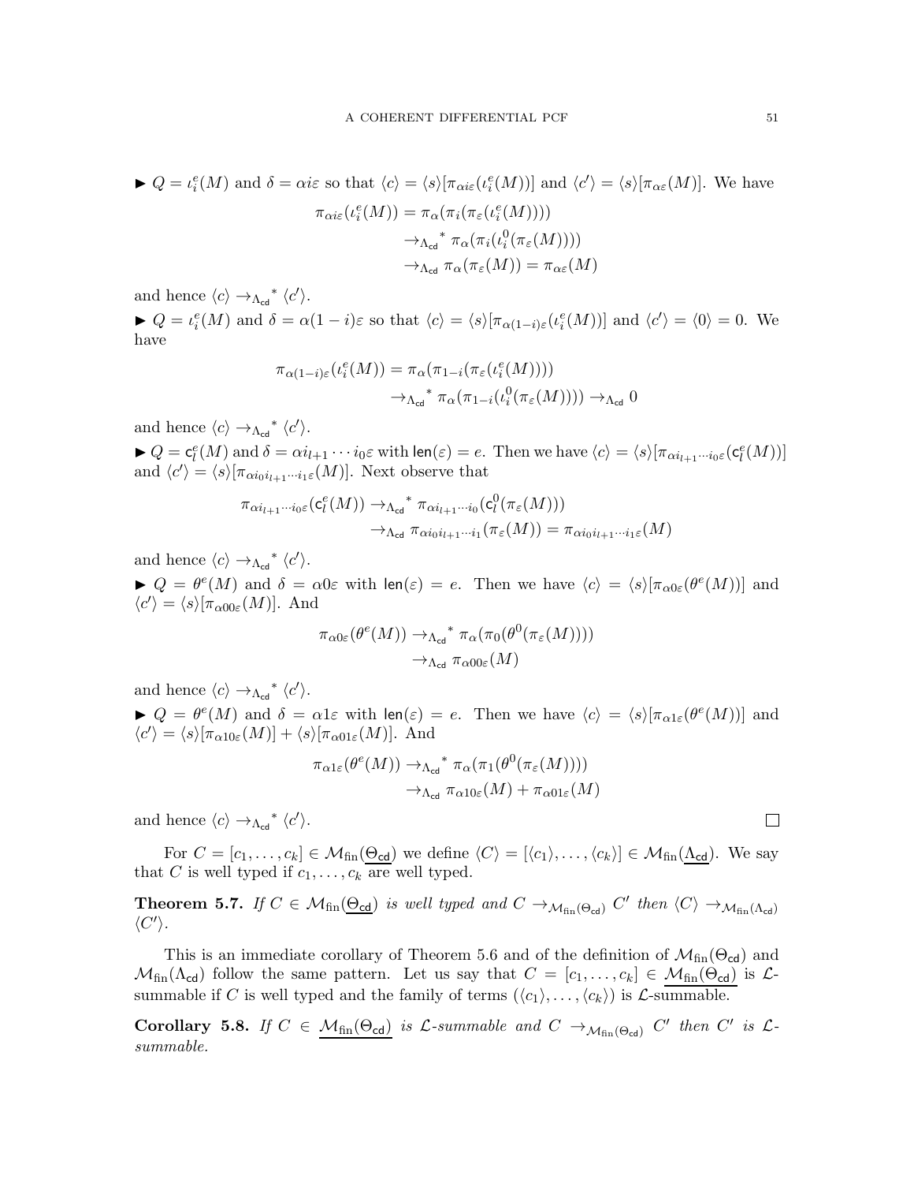▶ $Q = \iota_i^e(M)$ and $\delta = \alpha i \varepsilon$ so that $\langle c \rangle = \langle s \rangle[\pi_{\alpha i \varepsilon}(\iota_i^e(M))]$ and $\langle c' \rangle = \langle s \rangle[\pi_{\alpha\varepsilon}(M)]$. We have

$$
\begin{aligned}
\pi_{\alpha i \varepsilon}(\iota_i^e(M)) &= \pi_\alpha(\pi_i(\pi_\varepsilon(\iota_i^e(M)))) \\
&\to_{\Lambda_{\mathsf{cd}}}{}^* \pi_\alpha(\pi_i(\iota_i^0(\pi_\varepsilon(M)))) \\
&\to_{\Lambda_{\mathsf{cd}}} \pi_\alpha(\pi_\varepsilon(M)) = \pi_{\alpha\varepsilon}(M)
\end{aligned}
$$

and hence $\langle c \rangle \to_{\Lambda_{\mathsf{cd}}}{}^* \langle c' \rangle$.

▶ $Q = \iota_i^e(M)$ and $\delta = \alpha(1-i)\varepsilon$ so that $\langle c \rangle = \langle s \rangle[\pi_{\alpha(1-i)\varepsilon}(\iota_i^e(M))]$ and $\langle c' \rangle = \langle 0 \rangle = 0$. We have

$$
\begin{aligned}
\pi_{\alpha(1-i)\varepsilon}(\iota_i^e(M)) &= \pi_\alpha(\pi_{1-i}(\pi_\varepsilon(\iota_i^e(M)))) \\
&\to_{\Lambda_{\mathsf{cd}}}{}^* \pi_\alpha(\pi_{1-i}(\iota_i^0(\pi_\varepsilon(M)))) \to_{\Lambda_{\mathsf{cd}}} 0
\end{aligned}
$$

and hence $\langle c \rangle \to_{\Lambda_{\mathsf{cd}}}{}^* \langle c' \rangle$.

▶ $Q = \mathsf{c}_l^e(M)$ and $\delta = \alpha i_{l+1} \cdots i_0 \varepsilon$ with $\mathsf{len}(\varepsilon) = e$. Then we have $\langle c \rangle = \langle s \rangle[\pi_{\alpha i_{l+1} \cdots i_0 \varepsilon}(\mathsf{c}_l^e(M))]$ and $\langle c' \rangle = \langle s \rangle[\pi_{\alpha i_0 i_{l+1} \cdots i_1 \varepsilon}(M)]$. Next observe that

$$
\begin{aligned}
\pi_{\alpha i_{l+1} \cdots i_0 \varepsilon}(\mathsf{c}_l^e(M)) &\to_{\Lambda_{\mathsf{cd}}}{}^* \pi_{\alpha i_{l+1} \cdots i_0}(\mathsf{c}_l^0(\pi_\varepsilon(M))) \\
&\to_{\Lambda_{\mathsf{cd}}} \pi_{\alpha i_0 i_{l+1} \cdots i_1}(\pi_\varepsilon(M)) = \pi_{\alpha i_0 i_{l+1} \cdots i_1 \varepsilon}(M)
\end{aligned}
$$

and hence $\langle c \rangle \to_{\Lambda_{\mathsf{cd}}}{}^* \langle c' \rangle$.

▶ $Q = \theta^e(M)$ and $\delta = \alpha 0 \varepsilon$ with $\mathsf{len}(\varepsilon) = e$. Then we have $\langle c \rangle = \langle s \rangle[\pi_{\alpha 0 \varepsilon}(\theta^e(M))]$ and $\langle c' \rangle = \langle s \rangle[\pi_{\alpha 00 \varepsilon}(M)]$. And

$$
\begin{aligned}
\pi_{\alpha 0 \varepsilon}(\theta^e(M)) &\to_{\Lambda_{\mathsf{cd}}}{}^* \pi_\alpha(\pi_0(\theta^0(\pi_\varepsilon(M)))) \\
&\to_{\Lambda_{\mathsf{cd}}} \pi_{\alpha 00 \varepsilon}(M)
\end{aligned}
$$

and hence $\langle c \rangle \to_{\Lambda_{\mathsf{cd}}}{}^* \langle c' \rangle$.

▶ $Q = \theta^e(M)$ and $\delta = \alpha 1 \varepsilon$ with $\mathsf{len}(\varepsilon) = e$. Then we have $\langle c \rangle = \langle s \rangle[\pi_{\alpha 1 \varepsilon}(\theta^e(M))]$ and $\langle c' \rangle = \langle s \rangle[\pi_{\alpha 10 \varepsilon}(M)] + \langle s \rangle[\pi_{\alpha 01 \varepsilon}(M)]$. And

$$
\begin{aligned}
\pi_{\alpha 1 \varepsilon}(\theta^e(M)) &\to_{\Lambda_{\mathsf{cd}}}{}^* \pi_\alpha(\pi_1(\theta^0(\pi_\varepsilon(M)))) \\
&\to_{\Lambda_{\mathsf{cd}}} \pi_{\alpha 10 \varepsilon}(M) + \pi_{\alpha 01 \varepsilon}(M)
\end{aligned}
$$

and hence $\langle c \rangle \to_{\Lambda_{\mathsf{cd}}}{}^* \langle c' \rangle$. ☐

For $C = [c_1, \dots, c_k] \in \mathcal{M}_{\mathrm{fin}}(\underline{\Theta_{\mathsf{cd}}})$ we define $\langle C \rangle = [\langle c_1 \rangle, \dots, \langle c_k \rangle] \in \mathcal{M}_{\mathrm{fin}}(\underline{\Lambda_{\mathsf{cd}}})$. We say that $C$ is well typed if $c_1, \dots, c_k$ are well typed.

**Theorem 5.7.** *If $C \in \mathcal{M}_{\mathrm{fin}}(\underline{\Theta_{\mathsf{cd}}})$ is well typed and $C \to_{\mathcal{M}_{\mathrm{fin}}(\Theta_{\mathsf{cd}})} C'$ then $\langle C \rangle \to_{\mathcal{M}_{\mathrm{fin}}(\Lambda_{\mathsf{cd}})} \langle C' \rangle$.*

This is an immediate corollary of Theorem 5.6 and of the definition of $\mathcal{M}_{\mathrm{fin}}(\Theta_{\mathsf{cd}})$ and $\mathcal{M}_{\mathrm{fin}}(\Lambda_{\mathsf{cd}})$ follow the same pattern. Let us say that $C = [c_1, \dots, c_k] \in \underline{\mathcal{M}_{\mathrm{fin}}(\Theta_{\mathsf{cd}})}$ is $\mathcal{L}$-summable if $C$ is well typed and the family of terms $(\langle c_1 \rangle, \dots, \langle c_k \rangle)$ is $\mathcal{L}$-summable.

**Corollary 5.8.** *If $C \in \underline{\mathcal{M}_{\mathrm{fin}}(\Theta_{\mathsf{cd}})}$ is $\mathcal{L}$-summable and $C \to_{\mathcal{M}_{\mathrm{fin}}(\Theta_{\mathsf{cd}})} C'$ then $C'$ is $\mathcal{L}$-summable.*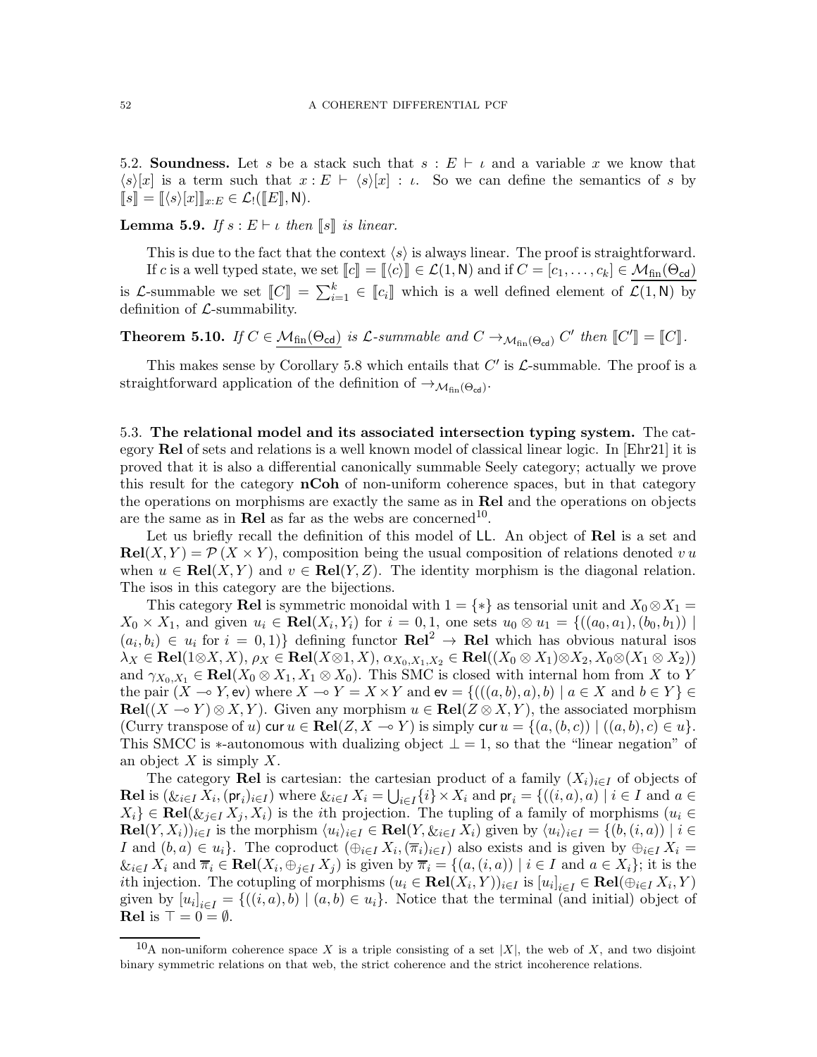5.2. **Soundness.** Let $s$ be a stack such that $s : E \vdash \iota$ and a variable $x$ we know that $\langle s\rangle[x]$ is a term such that $x : E \vdash \langle s\rangle[x] : \iota$. So we can define the semantics of $s$ by $[\![s]\!] = [\![\langle s\rangle[x]]\!]_{x:E} \in \mathcal{L}_!([\![E]\!], \mathsf{N})$.

**Lemma 5.9.** *If $s : E \vdash \iota$ then $[\![s]\!]$ is linear.*

This is due to the fact that the context $\langle s\rangle$ is always linear. The proof is straightforward.

If $c$ is a well typed state, we set $[\![c]\!] = [\![\langle c\rangle]\!] \in \mathcal{L}(1, \mathsf{N})$ and if $C = [c_1, \dots, c_k] \in \underline{\mathcal{M}_{\mathrm{fin}}(\Theta_{\mathsf{cd}})}$ is $\mathcal{L}$-summable we set $[\![C]\!] = \sum_{i=1}^{k} \in [\![c_i]\!]$ which is a well defined element of $\mathcal{L}(1, \mathsf{N})$ by definition of $\mathcal{L}$-summability.

**Theorem 5.10.** *If $C \in \underline{\mathcal{M}_{\mathrm{fin}}(\Theta_{\mathsf{cd}})}$ is $\mathcal{L}$-summable and $C \to_{\mathcal{M}_{\mathrm{fin}}(\Theta_{\mathsf{cd}})} C'$ then $[\![C']\!] = [\![C]\!]$.*

This makes sense by Corollary 5.8 which entails that $C'$ is $\mathcal{L}$-summable. The proof is a straightforward application of the definition of $\to_{\mathcal{M}_{\mathrm{fin}}(\Theta_{\mathsf{cd}})}$.

5.3. **The relational model and its associated intersection typing system.** The category **Rel** of sets and relations is a well known model of classical linear logic. In [Ehr21] it is proved that it is also a differential canonically summable Seely category; actually we prove this result for the category **nCoh** of non-uniform coherence spaces, but in that category the operations on morphisms are exactly the same as in **Rel** and the operations on objects are the same as in **Rel** as far as the webs are concerned[10].

Let us briefly recall the definition of this model of $\mathsf{LL}$. An object of **Rel** is a set and $\mathbf{Rel}(X, Y) = \mathcal{P}(X \times Y)$, composition being the usual composition of relations denoted $v\,u$ when $u \in \mathbf{Rel}(X, Y)$ and $v \in \mathbf{Rel}(Y, Z)$. The identity morphism is the diagonal relation. The isos in this category are the bijections.

This category **Rel** is symmetric monoidal with $1 = \{*\}$ as tensorial unit and $X_0 \otimes X_1 = X_0 \times X_1$, and given $u_i \in \mathbf{Rel}(X_i, Y_i)$ for $i = 0, 1$, one sets $u_0 \otimes u_1 = \{((a_0, a_1), (b_0, b_1)) \mid (a_i, b_i) \in u_i \text{ for } i = 0, 1)\}$ defining functor $\mathbf{Rel}^2 \to \mathbf{Rel}$ which has obvious natural isos $\lambda_X \in \mathbf{Rel}(1 \otimes X, X)$, $\rho_X \in \mathbf{Rel}(X \otimes 1, X)$, $\alpha_{X_0,X_1,X_2} \in \mathbf{Rel}((X_0 \otimes X_1) \otimes X_2, X_0 \otimes (X_1 \otimes X_2))$ and $\gamma_{X_0,X_1} \in \mathbf{Rel}(X_0 \otimes X_1, X_1 \otimes X_0)$. This SMC is closed with internal hom from $X$ to $Y$ the pair $(X \multimap Y, \mathsf{ev})$ where $X \multimap Y = X \times Y$ and $\mathsf{ev} = \{(((a, b), a), b) \mid a \in X \text{ and } b \in Y\} \in \mathbf{Rel}((X \multimap Y) \otimes X, Y)$. Given any morphism $u \in \mathbf{Rel}(Z \otimes X, Y)$, the associated morphism (Curry transpose of $u$) $\mathsf{cur}\, u \in \mathbf{Rel}(Z, X \multimap Y)$ is simply $\mathsf{cur}\, u = \{(a, (b, c)) \mid ((a, b), c) \in u\}$. This SMCC is $*$-autonomous with dualizing object $\bot = 1$, so that the "linear negation" of an object $X$ is simply $X$.

The category **Rel** is cartesian: the cartesian product of a family $(X_i)_{i \in I}$ of objects of **Rel** is $(\&_{i \in I} X_i, (\mathsf{pr}_i)_{i \in I})$ where $\&_{i \in I} X_i = \bigcup_{i \in I} \{i\} \times X_i$ and $\mathsf{pr}_i = \{((i, a), a) \mid i \in I \text{ and } a \in X_i\} \in \mathbf{Rel}(\&_{j \in I} X_j, X_i)$ is the $i$th projection. The tupling of a family of morphisms $(u_i \in \mathbf{Rel}(Y, X_i))_{i \in I}$ is the morphism $\langle u_i \rangle_{i \in I} \in \mathbf{Rel}(Y, \&_{i \in I} X_i)$ given by $\langle u_i \rangle_{i \in I} = \{(b, (i, a)) \mid i \in I \text{ and } (b, a) \in u_i\}$. The coproduct $(\oplus_{i \in I} X_i, (\overline{\pi}_i)_{i \in I})$ also exists and is given by $\oplus_{i \in I} X_i = \&_{i \in I} X_i$ and $\overline{\pi}_i \in \mathbf{Rel}(X_i, \oplus_{j \in I} X_j)$ is given by $\overline{\pi}_i = \{(a, (i, a)) \mid i \in I \text{ and } a \in X_i\}$; it is the $i$th injection. The cotupling of morphisms $(u_i \in \mathbf{Rel}(X_i, Y))_{i \in I}$ is $[u_i]_{i \in I} \in \mathbf{Rel}(\oplus_{i \in I} X_i, Y)$ given by $[u_i]_{i \in I} = \{((i, a), b) \mid (a, b) \in u_i\}$. Notice that the terminal (and initial) object of **Rel** is $\top = 0 = \emptyset$.

[10] A non-uniform coherence space $X$ is a triple consisting of a set $|X|$, the web of $X$, and two disjoint binary symmetric relations on that web, the strict coherence and the strict incoherence relations.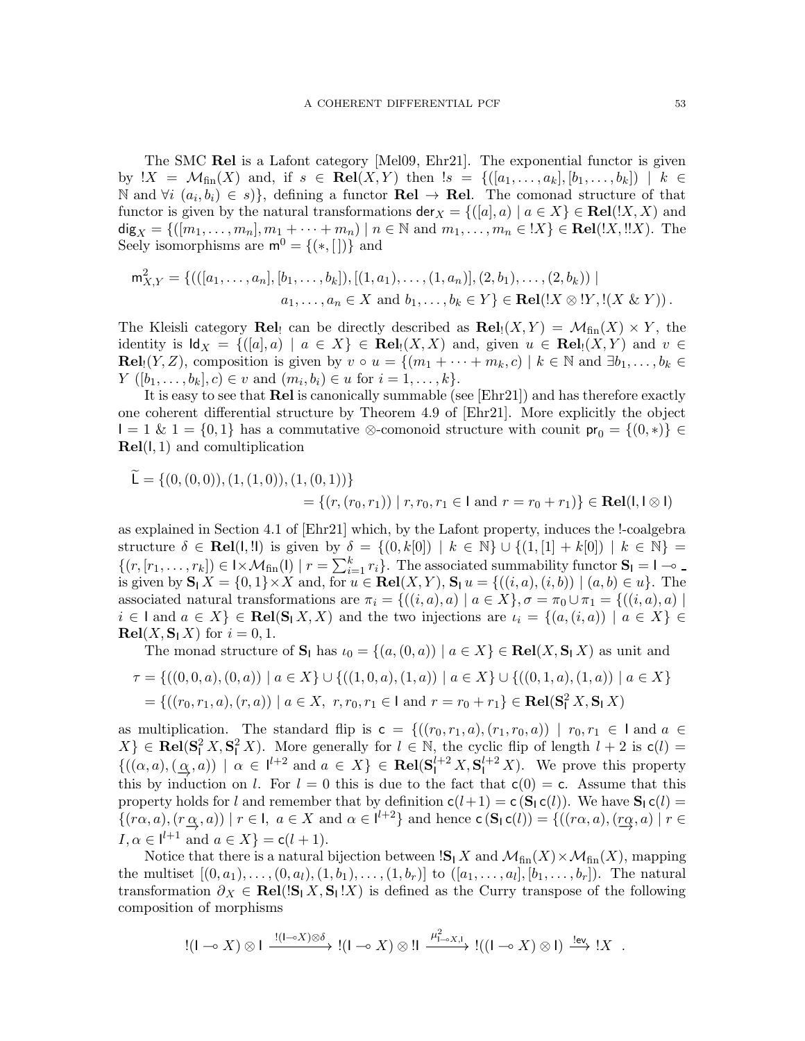The SMC $\mathbf{Rel}$ is a Lafont category [Mel09, Ehr21]. The exponential functor is given by $!X = \mathcal{M}_{\mathrm{fin}}(X)$ and, if $s \in \mathbf{Rel}(X,Y)$ then $!s = \{([a_1,\dots,a_k],[b_1,\dots,b_k]) \mid k \in \mathbb{N} \text{ and } \forall i\ (a_i,b_i) \in s)\}$, defining a functor $\mathbf{Rel} \to \mathbf{Rel}$. The comonad structure of that functor is given by the natural transformations $\mathsf{der}_X = \{([a],a) \mid a \in X\} \in \mathbf{Rel}(!X,X)$ and $\mathsf{dig}_X = \{([m_1,\dots,m_n], m_1 + \cdots + m_n) \mid n \in \mathbb{N} \text{ and } m_1,\dots,m_n \in !X\} \in \mathbf{Rel}(!X, !!X)$. The Seely isomorphisms are $\mathsf{m}^0 = \{(*,[\,])\}$ and

$$
\mathsf{m}^2_{X,Y} = \{(([a_1,\dots,a_n],[b_1,\dots,b_k]),[(1,a_1),\dots,(1,a_n)],(2,b_1),\dots,(2,b_k)) \mid \\ a_1,\dots,a_n \in X \text{ and } b_1,\dots,b_k \in Y\} \in \mathbf{Rel}(!X \otimes !Y, !(X \mathbin{\&} Y)).
$$

The Kleisli category $\mathbf{Rel}_!$ can be directly described as $\mathbf{Rel}_!(X,Y) = \mathcal{M}_{\mathrm{fin}}(X) \times Y$, the identity is $\mathsf{Id}_X = \{([a],a) \mid a \in X\} \in \mathbf{Rel}_!(X,X)$ and, given $u \in \mathbf{Rel}_!(X,Y)$ and $v \in \mathbf{Rel}_!(Y,Z)$, composition is given by $v \circ u = \{(m_1 + \cdots + m_k, c) \mid k \in \mathbb{N} \text{ and } \exists b_1,\dots,b_k \in Y\ ([b_1,\dots,b_k],c) \in v \text{ and } (m_i,b_i) \in u \text{ for } i = 1,\dots,k\}$.

It is easy to see that $\mathbf{Rel}$ is canonically summable (see [Ehr21]) and has therefore exactly one coherent differential structure by Theorem 4.9 of [Ehr21]. More explicitly the object $\mathsf{I} = 1 \mathbin{\&} 1 = \{0,1\}$ has a commutative $\otimes$-comonoid structure with counit $\mathsf{pr}_0 = \{(0,*)\} \in \mathbf{Rel}(\mathsf{I},1)$ and comultiplication

$$
\widetilde{\mathsf{L}} = \{(0,(0,0)),(1,(1,0)),(1,(0,1))\} \\
= \{(r,(r_0,r_1)) \mid r,r_0,r_1 \in \mathsf{I} \text{ and } r = r_0 + r_1)\} \in \mathbf{Rel}(\mathsf{I}, \mathsf{I} \otimes \mathsf{I})
$$

as explained in Section 4.1 of [Ehr21] which, by the Lafont property, induces the !-coalgebra structure $\delta \in \mathbf{Rel}(\mathsf{I}, !\mathsf{I})$ is given by $\delta = \{(0,k[0]) \mid k \in \mathbb{N}\} \cup \{(1,[1] + k[0]) \mid k \in \mathbb{N}\} = \{(r,[r_1,\dots,r_k]) \in \mathsf{I} \times \mathcal{M}_{\mathrm{fin}}(\mathsf{I}) \mid r = \sum_{i=1}^k r_i\}$. The associated summability functor $\mathbf{S}_\mathsf{I} = \mathsf{I} \multimap \_$ is given by $\mathbf{S}_\mathsf{I}\, X = \{0,1\} \times X$ and, for $u \in \mathbf{Rel}(X,Y)$, $\mathbf{S}_\mathsf{I}\, u = \{((i,a),(i,b)) \mid (a,b) \in u\}$. The associated natural transformations are $\pi_i = \{((i,a),a) \mid a \in X\}, \sigma = \pi_0 \cup \pi_1 = \{((i,a),a) \mid i \in \mathsf{I} \text{ and } a \in X\} \in \mathbf{Rel}(\mathbf{S}_\mathsf{I}\, X, X)$ and the two injections are $\iota_i = \{(a,(i,a)) \mid a \in X\} \in \mathbf{Rel}(X, \mathbf{S}_\mathsf{I}\, X)$ for $i = 0,1$.

The monad structure of $\mathbf{S}_\mathsf{I}$ has $\iota_0 = \{(a,(0,a)) \mid a \in X\} \in \mathbf{Rel}(X, \mathbf{S}_\mathsf{I}\, X)$ as unit and

$$
\tau = \{((0,0,a),(0,a)) \mid a \in X\} \cup \{((1,0,a),(1,a)) \mid a \in X\} \cup \{((0,1,a),(1,a)) \mid a \in X\} \\
= \{((r_0,r_1,a),(r,a)) \mid a \in X,\ r,r_0,r_1 \in \mathsf{I} \text{ and } r = r_0 + r_1\} \in \mathbf{Rel}(\mathbf{S}_\mathsf{I}^2\, X, \mathbf{S}_\mathsf{I}\, X)
$$

as multiplication. The standard flip is $\mathsf{c} = \{((r_0,r_1,a),(r_1,r_0,a)) \mid r_0,r_1 \in \mathsf{I} \text{ and } a \in X\} \in \mathbf{Rel}(\mathbf{S}_\mathsf{I}^2\, X, \mathbf{S}_\mathsf{I}^2\, X)$. More generally for $l \in \mathbb{N}$, the cyclic flip of length $l+2$ is $\mathsf{c}(l) = \{((\alpha,a),(\underset{\rightarrow}{\alpha},a)) \mid \alpha \in \mathsf{I}^{l+2} \text{ and } a \in X\} \in \mathbf{Rel}(\mathbf{S}_\mathsf{I}^{l+2}\, X, \mathbf{S}_\mathsf{I}^{l+2}\, X)$. We prove this property this by induction on $l$. For $l = 0$ this is due to the fact that $\mathsf{c}(0) = \mathsf{c}$. Assume that this property holds for $l$ and remember that by definition $\mathsf{c}(l+1) = \mathsf{c}\,(\mathbf{S}_\mathsf{I}\, \mathsf{c}(l))$. We have $\mathbf{S}_\mathsf{I}\, \mathsf{c}(l) = \{(r\alpha,a),(r\underset{\rightarrow}{\alpha},a)) \mid r \in \mathsf{I},\ a \in X \text{ and } \alpha \in \mathsf{I}^{l+2}\}$ and hence $\mathsf{c}\,(\mathbf{S}_\mathsf{I}\, \mathsf{c}(l)) = \{((r\alpha,a),(\underset{\rightarrow}{r\alpha},a) \mid r \in I, \alpha \in \mathsf{I}^{l+1} \text{ and } a \in X\} = \mathsf{c}(l+1)$.

Notice that there is a natural bijection between $!\mathbf{S}_\mathsf{I}\, X$ and $\mathcal{M}_{\mathrm{fin}}(X) \times \mathcal{M}_{\mathrm{fin}}(X)$, mapping the multiset $[(0,a_1),\dots,(0,a_l),(1,b_1),\dots,(1,b_r)]$ to $([a_1,\dots,a_l],[b_1,\dots,b_r])$. The natural transformation $\partial_X \in \mathbf{Rel}(!\mathbf{S}_\mathsf{I}\, X, \mathbf{S}_\mathsf{I}\, !X)$ is defined as the Curry transpose of the following composition of morphisms

$$
!(\mathsf{I} \multimap X) \otimes \mathsf{I} \xrightarrow{!(\mathsf{I} \multimap X) \otimes \delta} !(\mathsf{I} \multimap X) \otimes !\mathsf{I} \xrightarrow{\mu^2_{\mathsf{I} \multimap X, \mathsf{I}}} !((\mathsf{I} \multimap X) \otimes \mathsf{I}) \xrightarrow{!\mathsf{ev}} !X \ .
$$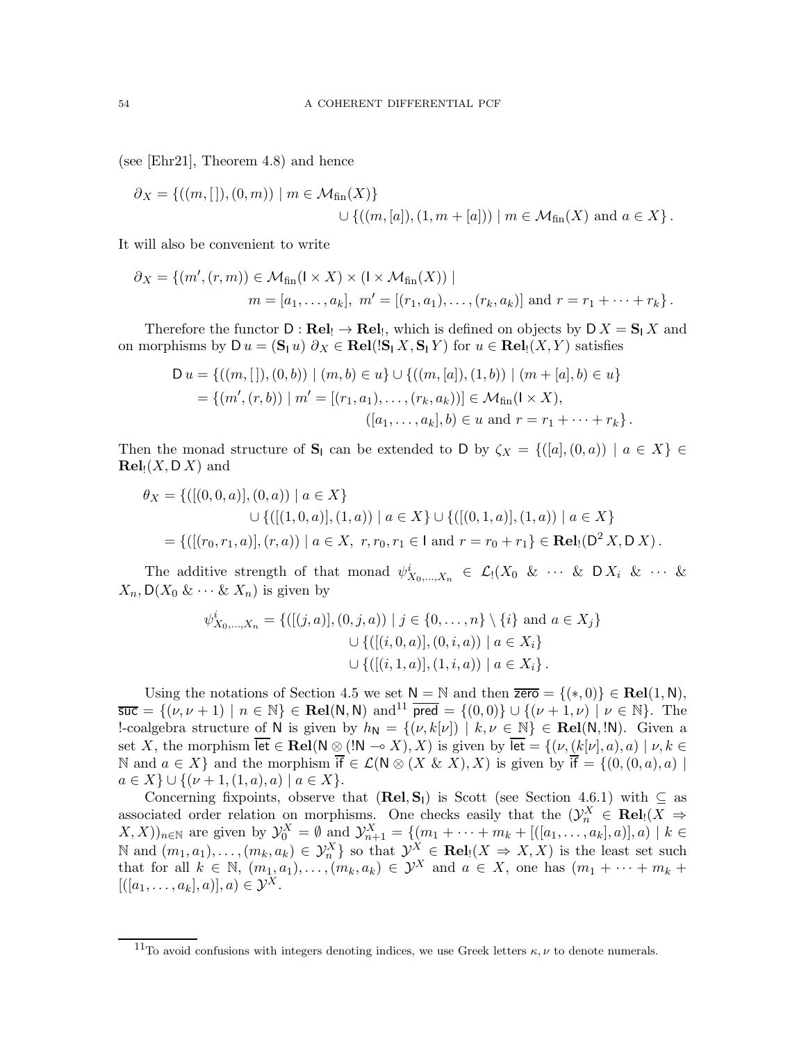(see [Ehr21], Theorem 4.8) and hence

$$\partial_X = \{((m,[\,]),(0,m)) \mid m \in \mathcal{M}_{\mathrm{fin}}(X)\} \\ \cup \{((m,[a]),(1,m+[a])) \mid m \in \mathcal{M}_{\mathrm{fin}}(X) \text{ and } a \in X\}\,.$$

It will also be convenient to write

$$\partial_X = \{(m',(r,m)) \in \mathcal{M}_{\mathrm{fin}}(\mathsf{I} \times X) \times (\mathsf{I} \times \mathcal{M}_{\mathrm{fin}}(X)) \mid \\ m = [a_1,\dots,a_k],\ m' = [(r_1,a_1),\dots,(r_k,a_k)] \text{ and } r = r_1 + \dots + r_k\}\,.$$

Therefore the functor $\mathsf{D} : \mathbf{Rel}_! \to \mathbf{Rel}_!$, which is defined on objects by $\mathsf{D}\,X = \mathbf{S}_{\mathsf{I}}\,X$ and on morphisms by $\mathsf{D}\,u = (\mathbf{S}_{\mathsf{I}}\,u)\ \partial_X \in \mathbf{Rel}(!\mathbf{S}_{\mathsf{I}}\,X, \mathbf{S}_{\mathsf{I}}\,Y)$ for $u \in \mathbf{Rel}_!(X,Y)$ satisfies

$$\begin{aligned}\mathsf{D}\,u &= \{((m,[\,]),(0,b)) \mid (m,b) \in u\} \cup \{((m,[a]),(1,b)) \mid (m+[a],b) \in u\} \\ &= \{(m',(r,b)) \mid m' = [(r_1,a_1),\dots,(r_k,a_k))] \in \mathcal{M}_{\mathrm{fin}}(\mathsf{I} \times X), \\ &\qquad ([a_1,\dots,a_k],b) \in u \text{ and } r = r_1 + \dots + r_k\}\,.\end{aligned}$$

Then the monad structure of $\mathbf{S}_{\mathsf{I}}$ can be extended to $\mathsf{D}$ by $\zeta_X = \{([a],(0,a)) \mid a \in X\} \in \mathbf{Rel}_!(X, \mathsf{D}\,X)$ and

$$\begin{aligned}\theta_X &= \{([(0,0,a)],(0,a)) \mid a \in X\} \\ &\qquad \cup \{([(1,0,a)],(1,a)) \mid a \in X\} \cup \{([(0,1,a)],(1,a)) \mid a \in X\} \\ &= \{([(r_0,r_1,a)],(r,a)) \mid a \in X,\ r,r_0,r_1 \in \mathsf{I} \text{ and } r = r_0 + r_1\} \in \mathbf{Rel}_!(\mathsf{D}^2\,X, \mathsf{D}\,X)\,.\end{aligned}$$

The additive strength of that monad $\psi^i_{X_0,\dots,X_n} \in \mathcal{L}_!(X_0\ \&\ \cdots\ \&\ \mathsf{D}\,X_i\ \&\ \cdots\ \&\ X_n, \mathsf{D}(X_0\ \&\ \cdots\ \&\ X_n)$ is given by

$$\begin{aligned}\psi^i_{X_0,\dots,X_n} = \{([(j,a)],(0,j,a)) \mid j \in \{0,\dots,n\} \setminus \{i\} \text{ and } a \in X_j\} \\ \cup \{([(i,0,a)],(0,i,a)) \mid a \in X_i\} \\ \cup \{([(i,1,a)],(1,i,a)) \mid a \in X_i\}\,.\end{aligned}$$

Using the notations of Section 4.5 we set $\mathsf{N} = \mathbb{N}$ and then $\overline{\mathsf{zero}} = \{(*,0)\} \in \mathbf{Rel}(1,\mathsf{N})$, $\overline{\mathsf{suc}} = \{(\nu,\nu+1) \mid n \in \mathbb{N}\} \in \mathbf{Rel}(\mathsf{N},\mathsf{N})$ and[11] $\overline{\mathsf{pred}} = \{(0,0)\} \cup \{(\nu+1,\nu) \mid \nu \in \mathbb{N}\}$. The !-coalgebra structure of $\mathsf{N}$ is given by $h_{\mathsf{N}} = \{(\nu, k[\nu]) \mid k,\nu \in \mathbb{N}\} \in \mathbf{Rel}(\mathsf{N}, !\mathsf{N})$. Given a set $X$, the morphism $\overline{\mathsf{let}} \in \mathbf{Rel}(\mathsf{N} \otimes (!\mathsf{N} \multimap X), X)$ is given by $\overline{\mathsf{let}} = \{(\nu,(k[\nu],a),a) \mid \nu,k \in \mathbb{N} \text{ and } a \in X\}$ and the morphism $\overline{\mathsf{if}} \in \mathcal{L}(\mathsf{N} \otimes (X\ \&\ X), X)$ is given by $\overline{\mathsf{if}} = \{(0,(0,a),a) \mid a \in X\} \cup \{(\nu+1,(1,a),a) \mid a \in X\}$.

Concerning fixpoints, observe that $(\mathbf{Rel}, \mathbf{S}_{\mathsf{I}})$ is Scott (see Section 4.6.1) with $\subseteq$ as associated order relation on morphisms. One checks easily that the $(\mathcal{Y}^X_n \in \mathbf{Rel}_!(X \Rightarrow X, X))_{n\in\mathbb{N}}$ are given by $\mathcal{Y}^X_0 = \emptyset$ and $\mathcal{Y}^X_{n+1} = \{(m_1 + \dots + m_k + [([a_1,\dots,a_k],a)],a) \mid k \in \mathbb{N} \text{ and } (m_1,a_1),\dots,(m_k,a_k) \in \mathcal{Y}^X_n\}$ so that $\mathcal{Y}^X \in \mathbf{Rel}_!(X \Rightarrow X, X)$ is the least set such that for all $k \in \mathbb{N}$, $(m_1,a_1),\dots,(m_k,a_k) \in \mathcal{Y}^X$ and $a \in X$, one has $(m_1 + \dots + m_k + [([a_1,\dots,a_k],a)],a) \in \mathcal{Y}^X$.

[11] To avoid confusions with integers denoting indices, we use Greek letters $\kappa, \nu$ to denote numerals.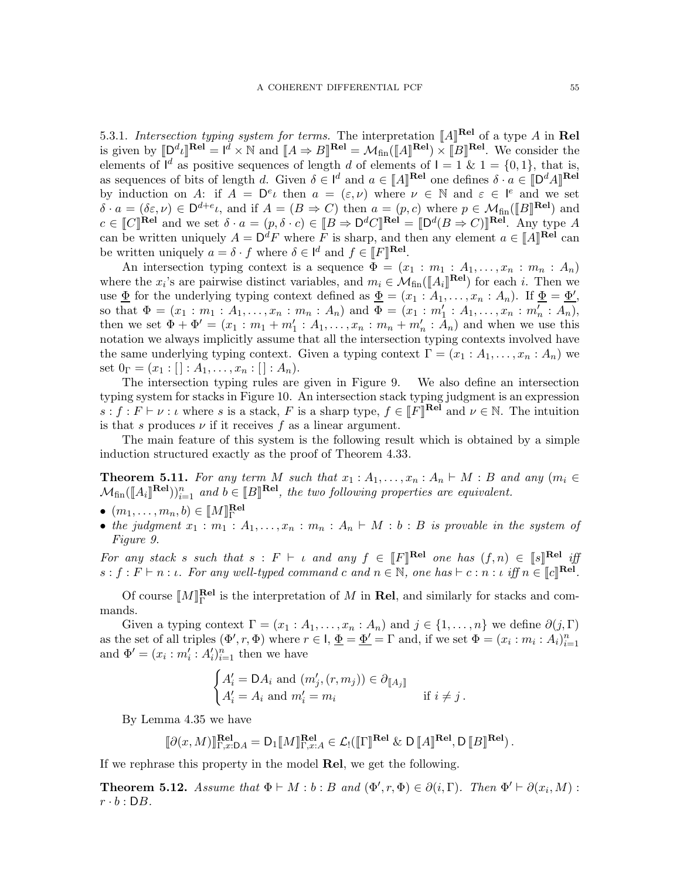5.3.1. *Intersection typing system for terms.* The interpretation $[\![A]\!]^{\mathbf{Rel}}$ of a type $A$ in $\mathbf{Rel}$ is given by $[\![\mathsf{D}^d\iota]\!]^{\mathbf{Rel}} = \mathsf{I}^d \times \mathbb{N}$ and $[\![A \Rightarrow B]\!]^{\mathbf{Rel}} = \mathcal{M}_{\mathrm{fin}}([\![A]\!]^{\mathbf{Rel}}) \times [\![B]\!]^{\mathbf{Rel}}$. We consider the elements of $\mathsf{I}^d$ as positive sequences of length $d$ of elements of $\mathsf{I} = 1 \mathbin{\&} 1 = \{0, 1\}$, that is, as sequences of bits of length $d$. Given $\delta \in \mathsf{I}^d$ and $a \in [\![A]\!]^{\mathbf{Rel}}$ one defines $\delta \cdot a \in [\![\mathsf{D}^d A]\!]^{\mathbf{Rel}}$ by induction on $A$: if $A = \mathsf{D}^e\iota$ then $a = (\varepsilon, \nu)$ where $\nu \in \mathbb{N}$ and $\varepsilon \in \mathsf{I}^e$ and we set $\delta \cdot a = (\delta\varepsilon, \nu) \in \mathsf{D}^{d+e}\iota$, and if $A = (B \Rightarrow C)$ then $a = (p, c)$ where $p \in \mathcal{M}_{\mathrm{fin}}([\![B]\!]^{\mathbf{Rel}})$ and $c \in [\![C]\!]^{\mathbf{Rel}}$ and we set $\delta \cdot a = (p, \delta \cdot c) \in [\![B \Rightarrow \mathsf{D}^d C]\!]^{\mathbf{Rel}} = [\![\mathsf{D}^d(B \Rightarrow C)]\!]^{\mathbf{Rel}}$. Any type $A$ can be written uniquely $A = \mathsf{D}^d F$ where $F$ is sharp, and then any element $a \in [\![A]\!]^{\mathbf{Rel}}$ can be written uniquely $a = \delta \cdot f$ where $\delta \in \mathsf{I}^d$ and $f \in [\![F]\!]^{\mathbf{Rel}}$.

An intersection typing context is a sequence $\Phi = (x_1 : m_1 : A_1, \dots, x_n : m_n : A_n)$ where the $x_i$'s are pairwise distinct variables, and $m_i \in \mathcal{M}_{\mathrm{fin}}([\![A_i]\!]^{\mathbf{Rel}})$ for each $i$. Then we use $\underline{\Phi}$ for the underlying typing context defined as $\underline{\Phi} = (x_1 : A_1, \dots, x_n : A_n)$. If $\underline{\Phi} = \underline{\Phi'}$, so that $\Phi = (x_1 : m_1 : A_1, \dots, x_n : m_n : A_n)$ and $\Phi = (x_1 : m'_1 : A_1, \dots, x_n : m'_n : A_n)$, then we set $\Phi + \Phi' = (x_1 : m_1 + m'_1 : A_1, \dots, x_n : m_n + m'_n : A_n)$ and when we use this notation we always implicitly assume that all the intersection typing contexts involved have the same underlying typing context. Given a typing context $\Gamma = (x_1 : A_1, \dots, x_n : A_n)$ we set $0_\Gamma = (x_1 : [\,] : A_1, \dots, x_n : [\,] : A_n)$.

The intersection typing rules are given in Figure 9. We also define an intersection typing system for stacks in Figure 10. An intersection stack typing judgment is an expression $s : f : F \vdash \nu : \iota$ where $s$ is a stack, $F$ is a sharp type, $f \in [\![F]\!]^{\mathbf{Rel}}$ and $\nu \in \mathbb{N}$. The intuition is that $s$ produces $\nu$ if it receives $f$ as a linear argument.

The main feature of this system is the following result which is obtained by a simple induction structured exactly as the proof of Theorem 4.33.

**Theorem 5.11.** *For any term $M$ such that $x_1 : A_1, \dots, x_n : A_n \vdash M : B$ and any $(m_i \in \mathcal{M}_{\mathrm{fin}}([\![A_i]\!]^{\mathbf{Rel}}))_{i=1}^n$ and $b \in [\![B]\!]^{\mathbf{Rel}}$, the two following properties are equivalent.*

- $(m_1, \dots, m_n, b) \in [\![M]\!]_\Gamma^{\mathbf{Rel}}$
- *the judgment $x_1 : m_1 : A_1, \dots, x_n : m_n : A_n \vdash M : b : B$ is provable in the system of Figure 9.*

*For any stack $s$ such that $s : F \vdash \iota$ and any $f \in [\![F]\!]^{\mathbf{Rel}}$ one has $(f, n) \in [\![s]\!]^{\mathbf{Rel}}$ iff $s : f : F \vdash n : \iota$. For any well-typed command $c$ and $n \in \mathbb{N}$, one has $\vdash c : n : \iota$ iff $n \in [\![c]\!]^{\mathbf{Rel}}$.*

Of course $[\![M]\!]_\Gamma^{\mathbf{Rel}}$ is the interpretation of $M$ in $\mathbf{Rel}$, and similarly for stacks and commands.

Given a typing context $\Gamma = (x_1 : A_1, \dots, x_n : A_n)$ and $j \in \{1, \dots, n\}$ we define $\partial(j, \Gamma)$ as the set of all triples $(\Phi', r, \Phi)$ where $r \in \mathsf{I}$, $\underline{\Phi} = \underline{\Phi'} = \Gamma$ and, if we set $\Phi = (x_i : m_i : A_i)_{i=1}^n$ and $\Phi' = (x_i : m'_i : A'_i)_{i=1}^n$ then we have

$$\begin{cases} A'_i = \mathsf{D}A_i \text{ and } (m'_j, (r, m_j)) \in \partial_{[\![A_j]\!]} \\ A'_i = A_i \text{ and } m'_i = m_i & \text{if } i \neq j\,. \end{cases}$$

By Lemma 4.35 we have

$$[\![\partial(x, M)]\!]^{\mathbf{Rel}}_{\Gamma, x : \mathsf{D}A} = \mathsf{D}_1 [\![M]\!]^{\mathbf{Rel}}_{\Gamma, x : A} \in \mathcal{L}_!([\![\Gamma]\!]^{\mathbf{Rel}} \mathbin{\&} \mathsf{D}\,[\![A]\!]^{\mathbf{Rel}}, \mathsf{D}\,[\![B]\!]^{\mathbf{Rel}})\,.$$

If we rephrase this property in the model $\mathbf{Rel}$, we get the following.

**Theorem 5.12.** *Assume that $\Phi \vdash M : b : B$ and $(\Phi', r, \Phi) \in \partial(i, \Gamma)$. Then $\Phi' \vdash \partial(x_i, M) : r \cdot b : \mathsf{D}B$.*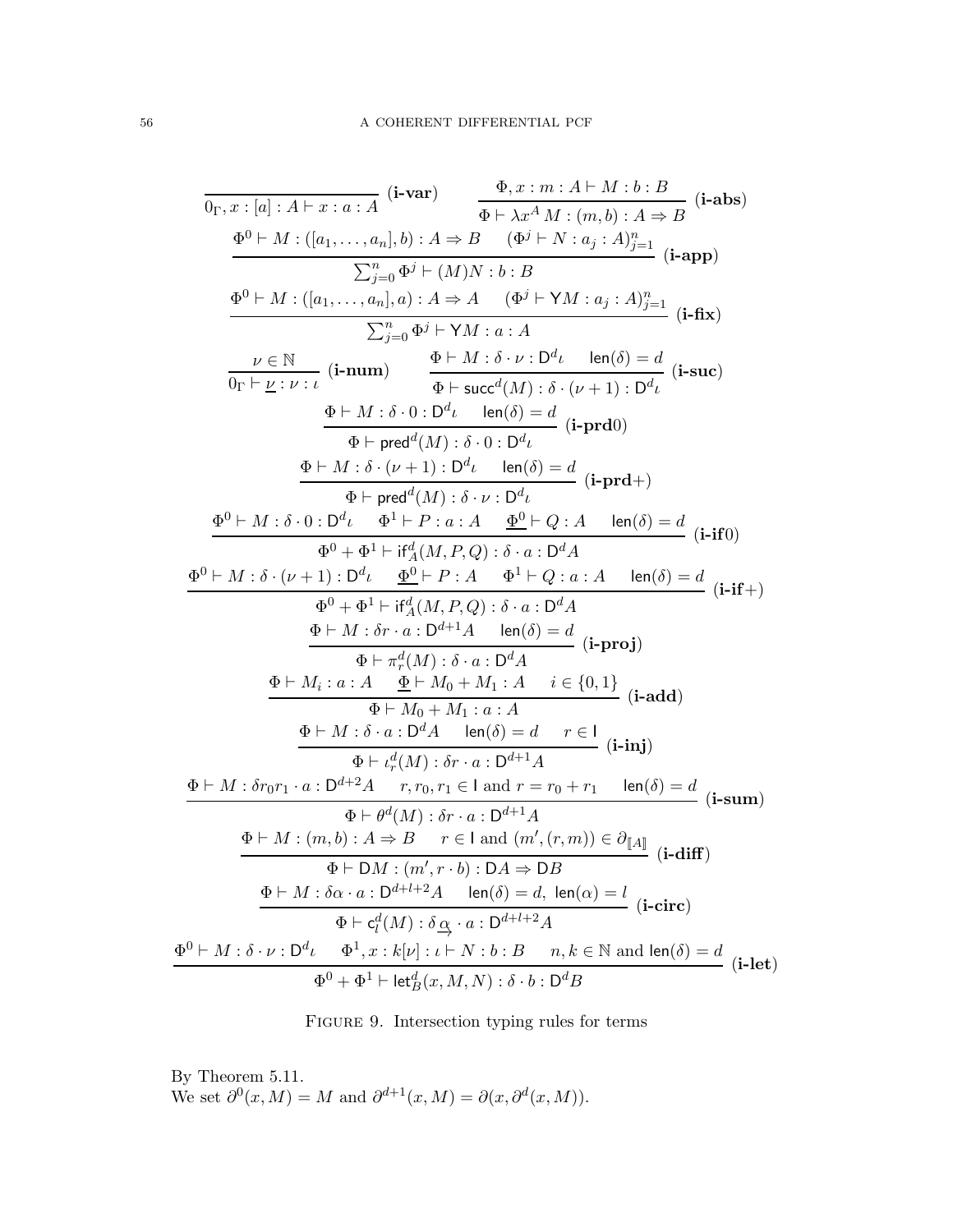$$\frac{}{0_\Gamma, x : [a] : A \vdash x : a : A}\ (\textbf{i-var}) \qquad \frac{\Phi, x : m : A \vdash M : b : B}{\Phi \vdash \lambda x^A\, M : (m, b) : A \Rightarrow B}\ (\textbf{i-abs})$$

$$\frac{\Phi^0 \vdash M : ([a_1, \dots, a_n], b) : A \Rightarrow B \qquad (\Phi^j \vdash N : a_j : A)_{j=1}^n}{\sum_{j=0}^n \Phi^j \vdash (M)N : b : B}\ (\textbf{i-app})$$

$$\frac{\Phi^0 \vdash M : ([a_1, \dots, a_n], a) : A \Rightarrow A \qquad (\Phi^j \vdash \mathsf{Y}M : a_j : A)_{j=1}^n}{\sum_{j=0}^n \Phi^j \vdash \mathsf{Y}M : a : A}\ (\textbf{i-fix})$$

$$\frac{\nu \in \mathbb{N}}{0_\Gamma \vdash \underline{\nu} : \nu : \iota}\ (\textbf{i-num}) \qquad \frac{\Phi \vdash M : \delta \cdot \nu : \mathsf{D}^d\iota \qquad \mathsf{len}(\delta) = d}{\Phi \vdash \mathsf{succ}^d(M) : \delta \cdot (\nu + 1) : \mathsf{D}^d\iota}\ (\textbf{i-suc})$$

$$\frac{\Phi \vdash M : \delta \cdot 0 : \mathsf{D}^d\iota \qquad \mathsf{len}(\delta) = d}{\Phi \vdash \mathsf{pred}^d(M) : \delta \cdot 0 : \mathsf{D}^d\iota}\ (\textbf{i-prd}0)$$

$$\frac{\Phi \vdash M : \delta \cdot (\nu + 1) : \mathsf{D}^d\iota \qquad \mathsf{len}(\delta) = d}{\Phi \vdash \mathsf{pred}^d(M) : \delta \cdot \nu : \mathsf{D}^d\iota}\ (\textbf{i-prd}+)$$

$$\frac{\Phi^0 \vdash M : \delta \cdot 0 : \mathsf{D}^d\iota \qquad \Phi^1 \vdash P : a : A \qquad \underline{\Phi^0} \vdash Q : A \qquad \mathsf{len}(\delta) = d}{\Phi^0 + \Phi^1 \vdash \mathsf{if}_A^d(M, P, Q) : \delta \cdot a : \mathsf{D}^d A}\ (\textbf{i-if}0)$$

$$\frac{\Phi^0 \vdash M : \delta \cdot (\nu + 1) : \mathsf{D}^d\iota \qquad \underline{\Phi^0} \vdash P : A \qquad \Phi^1 \vdash Q : a : A \qquad \mathsf{len}(\delta) = d}{\Phi^0 + \Phi^1 \vdash \mathsf{if}_A^d(M, P, Q) : \delta \cdot a : \mathsf{D}^d A}\ (\textbf{i-if}+)$$

$$\frac{\Phi \vdash M : \delta r \cdot a : \mathsf{D}^{d+1}A \qquad \mathsf{len}(\delta) = d}{\Phi \vdash \pi_r^d(M) : \delta \cdot a : \mathsf{D}^d A}\ (\textbf{i-proj})$$

$$\frac{\Phi \vdash M_i : a : A \qquad \underline{\Phi} \vdash M_0 + M_1 : A \qquad i \in \{0, 1\}}{\Phi \vdash M_0 + M_1 : a : A}\ (\textbf{i-add})$$

$$\frac{\Phi \vdash M : \delta \cdot a : \mathsf{D}^d A \qquad \mathsf{len}(\delta) = d \qquad r \in \mathsf{I}}{\Phi \vdash \iota_r^d(M) : \delta r \cdot a : \mathsf{D}^{d+1}A}\ (\textbf{i-inj})$$

$$\frac{\Phi \vdash M : \delta r_0 r_1 \cdot a : \mathsf{D}^{d+2}A \qquad r, r_0, r_1 \in \mathsf{I} \text{ and } r = r_0 + r_1 \qquad \mathsf{len}(\delta) = d}{\Phi \vdash \theta^d(M) : \delta r \cdot a : \mathsf{D}^{d+1}A}\ (\textbf{i-sum})$$

$$\frac{\Phi \vdash M : (m, b) : A \Rightarrow B \qquad r \in \mathsf{I} \text{ and } (m', (r, m)) \in \partial_{[\![A]\!]}}{\Phi \vdash \mathsf{D}M : (m', r \cdot b) : \mathsf{D}A \Rightarrow \mathsf{D}B}\ (\textbf{i-diff})$$

$$\frac{\Phi \vdash M : \delta\alpha \cdot a : \mathsf{D}^{d+l+2}A \qquad \mathsf{len}(\delta) = d,\ \mathsf{len}(\alpha) = l}{\Phi \vdash \mathsf{c}_l^d(M) : \delta \underset{\rightarrow}{\alpha} \cdot a : \mathsf{D}^{d+l+2}A}\ (\textbf{i-circ})$$

$$\frac{\Phi^0 \vdash M : \delta \cdot \nu : \mathsf{D}^d\iota \qquad \Phi^1, x : k[\nu] : \iota \vdash N : b : B \qquad n, k \in \mathbb{N} \text{ and } \mathsf{len}(\delta) = d}{\Phi^0 + \Phi^1 \vdash \mathsf{let}_B^d(x, M, N) : \delta \cdot b : \mathsf{D}^d B}\ (\textbf{i-let})$$

Figure 9. Intersection typing rules for terms

By Theorem 5.11.
We set $\partial^0(x, M) = M$ and $\partial^{d+1}(x, M) = \partial(x, \partial^d(x, M))$.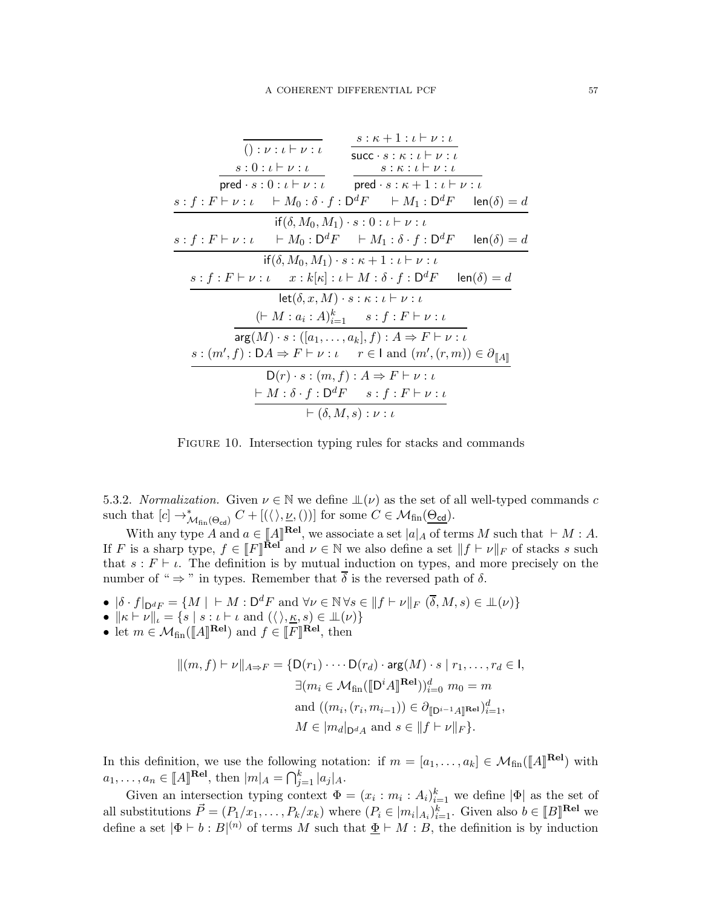$$\dfrac{}{() : \nu : \iota \vdash \nu : \iota}$$

$$\dfrac{s : \kappa + 1 : \iota \vdash \nu : \iota}{\mathsf{succ} \cdot s : \kappa : \iota \vdash \nu : \iota}$$

$$\dfrac{s : 0 : \iota \vdash \nu : \iota}{\mathsf{pred} \cdot s : 0 : \iota \vdash \nu : \iota} \qquad \dfrac{s : \kappa : \iota \vdash \nu : \iota}{\mathsf{pred} \cdot s : \kappa + 1 : \iota \vdash \nu : \iota}$$

$$\dfrac{s : f : F \vdash \nu : \iota \qquad \vdash M_0 : \delta \cdot f : \mathsf{D}^d F \qquad \vdash M_1 : \mathsf{D}^d F \qquad \mathsf{len}(\delta) = d}{\mathsf{if}(\delta, M_0, M_1) \cdot s : 0 : \iota \vdash \nu : \iota}$$

$$\dfrac{s : f : F \vdash \nu : \iota \qquad \vdash M_0 : \mathsf{D}^d F \qquad \vdash M_1 : \delta \cdot f : \mathsf{D}^d F \qquad \mathsf{len}(\delta) = d}{\mathsf{if}(\delta, M_0, M_1) \cdot s : \kappa + 1 : \iota \vdash \nu : \iota}$$

$$\dfrac{s : f : F \vdash \nu : \iota \qquad x : k[\kappa] : \iota \vdash M : \delta \cdot f : \mathsf{D}^d F \qquad \mathsf{len}(\delta) = d}{\mathsf{let}(\delta, x, M) \cdot s : \kappa : \iota \vdash \nu : \iota}$$

$$\dfrac{(\vdash M : a_i : A)_{i=1}^k \qquad s : f : F \vdash \nu : \iota}{\mathsf{arg}(M) \cdot s : ([a_1, \dots, a_k], f) : A \Rightarrow F \vdash \nu : \iota}$$

$$\dfrac{s : (m', f) : \mathsf{D}A \Rightarrow F \vdash \nu : \iota \qquad r \in \mathsf{I} \text{ and } (m', (r, m)) \in \partial_{[\![A]\!]}}{\mathsf{D}(r) \cdot s : (m, f) : A \Rightarrow F \vdash \nu : \iota}$$

$$\dfrac{\vdash M : \delta \cdot f : \mathsf{D}^d F \qquad s : f : F \vdash \nu : \iota}{\vdash (\delta, M, s) : \nu : \iota}$$

Figure 10. Intersection typing rules for stacks and commands

5.3.2. *Normalization.* Given $\nu \in \mathbb{N}$ we define $\perp\!\!\!\perp(\nu)$ as the set of all well-typed commands $c$ such that $[c] \to^*_{\mathcal{M}_{\mathrm{fin}}(\Theta_{\mathsf{cd}})} C + [(\langle\rangle, \underline{\nu}, ())]$ for some $C \in \mathcal{M}_{\mathrm{fin}}(\underline{\Theta_{\mathsf{cd}}})$.

With any type $A$ and $a \in [\![A]\!]^{\mathbf{Rel}}$, we associate a set $|a|_A$ of terms $M$ such that $\vdash M : A$. If $F$ is a sharp type, $f \in [\![F]\!]^{\mathbf{Rel}}$ and $\nu \in \mathbb{N}$ we also define a set $\|f \vdash \nu\|_F$ of stacks $s$ such that $s : F \vdash \iota$. The definition is by mutual induction on types, and more precisely on the number of "$\Rightarrow$" in types. Remember that $\overline{\delta}$ is the reversed path of $\delta$.

- $|\delta \cdot f|_{\mathsf{D}^d F} = \{M \mid \ \vdash M : \mathsf{D}^d F \text{ and } \forall \nu \in \mathbb{N}\, \forall s \in \|f \vdash \nu\|_F\ (\overline{\delta}, M, s) \in \perp\!\!\!\perp(\nu)\}$
- $\|\kappa \vdash \nu\|_\iota = \{s \mid s : \iota \vdash \iota \text{ and } (\langle\rangle, \underline{\kappa}, s) \in \perp\!\!\!\perp(\nu)\}$
- let $m \in \mathcal{M}_{\mathrm{fin}}([\![A]\!]^{\mathbf{Rel}})$ and $f \in [\![F]\!]^{\mathbf{Rel}}$, then

$$\begin{aligned}
\|(m, f) \vdash \nu\|_{A \Rightarrow F} = \{&\mathsf{D}(r_1) \cdot \dots \cdot \mathsf{D}(r_d) \cdot \mathsf{arg}(M) \cdot s \mid r_1, \dots, r_d \in \mathsf{I}, \\
&\exists (m_i \in \mathcal{M}_{\mathrm{fin}}([\![\mathsf{D}^i A]\!]^{\mathbf{Rel}}))_{i=0}^d\ m_0 = m \\
&\text{and } ((m_i, (r_i, m_{i-1})) \in \partial_{[\![\mathsf{D}^{i-1} A]\!]^{\mathbf{Rel}}})_{i=1}^d, \\
&M \in |m_d|_{\mathsf{D}^d A} \text{ and } s \in \|f \vdash \nu\|_F\}.
\end{aligned}$$

In this definition, we use the following notation: if $m = [a_1, \dots, a_k] \in \mathcal{M}_{\mathrm{fin}}([\![A]\!]^{\mathbf{Rel}})$ with $a_1, \dots, a_n \in [\![A]\!]^{\mathbf{Rel}}$, then $|m|_A = \bigcap_{j=1}^k |a_j|_A$.

Given an intersection typing context $\Phi = (x_i : m_i : A_i)_{i=1}^k$ we define $|\Phi|$ as the set of all substitutions $\vec{P} = (P_1/x_1, \dots, P_k/x_k)$ where $(P_i \in |m_i|_{A_i})_{i=1}^k$. Given also $b \in [\![B]\!]^{\mathbf{Rel}}$ we define a set $|\Phi \vdash b : B|^{(n)}$ of terms $M$ such that $\underline{\Phi} \vdash M : B$, the definition is by induction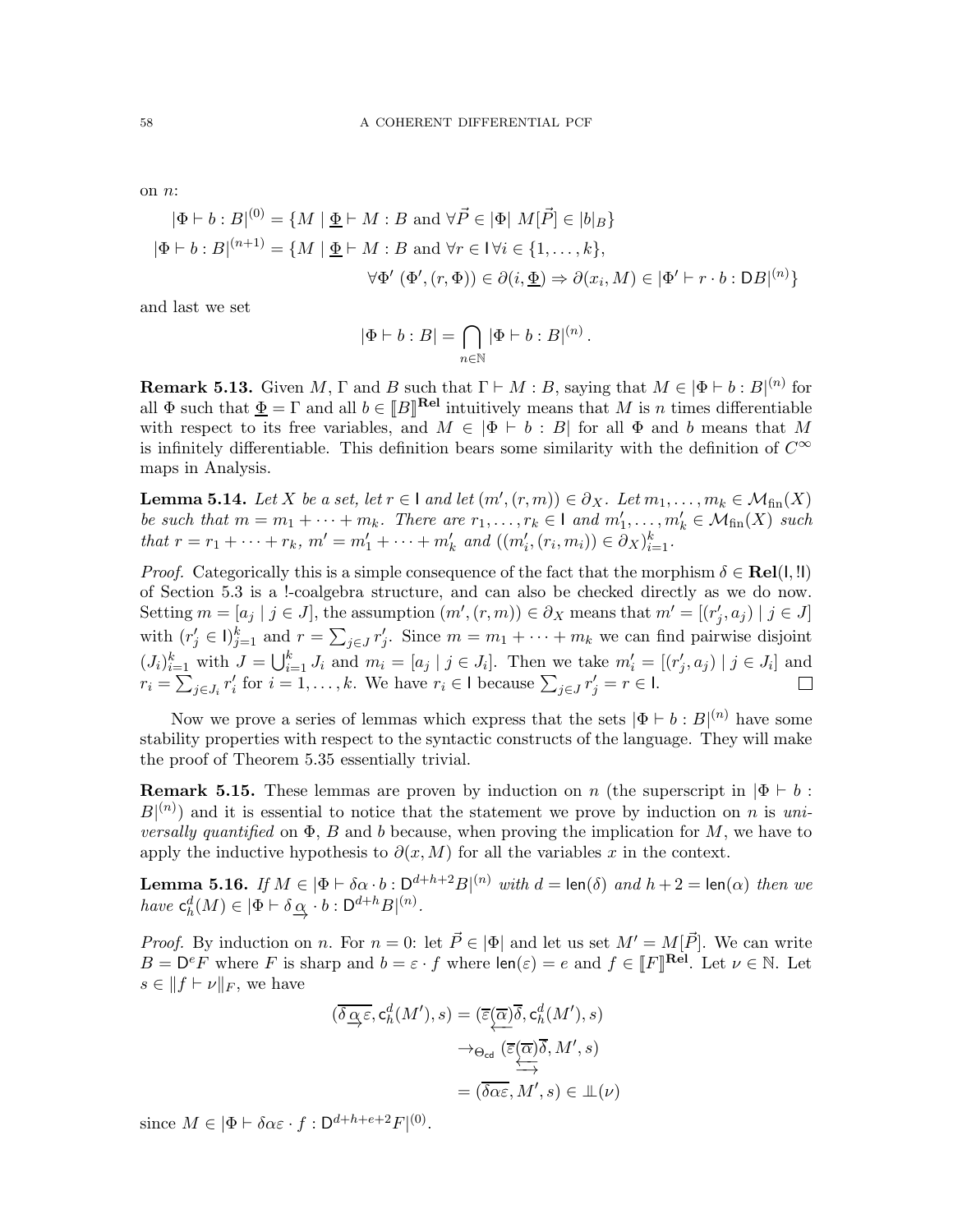on $n$:

$$|\Phi \vdash b : B|^{(0)} = \{M \mid \underline{\Phi} \vdash M : B \text{ and } \forall \vec{P} \in |\Phi|\ M[\vec{P}] \in |b|_B\}$$

$$|\Phi \vdash b : B|^{(n+1)} = \{M \mid \underline{\Phi} \vdash M : B \text{ and } \forall r \in \mathsf{I}\, \forall i \in \{1, \ldots, k\},$$
$$\forall \Phi'\ (\Phi', (r, \Phi)) \in \partial(i, \underline{\Phi}) \Rightarrow \partial(x_i, M) \in |\Phi' \vdash r \cdot b : \mathsf{D}B|^{(n)}\}$$

and last we set

$$|\Phi \vdash b : B| = \bigcap_{n \in \mathbb{N}} |\Phi \vdash b : B|^{(n)}.$$

**Remark 5.13.** Given $M$, $\Gamma$ and $B$ such that $\Gamma \vdash M : B$, saying that $M \in |\Phi \vdash b : B|^{(n)}$ for all $\Phi$ such that $\underline{\Phi} = \Gamma$ and all $b \in [\![B]\!]^{\mathbf{Rel}}$ intuitively means that $M$ is $n$ times differentiable with respect to its free variables, and $M \in |\Phi \vdash b : B|$ for all $\Phi$ and $b$ means that $M$ is infinitely differentiable. This definition bears some similarity with the definition of $C^\infty$ maps in Analysis.

**Lemma 5.14.** *Let $X$ be a set, let $r \in \mathsf{I}$ and let $(m', (r, m)) \in \partial_X$. Let $m_1, \ldots, m_k \in \mathcal{M}_{\mathrm{fin}}(X)$ be such that $m = m_1 + \cdots + m_k$. There are $r_1, \ldots, r_k \in \mathsf{I}$ and $m'_1, \ldots, m'_k \in \mathcal{M}_{\mathrm{fin}}(X)$ such that $r = r_1 + \cdots + r_k$, $m' = m'_1 + \cdots + m'_k$ and $((m'_i, (r_i, m_i)) \in \partial_X)_{i=1}^k$.*

*Proof.* Categorically this is a simple consequence of the fact that the morphism $\delta \in \mathbf{Rel}(\mathsf{I}, !\mathsf{I})$ of Section 5.3 is a !-coalgebra structure, and can also be checked directly as we do now. Setting $m = [a_j \mid j \in J]$, the assumption $(m', (r, m)) \in \partial_X$ means that $m' = [(r'_j, a_j) \mid j \in J]$ with $(r'_j \in \mathsf{I})_{j=1}^k$ and $r = \sum_{j \in J} r'_j$. Since $m = m_1 + \cdots + m_k$ we can find pairwise disjoint $(J_i)_{i=1}^k$ with $J = \bigcup_{i=1}^k J_i$ and $m_i = [a_j \mid j \in J_i]$. Then we take $m'_i = [(r'_j, a_j) \mid j \in J_i]$ and $r_i = \sum_{j \in J_i} r'_i$ for $i = 1, \ldots, k$. We have $r_i \in \mathsf{I}$ because $\sum_{j \in J} r'_j = r \in \mathsf{I}$. $\square$

Now we prove a series of lemmas which express that the sets $|\Phi \vdash b : B|^{(n)}$ have some stability properties with respect to the syntactic constructs of the language. They will make the proof of Theorem 5.35 essentially trivial.

**Remark 5.15.** These lemmas are proven by induction on $n$ (the superscript in $|\Phi \vdash b : B|^{(n)}$) and it is essential to notice that the statement we prove by induction on $n$ is *universally quantified* on $\Phi$, $B$ and $b$ because, when proving the implication for $M$, we have to apply the inductive hypothesis to $\partial(x, M)$ for all the variables $x$ in the context.

**Lemma 5.16.** *If $M \in |\Phi \vdash \delta\alpha \cdot b : \mathsf{D}^{d+h+2}B|^{(n)}$ with $d = \mathsf{len}(\delta)$ and $h + 2 = \mathsf{len}(\alpha)$ then we have $\mathsf{c}_h^d(M) \in |\Phi \vdash \delta \underset{\rightarrow}{\alpha} \cdot b : \mathsf{D}^{d+h}B|^{(n)}$.*

*Proof.* By induction on $n$. For $n = 0$: let $\vec{P} \in |\Phi|$ and let us set $M' = M[\vec{P}]$. We can write $B = \mathsf{D}^e F$ where $F$ is sharp and $b = \varepsilon \cdot f$ where $\mathsf{len}(\varepsilon) = e$ and $f \in [\![F]\!]^{\mathbf{Rel}}$. Let $\nu \in \mathbb{N}$. Let $s \in \|f \vdash \nu\|_F$, we have

$$\begin{aligned}
(\overline{\delta \underset{\rightarrow}{\alpha} \varepsilon}, \mathsf{c}_h^d(M'), s) &= (\overline{\varepsilon}\underset{\leftarrow}{(\overline{\alpha})}\overline{\delta}, \mathsf{c}_h^d(M'), s) \\
&\to_{\Theta_{\mathsf{cd}}} (\overline{\varepsilon}\underset{\longrightarrow}{\underset{\longleftarrow}{(\overline{\alpha})}}\overline{\delta}, M', s) \\
&= (\overline{\delta\alpha\varepsilon}, M', s) \in \perp\!\!\!\perp(\nu)
\end{aligned}$$

since $M \in |\Phi \vdash \delta\alpha\varepsilon \cdot f : \mathsf{D}^{d+h+e+2}F|^{(0)}$.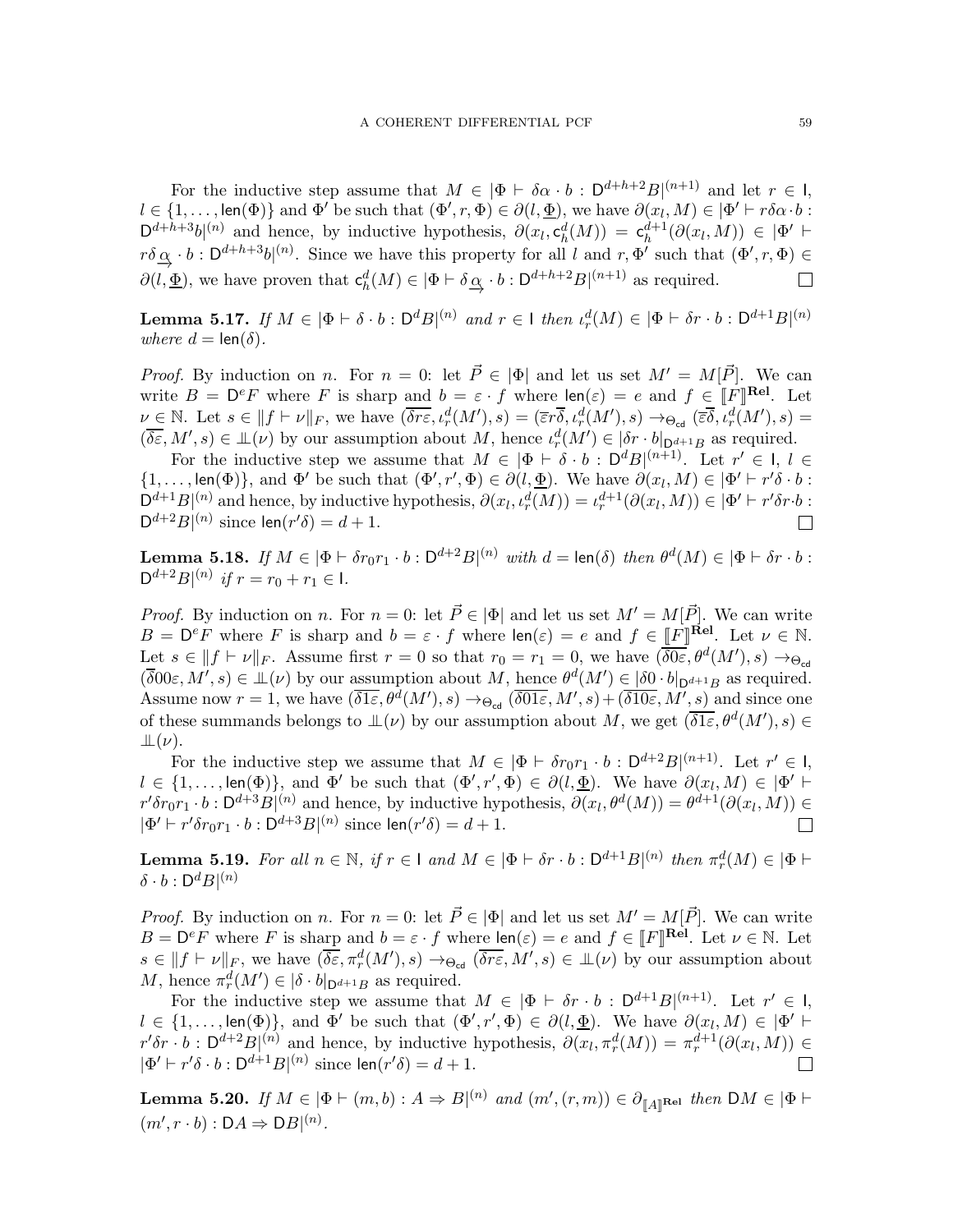For the inductive step assume that $M \in |\Phi \vdash \delta\alpha \cdot b : \mathsf{D}^{d+h+2}B|^{(n+1)}$ and let $r \in \mathsf{I}$, $l \in \{1, \dots, \mathsf{len}(\Phi)\}$ and $\Phi'$ be such that $(\Phi', r, \Phi) \in \partial(l, \underline{\Phi})$, we have $\partial(x_l, M) \in |\Phi' \vdash r\delta\alpha \cdot b : \mathsf{D}^{d+h+3}b|^{(n)}$ and hence, by inductive hypothesis, $\partial(x_l, \mathsf{c}^d_h(M)) = \mathsf{c}^{d+1}_h(\partial(x_l, M)) \in |\Phi' \vdash r\delta\underset{\rightarrow}{\alpha} \cdot b : \mathsf{D}^{d+h+3}b|^{(n)}$. Since we have this property for all $l$ and $r, \Phi'$ such that $(\Phi', r, \Phi) \in \partial(l, \underline{\Phi})$, we have proven that $\mathsf{c}^d_h(M) \in |\Phi \vdash \delta\underset{\rightarrow}{\alpha} \cdot b : \mathsf{D}^{d+h+2}B|^{(n+1)}$ as required. $\square$

**Lemma 5.17.** *If $M \in |\Phi \vdash \delta \cdot b : \mathsf{D}^d B|^{(n)}$ and $r \in \mathsf{I}$ then $\iota^d_r(M) \in |\Phi \vdash \delta r \cdot b : \mathsf{D}^{d+1}B|^{(n)}$ where $d = \mathsf{len}(\delta)$.*

*Proof.* By induction on $n$. For $n = 0$: let $\vec{P} \in |\Phi|$ and let us set $M' = M[\vec{P}]$. We can write $B = \mathsf{D}^e F$ where $F$ is sharp and $b = \varepsilon \cdot f$ where $\mathsf{len}(\varepsilon) = e$ and $f \in [\![F]\!]^{\mathbf{Rel}}$. Let $\nu \in \mathbb{N}$. Let $s \in \|f \vdash \nu\|_F$, we have $(\overline{\delta r\varepsilon}, \iota^d_r(M'), s) = (\overline{\varepsilon} r\overline{\delta}, \iota^d_r(M'), s) \to_{\Theta_{\mathsf{cd}}} (\overline{\varepsilon}\overline{\delta}, \iota^d_r(M'), s) = (\overline{\delta\varepsilon}, M', s) \in \perp\!\!\!\perp(\nu)$ by our assumption about $M$, hence $\iota^d_r(M') \in |\delta r \cdot b|_{\mathsf{D}^{d+1}B}$ as required.

For the inductive step we assume that $M \in |\Phi \vdash \delta \cdot b : \mathsf{D}^d B|^{(n+1)}$. Let $r' \in \mathsf{I}$, $l \in \{1, \dots, \mathsf{len}(\Phi)\}$, and $\Phi'$ be such that $(\Phi', r', \Phi) \in \partial(l, \underline{\Phi})$. We have $\partial(x_l, M) \in |\Phi' \vdash r'\delta \cdot b : \mathsf{D}^{d+1}B|^{(n)}$ and hence, by inductive hypothesis, $\partial(x_l, \iota^d_r(M)) = \iota^{d+1}_r(\partial(x_l, M)) \in |\Phi' \vdash r'\delta r \cdot b : \mathsf{D}^{d+2}B|^{(n)}$ since $\mathsf{len}(r'\delta) = d + 1$. $\square$

**Lemma 5.18.** *If $M \in |\Phi \vdash \delta r_0 r_1 \cdot b : \mathsf{D}^{d+2}B|^{(n)}$ with $d = \mathsf{len}(\delta)$ then $\theta^d(M) \in |\Phi \vdash \delta r \cdot b : \mathsf{D}^{d+2}B|^{(n)}$ if $r = r_0 + r_1 \in \mathsf{I}$.*

*Proof.* By induction on $n$. For $n = 0$: let $\vec{P} \in |\Phi|$ and let us set $M' = M[\vec{P}]$. We can write $B = \mathsf{D}^e F$ where $F$ is sharp and $b = \varepsilon \cdot f$ where $\mathsf{len}(\varepsilon) = e$ and $f \in [\![F]\!]^{\mathbf{Rel}}$. Let $\nu \in \mathbb{N}$. Let $s \in \|f \vdash \nu\|_F$. Assume first $r = 0$ so that $r_0 = r_1 = 0$, we have $(\overline{\delta 0\varepsilon}, \theta^d(M'), s) \to_{\Theta_{\mathsf{cd}}} (\overline{\delta}00\varepsilon, M', s) \in \perp\!\!\!\perp(\nu)$ by our assumption about $M$, hence $\theta^d(M') \in |\delta 0 \cdot b|_{\mathsf{D}^{d+1}B}$ as required. Assume now $r = 1$, we have $(\overline{\delta 1\varepsilon}, \theta^d(M'), s) \to_{\Theta_{\mathsf{cd}}} (\overline{\delta 01\varepsilon}, M', s) + (\overline{\delta 10\varepsilon}, M', s)$ and since one of these summands belongs to $\perp\!\!\!\perp(\nu)$ by our assumption about $M$, we get $(\overline{\delta 1\varepsilon}, \theta^d(M'), s) \in \perp\!\!\!\perp(\nu)$.

For the inductive step we assume that $M \in |\Phi \vdash \delta r_0 r_1 \cdot b : \mathsf{D}^{d+2}B|^{(n+1)}$. Let $r' \in \mathsf{I}$, $l \in \{1, \dots, \mathsf{len}(\Phi)\}$, and $\Phi'$ be such that $(\Phi', r', \Phi) \in \partial(l, \underline{\Phi})$. We have $\partial(x_l, M) \in |\Phi' \vdash r'\delta r_0 r_1 \cdot b : \mathsf{D}^{d+3}B|^{(n)}$ and hence, by inductive hypothesis, $\partial(x_l, \theta^d(M)) = \theta^{d+1}(\partial(x_l, M)) \in |\Phi' \vdash r'\delta r_0 r_1 \cdot b : \mathsf{D}^{d+3}B|^{(n)}$ since $\mathsf{len}(r'\delta) = d + 1$. $\square$

**Lemma 5.19.** *For all $n \in \mathbb{N}$, if $r \in \mathsf{I}$ and $M \in |\Phi \vdash \delta r \cdot b : \mathsf{D}^{d+1}B|^{(n)}$ then $\pi^d_r(M) \in |\Phi \vdash \delta \cdot b : \mathsf{D}^d B|^{(n)}$*

*Proof.* By induction on $n$. For $n = 0$: let $\vec{P} \in |\Phi|$ and let us set $M' = M[\vec{P}]$. We can write $B = \mathsf{D}^e F$ where $F$ is sharp and $b = \varepsilon \cdot f$ where $\mathsf{len}(\varepsilon) = e$ and $f \in [\![F]\!]^{\mathbf{Rel}}$. Let $\nu \in \mathbb{N}$. Let $s \in \|f \vdash \nu\|_F$, we have $(\overline{\delta\varepsilon}, \pi^d_r(M'), s) \to_{\Theta_{\mathsf{cd}}} (\overline{\delta r\varepsilon}, M', s) \in \perp\!\!\!\perp(\nu)$ by our assumption about $M$, hence $\pi^d_r(M') \in |\delta \cdot b|_{\mathsf{D}^{d+1}B}$ as required.

For the inductive step we assume that $M \in |\Phi \vdash \delta r \cdot b : \mathsf{D}^{d+1}B|^{(n+1)}$. Let $r' \in \mathsf{I}$, $l \in \{1, \dots, \mathsf{len}(\Phi)\}$, and $\Phi'$ be such that $(\Phi', r', \Phi) \in \partial(l, \underline{\Phi})$. We have $\partial(x_l, M) \in |\Phi' \vdash r'\delta r \cdot b : \mathsf{D}^{d+2}B|^{(n)}$ and hence, by inductive hypothesis, $\partial(x_l, \pi^d_r(M)) = \pi^{d+1}_r(\partial(x_l, M)) \in |\Phi' \vdash r'\delta \cdot b : \mathsf{D}^{d+1}B|^{(n)}$ since $\mathsf{len}(r'\delta) = d + 1$. $\square$

**Lemma 5.20.** *If $M \in |\Phi \vdash (m, b) : A \Rightarrow B|^{(n)}$ and $(m', (r, m)) \in \partial_{[\![A]\!]^{\mathbf{Rel}}}$ then $\mathsf{D}M \in |\Phi \vdash (m', r \cdot b) : \mathsf{D}A \Rightarrow \mathsf{D}B|^{(n)}$.*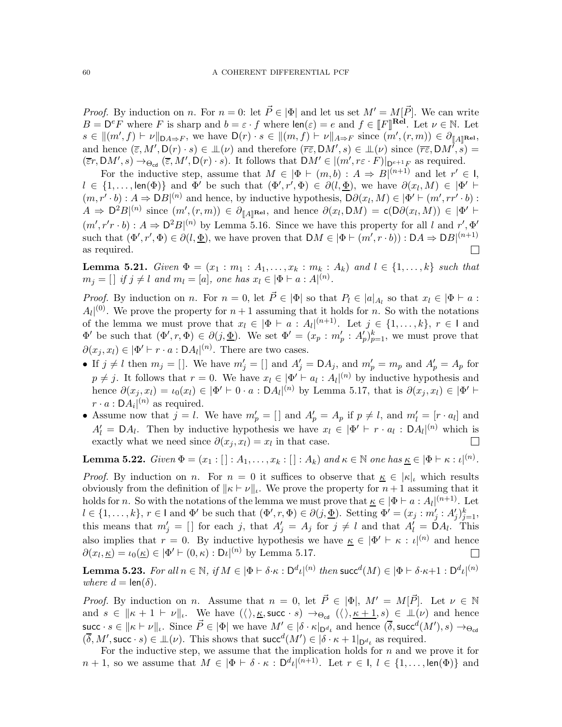*Proof.* By induction on $n$. For $n = 0$: let $\vec{P} \in |\Phi|$ and let us set $M' = M[\vec{P}]$. We can write $B = \mathsf{D}^e F$ where $F$ is sharp and $b = \varepsilon \cdot f$ where $\mathsf{len}(\varepsilon) = e$ and $f \in [\![F]\!]^{\mathbf{Rel}}$. Let $\nu \in \mathbb{N}$. Let $s \in \|(m', f) \vdash \nu\|_{\mathsf{D}A \Rightarrow F}$, we have $\mathsf{D}(r) \cdot s \in \|(m, f) \vdash \nu\|_{A \Rightarrow F}$ since $(m', (r, m)) \in \partial_{[\![A]\!]^{\mathbf{Rel}}}$, and hence $(\overline{\varepsilon}, M', \mathsf{D}(r) \cdot s) \in \perp\!\!\!\perp(\nu)$ and therefore $(\overline{r\varepsilon}, \mathsf{D}M', s) \in \perp\!\!\!\perp(\nu)$ since $(\overline{r\varepsilon}, \mathsf{D}M', s) = (\overline{\varepsilon}r, \mathsf{D}M', s) \to_{\Theta_{\mathsf{cd}}} (\overline{\varepsilon}, M', \mathsf{D}(r) \cdot s)$. It follows that $\mathsf{D}M' \in |(m', r\varepsilon \cdot F)|_{\mathsf{D}^{e+1}F}$ as required.

For the inductive step, assume that $M \in |\Phi \vdash (m, b) : A \Rightarrow B|^{(n+1)}$ and let $r' \in \mathsf{I}$, $l \in \{1, \dots, \mathsf{len}(\Phi)\}$ and $\Phi'$ be such that $(\Phi', r', \Phi) \in \partial(l, \underline{\Phi})$, we have $\partial(x_l, M) \in |\Phi' \vdash (m, r' \cdot b) : A \Rightarrow \mathsf{D}B|^{(n)}$ and hence, by inductive hypothesis, $\mathsf{D}\partial(x_l, M) \in |\Phi' \vdash (m', rr' \cdot b) : A \Rightarrow \mathsf{D}^2 B|^{(n)}$ since $(m', (r, m)) \in \partial_{[\![A]\!]^{\mathbf{Rel}}}$, and hence $\partial(x_l, \mathsf{D}M) = \mathsf{c}(\mathsf{D}\partial(x_l, M)) \in |\Phi' \vdash (m', r'r \cdot b) : A \Rightarrow \mathsf{D}^2 B|^{(n)}$ by Lemma 5.16. Since we have this property for all $l$ and $r', \Phi'$ such that $(\Phi', r', \Phi) \in \partial(l, \underline{\Phi})$, we have proven that $\mathsf{D}M \in |\Phi \vdash (m', r \cdot b)) : \mathsf{D}A \Rightarrow \mathsf{D}B|^{(n+1)}$ as required. ☐

**Lemma 5.21.** *Given $\Phi = (x_1 : m_1 : A_1, \dots, x_k : m_k : A_k)$ and $l \in \{1, \dots, k\}$ such that $m_j = [\,]$ if $j \neq l$ and $m_l = [a]$, one has $x_l \in |\Phi \vdash a : A|^{(n)}$.*

*Proof.* By induction on $n$. For $n = 0$, let $\vec{P} \in |\Phi|$ so that $P_l \in |a|_{A_l}$ so that $x_l \in |\Phi \vdash a : A_l|^{(0)}$. We prove the property for $n+1$ assuming that it holds for $n$. So with the notations of the lemma we must prove that $x_l \in |\Phi \vdash a : A_l|^{(n+1)}$. Let $j \in \{1, \dots, k\}$, $r \in \mathsf{I}$ and $\Phi'$ be such that $(\Phi', r, \Phi) \in \partial(j, \underline{\Phi})$. We set $\Phi' = (x_p : m'_p : A'_p)_{p=1}^k$, we must prove that $\partial(x_j, x_l) \in |\Phi' \vdash r \cdot a : \mathsf{D}A_l|^{(n)}$. There are two cases.

- If $j \neq l$ then $m_j = [\,]$. We have $m'_j = [\,]$ and $A'_j = \mathsf{D}A_j$, and $m'_p = m_p$ and $A'_p = A_p$ for $p \neq j$. It follows that $r = 0$. We have $x_l \in |\Phi' \vdash a_l : A_l|^{(n)}$ by inductive hypothesis and hence $\partial(x_j, x_l) = \iota_0(x_l) \in |\Phi' \vdash 0 \cdot a : \mathsf{D}A_l|^{(n)}$ by Lemma 5.17, that is $\partial(x_j, x_l) \in |\Phi' \vdash r \cdot a : \mathsf{D}A_i|^{(n)}$ as required.
- Assume now that $j = l$. We have $m'_p = [\,]$ and $A'_p = A_p$ if $p \neq l$, and $m'_l = [r \cdot a_l]$ and $A'_l = \mathsf{D}A_l$. Then by inductive hypothesis we have $x_l \in |\Phi' \vdash r \cdot a_l : \mathsf{D}A_l|^{(n)}$ which is exactly what we need since $\partial(x_j, x_l) = x_l$ in that case. ☐

**Lemma 5.22.** *Given $\Phi = (x_1 : [\,] : A_1, \dots, x_k : [\,] : A_k)$ and $\kappa \in \mathbb{N}$ one has $\underline{\kappa} \in |\Phi \vdash \kappa : \iota|^{(n)}$.*

*Proof.* By induction on $n$. For $n = 0$ it suffices to observe that $\underline{\kappa} \in |\kappa|_\iota$ which results obviously from the definition of $\|\kappa \vdash \nu\|_\iota$. We prove the property for $n+1$ assuming that it holds for $n$. So with the notations of the lemma we must prove that $\underline{\kappa} \in |\Phi \vdash a : A_l|^{(n+1)}$. Let $l \in \{1, \dots, k\}$, $r \in \mathsf{I}$ and $\Phi'$ be such that $(\Phi', r, \Phi) \in \partial(j, \underline{\Phi})$. Setting $\Phi' = (x_j : m'_j : A'_j)_{j=1}^k$, this means that $m'_j = [\,]$ for each $j$, that $A'_j = A_j$ for $j \neq l$ and that $A'_l = \mathsf{D}A_l$. This also implies that $r = 0$. By inductive hypothesis we have $\underline{\kappa} \in |\Phi' \vdash \kappa : \iota|^{(n)}$ and hence $\partial(x_l, \underline{\kappa}) = \iota_0(\underline{\kappa}) \in |\Phi' \vdash (0, \kappa) : \mathsf{D}\iota|^{(n)}$ by Lemma 5.17. ☐

**Lemma 5.23.** *For all $n \in \mathbb{N}$, if $M \in |\Phi \vdash \delta \cdot \kappa : \mathsf{D}^d \iota|^{(n)}$ then $\mathsf{succ}^d(M) \in |\Phi \vdash \delta \cdot \kappa{+}1 : \mathsf{D}^d \iota|^{(n)}$ where $d = \mathsf{len}(\delta)$.*

*Proof.* By induction on $n$. Assume that $n = 0$, let $\vec{P} \in |\Phi|$, $M' = M[\vec{P}]$. Let $\nu \in \mathbb{N}$ and $s \in \|\kappa + 1 \vdash \nu\|_\iota$. We have $(\langle\rangle, \underline{\kappa}, \mathsf{succ} \cdot s) \to_{\Theta_{\mathsf{cd}}} (\langle\rangle, \underline{\kappa+1}, s) \in \perp\!\!\!\perp(\nu)$ and hence $\mathsf{succ} \cdot s \in \|\kappa \vdash \nu\|_\iota$. Since $\vec{P} \in |\Phi|$ we have $M' \in |\delta \cdot \kappa|_{\mathsf{D}^d \iota}$ and hence $(\overline{\delta}, \mathsf{succ}^d(M'), s) \to_{\Theta_{\mathsf{cd}}} (\overline{\delta}, M', \mathsf{succ} \cdot s) \in \perp\!\!\!\perp(\nu)$. This shows that $\mathsf{succ}^d(M') \in |\delta \cdot \kappa + 1|_{\mathsf{D}^d \iota}$ as required.

For the inductive step, we assume that the implication holds for $n$ and we prove it for $n+1$, so we assume that $M \in |\Phi \vdash \delta \cdot \kappa : \mathsf{D}^d \iota|^{(n+1)}$. Let $r \in \mathsf{I}$, $l \in \{1, \dots, \mathsf{len}(\Phi)\}$ and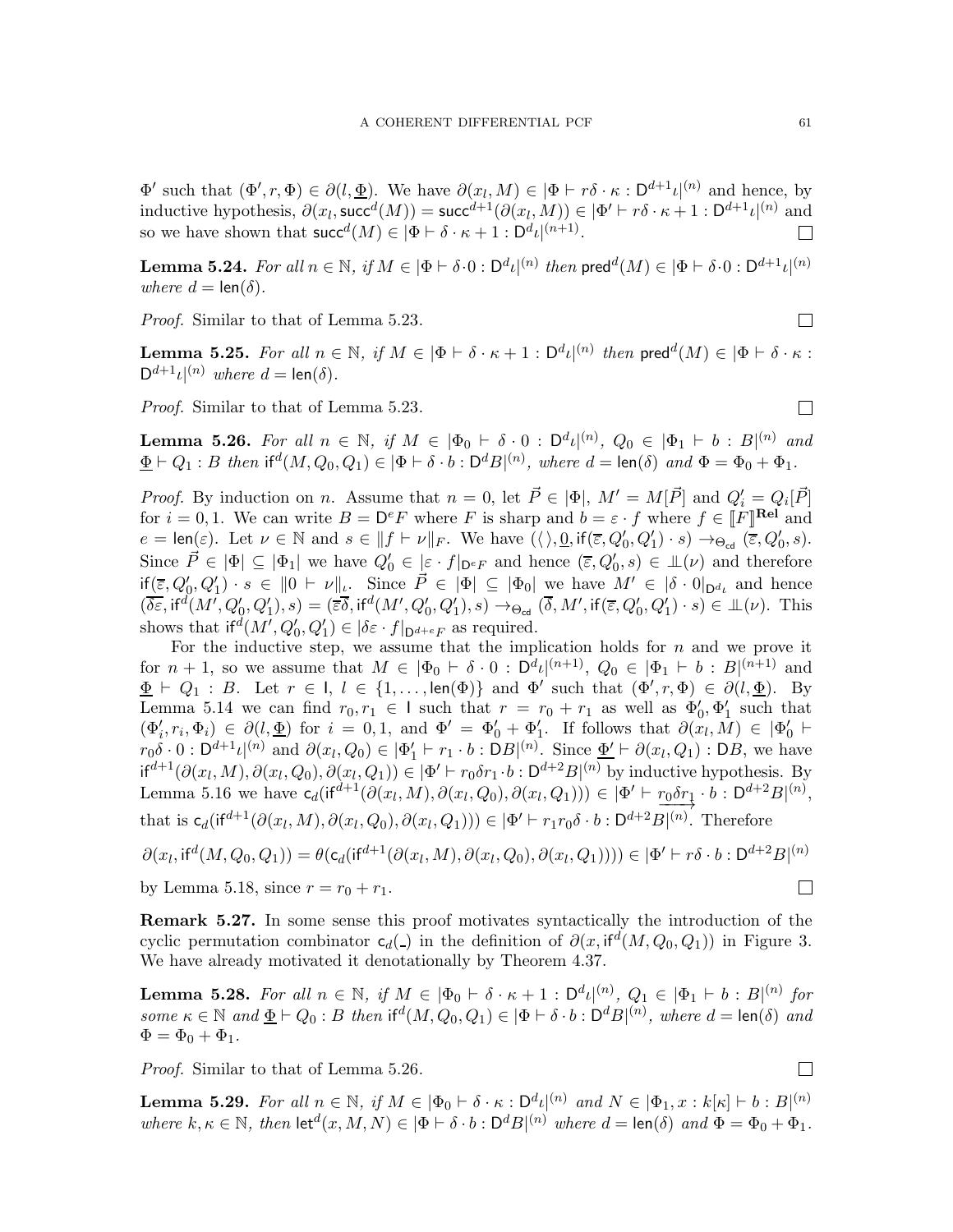$\Phi'$ such that $(\Phi', r, \Phi) \in \partial(l, \underline{\Phi})$. We have $\partial(x_l, M) \in |\Phi \vdash r\delta \cdot \kappa : \mathsf{D}^{d+1}\iota|^{(n)}$ and hence, by inductive hypothesis, $\partial(x_l, \mathsf{succ}^d(M)) = \mathsf{succ}^{d+1}(\partial(x_l, M)) \in |\Phi' \vdash r\delta \cdot \kappa + 1 : \mathsf{D}^{d+1}\iota|^{(n)}$ and so we have shown that $\mathsf{succ}^d(M) \in |\Phi \vdash \delta \cdot \kappa + 1 : \mathsf{D}^d\iota|^{(n+1)}$. ∎

**Lemma 5.24.** *For all $n \in \mathbb{N}$, if $M \in |\Phi \vdash \delta \cdot 0 : \mathsf{D}^d\iota|^{(n)}$ then $\mathsf{pred}^d(M) \in |\Phi \vdash \delta \cdot 0 : \mathsf{D}^{d+1}\iota|^{(n)}$ where $d = \mathsf{len}(\delta)$.*

*Proof.* Similar to that of Lemma 5.23. ∎

**Lemma 5.25.** *For all $n \in \mathbb{N}$, if $M \in |\Phi \vdash \delta \cdot \kappa + 1 : \mathsf{D}^d\iota|^{(n)}$ then $\mathsf{pred}^d(M) \in |\Phi \vdash \delta \cdot \kappa : \mathsf{D}^{d+1}\iota|^{(n)}$ where $d = \mathsf{len}(\delta)$.*

*Proof.* Similar to that of Lemma 5.23. ∎

**Lemma 5.26.** *For all $n \in \mathbb{N}$, if $M \in |\Phi_0 \vdash \delta \cdot 0 : \mathsf{D}^d\iota|^{(n)}$, $Q_0 \in |\Phi_1 \vdash b : B|^{(n)}$ and $\underline{\Phi} \vdash Q_1 : B$ then $\mathsf{if}^d(M, Q_0, Q_1) \in |\Phi \vdash \delta \cdot b : \mathsf{D}^d B|^{(n)}$, where $d = \mathsf{len}(\delta)$ and $\Phi = \Phi_0 + \Phi_1$.*

*Proof.* By induction on $n$. Assume that $n = 0$, let $\vec{P} \in |\Phi|$, $M' = M[\vec{P}]$ and $Q'_i = Q_i[\vec{P}]$ for $i = 0, 1$. We can write $B = \mathsf{D}^e F$ where $F$ is sharp and $b = \varepsilon \cdot f$ where $f \in [\![F]\!]^{\mathbf{Rel}}$ and $e = \mathsf{len}(\varepsilon)$. Let $\nu \in \mathbb{N}$ and $s \in \|f \vdash \nu\|_F$. We have $(\langle\rangle, \underline{0}, \mathsf{if}(\overline{\varepsilon}, Q'_0, Q'_1) \cdot s) \to_{\Theta_{\mathsf{cd}}} (\overline{\varepsilon}, Q'_0, s)$. Since $\vec{P} \in |\Phi| \subseteq |\Phi_1|$ we have $Q'_0 \in |\varepsilon \cdot f|_{\mathsf{D}^e F}$ and hence $(\overline{\varepsilon}, Q'_0, s) \in \perp\!\!\!\perp(\nu)$ and therefore $\mathsf{if}(\overline{\varepsilon}, Q'_0, Q'_1) \cdot s \in \|0 \vdash \nu\|_\iota$. Since $\vec{P} \in |\Phi| \subseteq |\Phi_0|$ we have $M' \in |\delta \cdot 0|_{\mathsf{D}^d\iota}$ and hence $(\overline{\delta\varepsilon}, \mathsf{if}^d(M', Q'_0, Q'_1), s) = (\overline{\varepsilon}\overline{\delta}, \mathsf{if}^d(M', Q'_0, Q'_1), s) \to_{\Theta_{\mathsf{cd}}} (\overline{\delta}, M', \mathsf{if}(\overline{\varepsilon}, Q'_0, Q'_1) \cdot s) \in \perp\!\!\!\perp(\nu)$. This shows that $\mathsf{if}^d(M', Q'_0, Q'_1) \in |\delta\varepsilon \cdot f|_{\mathsf{D}^{d+e}F}$ as required.

For the inductive step, we assume that the implication holds for $n$ and we prove it for $n+1$, so we assume that $M \in |\Phi_0 \vdash \delta \cdot 0 : \mathsf{D}^d\iota|^{(n+1)}$, $Q_0 \in |\Phi_1 \vdash b : B|^{(n+1)}$ and $\underline{\Phi} \vdash Q_1 : B$. Let $r \in \mathsf{I}$, $l \in \{1, \dots, \mathsf{len}(\Phi)\}$ and $\Phi'$ such that $(\Phi', r, \Phi) \in \partial(l, \underline{\Phi})$. By Lemma 5.14 we can find $r_0, r_1 \in \mathsf{I}$ such that $r = r_0 + r_1$ as well as $\Phi'_0, \Phi'_1$ such that $(\Phi'_i, r_i, \Phi_i) \in \partial(l, \underline{\Phi})$ for $i = 0, 1$, and $\Phi' = \Phi'_0 + \Phi'_1$. If follows that $\partial(x_l, M) \in |\Phi'_0 \vdash r_0\delta \cdot 0 : \mathsf{D}^{d+1}\iota|^{(n)}$ and $\partial(x_l, Q_0) \in |\Phi'_1 \vdash r_1 \cdot b : \mathsf{D}B|^{(n)}$. Since $\underline{\Phi'} \vdash \partial(x_l, Q_1) : \mathsf{D}B$, we have $\mathsf{if}^{d+1}(\partial(x_l, M), \partial(x_l, Q_0), \partial(x_l, Q_1)) \in |\Phi' \vdash r_0\delta r_1 \cdot b : \mathsf{D}^{d+2}B|^{(n)}$ by inductive hypothesis. By Lemma 5.16 we have $\mathsf{c}_d(\mathsf{if}^{d+1}(\partial(x_l, M), \partial(x_l, Q_0), \partial(x_l, Q_1))) \in |\Phi' \vdash \overrightarrow{r_0\delta r_1} \cdot b : \mathsf{D}^{d+2}B|^{(n)}$, that is $\mathsf{c}_d(\mathsf{if}^{d+1}(\partial(x_l, M), \partial(x_l, Q_0), \partial(x_l, Q_1))) \in |\Phi' \vdash r_1 r_0 \delta \cdot b : \mathsf{D}^{d+2}B|^{(n)}$. Therefore

$$\partial(x_l, \mathsf{if}^d(M, Q_0, Q_1)) = \theta(\mathsf{c}_d(\mathsf{if}^{d+1}(\partial(x_l, M), \partial(x_l, Q_0), \partial(x_l, Q_1)))) \in |\Phi' \vdash r\delta \cdot b : \mathsf{D}^{d+2}B|^{(n)}$$

by Lemma 5.18, since $r = r_0 + r_1$. ∎

**Remark 5.27.** In some sense this proof motivates syntactically the introduction of the cyclic permutation combinator $\mathsf{c}_d(\_)$ in the definition of $\partial(x, \mathsf{if}^d(M, Q_0, Q_1))$ in Figure 3. We have already motivated it denotationally by Theorem 4.37.

**Lemma 5.28.** *For all $n \in \mathbb{N}$, if $M \in |\Phi_0 \vdash \delta \cdot \kappa + 1 : \mathsf{D}^d\iota|^{(n)}$, $Q_1 \in |\Phi_1 \vdash b : B|^{(n)}$ for some $\kappa \in \mathbb{N}$ and $\underline{\Phi} \vdash Q_0 : B$ then $\mathsf{if}^d(M, Q_0, Q_1) \in |\Phi \vdash \delta \cdot b : \mathsf{D}^d B|^{(n)}$, where $d = \mathsf{len}(\delta)$ and $\Phi = \Phi_0 + \Phi_1$.*

*Proof.* Similar to that of Lemma 5.26. ∎

**Lemma 5.29.** *For all $n \in \mathbb{N}$, if $M \in |\Phi_0 \vdash \delta \cdot \kappa : \mathsf{D}^d\iota|^{(n)}$ and $N \in |\Phi_1, x : k[\kappa] \vdash b : B|^{(n)}$ where $k, \kappa \in \mathbb{N}$, then $\mathsf{let}^d(x, M, N) \in |\Phi \vdash \delta \cdot b : \mathsf{D}^d B|^{(n)}$ where $d = \mathsf{len}(\delta)$ and $\Phi = \Phi_0 + \Phi_1$.*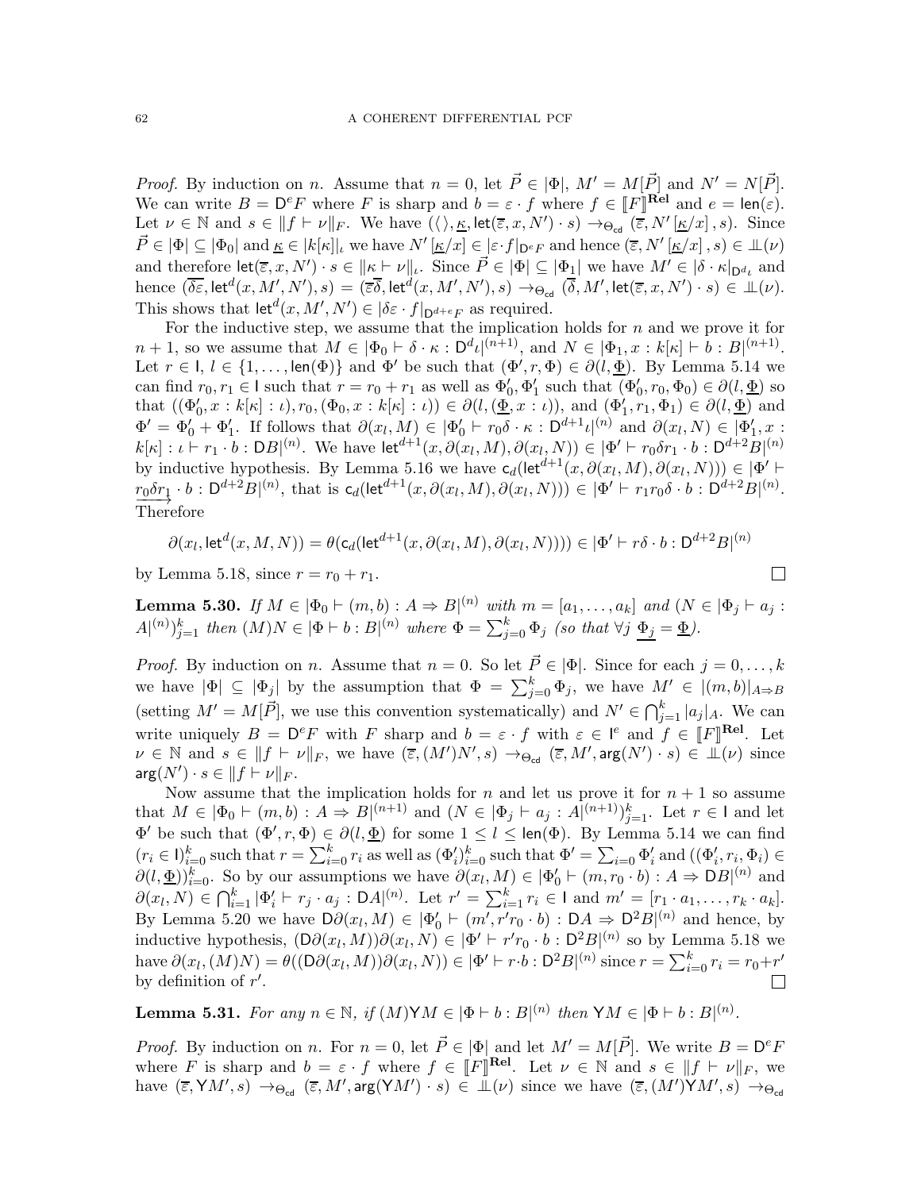*Proof.* By induction on $n$. Assume that $n = 0$, let $\vec{P} \in |\Phi|$, $M' = M[\vec{P}]$ and $N' = N[\vec{P}]$. We can write $B = \mathsf{D}^e F$ where $F$ is sharp and $b = \varepsilon \cdot f$ where $f \in [\![F]\!]^{\mathbf{Rel}}$ and $e = \mathsf{len}(\varepsilon)$. Let $\nu \in \mathbb{N}$ and $s \in \|f \vdash \nu\|_F$. We have $(\langle\rangle, \underline{\kappa}, \mathsf{let}(\overline{\varepsilon}, x, N') \cdot s) \to_{\Theta_{\mathsf{cd}}} (\overline{\varepsilon}, N'\left[\underline{\kappa}/x\right], s)$. Since $\vec{P} \in |\Phi| \subseteq |\Phi_0|$ and $\underline{\kappa} \in |k[\kappa]|_\iota$ we have $N'\left[\underline{\kappa}/x\right] \in |\varepsilon \cdot f|_{\mathsf{D}^e F}$ and hence $(\overline{\varepsilon}, N'\left[\underline{\kappa}/x\right], s) \in \perp\!\!\!\perp(\nu)$ and therefore $\mathsf{let}(\overline{\varepsilon}, x, N') \cdot s \in \|\kappa \vdash \nu\|_\iota$. Since $\vec{P} \in |\Phi| \subseteq |\Phi_1|$ we have $M' \in |\delta \cdot \kappa|_{\mathsf{D}^d \iota}$ and hence $(\overline{\delta\varepsilon}, \mathsf{let}^d(x, M', N'), s) = (\overline{\varepsilon}\overline{\delta}, \mathsf{let}^d(x, M', N'), s) \to_{\Theta_{\mathsf{cd}}} (\overline{\delta}, M', \mathsf{let}(\overline{\varepsilon}, x, N') \cdot s) \in \perp\!\!\!\perp(\nu)$. This shows that $\mathsf{let}^d(x, M', N') \in |\delta\varepsilon \cdot f|_{\mathsf{D}^{d+e}F}$ as required.

For the inductive step, we assume that the implication holds for $n$ and we prove it for $n+1$, so we assume that $M \in |\Phi_0 \vdash \delta \cdot \kappa : \mathsf{D}^d \iota|^{(n+1)}$, and $N \in |\Phi_1, x : k[\kappa] \vdash b : B|^{(n+1)}$. Let $r \in \mathsf{I}$, $l \in \{1, \dots, \mathsf{len}(\Phi)\}$ and $\Phi'$ be such that $(\Phi', r, \Phi) \in \partial(l, \underline{\Phi})$. By Lemma 5.14 we can find $r_0, r_1 \in \mathsf{I}$ such that $r = r_0 + r_1$ as well as $\Phi'_0, \Phi'_1$ such that $(\Phi'_0, r_0, \Phi_0) \in \partial(l, \underline{\Phi})$ so that $((\Phi'_0, x : k[\kappa] : \iota), r_0, (\Phi_0, x : k[\kappa] : \iota)) \in \partial(l, (\underline{\Phi}, x : \iota))$, and $(\Phi'_1, r_1, \Phi_1) \in \partial(l, \underline{\Phi})$ and $\Phi' = \Phi'_0 + \Phi'_1$. It follows that $\partial(x_l, M) \in |\Phi'_0 \vdash r_0 \delta \cdot \kappa : \mathsf{D}^{d+1}\iota|^{(n)}$ and $\partial(x_l, N) \in |\Phi'_1, x : k[\kappa] : \iota \vdash r_1 \cdot b : \mathsf{D}B|^{(n)}$. We have $\mathsf{let}^{d+1}(x, \partial(x_l, M), \partial(x_l, N)) \in |\Phi' \vdash r_0 \delta r_1 \cdot b : \mathsf{D}^{d+2}B|^{(n)}$ by inductive hypothesis. By Lemma 5.16 we have $\mathsf{c}_d(\mathsf{let}^{d+1}(x, \partial(x_l, M), \partial(x_l, N))) \in |\Phi' \vdash \underrightarrow{r_0 \delta r_1} \cdot b : \mathsf{D}^{d+2}B|^{(n)}$, that is $\mathsf{c}_d(\mathsf{let}^{d+1}(x, \partial(x_l, M), \partial(x_l, N))) \in |\Phi' \vdash r_1 r_0 \delta \cdot b : \mathsf{D}^{d+2}B|^{(n)}$. Therefore

$$\partial(x_l, \mathsf{let}^d(x, M, N)) = \theta(\mathsf{c}_d(\mathsf{let}^{d+1}(x, \partial(x_l, M), \partial(x_l, N)))) \in |\Phi' \vdash r\delta \cdot b : \mathsf{D}^{d+2}B|^{(n)}$$

by Lemma 5.18, since $r = r_0 + r_1$. $\square$

**Lemma 5.30.** *If $M \in |\Phi_0 \vdash (m, b) : A \Rightarrow B|^{(n)}$ with $m = [a_1, \dots, a_k]$ and $(N \in |\Phi_j \vdash a_j : A|^{(n)})_{j=1}^k$ then $(M)N \in |\Phi \vdash b : B|^{(n)}$ where $\Phi = \sum_{j=0}^k \Phi_j$ (so that $\forall j\ \underline{\Phi_j} = \underline{\Phi}$).*

*Proof.* By induction on $n$. Assume that $n = 0$. So let $\vec{P} \in |\Phi|$. Since for each $j = 0, \dots, k$ we have $|\Phi| \subseteq |\Phi_j|$ by the assumption that $\Phi = \sum_{j=0}^k \Phi_j$, we have $M' \in |(m, b)|_{A \Rightarrow B}$ (setting $M' = M[\vec{P}]$, we use this convention systematically) and $N' \in \bigcap_{j=1}^k |a_j|_A$. We can write uniquely $B = \mathsf{D}^e F$ with $F$ sharp and $b = \varepsilon \cdot f$ with $\varepsilon \in \mathsf{I}^e$ and $f \in [\![F]\!]^{\mathbf{Rel}}$. Let $\nu \in \mathbb{N}$ and $s \in \|f \vdash \nu\|_F$, we have $(\overline{\varepsilon}, (M')N', s) \to_{\Theta_{\mathsf{cd}}} (\overline{\varepsilon}, M', \mathsf{arg}(N') \cdot s) \in \perp\!\!\!\perp(\nu)$ since $\mathsf{arg}(N') \cdot s \in \|f \vdash \nu\|_F$.

Now assume that the implication holds for $n$ and let us prove it for $n+1$ so assume that $M \in |\Phi_0 \vdash (m, b) : A \Rightarrow B|^{(n+1)}$ and $(N \in |\Phi_j \vdash a_j : A|^{(n+1)})_{j=1}^k$. Let $r \in \mathsf{I}$ and let $\Phi'$ be such that $(\Phi', r, \Phi) \in \partial(l, \underline{\Phi})$ for some $1 \leq l \leq \mathsf{len}(\Phi)$. By Lemma 5.14 we can find $(r_i \in \mathsf{I})_{i=0}^k$ such that $r = \sum_{i=0}^k r_i$ as well as $(\Phi'_i)_{i=0}^k$ such that $\Phi' = \sum_{i=0} \Phi'_i$ and $((\Phi'_i, r_i, \Phi_i) \in \partial(l, \underline{\Phi}))_{i=0}^k$. So by our assumptions we have $\partial(x_l, M) \in |\Phi'_0 \vdash (m, r_0 \cdot b) : A \Rightarrow \mathsf{D}B|^{(n)}$ and $\partial(x_l, N) \in \bigcap_{i=1}^k |\Phi'_i \vdash r_j \cdot a_j : \mathsf{D}A|^{(n)}$. Let $r' = \sum_{i=1}^k r_i \in \mathsf{I}$ and $m' = [r_1 \cdot a_1, \dots, r_k \cdot a_k]$. By Lemma 5.20 we have $\mathsf{D}\partial(x_l, M) \in |\Phi'_0 \vdash (m', r' r_0 \cdot b) : \mathsf{D}A \Rightarrow \mathsf{D}^2 B|^{(n)}$ and hence, by inductive hypothesis, $(\mathsf{D}\partial(x_l, M))\partial(x_l, N) \in |\Phi' \vdash r' r_0 \cdot b : \mathsf{D}^2 B|^{(n)}$ so by Lemma 5.18 we have $\partial(x_l, (M)N) = \theta((\mathsf{D}\partial(x_l, M))\partial(x_l, N)) \in |\Phi' \vdash r \cdot b : \mathsf{D}^2 B|^{(n)}$ since $r = \sum_{i=0}^k r_i = r_0 + r'$ by definition of $r'$. $\square$

**Lemma 5.31.** *For any $n \in \mathbb{N}$, if $(M)\mathsf{Y}M \in |\Phi \vdash b : B|^{(n)}$ then $\mathsf{Y}M \in |\Phi \vdash b : B|^{(n)}$.*

*Proof.* By induction on $n$. For $n = 0$, let $\vec{P} \in |\Phi|$ and let $M' = M[\vec{P}]$. We write $B = \mathsf{D}^e F$ where $F$ is sharp and $b = \varepsilon \cdot f$ where $f \in [\![F]\!]^{\mathbf{Rel}}$. Let $\nu \in \mathbb{N}$ and $s \in \|f \vdash \nu\|_F$, we have $(\overline{\varepsilon}, \mathsf{Y}M', s) \to_{\Theta_{\mathsf{cd}}} (\overline{\varepsilon}, M', \mathsf{arg}(\mathsf{Y}M') \cdot s) \in \perp\!\!\!\perp(\nu)$ since we have $(\overline{\varepsilon}, (M')\mathsf{Y}M', s) \to_{\Theta_{\mathsf{cd}}}$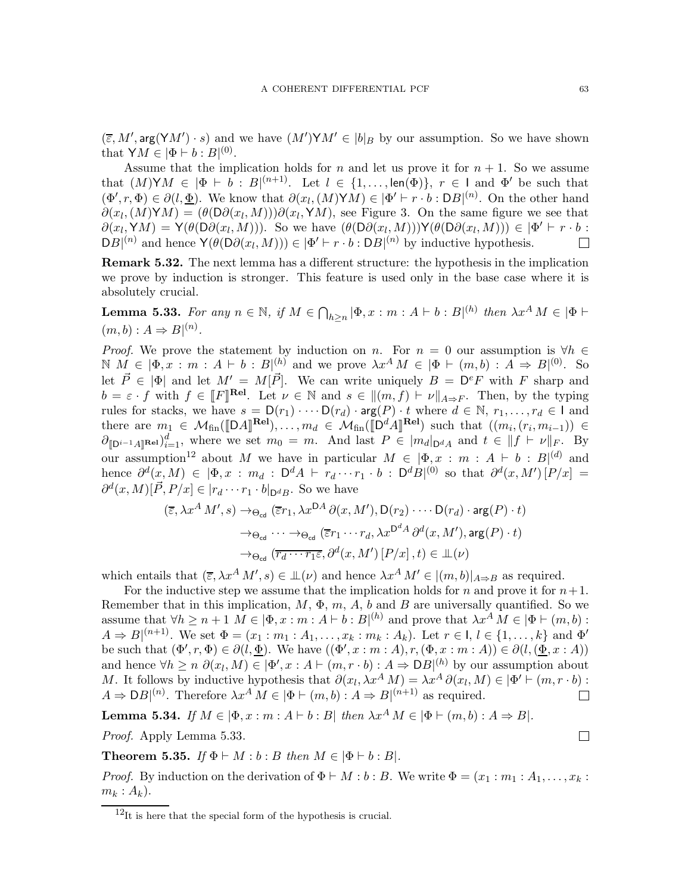$(\overline{\varepsilon}, M', \mathsf{arg}(\mathsf{Y}M') \cdot s)$ and we have $(M')\mathsf{Y}M' \in |b|_B$ by our assumption. So we have shown that $\mathsf{Y}M \in |\Phi \vdash b : B|^{(0)}$.

Assume that the implication holds for $n$ and let us prove it for $n+1$. So we assume that $(M)\mathsf{Y}M \in |\Phi \vdash b : B|^{(n+1)}$. Let $l \in \{1, \ldots, \mathsf{len}(\Phi)\}$, $r \in \mathsf{I}$ and $\Phi'$ be such that $(\Phi', r, \Phi) \in \partial(l, \underline{\Phi})$. We know that $\partial(x_l, (M)\mathsf{Y}M) \in |\Phi' \vdash r \cdot b : \mathsf{D}B|^{(n)}$. On the other hand $\partial(x_l, (M)\mathsf{Y}M) = (\theta(\mathsf{D}\partial(x_l, M)))\partial(x_l, \mathsf{Y}M)$, see Figure 3. On the same figure we see that $\partial(x_l, \mathsf{Y}M) = \mathsf{Y}(\theta(\mathsf{D}\partial(x_l, M)))$. So we have $(\theta(\mathsf{D}\partial(x_l, M)))\mathsf{Y}(\theta(\mathsf{D}\partial(x_l, M))) \in |\Phi' \vdash r \cdot b : \mathsf{D}B|^{(n)}$ and hence $\mathsf{Y}(\theta(\mathsf{D}\partial(x_l, M))) \in |\Phi' \vdash r \cdot b : \mathsf{D}B|^{(n)}$ by inductive hypothesis. □

**Remark 5.32.** The next lemma has a different structure: the hypothesis in the implication we prove by induction is stronger. This feature is used only in the base case where it is absolutely crucial.

**Lemma 5.33.** *For any $n \in \mathbb{N}$, if $M \in \bigcap_{h \geq n} |\Phi, x : m : A \vdash b : B|^{(h)}$ then $\lambda x^A\, M \in |\Phi \vdash (m, b) : A \Rightarrow B|^{(n)}$.*

*Proof.* We prove the statement by induction on $n$. For $n = 0$ our assumption is $\forall h \in \mathbb{N}\ M \in |\Phi, x : m : A \vdash b : B|^{(h)}$ and we prove $\lambda x^A\, M \in |\Phi \vdash (m, b) : A \Rightarrow B|^{(0)}$. So let $\vec{P} \in |\Phi|$ and let $M' = M[\vec{P}]$. We can write uniquely $B = \mathsf{D}^e F$ with $F$ sharp and $b = \varepsilon \cdot f$ with $f \in [\![F]\!]^{\mathbf{Rel}}$. Let $\nu \in \mathbb{N}$ and $s \in \|(m, f) \vdash \nu\|_{A \Rightarrow F}$. Then, by the typing rules for stacks, we have $s = \mathsf{D}(r_1) \cdot \cdots \cdot \mathsf{D}(r_d) \cdot \mathsf{arg}(P) \cdot t$ where $d \in \mathbb{N}$, $r_1, \ldots, r_d \in \mathsf{I}$ and there are $m_1 \in \mathcal{M}_{\mathrm{fin}}([\![\mathsf{D}A]\!]^{\mathbf{Rel}}), \ldots, m_d \in \mathcal{M}_{\mathrm{fin}}([\![\mathsf{D}^d A]\!]^{\mathbf{Rel}})$ such that $((m_i, (r_i, m_{i-1})) \in \partial_{[\![\mathsf{D}^{i-1}A]\!]^{\mathbf{Rel}}})_{i=1}^d$, where we set $m_0 = m$. And last $P \in |m_d|_{\mathsf{D}^d A}$ and $t \in \|f \vdash \nu\|_F$. By our assumption[12] about $M$ we have in particular $M \in |\Phi, x : m : A \vdash b : B|^{(d)}$ and hence $\partial^d(x, M) \in |\Phi, x : m_d : \mathsf{D}^d A \vdash r_d \cdots r_1 \cdot b : \mathsf{D}^d B|^{(0)}$ so that $\partial^d(x, M')\,[P/x] = \partial^d(x, M)[\vec{P}, P/x] \in |r_d \cdots r_1 \cdot b|_{\mathsf{D}^d B}$. So we have

$$
\begin{aligned}
(\overline{\varepsilon}, \lambda x^A\, M', s) &\to_{\Theta_{\mathsf{cd}}} (\overline{\varepsilon} r_1, \lambda x^{\mathsf{D}A}\, \partial(x, M'), \mathsf{D}(r_2) \cdot \cdots \cdot \mathsf{D}(r_d) \cdot \mathsf{arg}(P) \cdot t) \\
&\to_{\Theta_{\mathsf{cd}}} \cdots \to_{\Theta_{\mathsf{cd}}} (\overline{\varepsilon} r_1 \cdots r_d, \lambda x^{\mathsf{D}^d A}\, \partial^d(x, M'), \mathsf{arg}(P) \cdot t) \\
&\to_{\Theta_{\mathsf{cd}}} (\overline{r_d \cdots r_1 \varepsilon}, \partial^d(x, M')\,[P/x]\,, t) \in \perp\!\!\!\perp(\nu)
\end{aligned}
$$

which entails that $(\overline{\varepsilon}, \lambda x^A\, M', s) \in \perp\!\!\!\perp(\nu)$ and hence $\lambda x^A\, M' \in |(m, b)|_{A \Rightarrow B}$ as required.

For the inductive step we assume that the implication holds for $n$ and prove it for $n+1$. Remember that in this implication, $M$, $\Phi$, $m$, $A$, $b$ and $B$ are universally quantified. So we assume that $\forall h \geq n+1\ M \in |\Phi, x : m : A \vdash b : B|^{(h)}$ and prove that $\lambda x^A\, M \in |\Phi \vdash (m, b) : A \Rightarrow B|^{(n+1)}$. We set $\Phi = (x_1 : m_1 : A_1, \ldots, x_k : m_k : A_k)$. Let $r \in \mathsf{I}$, $l \in \{1, \ldots, k\}$ and $\Phi'$ be such that $(\Phi', r, \Phi) \in \partial(l, \underline{\Phi})$. We have $((\Phi', x : m : A), r, (\Phi, x : m : A)) \in \partial(l, (\underline{\Phi}, x : A))$ and hence $\forall h \geq n\ \partial(x_l, M) \in |\Phi', x : A \vdash (m, r \cdot b) : A \Rightarrow \mathsf{D}B|^{(h)}$ by our assumption about $M$. It follows by inductive hypothesis that $\partial(x_l, \lambda x^A\, M) = \lambda x^A\, \partial(x_l, M) \in |\Phi' \vdash (m, r \cdot b) : A \Rightarrow \mathsf{D}B|^{(n)}$. Therefore $\lambda x^A\, M \in |\Phi \vdash (m, b) : A \Rightarrow B|^{(n+1)}$ as required. □

**Lemma 5.34.** *If $M \in |\Phi, x : m : A \vdash b : B|$ then $\lambda x^A\, M \in |\Phi \vdash (m, b) : A \Rightarrow B|$.*

*Proof.* Apply Lemma 5.33. □

**Theorem 5.35.** *If $\Phi \vdash M : b : B$ then $M \in |\Phi \vdash b : B|$.*

*Proof.* By induction on the derivation of $\Phi \vdash M : b : B$. We write $\Phi = (x_1 : m_1 : A_1, \ldots, x_k : m_k : A_k)$.

[12] It is here that the special form of the hypothesis is crucial.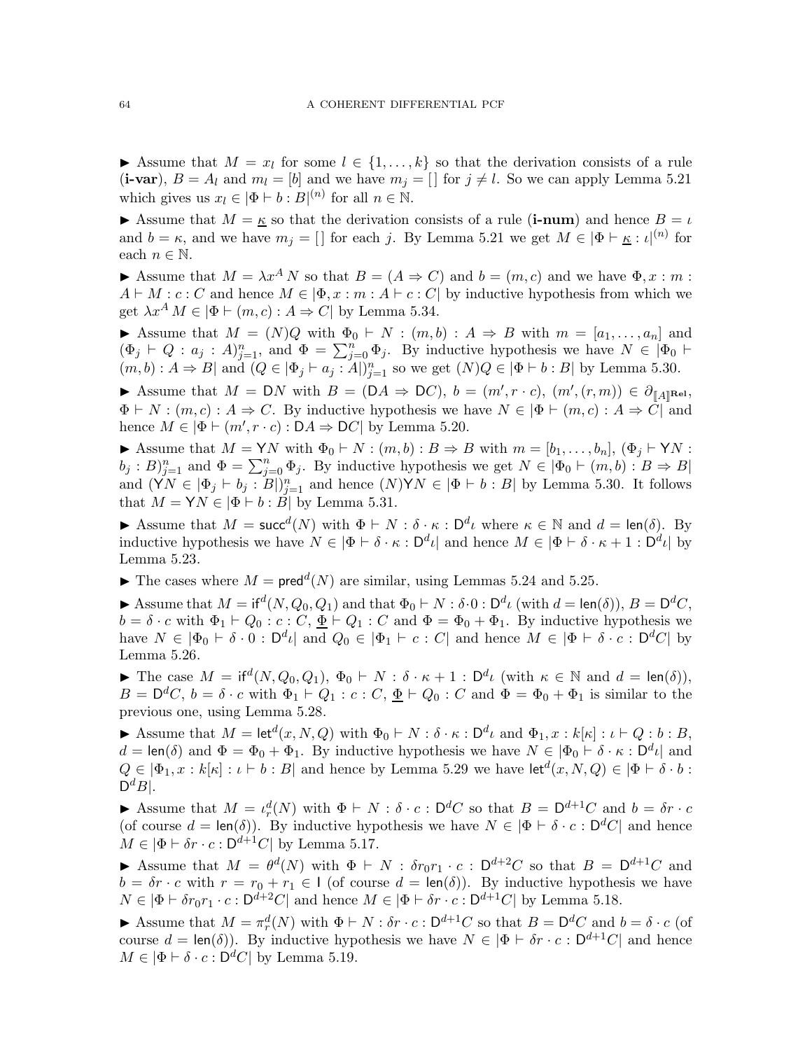► Assume that $M = x_l$ for some $l \in \{1, \ldots, k\}$ so that the derivation consists of a rule (**i-var**), $B = A_l$ and $m_l = [b]$ and we have $m_j = [\,]$ for $j \neq l$. So we can apply Lemma 5.21 which gives us $x_l \in |\Phi \vdash b : B|^{(n)}$ for all $n \in \mathbb{N}$.

► Assume that $M = \underline{\kappa}$ so that the derivation consists of a rule (**i-num**) and hence $B = \iota$ and $b = \kappa$, and we have $m_j = [\,]$ for each $j$. By Lemma 5.21 we get $M \in |\Phi \vdash \underline{\kappa} : \iota|^{(n)}$ for each $n \in \mathbb{N}$.

► Assume that $M = \lambda x^A\, N$ so that $B = (A \Rightarrow C)$ and $b = (m, c)$ and we have $\Phi, x : m : A \vdash M : c : C$ and hence $M \in |\Phi, x : m : A \vdash c : C|$ by inductive hypothesis from which we get $\lambda x^A\, M \in |\Phi \vdash (m, c) : A \Rightarrow C|$ by Lemma 5.34.

► Assume that $M = (N)Q$ with $\Phi_0 \vdash N : (m, b) : A \Rightarrow B$ with $m = [a_1, \ldots, a_n]$ and $(\Phi_j \vdash Q : a_j : A)_{j=1}^{n}$, and $\Phi = \sum_{j=0}^{n} \Phi_j$. By inductive hypothesis we have $N \in |\Phi_0 \vdash (m, b) : A \Rightarrow B|$ and $(Q \in |\Phi_j \vdash a_j : A|)_{j=1}^{n}$ so we get $(N)Q \in |\Phi \vdash b : B|$ by Lemma 5.30.

► Assume that $M = \mathsf{D}N$ with $B = (\mathsf{D}A \Rightarrow \mathsf{D}C)$, $b = (m', r \cdot c)$, $(m', (r, m)) \in \partial_{[\![A]\!]^{\mathbf{Rel}}}$, $\Phi \vdash N : (m, c) : A \Rightarrow C$. By inductive hypothesis we have $N \in |\Phi \vdash (m, c) : A \Rightarrow C|$ and hence $M \in |\Phi \vdash (m', r \cdot c) : \mathsf{D}A \Rightarrow \mathsf{D}C|$ by Lemma 5.20.

► Assume that $M = \mathsf{Y}N$ with $\Phi_0 \vdash N : (m, b) : B \Rightarrow B$ with $m = [b_1, \ldots, b_n]$, $(\Phi_j \vdash \mathsf{Y}N : b_j : B)_{j=1}^{n}$ and $\Phi = \sum_{j=0}^{n} \Phi_j$. By inductive hypothesis we get $N \in |\Phi_0 \vdash (m, b) : B \Rightarrow B|$ and $(\mathsf{Y}N \in |\Phi_j \vdash b_j : B|)_{j=1}^{n}$ and hence $(N)\mathsf{Y}N \in |\Phi \vdash b : B|$ by Lemma 5.30. It follows that $M = \mathsf{Y}N \in |\Phi \vdash b : B|$ by Lemma 5.31.

► Assume that $M = \mathsf{succ}^d(N)$ with $\Phi \vdash N : \delta \cdot \kappa : \mathsf{D}^d\iota$ where $\kappa \in \mathbb{N}$ and $d = \mathsf{len}(\delta)$. By inductive hypothesis we have $N \in |\Phi \vdash \delta \cdot \kappa : \mathsf{D}^d\iota|$ and hence $M \in |\Phi \vdash \delta \cdot \kappa + 1 : \mathsf{D}^d\iota|$ by Lemma 5.23.

► The cases where $M = \mathsf{pred}^d(N)$ are similar, using Lemmas 5.24 and 5.25.

► Assume that $M = \mathsf{if}^d(N, Q_0, Q_1)$ and that $\Phi_0 \vdash N : \delta \cdot 0 : \mathsf{D}^d\iota$ (with $d = \mathsf{len}(\delta)$), $B = \mathsf{D}^d C$, $b = \delta \cdot c$ with $\Phi_1 \vdash Q_0 : c : C$, $\underline{\Phi} \vdash Q_1 : C$ and $\Phi = \Phi_0 + \Phi_1$. By inductive hypothesis we have $N \in |\Phi_0 \vdash \delta \cdot 0 : \mathsf{D}^d\iota|$ and $Q_0 \in |\Phi_1 \vdash c : C|$ and hence $M \in |\Phi \vdash \delta \cdot c : \mathsf{D}^d C|$ by Lemma 5.26.

► The case $M = \mathsf{if}^d(N, Q_0, Q_1)$, $\Phi_0 \vdash N : \delta \cdot \kappa + 1 : \mathsf{D}^d\iota$ (with $\kappa \in \mathbb{N}$ and $d = \mathsf{len}(\delta)$), $B = \mathsf{D}^d C$, $b = \delta \cdot c$ with $\Phi_1 \vdash Q_1 : c : C$, $\underline{\Phi} \vdash Q_0 : C$ and $\Phi = \Phi_0 + \Phi_1$ is similar to the previous one, using Lemma 5.28.

► Assume that $M = \mathsf{let}^d(x, N, Q)$ with $\Phi_0 \vdash N : \delta \cdot \kappa : \mathsf{D}^d\iota$ and $\Phi_1, x : k[\kappa] : \iota \vdash Q : b : B$, $d = \mathsf{len}(\delta)$ and $\Phi = \Phi_0 + \Phi_1$. By inductive hypothesis we have $N \in |\Phi_0 \vdash \delta \cdot \kappa : \mathsf{D}^d\iota|$ and $Q \in |\Phi_1, x : k[\kappa] : \iota \vdash b : B|$ and hence by Lemma 5.29 we have $\mathsf{let}^d(x, N, Q) \in |\Phi \vdash \delta \cdot b : \mathsf{D}^d B|$.

► Assume that $M = \iota_r^d(N)$ with $\Phi \vdash N : \delta \cdot c : \mathsf{D}^d C$ so that $B = \mathsf{D}^{d+1} C$ and $b = \delta r \cdot c$ (of course $d = \mathsf{len}(\delta)$). By inductive hypothesis we have $N \in |\Phi \vdash \delta \cdot c : \mathsf{D}^d C|$ and hence $M \in |\Phi \vdash \delta r \cdot c : \mathsf{D}^{d+1} C|$ by Lemma 5.17.

► Assume that $M = \theta^d(N)$ with $\Phi \vdash N : \delta r_0 r_1 \cdot c : \mathsf{D}^{d+2} C$ so that $B = \mathsf{D}^{d+1} C$ and $b = \delta r \cdot c$ with $r = r_0 + r_1 \in \mathsf{I}$ (of course $d = \mathsf{len}(\delta)$). By inductive hypothesis we have $N \in |\Phi \vdash \delta r_0 r_1 \cdot c : \mathsf{D}^{d+2} C|$ and hence $M \in |\Phi \vdash \delta r \cdot c : \mathsf{D}^{d+1} C|$ by Lemma 5.18.

► Assume that $M = \pi_r^d(N)$ with $\Phi \vdash N : \delta r \cdot c : \mathsf{D}^{d+1} C$ so that $B = \mathsf{D}^d C$ and $b = \delta \cdot c$ (of course $d = \mathsf{len}(\delta)$). By inductive hypothesis we have $N \in |\Phi \vdash \delta r \cdot c : \mathsf{D}^{d+1} C|$ and hence $M \in |\Phi \vdash \delta \cdot c : \mathsf{D}^d C|$ by Lemma 5.19.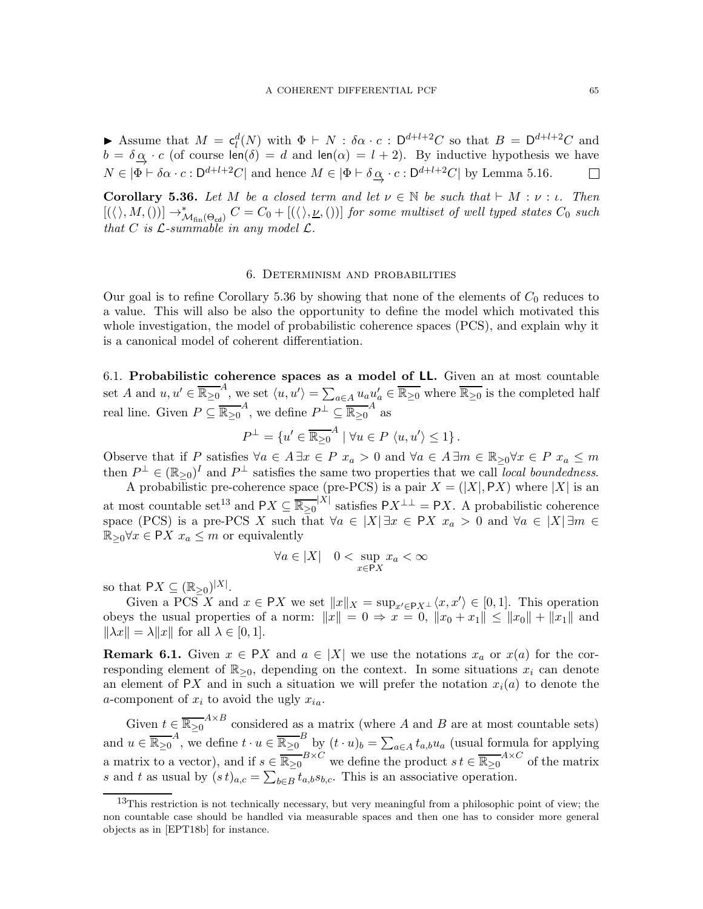▶ Assume that $M = \mathsf{c}^d_l(N)$ with $\Phi \vdash N : \delta\alpha \cdot c : \mathsf{D}^{d+l+2}C$ so that $B = \mathsf{D}^{d+l+2}C$ and $b = \delta \underset{\rightarrow}{\alpha} \cdot c$ (of course $\mathsf{len}(\delta) = d$ and $\mathsf{len}(\alpha) = l+2$). By inductive hypothesis we have $N \in |\Phi \vdash \delta\alpha \cdot c : \mathsf{D}^{d+l+2}C|$ and hence $M \in |\Phi \vdash \delta \underset{\rightarrow}{\alpha} \cdot c : \mathsf{D}^{d+l+2}C|$ by Lemma 5.16. ☐

**Corollary 5.36.** *Let $M$ be a closed term and let $\nu \in \mathbb{N}$ be such that $\vdash M : \nu : \iota$. Then $[(\langle\rangle, M, ())] \rightarrow^*_{\mathcal{M}_{\mathrm{fin}}(\Theta_{\mathsf{cd}})} C = C_0 + [(\langle\rangle, \underline{\nu}, ())]$ for some multiset of well typed states $C_0$ such that $C$ is $\mathcal{L}$-summable in any model $\mathcal{L}$.*

## 6. Determinism and probabilities

Our goal is to refine Corollary 5.36 by showing that none of the elements of $C_0$ reduces to a value. This will also be also the opportunity to define the model which motivated this whole investigation, the model of probabilistic coherence spaces (PCS), and explain why it is a canonical model of coherent differentiation.

### 6.1. Probabilistic coherence spaces as a model of LL.

Given an at most countable set $A$ and $u, u' \in \overline{\mathbb{R}_{\geq 0}}^A$, we set $\langle u, u' \rangle = \sum_{a \in A} u_a u'_a \in \overline{\mathbb{R}_{\geq 0}}$ where $\overline{\mathbb{R}_{\geq 0}}$ is the completed half real line. Given $P \subseteq \overline{\mathbb{R}_{\geq 0}}^A$, we define $P^\perp \subseteq \overline{\mathbb{R}_{\geq 0}}^A$ as

$$P^\perp = \{u' \in \overline{\mathbb{R}_{\geq 0}}^A \mid \forall u \in P \ \langle u, u' \rangle \leq 1\}\,.$$

Observe that if $P$ satisfies $\forall a \in A\, \exists x \in P\ x_a > 0$ and $\forall a \in A\, \exists m \in \mathbb{R}_{\geq 0} \forall x \in P\ x_a \leq m$ then $P^\perp \in (\mathbb{R}_{\geq 0})^I$ and $P^\perp$ satisfies the same two properties that we call *local boundedness*.

A probabilistic pre-coherence space (pre-PCS) is a pair $X = (|X|, \mathsf{P}X)$ where $|X|$ is an at most countable set[13] and $\mathsf{P}X \subseteq \overline{\mathbb{R}_{\geq 0}}^{|X|}$ satisfies $\mathsf{P}X^{\perp\perp} = \mathsf{P}X$. A probabilistic coherence space (PCS) is a pre-PCS $X$ such that $\forall a \in |X|\, \exists x \in \mathsf{P}X\ x_a > 0$ and $\forall a \in |X|\, \exists m \in \mathbb{R}_{\geq 0} \forall x \in \mathsf{P}X\ x_a \leq m$ or equivalently

$$\forall a \in |X| \quad 0 < \sup_{x \in \mathsf{P}X} x_a < \infty$$

so that $\mathsf{P}X \subseteq (\mathbb{R}_{\geq 0})^{|X|}$.

Given a PCS $X$ and $x \in \mathsf{P}X$ we set $\|x\|_X = \sup_{x' \in \mathsf{P}X^\perp} \langle x, x' \rangle \in [0,1]$. This operation obeys the usual properties of a norm: $\|x\| = 0 \Rightarrow x = 0$, $\|x_0 + x_1\| \leq \|x_0\| + \|x_1\|$ and $\|\lambda x\| = \lambda \|x\|$ for all $\lambda \in [0,1]$.

**Remark 6.1.** Given $x \in \mathsf{P}X$ and $a \in |X|$ we use the notations $x_a$ or $x(a)$ for the corresponding element of $\mathbb{R}_{\geq 0}$, depending on the context. In some situations $x_i$ can denote an element of $\mathsf{P}X$ and in such a situation we will prefer the notation $x_i(a)$ to denote the $a$-component of $x_i$ to avoid the ugly $x_{ia}$.

Given $t \in \overline{\mathbb{R}_{\geq 0}}^{A \times B}$ considered as a matrix (where $A$ and $B$ are at most countable sets) and $u \in \overline{\mathbb{R}_{\geq 0}}^A$, we define $t \cdot u \in \overline{\mathbb{R}_{\geq 0}}^B$ by $(t \cdot u)_b = \sum_{a \in A} t_{a,b} u_a$ (usual formula for applying a matrix to a vector), and if $s \in \overline{\mathbb{R}_{\geq 0}}^{B \times C}$ we define the product $s\,t \in \overline{\mathbb{R}_{\geq 0}}^{A \times C}$ of the matrix $s$ and $t$ as usual by $(s\,t)_{a,c} = \sum_{b \in B} t_{a,b} s_{b,c}$. This is an associative operation.

[13] This restriction is not technically necessary, but very meaningful from a philosophic point of view; the non countable case should be handled via measurable spaces and then one has to consider more general objects as in [EPT18b] for instance.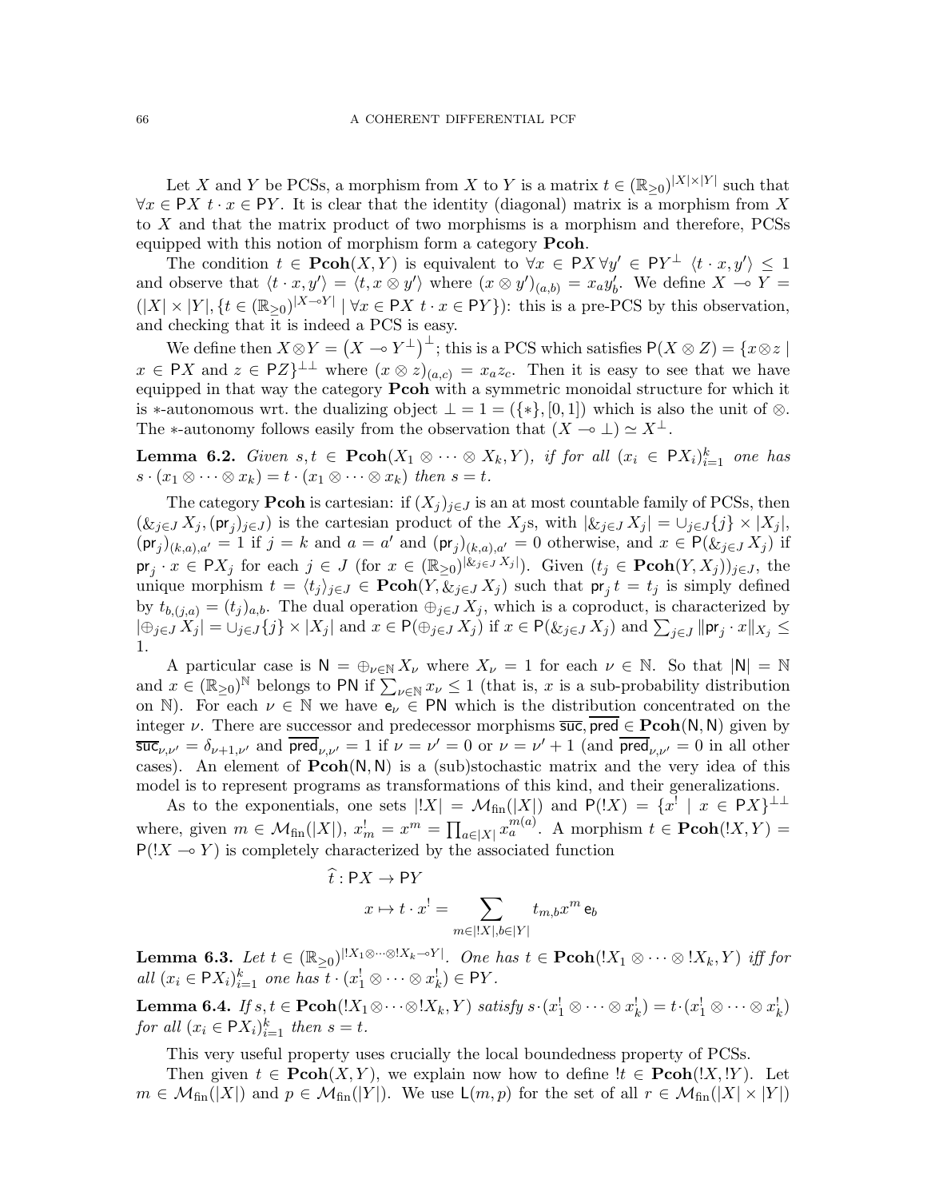Let $X$ and $Y$ be PCSs, a morphism from $X$ to $Y$ is a matrix $t \in (\mathbb{R}_{\geq 0})^{|X| \times |Y|}$ such that $\forall x \in \mathsf{P}X\ t \cdot x \in \mathsf{P}Y$. It is clear that the identity (diagonal) matrix is a morphism from $X$ to $X$ and that the matrix product of two morphisms is a morphism and therefore, PCSs equipped with this notion of morphism form a category **Pcoh**.

The condition $t \in \mathbf{Pcoh}(X, Y)$ is equivalent to $\forall x \in \mathsf{P}X\, \forall y' \in \mathsf{P}Y^\perp\ \langle t \cdot x, y' \rangle \leq 1$ and observe that $\langle t \cdot x, y' \rangle = \langle t, x \otimes y' \rangle$ where $(x \otimes y')_{(a,b)} = x_a y'_b$. We define $X \multimap Y = (|X| \times |Y|, \{t \in (\mathbb{R}_{\geq 0})^{|X \multimap Y|} \mid \forall x \in \mathsf{P}X\ t \cdot x \in \mathsf{P}Y\})$: this is a pre-PCS by this observation, and checking that it is indeed a PCS is easy.

We define then $X \otimes Y = \left(X \multimap Y^\perp\right)^\perp$; this is a PCS which satisfies $\mathsf{P}(X \otimes Z) = \{x \otimes z \mid x \in \mathsf{P}X \text{ and } z \in \mathsf{P}Z\}^{\perp\perp}$ where $(x \otimes z)_{(a,c)} = x_a z_c$. Then it is easy to see that we have equipped in that way the category **Pcoh** with a symmetric monoidal structure for which it is $*$-autonomous wrt. the dualizing object $\perp = 1 = (\{*\}, [0, 1])$ which is also the unit of $\otimes$. The $*$-autonomy follows easily from the observation that $(X \multimap \perp) \simeq X^\perp$.

**Lemma 6.2.** *Given $s, t \in \mathbf{Pcoh}(X_1 \otimes \cdots \otimes X_k, Y)$, if for all $(x_i \in \mathsf{P}X_i)_{i=1}^k$ one has $s \cdot (x_1 \otimes \cdots \otimes x_k) = t \cdot (x_1 \otimes \cdots \otimes x_k)$ then $s = t$.*

The category **Pcoh** is cartesian: if $(X_j)_{j \in J}$ is an at most countable family of PCSs, then $(\&_{j \in J} X_j, (\mathsf{pr}_j)_{j \in J})$ is the cartesian product of the $X_j$s, with $|\&_{j \in J} X_j| = \cup_{j \in J} \{j\} \times |X_j|$, $(\mathsf{pr}_j)_{(k,a),a'} = 1$ if $j = k$ and $a = a'$ and $(\mathsf{pr}_j)_{(k,a),a'} = 0$ otherwise, and $x \in \mathsf{P}(\&_{j \in J} X_j)$ if $\mathsf{pr}_j \cdot x \in \mathsf{P}X_j$ for each $j \in J$ (for $x \in (\mathbb{R}_{\geq 0})^{|\&_{j \in J} X_j|}$). Given $(t_j \in \mathbf{Pcoh}(Y, X_j))_{j \in J}$, the unique morphism $t = \langle t_j \rangle_{j \in J} \in \mathbf{Pcoh}(Y, \&_{j \in J} X_j)$ such that $\mathsf{pr}_j\, t = t_j$ is simply defined by $t_{b,(j,a)} = (t_j)_{a,b}$. The dual operation $\oplus_{j \in J} X_j$, which is a coproduct, is characterized by $|\oplus_{j \in J} X_j| = \cup_{j \in J} \{j\} \times |X_j|$ and $x \in \mathsf{P}(\oplus_{j \in J} X_j)$ if $x \in \mathsf{P}(\&_{j \in J} X_j)$ and $\sum_{j \in J} \|\mathsf{pr}_j \cdot x\|_{X_j} \leq 1$.

A particular case is $\mathsf{N} = \oplus_{\nu \in \mathbb{N}} X_\nu$ where $X_\nu = 1$ for each $\nu \in \mathbb{N}$. So that $|\mathsf{N}| = \mathbb{N}$ and $x \in (\mathbb{R}_{\geq 0})^{\mathbb{N}}$ belongs to $\mathsf{PN}$ if $\sum_{\nu \in \mathbb{N}} x_\nu \leq 1$ (that is, $x$ is a sub-probability distribution on $\mathbb{N}$). For each $\nu \in \mathbb{N}$ we have $\mathsf{e}_\nu \in \mathsf{PN}$ which is the distribution concentrated on the integer $\nu$. There are successor and predecessor morphisms $\overline{\mathsf{suc}}, \overline{\mathsf{pred}} \in \mathbf{Pcoh}(\mathsf{N}, \mathsf{N})$ given by $\overline{\mathsf{suc}}_{\nu,\nu'} = \delta_{\nu+1,\nu'}$ and $\overline{\mathsf{pred}}_{\nu,\nu'} = 1$ if $\nu = \nu' = 0$ or $\nu = \nu' + 1$ (and $\overline{\mathsf{pred}}_{\nu,\nu'} = 0$ in all other cases). An element of $\mathbf{Pcoh}(\mathsf{N}, \mathsf{N})$ is a (sub)stochastic matrix and the very idea of this model is to represent programs as transformations of this kind, and their generalizations.

As to the exponentials, one sets $|!X| = \mathcal{M}_{\mathrm{fin}}(|X|)$ and $\mathsf{P}(!X) = \{x^! \mid x \in \mathsf{P}X\}^{\perp\perp}$ where, given $m \in \mathcal{M}_{\mathrm{fin}}(|X|)$, $x^!_m = x^m = \prod_{a \in |X|} x_a^{m(a)}$. A morphism $t \in \mathbf{Pcoh}(!X, Y) = \mathsf{P}(!X \multimap Y)$ is completely characterized by the associated function

$$\widehat{t} : \mathsf{P}X \to \mathsf{P}Y$$
$$x \mapsto t \cdot x^! = \sum_{m \in |!X|, b \in |Y|} t_{m,b} x^m\, \mathsf{e}_b$$

**Lemma 6.3.** *Let $t \in (\mathbb{R}_{\geq 0})^{|!X_1 \otimes \cdots \otimes !X_k \multimap Y|}$. One has $t \in \mathbf{Pcoh}(!X_1 \otimes \cdots \otimes !X_k, Y)$ iff for all $(x_i \in \mathsf{P}X_i)_{i=1}^k$ one has $t \cdot (x_1^! \otimes \cdots \otimes x_k^!) \in \mathsf{P}Y$.*

**Lemma 6.4.** *If $s, t \in \mathbf{Pcoh}(!X_1 \otimes \cdots \otimes !X_k, Y)$ satisfy $s \cdot (x_1^! \otimes \cdots \otimes x_k^!) = t \cdot (x_1^! \otimes \cdots \otimes x_k^!)$ for all $(x_i \in \mathsf{P}X_i)_{i=1}^k$ then $s = t$.*

This very useful property uses crucially the local boundedness property of PCSs.

Then given $t \in \mathbf{Pcoh}(X, Y)$, we explain now how to define $!t \in \mathbf{Pcoh}(!X, !Y)$. Let $m \in \mathcal{M}_{\mathrm{fin}}(|X|)$ and $p \in \mathcal{M}_{\mathrm{fin}}(|Y|)$. We use $\mathsf{L}(m, p)$ for the set of all $r \in \mathcal{M}_{\mathrm{fin}}(|X| \times |Y|)$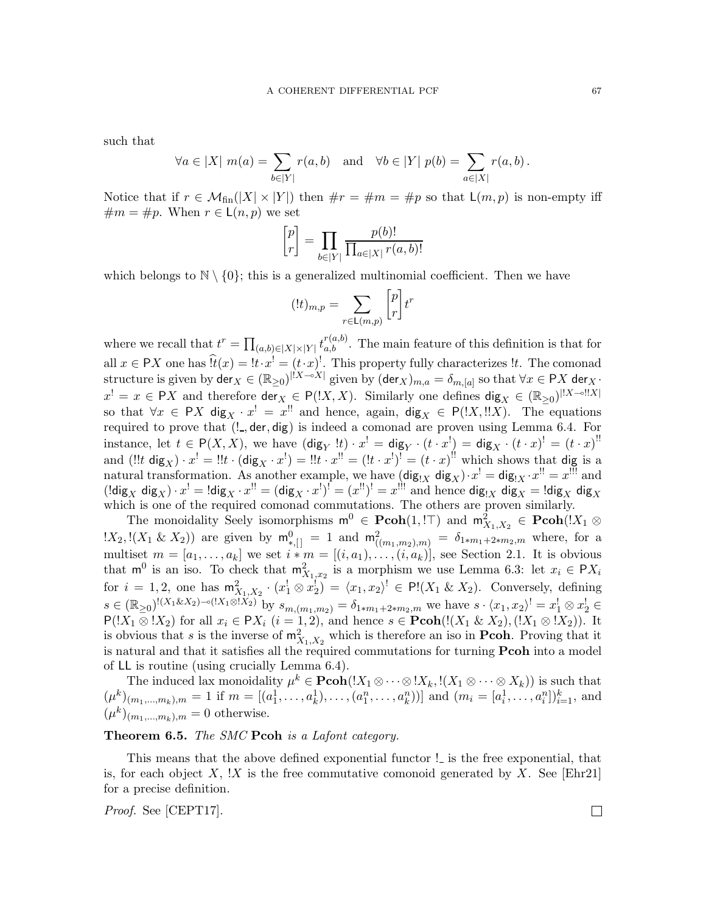such that

$$\forall a \in |X| \ m(a) = \sum_{b\in|Y|} r(a,b) \quad \text{and} \quad \forall b \in |Y| \ p(b) = \sum_{a\in|X|} r(a,b)\,.$$

Notice that if $r \in \mathcal{M}_{\mathrm{fin}}(|X| \times |Y|)$ then $\#r = \#m = \#p$ so that $\mathsf{L}(m,p)$ is non-empty iff $\#m = \#p$. When $r \in \mathsf{L}(n,p)$ we set

$$\begin{bmatrix} p \\ r \end{bmatrix} = \prod_{b\in|Y|} \frac{p(b)!}{\prod_{a\in|X|} r(a,b)!}$$

which belongs to $\mathbb{N} \setminus \{0\}$; this is a generalized multinomial coefficient. Then we have

$$(!t)_{m,p} = \sum_{r\in\mathsf{L}(m,p)} \begin{bmatrix} p \\ r \end{bmatrix} t^r$$

where we recall that $t^r = \prod_{(a,b)\in|X|\times|Y|} t_{a,b}^{r(a,b)}$. The main feature of this definition is that for all $x \in \mathsf{P}X$ one has $\widehat{!t}(x) = !t \cdot x^! = (t \cdot x)^!$. This property fully characterizes $!t$. The comonad structure is given by $\mathsf{der}_X \in (\mathbb{R}_{\geq 0})^{|!X\multimap X|}$ given by $(\mathsf{der}_X)_{m,a} = \delta_{m,[a]}$ so that $\forall x \in \mathsf{P}X \ \mathsf{der}_X \cdot x^! = x \in \mathsf{P}X$ and therefore $\mathsf{der}_X \in \mathsf{P}(!X, X)$. Similarly one defines $\mathsf{dig}_X \in (\mathbb{R}_{\geq 0})^{|!X\multimap !!X|}$ so that $\forall x \in \mathsf{P}X \ \mathsf{dig}_X \cdot x^! = x^{!!}$ and hence, again, $\mathsf{dig}_X \in \mathsf{P}(!X, !!X)$. The equations required to prove that $(!\_, \mathsf{der}, \mathsf{dig})$ is indeed a comonad are proven using Lemma 6.4. For instance, let $t \in \mathsf{P}(X, X)$, we have $(\mathsf{dig}_Y \ !t) \cdot x^! = \mathsf{dig}_Y \cdot (t \cdot x^!) = \mathsf{dig}_X \cdot (t \cdot x)^! = (t \cdot x)^{!!}$ and $(!!t \ \mathsf{dig}_X) \cdot x^! = !!t \cdot (\mathsf{dig}_X \cdot x^!) = !!t \cdot x^{!!} = (!t \cdot x^!)^! = (t \cdot x)^{!!}$ which shows that $\mathsf{dig}$ is a natural transformation. As another example, we have $(\mathsf{dig}_{!X} \ \mathsf{dig}_X) \cdot x^! = \mathsf{dig}_{!X} \cdot x^{!!} = x^{!!!}$ and $(!\mathsf{dig}_X \ \mathsf{dig}_X) \cdot x^! = !\mathsf{dig}_X \cdot x^{!!} = (\mathsf{dig}_X \cdot x^!)^! = (x^{!!})^! = x^{!!!}$ and hence $\mathsf{dig}_{!X} \ \mathsf{dig}_X = !\mathsf{dig}_X \ \mathsf{dig}_X$ which is one of the required comonad commutations. The others are proven similarly.

The monoidality Seely isomorphisms $\mathsf{m}^0 \in \mathbf{Pcoh}(1, !\top)$ and $\mathsf{m}^2_{X_1,X_2} \in \mathbf{Pcoh}(!X_1 \otimes !X_2, !(X_1 \mathbin{\&} X_2))$ are given by $\mathsf{m}^0_{*,[]} = 1$ and $\mathsf{m}^2_{((m_1,m_2),m)} = \delta_{1*m_1+2*m_2,m}$ where, for a multiset $m = [a_1, \dots, a_k]$ we set $i * m = [(i, a_1), \dots, (i, a_k)]$, see Section 2.1. It is obvious that $\mathsf{m}^0$ is an iso. To check that $\mathsf{m}^2_{X_1,x_2}$ is a morphism we use Lemma 6.3: let $x_i \in \mathsf{P}X_i$ for $i = 1, 2$, one has $\mathsf{m}^2_{X_1,X_2} \cdot (x_1^! \otimes x_2^!) = \langle x_1, x_2\rangle^! \in \mathsf{P}!(X_1 \mathbin{\&} X_2)$. Conversely, defining $s \in (\mathbb{R}_{\geq 0})^{!(X_1\&X_2)\multimap(!X_1\otimes !X_2)}$ by $s_{m,(m_1,m_2)} = \delta_{1*m_1+2*m_2,m}$ we have $s \cdot \langle x_1, x_2\rangle^! = x_1^! \otimes x_2^! \in \mathsf{P}(!X_1 \otimes !X_2)$ for all $x_i \in \mathsf{P}X_i$ $(i = 1, 2)$, and hence $s \in \mathbf{Pcoh}(!(X_1 \mathbin{\&} X_2), (!X_1 \otimes !X_2))$. It is obvious that $s$ is the inverse of $\mathsf{m}^2_{X_1,X_2}$ which is therefore an iso in $\mathbf{Pcoh}$. Proving that it is natural and that it satisfies all the required commutations for turning $\mathbf{Pcoh}$ into a model of $\mathsf{LL}$ is routine (using crucially Lemma 6.4).

The induced lax monoidality $\mu^k \in \mathbf{Pcoh}(!X_1 \otimes \cdots \otimes !X_k, !(X_1 \otimes \cdots \otimes X_k))$ is such that $(\mu^k)_{(m_1,\dots,m_k),m} = 1$ if $m = [(a_1^1, \dots, a_k^1), \dots, (a_1^n, \dots, a_k^n))]$ and $(m_i = [a_i^1, \dots, a_i^n])_{i=1}^k$, and $(\mu^k)_{(m_1,\dots,m_k),m} = 0$ otherwise.

**Theorem 6.5.** *The SMC* $\mathbf{Pcoh}$ *is a Lafont category.*

This means that the above defined exponential functor $!\_$ is the free exponential, that is, for each object $X$, $!X$ is the free commutative comonoid generated by $X$. See [Ehr21] for a precise definition.

*Proof.* See [CEPT17]. □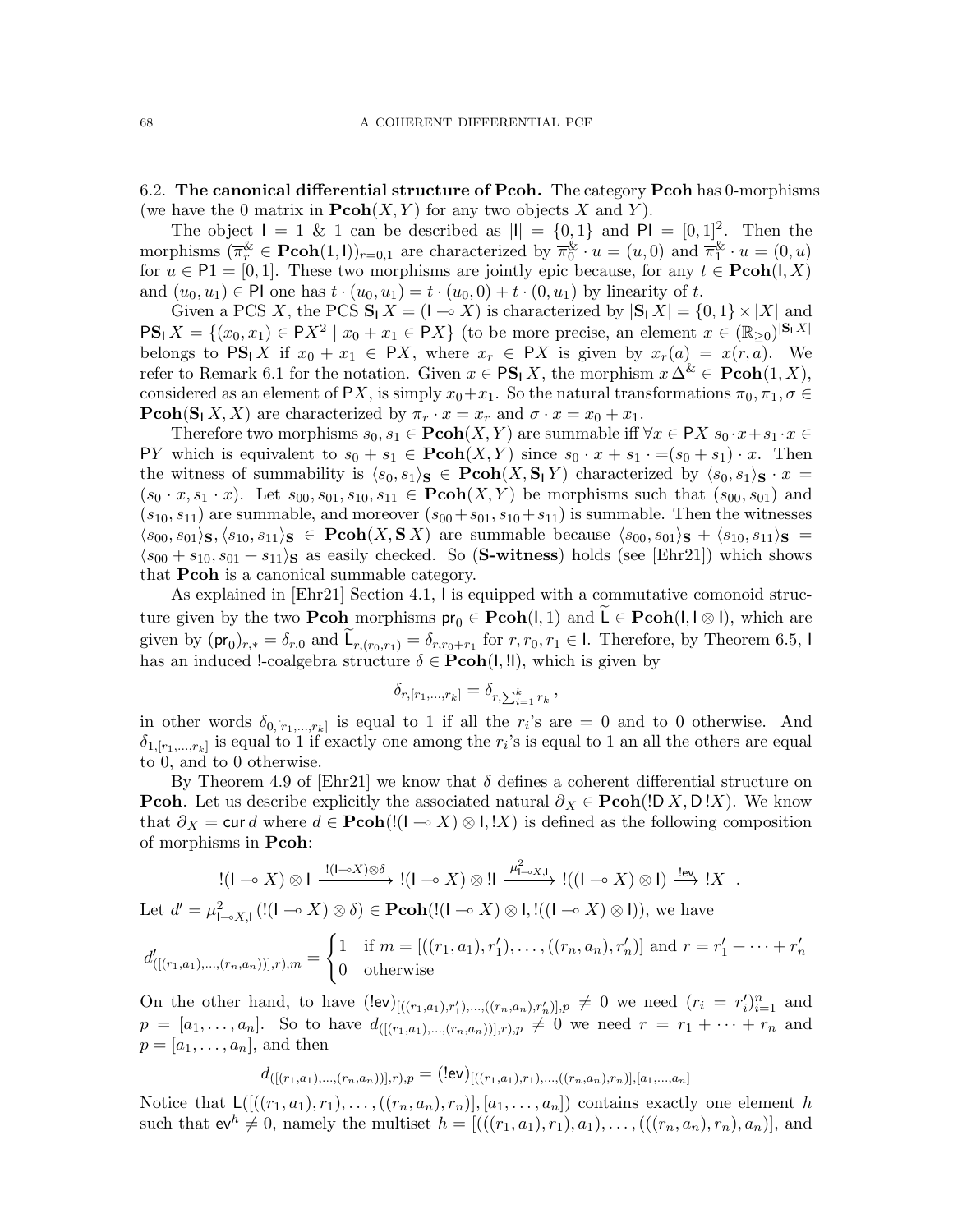6.2. **The canonical differential structure of Pcoh.** The category $\mathbf{Pcoh}$ has 0-morphisms (we have the 0 matrix in $\mathbf{Pcoh}(X,Y)$ for any two objects $X$ and $Y$).

The object $\mathsf{I} = 1 \mathbin{\&} 1$ can be described as $|\mathsf{I}| = \{0,1\}$ and $\mathsf{PI} = [0,1]^2$. Then the morphisms $(\overline{\pi}^{\&}_r \in \mathbf{Pcoh}(1,\mathsf{I}))_{r=0,1}$ are characterized by $\overline{\pi}^{\&}_0 \cdot u = (u,0)$ and $\overline{\pi}^{\&}_1 \cdot u = (0,u)$ for $u \in \mathsf{P}1 = [0,1]$. These two morphisms are jointly epic because, for any $t \in \mathbf{Pcoh}(\mathsf{I},X)$ and $(u_0,u_1) \in \mathsf{PI}$ one has $t \cdot (u_0,u_1) = t \cdot (u_0,0) + t \cdot (0,u_1)$ by linearity of $t$.

Given a PCS $X$, the PCS $\mathbf{S}_\mathsf{I}\, X = (\mathsf{I} \multimap X)$ is characterized by $|\mathbf{S}_\mathsf{I}\, X| = \{0,1\} \times |X|$ and $\mathsf{P}\mathbf{S}_\mathsf{I}\, X = \{(x_0,x_1) \in \mathsf{P}X^2 \mid x_0 + x_1 \in \mathsf{P}X\}$ (to be more precise, an element $x \in (\mathbb{R}_{\geq 0})^{|\mathbf{S}_\mathsf{I}\, X|}$ belongs to $\mathsf{P}\mathbf{S}_\mathsf{I}\, X$ if $x_0 + x_1 \in \mathsf{P}X$, where $x_r \in \mathsf{P}X$ is given by $x_r(a) = x(r,a)$. We refer to Remark 6.1 for the notation. Given $x \in \mathsf{P}\mathbf{S}_\mathsf{I}\, X$, the morphism $x\,\Delta^{\&} \in \mathbf{Pcoh}(1,X)$, considered as an element of $\mathsf{P}X$, is simply $x_0 + x_1$. So the natural transformations $\pi_0, \pi_1, \sigma \in \mathbf{Pcoh}(\mathbf{S}_\mathsf{I}\, X, X)$ are characterized by $\pi_r \cdot x = x_r$ and $\sigma \cdot x = x_0 + x_1$.

Therefore two morphisms $s_0, s_1 \in \mathbf{Pcoh}(X,Y)$ are summable iff $\forall x \in \mathsf{P}X$ $s_0 \cdot x + s_1 \cdot x \in \mathsf{P}Y$ which is equivalent to $s_0 + s_1 \in \mathbf{Pcoh}(X,Y)$ since $s_0 \cdot x + s_1 \cdot = (s_0 + s_1) \cdot x$. Then the witness of summability is $\langle s_0, s_1 \rangle_\mathbf{S} \in \mathbf{Pcoh}(X, \mathbf{S}_\mathsf{I}\, Y)$ characterized by $\langle s_0, s_1 \rangle_\mathbf{S} \cdot x = (s_0 \cdot x, s_1 \cdot x)$. Let $s_{00}, s_{01}, s_{10}, s_{11} \in \mathbf{Pcoh}(X,Y)$ be morphisms such that $(s_{00}, s_{01})$ and $(s_{10}, s_{11})$ are summable, and moreover $(s_{00} + s_{01}, s_{10} + s_{11})$ is summable. Then the witnesses $\langle s_{00}, s_{01} \rangle_\mathbf{S}, \langle s_{10}, s_{11} \rangle_\mathbf{S} \in \mathbf{Pcoh}(X, \mathbf{S}\, X)$ are summable because $\langle s_{00}, s_{01} \rangle_\mathbf{S} + \langle s_{10}, s_{11} \rangle_\mathbf{S} = \langle s_{00} + s_{10}, s_{01} + s_{11} \rangle_\mathbf{S}$ as easily checked. So (**S-witness**) holds (see [Ehr21]) which shows that $\mathbf{Pcoh}$ is a canonical summable category.

As explained in [Ehr21] Section 4.1, $\mathsf{I}$ is equipped with a commutative comonoid structure given by the two $\mathbf{Pcoh}$ morphisms $\mathsf{pr}_0 \in \mathbf{Pcoh}(\mathsf{I}, 1)$ and $\widetilde{\mathsf{L}} \in \mathbf{Pcoh}(\mathsf{I}, \mathsf{I} \otimes \mathsf{I})$, which are given by $(\mathsf{pr}_0)_{r,*} = \delta_{r,0}$ and $\widetilde{\mathsf{L}}_{r,(r_0,r_1)} = \delta_{r,r_0+r_1}$ for $r, r_0, r_1 \in \mathsf{I}$. Therefore, by Theorem 6.5, $\mathsf{I}$ has an induced !-coalgebra structure $\delta \in \mathbf{Pcoh}(\mathsf{I}, !\mathsf{I})$, which is given by

$$\delta_{r,[r_1,\dots,r_k]} = \delta_{r,\sum_{i=1}^k r_k}\,,$$

in other words $\delta_{0,[r_1,\dots,r_k]}$ is equal to 1 if all the $r_i$'s are $= 0$ and to 0 otherwise. And $\delta_{1,[r_1,\dots,r_k]}$ is equal to 1 if exactly one among the $r_i$'s is equal to 1 an all the others are equal to 0, and to 0 otherwise.

By Theorem 4.9 of [Ehr21] we know that $\delta$ defines a coherent differential structure on $\mathbf{Pcoh}$. Let us describe explicitly the associated natural $\partial_X \in \mathbf{Pcoh}(!\mathsf{D}\, X, \mathsf{D}\, !X)$. We know that $\partial_X = \mathsf{cur}\, d$ where $d \in \mathbf{Pcoh}(!(\mathsf{I} \multimap X) \otimes \mathsf{I}, !X)$ is defined as the following composition of morphisms in $\mathbf{Pcoh}$:

$$!(\mathsf{I} \multimap X) \otimes \mathsf{I} \xrightarrow{!(\mathsf{I} \multimap X) \otimes \delta} !(\mathsf{I} \multimap X) \otimes !\mathsf{I} \xrightarrow{\mu^2_{\mathsf{I} \multimap X, \mathsf{I}}} !((\mathsf{I} \multimap X) \otimes \mathsf{I}) \xrightarrow{!\mathsf{ev}} !X\ .$$

Let $d' = \mu^2_{\mathsf{I} \multimap X, \mathsf{I}}\,(!(\mathsf{I} \multimap X) \otimes \delta) \in \mathbf{Pcoh}(!(\mathsf{I} \multimap X) \otimes \mathsf{I}, !((\mathsf{I} \multimap X) \otimes \mathsf{I}))$, we have

$$d'_{([(r_1,a_1),\dots,(r_n,a_n))],r),m} = \begin{cases} 1 & \text{if } m = [((r_1,a_1),r'_1),\dots,((r_n,a_n),r'_n)] \text{ and } r = r'_1 + \cdots + r'_n \\ 0 & \text{otherwise} \end{cases}$$

On the other hand, to have $(!\mathsf{ev})_{[((r_1,a_1),r'_1),\dots,((r_n,a_n),r'_n)],p} \neq 0$ we need $(r_i = r'_i)_{i=1}^n$ and $p = [a_1,\dots,a_n]$. So to have $d_{([(r_1,a_1),\dots,(r_n,a_n))],r),p} \neq 0$ we need $r = r_1 + \cdots + r_n$ and $p = [a_1,\dots,a_n]$, and then

$$d_{([(r_1,a_1),\dots,(r_n,a_n))],r),p} = (!\mathsf{ev})_{[((r_1,a_1),r_1),\dots,((r_n,a_n),r_n)],[a_1,\dots,a_n]}$$

Notice that $\mathsf{L}([((r_1,a_1),r_1),\dots,((r_n,a_n),r_n)],[a_1,\dots,a_n])$ contains exactly one element $h$ such that $\mathsf{ev}^h \neq 0$, namely the multiset $h = [(((r_1,a_1),r_1),a_1),\dots,(((r_n,a_n),r_n),a_n)]$, and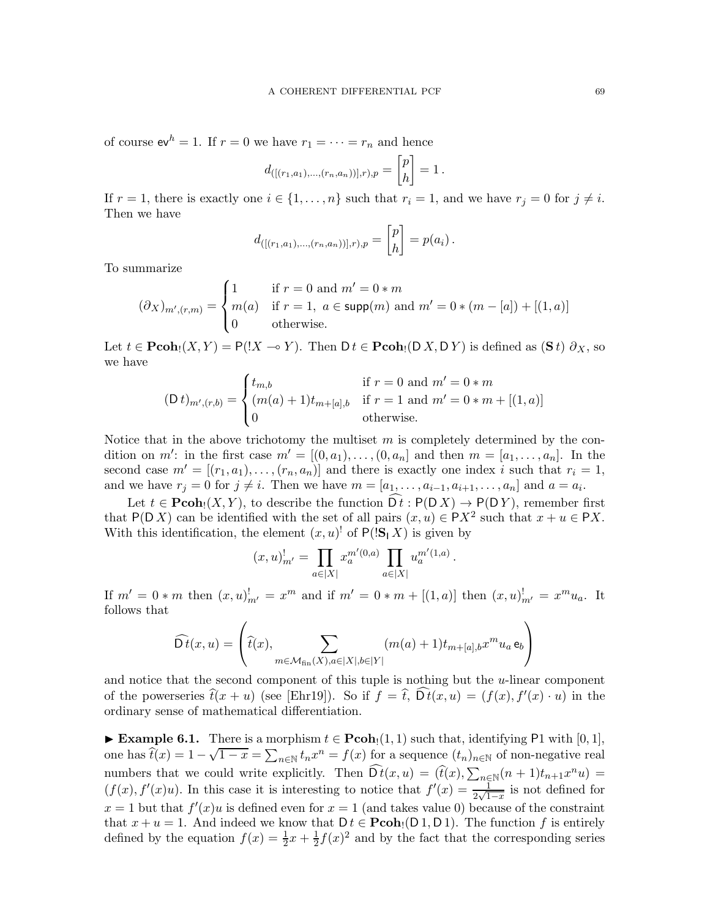of course $\mathsf{ev}^h = 1$. If $r = 0$ we have $r_1 = \cdots = r_n$ and hence

$$d_{([(r_1,a_1),\dots,(r_n,a_n))],r),p} = \begin{bmatrix} p \\ h \end{bmatrix} = 1\,.$$

If $r = 1$, there is exactly one $i \in \{1,\dots,n\}$ such that $r_i = 1$, and we have $r_j = 0$ for $j \neq i$. Then we have

$$d_{([(r_1,a_1),\dots,(r_n,a_n))],r),p} = \begin{bmatrix} p \\ h \end{bmatrix} = p(a_i)\,.$$

To summarize

$$(\partial_X)_{m',(r,m)} = \begin{cases} 1 & \text{if } r = 0 \text{ and } m' = 0 * m \\ m(a) & \text{if } r = 1,\ a \in \mathsf{supp}(m) \text{ and } m' = 0 * (m - [a]) + [(1,a)] \\ 0 & \text{otherwise.} \end{cases}$$

Let $t \in \mathbf{Pcoh}_!(X,Y) = \mathsf{P}(!X \multimap Y)$. Then $\mathsf{D}\,t \in \mathbf{Pcoh}_!(\mathsf{D}\,X, \mathsf{D}\,Y)$ is defined as $(\mathbf{S}\,t)\ \partial_X$, so we have

$$(\mathsf{D}\,t)_{m',(r,b)} = \begin{cases} t_{m,b} & \text{if } r = 0 \text{ and } m' = 0 * m \\ (m(a)+1)t_{m+[a],b} & \text{if } r = 1 \text{ and } m' = 0 * m + [(1,a)] \\ 0 & \text{otherwise.} \end{cases}$$

Notice that in the above trichotomy the multiset $m$ is completely determined by the condition on $m'$: in the first case $m' = [(0,a_1),\dots,(0,a_n]$ and then $m = [a_1,\dots,a_n]$. In the second case $m' = [(r_1,a_1),\dots,(r_n,a_n)]$ and there is exactly one index $i$ such that $r_i = 1$, and we have $r_j = 0$ for $j \neq i$. Then we have $m = [a_1,\dots,a_{i-1},a_{i+1},\dots,a_n]$ and $a = a_i$.

Let $t \in \mathbf{Pcoh}_!(X,Y)$, to describe the function $\widehat{\mathsf{D}\,t} : \mathsf{P}(\mathsf{D}\,X) \to \mathsf{P}(\mathsf{D}\,Y)$, remember first that $\mathsf{P}(\mathsf{D}\,X)$ can be identified with the set of all pairs $(x,u) \in \mathsf{P}X^2$ such that $x + u \in \mathsf{P}X$. With this identification, the element $(x,u)^!$ of $\mathsf{P}(!\mathbf{S}_{\mathsf{I}}\,X)$ is given by

$$(x,u)^!_{m'} = \prod_{a\in|X|} x_a^{m'(0,a)} \prod_{a\in|X|} u_a^{m'(1,a)}\,.$$

If $m' = 0 * m$ then $(x,u)^!_{m'} = x^m$ and if $m' = 0 * m + [(1,a)]$ then $(x,u)^!_{m'} = x^m u_a$. It follows that

$$\widehat{\mathsf{D}\,t}(x,u) = \left(\widehat{t}(x), \sum_{m\in\mathcal{M}_{\mathrm{fin}}(X), a\in|X|, b\in|Y|} (m(a)+1)t_{m+[a],b}\, x^m u_a\, \mathsf{e}_b\right)$$

and notice that the second component of this tuple is nothing but the $u$-linear component of the powerseries $\widehat{t}(x+u)$ (see [Ehr19]). So if $f = \widehat{t}$, $\widehat{\mathsf{D}\,t}(x,u) = (f(x), f'(x)\cdot u)$ in the ordinary sense of mathematical differentiation.

**▶ Example 6.1.** There is a morphism $t \in \mathbf{Pcoh}_!(1,1)$ such that, identifying $\mathsf{P}1$ with $[0,1]$, one has $\widehat{t}(x) = 1 - \sqrt{1-x} = \sum_{n\in\mathbb{N}} t_n x^n = f(x)$ for a sequence $(t_n)_{n\in\mathbb{N}}$ of non-negative real numbers that we could write explicitly. Then $\widehat{\mathsf{D}\,t}(x,u) = (\widehat{t}(x), \sum_{n\in\mathbb{N}}(n+1)t_{n+1}x^n u) = (f(x), f'(x)u)$. In this case it is interesting to notice that $f'(x) = \frac{1}{2\sqrt{1-x}}$ is not defined for $x = 1$ but that $f'(x)u$ is defined even for $x = 1$ (and takes value 0) because of the constraint that $x + u = 1$. And indeed we know that $\mathsf{D}\,t \in \mathbf{Pcoh}_!(\mathsf{D}\,1, \mathsf{D}\,1)$. The function $f$ is entirely defined by the equation $f(x) = \frac{1}{2}x + \frac{1}{2}f(x)^2$ and by the fact that the corresponding series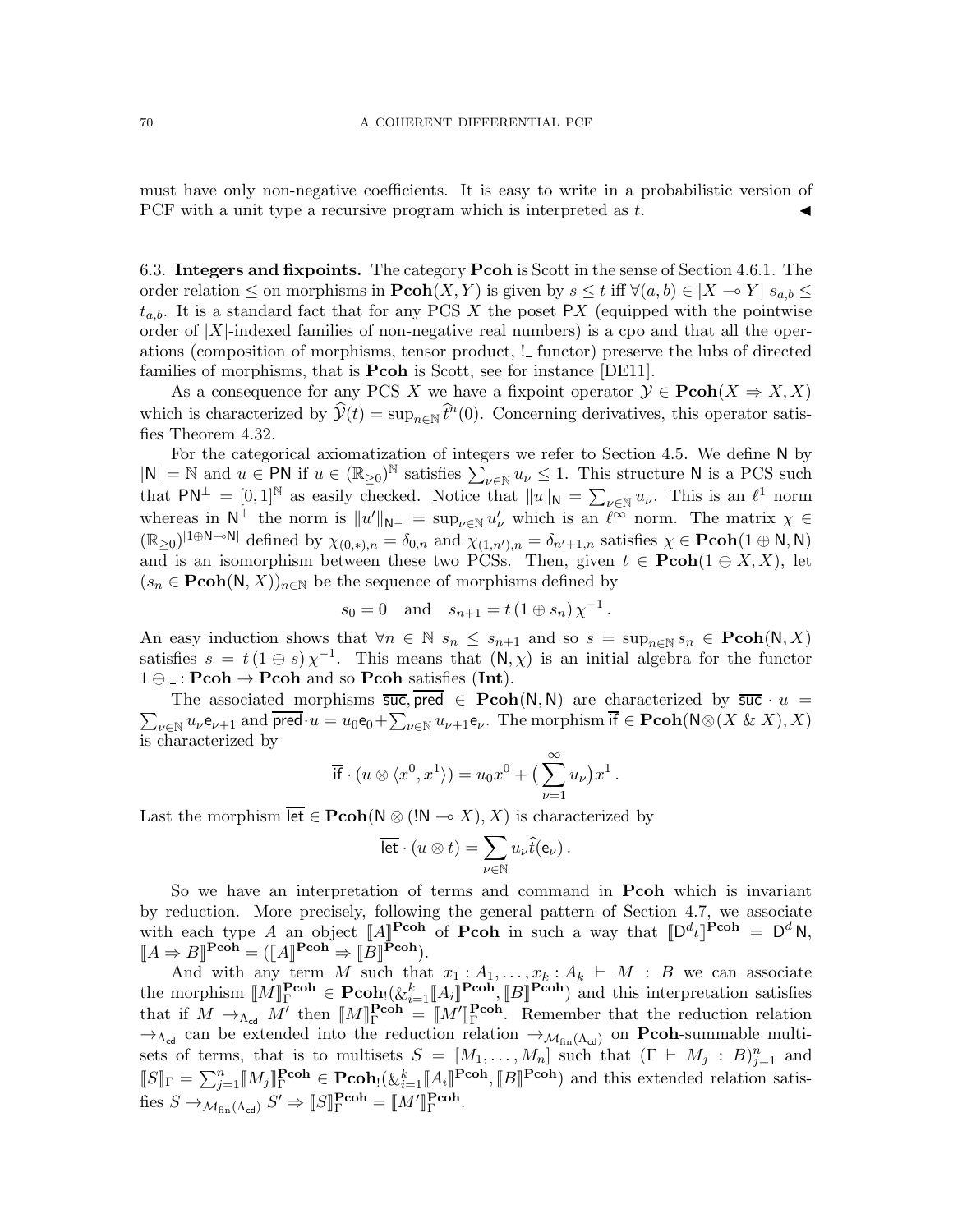must have only non-negative coefficients. It is easy to write in a probabilistic version of PCF with a unit type a recursive program which is interpreted as $t$. ◀

6.3. **Integers and fixpoints.** The category **Pcoh** is Scott in the sense of Section 4.6.1. The order relation $\leq$ on morphisms in $\mathbf{Pcoh}(X, Y)$ is given by $s \leq t$ iff $\forall (a,b) \in |X \multimap Y|\ s_{a,b} \leq t_{a,b}$. It is a standard fact that for any PCS $X$ the poset $\mathsf{P}X$ (equipped with the pointwise order of $|X|$-indexed families of non-negative real numbers) is a cpo and that all the operations (composition of morphisms, tensor product, $!\_$ functor) preserve the lubs of directed families of morphisms, that is **Pcoh** is Scott, see for instance [DE11].

As a consequence for any PCS $X$ we have a fixpoint operator $\mathcal{Y} \in \mathbf{Pcoh}(X \Rightarrow X, X)$ which is characterized by $\widehat{\mathcal{Y}}(t) = \sup_{n\in\mathbb{N}} \widehat{t}^n(0)$. Concerning derivatives, this operator satisfies Theorem 4.32.

For the categorical axiomatization of integers we refer to Section 4.5. We define $\mathsf{N}$ by $|\mathsf{N}| = \mathbb{N}$ and $u \in \mathsf{PN}$ if $u \in (\mathbb{R}_{\geq 0})^{\mathbb{N}}$ satisfies $\sum_{\nu\in\mathbb{N}} u_\nu \leq 1$. This structure $\mathsf{N}$ is a PCS such that $\mathsf{PN}^\perp = [0,1]^{\mathbb{N}}$ as easily checked. Notice that $\|u\|_{\mathsf{N}} = \sum_{\nu\in\mathbb{N}} u_\nu$. This is an $\ell^1$ norm whereas in $\mathsf{N}^\perp$ the norm is $\|u'\|_{\mathsf{N}^\perp} = \sup_{\nu\in\mathbb{N}} u'_\nu$ which is an $\ell^\infty$ norm. The matrix $\chi \in (\mathbb{R}_{\geq 0})^{|1\oplus\mathsf{N}\multimap\mathsf{N}|}$ defined by $\chi_{(0,*),n} = \delta_{0,n}$ and $\chi_{(1,n'),n} = \delta_{n'+1,n}$ satisfies $\chi \in \mathbf{Pcoh}(1\oplus\mathsf{N}, \mathsf{N})$ and is an isomorphism between these two PCSs. Then, given $t \in \mathbf{Pcoh}(1\oplus X, X)$, let $(s_n \in \mathbf{Pcoh}(\mathsf{N}, X))_{n\in\mathbb{N}}$ be the sequence of morphisms defined by

$$s_0 = 0 \quad \text{and} \quad s_{n+1} = t\,(1\oplus s_n)\,\chi^{-1}\,.$$

An easy induction shows that $\forall n \in \mathbb{N}\ s_n \leq s_{n+1}$ and so $s = \sup_{n\in\mathbb{N}} s_n \in \mathbf{Pcoh}(\mathsf{N}, X)$ satisfies $s = t\,(1\oplus s)\,\chi^{-1}$. This means that $(\mathsf{N}, \chi)$ is an initial algebra for the functor $1 \oplus \_ : \mathbf{Pcoh} \to \mathbf{Pcoh}$ and so **Pcoh** satisfies (**Int**).

The associated morphisms $\overline{\mathsf{suc}}, \overline{\mathsf{pred}} \in \mathbf{Pcoh}(\mathsf{N}, \mathsf{N})$ are characterized by $\overline{\mathsf{suc}} \cdot u = \sum_{\nu\in\mathbb{N}} u_\nu \mathsf{e}_{\nu+1}$ and $\overline{\mathsf{pred}} \cdot u = u_0 \mathsf{e}_0 + \sum_{\nu\in\mathbb{N}} u_{\nu+1}\mathsf{e}_\nu$. The morphism $\overline{\mathsf{if}} \in \mathbf{Pcoh}(\mathsf{N}\otimes(X \mathbin{\&} X), X)$ is characterized by

$$\overline{\mathsf{if}} \cdot (u \otimes \langle x^0, x^1\rangle) = u_0 x^0 + \big(\sum_{\nu=1}^{\infty} u_\nu\big) x^1\,.$$

Last the morphism $\overline{\mathsf{let}} \in \mathbf{Pcoh}(\mathsf{N}\otimes(!\mathsf{N} \multimap X), X)$ is characterized by

$$\overline{\mathsf{let}} \cdot (u \otimes t) = \sum_{\nu\in\mathbb{N}} u_\nu \widehat{t}(\mathsf{e}_\nu)\,.$$

So we have an interpretation of terms and command in **Pcoh** which is invariant by reduction. More precisely, following the general pattern of Section 4.7, we associate with each type $A$ an object $[\![A]\!]^{\mathbf{Pcoh}}$ of **Pcoh** in such a way that $[\![\mathsf{D}^d\iota]\!]^{\mathbf{Pcoh}} = \mathsf{D}^d\mathsf{N}$, $[\![A \Rightarrow B]\!]^{\mathbf{Pcoh}} = ([\![A]\!]^{\mathbf{Pcoh}} \Rightarrow [\![B]\!]^{\mathbf{Pcoh}})$.

And with any term $M$ such that $x_1 : A_1, \dots, x_k : A_k \vdash M : B$ we can associate the morphism $[\![M]\!]^{\mathbf{Pcoh}}_\Gamma \in \mathbf{Pcoh}_!(\&_{i=1}^k [\![A_i]\!]^{\mathbf{Pcoh}}, [\![B]\!]^{\mathbf{Pcoh}})$ and this interpretation satisfies that if $M \to_{\Lambda_{\mathsf{cd}}} M'$ then $[\![M]\!]^{\mathbf{Pcoh}}_\Gamma = [\![M']\!]^{\mathbf{Pcoh}}_\Gamma$. Remember that the reduction relation $\to_{\Lambda_{\mathsf{cd}}}$ can be extended into the reduction relation $\to_{\mathcal{M}_{\mathrm{fin}}(\Lambda_{\mathsf{cd}})}$ on **Pcoh**-summable multisets of terms, that is to multisets $S = [M_1, \dots, M_n]$ such that $(\Gamma \vdash M_j : B)_{j=1}^n$ and $[\![S]\!]_\Gamma = \sum_{j=1}^n [\![M_j]\!]^{\mathbf{Pcoh}}_\Gamma \in \mathbf{Pcoh}_!(\&_{i=1}^k [\![A_i]\!]^{\mathbf{Pcoh}}, [\![B]\!]^{\mathbf{Pcoh}})$ and this extended relation satisfies $S \to_{\mathcal{M}_{\mathrm{fin}}(\Lambda_{\mathsf{cd}})} S' \Rightarrow [\![S]\!]^{\mathbf{Pcoh}}_\Gamma = [\![M']\!]^{\mathbf{Pcoh}}_\Gamma$.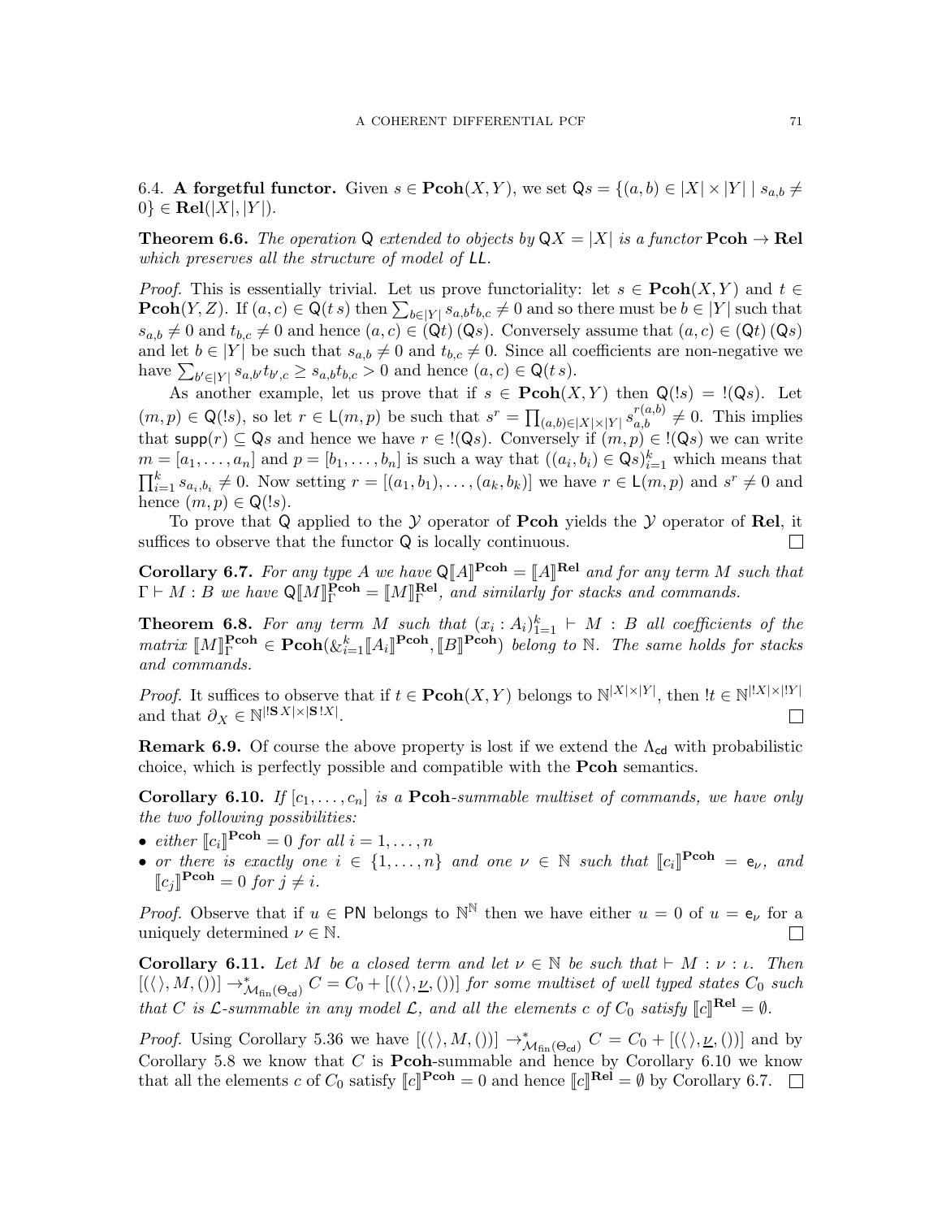6.4. **A forgetful functor.** Given $s \in \mathbf{Pcoh}(X,Y)$, we set $\mathsf{Q}s = \{(a,b) \in |X| \times |Y| \mid s_{a,b} \neq 0\} \in \mathbf{Rel}(|X|,|Y|)$.

**Theorem 6.6.** *The operation* $\mathsf{Q}$ *extended to objects by* $\mathsf{Q}X = |X|$ *is a functor* $\mathbf{Pcoh} \to \mathbf{Rel}$ *which preserves all the structure of model of* $\mathsf{LL}$.

*Proof.* This is essentially trivial. Let us prove functoriality: let $s \in \mathbf{Pcoh}(X,Y)$ and $t \in \mathbf{Pcoh}(Y,Z)$. If $(a,c) \in \mathsf{Q}(t\,s)$ then $\sum_{b\in|Y|} s_{a,b}t_{b,c} \neq 0$ and so there must be $b \in |Y|$ such that $s_{a,b} \neq 0$ and $t_{b,c} \neq 0$ and hence $(a,c) \in (\mathsf{Q}t)\,(\mathsf{Q}s)$. Conversely assume that $(a,c) \in (\mathsf{Q}t)\,(\mathsf{Q}s)$ and let $b \in |Y|$ be such that $s_{a,b} \neq 0$ and $t_{b,c} \neq 0$. Since all coefficients are non-negative we have $\sum_{b'\in|Y|} s_{a,b'}t_{b',c} \geq s_{a,b}t_{b,c} > 0$ and hence $(a,c) \in \mathsf{Q}(t\,s)$.

As another example, let us prove that if $s \in \mathbf{Pcoh}(X,Y)$ then $\mathsf{Q}(!s) = !(\mathsf{Q}s)$. Let $(m,p) \in \mathsf{Q}(!s)$, so let $r \in \mathsf{L}(m,p)$ be such that $s^r = \prod_{(a,b)\in|X|\times|Y|} s_{a,b}^{r(a,b)} \neq 0$. This implies that $\mathsf{supp}(r) \subseteq \mathsf{Q}s$ and hence we have $r \in !(\mathsf{Q}s)$. Conversely if $(m,p) \in !(\mathsf{Q}s)$ we can write $m = [a_1,\dots,a_n]$ and $p = [b_1,\dots,b_n]$ is such a way that $((a_i,b_i) \in \mathsf{Q}s)_{i=1}^k$ which means that $\prod_{i=1}^k s_{a_i,b_i} \neq 0$. Now setting $r = [(a_1,b_1),\dots,(a_k,b_k)]$ we have $r \in \mathsf{L}(m,p)$ and $s^r \neq 0$ and hence $(m,p) \in \mathsf{Q}(!s)$.

To prove that $\mathsf{Q}$ applied to the $\mathcal{Y}$ operator of $\mathbf{Pcoh}$ yields the $\mathcal{Y}$ operator of $\mathbf{Rel}$, it suffices to observe that the functor $\mathsf{Q}$ is locally continuous. $\square$

**Corollary 6.7.** *For any type* $A$ *we have* $\mathsf{Q}[\![A]\!]^{\mathbf{Pcoh}} = [\![A]\!]^{\mathbf{Rel}}$ *and for any term* $M$ *such that* $\Gamma \vdash M : B$ *we have* $\mathsf{Q}[\![M]\!]_\Gamma^{\mathbf{Pcoh}} = [\![M]\!]_\Gamma^{\mathbf{Rel}}$*, and similarly for stacks and commands.*

**Theorem 6.8.** *For any term* $M$ *such that* $(x_i : A_i)_{1=1}^k \vdash M : B$ *all coefficients of the matrix* $[\![M]\!]_\Gamma^{\mathbf{Pcoh}} \in \mathbf{Pcoh}(\&_{i=1}^k [\![A_i]\!]^{\mathbf{Pcoh}}, [\![B]\!]^{\mathbf{Pcoh}})$ *belong to* $\mathbb{N}$. *The same holds for stacks and commands.*

*Proof.* It suffices to observe that if $t \in \mathbf{Pcoh}(X,Y)$ belongs to $\mathbb{N}^{|X|\times|Y|}$, then $!t \in \mathbb{N}^{|!X|\times|!Y|}$ and that $\partial_X \in \mathbb{N}^{|!\mathbf{S}\,X|\times|\mathbf{S}\,!X|}$. $\square$

**Remark 6.9.** Of course the above property is lost if we extend the $\Lambda_{\mathsf{cd}}$ with probabilistic choice, which is perfectly possible and compatible with the $\mathbf{Pcoh}$ semantics.

**Corollary 6.10.** *If* $[c_1,\dots,c_n]$ *is a* $\mathbf{Pcoh}$*-summable multiset of commands, we have only the two following possibilities:*

- *either* $[\![c_i]\!]^{\mathbf{Pcoh}} = 0$ *for all* $i = 1,\dots,n$
- *or there is exactly one* $i \in \{1,\dots,n\}$ *and one* $\nu \in \mathbb{N}$ *such that* $[\![c_i]\!]^{\mathbf{Pcoh}} = \mathsf{e}_\nu$*, and* $[\![c_j]\!]^{\mathbf{Pcoh}} = 0$ *for* $j \neq i$.

*Proof.* Observe that if $u \in \mathsf{PN}$ belongs to $\mathbb{N}^{\mathbb{N}}$ then we have either $u = 0$ of $u = \mathsf{e}_\nu$ for a uniquely determined $\nu \in \mathbb{N}$. $\square$

**Corollary 6.11.** *Let* $M$ *be a closed term and let* $\nu \in \mathbb{N}$ *be such that* $\vdash M : \nu : \iota$. *Then* $[(\langle\rangle, M, ())] \to^*_{\mathcal{M}_{\mathrm{fin}}(\Theta_{\mathsf{cd}})} C = C_0 + [(\langle\rangle, \underline{\nu}, ())]$ *for some multiset of well typed states* $C_0$ *such that* $C$ *is* $\mathcal{L}$*-summable in any model* $\mathcal{L}$*, and all the elements* $c$ *of* $C_0$ *satisfy* $[\![c]\!]^{\mathbf{Rel}} = \emptyset$.

*Proof.* Using Corollary 5.36 we have $[(\langle\rangle, M, ())] \to^*_{\mathcal{M}_{\mathrm{fin}}(\Theta_{\mathsf{cd}})} C = C_0 + [(\langle\rangle, \underline{\nu}, ())]$ and by Corollary 5.8 we know that $C$ is $\mathbf{Pcoh}$-summable and hence by Corollary 6.10 we know that all the elements $c$ of $C_0$ satisfy $[\![c]\!]^{\mathbf{Pcoh}} = 0$ and hence $[\![c]\!]^{\mathbf{Rel}} = \emptyset$ by Corollary 6.7. $\square$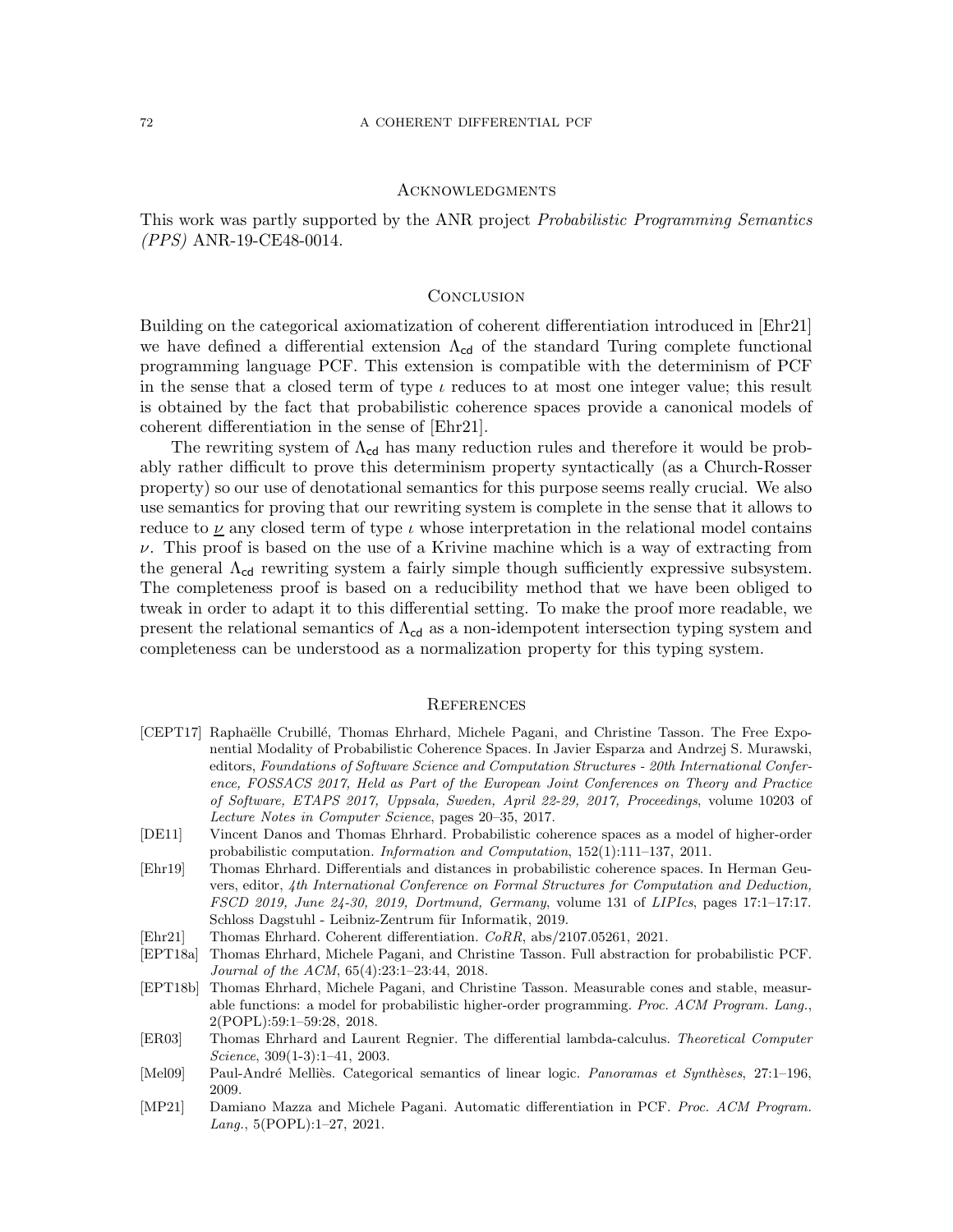## Acknowledgments

This work was partly supported by the ANR project *Probabilistic Programming Semantics (PPS)* ANR-19-CE48-0014.

## Conclusion

Building on the categorical axiomatization of coherent differentiation introduced in [Ehr21] we have defined a differential extension $\Lambda_{\mathsf{cd}}$ of the standard Turing complete functional programming language PCF. This extension is compatible with the determinism of PCF in the sense that a closed term of type $\iota$ reduces to at most one integer value; this result is obtained by the fact that probabilistic coherence spaces provide a canonical models of coherent differentiation in the sense of [Ehr21].

The rewriting system of $\Lambda_{\mathsf{cd}}$ has many reduction rules and therefore it would be probably rather difficult to prove this determinism property syntactically (as a Church-Rosser property) so our use of denotational semantics for this purpose seems really crucial. We also use semantics for proving that our rewriting system is complete in the sense that it allows to reduce to $\underline{\nu}$ any closed term of type $\iota$ whose interpretation in the relational model contains $\nu$. This proof is based on the use of a Krivine machine which is a way of extracting from the general $\Lambda_{\mathsf{cd}}$ rewriting system a fairly simple though sufficiently expressive subsystem. The completeness proof is based on a reducibility method that we have been obliged to tweak in order to adapt it to this differential setting. To make the proof more readable, we present the relational semantics of $\Lambda_{\mathsf{cd}}$ as a non-idempotent intersection typing system and completeness can be understood as a normalization property for this typing system.

## References

- [CEPT17] Raphaëlle Crubillé, Thomas Ehrhard, Michele Pagani, and Christine Tasson. The Free Exponential Modality of Probabilistic Coherence Spaces. In Javier Esparza and Andrzej S. Murawski, editors, *Foundations of Software Science and Computation Structures - 20th International Conference, FOSSACS 2017, Held as Part of the European Joint Conferences on Theory and Practice of Software, ETAPS 2017, Uppsala, Sweden, April 22-29, 2017, Proceedings*, volume 10203 of *Lecture Notes in Computer Science*, pages 20–35, 2017.
- [DE11] Vincent Danos and Thomas Ehrhard. Probabilistic coherence spaces as a model of higher-order probabilistic computation. *Information and Computation*, 152(1):111–137, 2011.
- [Ehr19] Thomas Ehrhard. Differentials and distances in probabilistic coherence spaces. In Herman Geuvers, editor, *4th International Conference on Formal Structures for Computation and Deduction, FSCD 2019, June 24-30, 2019, Dortmund, Germany*, volume 131 of *LIPIcs*, pages 17:1–17:17. Schloss Dagstuhl - Leibniz-Zentrum für Informatik, 2019.
- [Ehr21] Thomas Ehrhard. Coherent differentiation. *CoRR*, abs/2107.05261, 2021.
- [EPT18a] Thomas Ehrhard, Michele Pagani, and Christine Tasson. Full abstraction for probabilistic PCF. *Journal of the ACM*, 65(4):23:1–23:44, 2018.
- [EPT18b] Thomas Ehrhard, Michele Pagani, and Christine Tasson. Measurable cones and stable, measurable functions: a model for probabilistic higher-order programming. *Proc. ACM Program. Lang.*, 2(POPL):59:1–59:28, 2018.
- [ER03] Thomas Ehrhard and Laurent Regnier. The differential lambda-calculus. *Theoretical Computer Science*, 309(1-3):1–41, 2003.
- [Mel09] Paul-André Melliès. Categorical semantics of linear logic. *Panoramas et Synthèses*, 27:1–196, 2009.
- [MP21] Damiano Mazza and Michele Pagani. Automatic differentiation in PCF. *Proc. ACM Program. Lang.*, 5(POPL):1–27, 2021.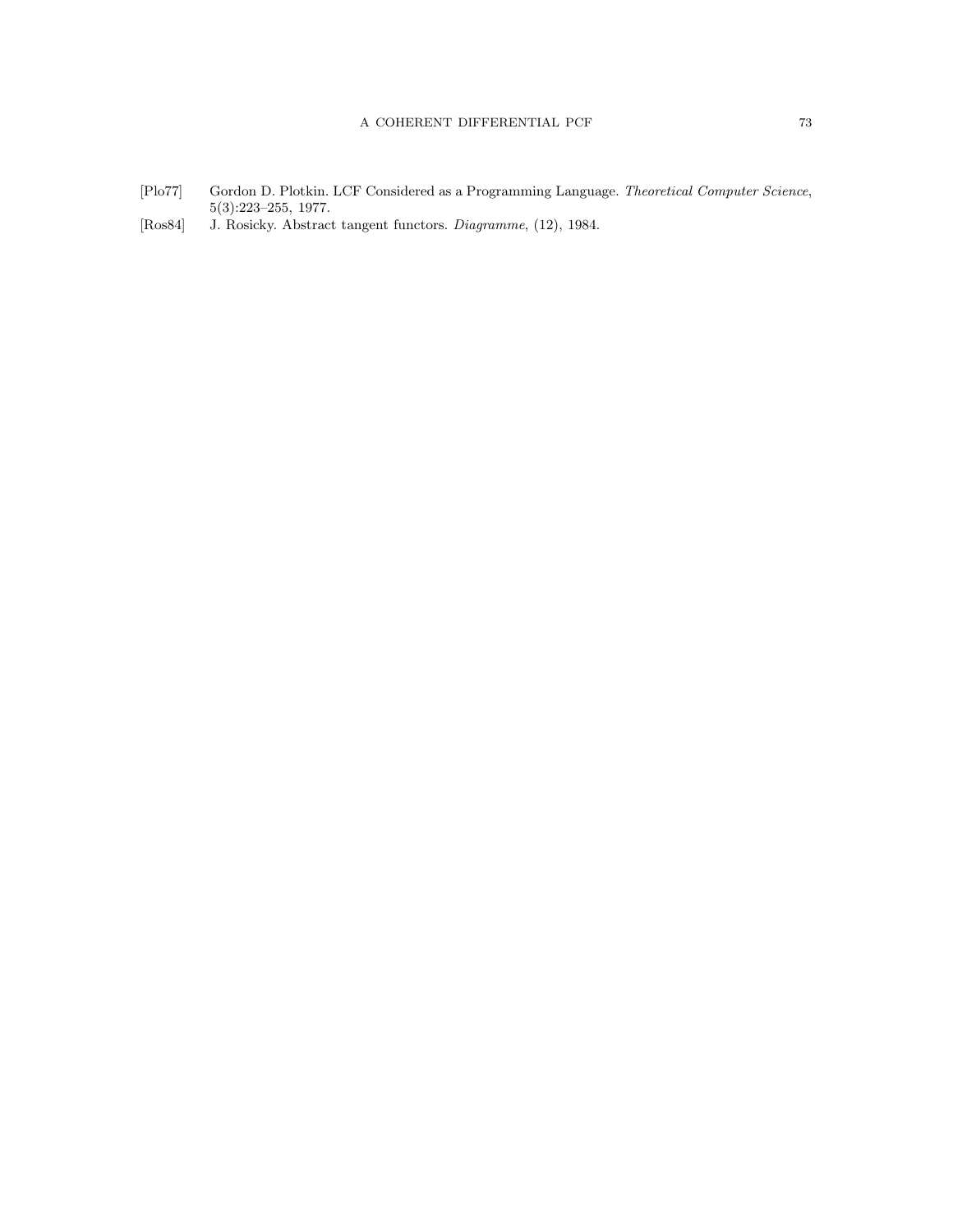[Plo77] Gordon D. Plotkin. LCF Considered as a Programming Language. *Theoretical Computer Science*, 5(3):223–255, 1977.

[Ros84] J. Rosicky. Abstract tangent functors. *Diagramme*, (12), 1984.